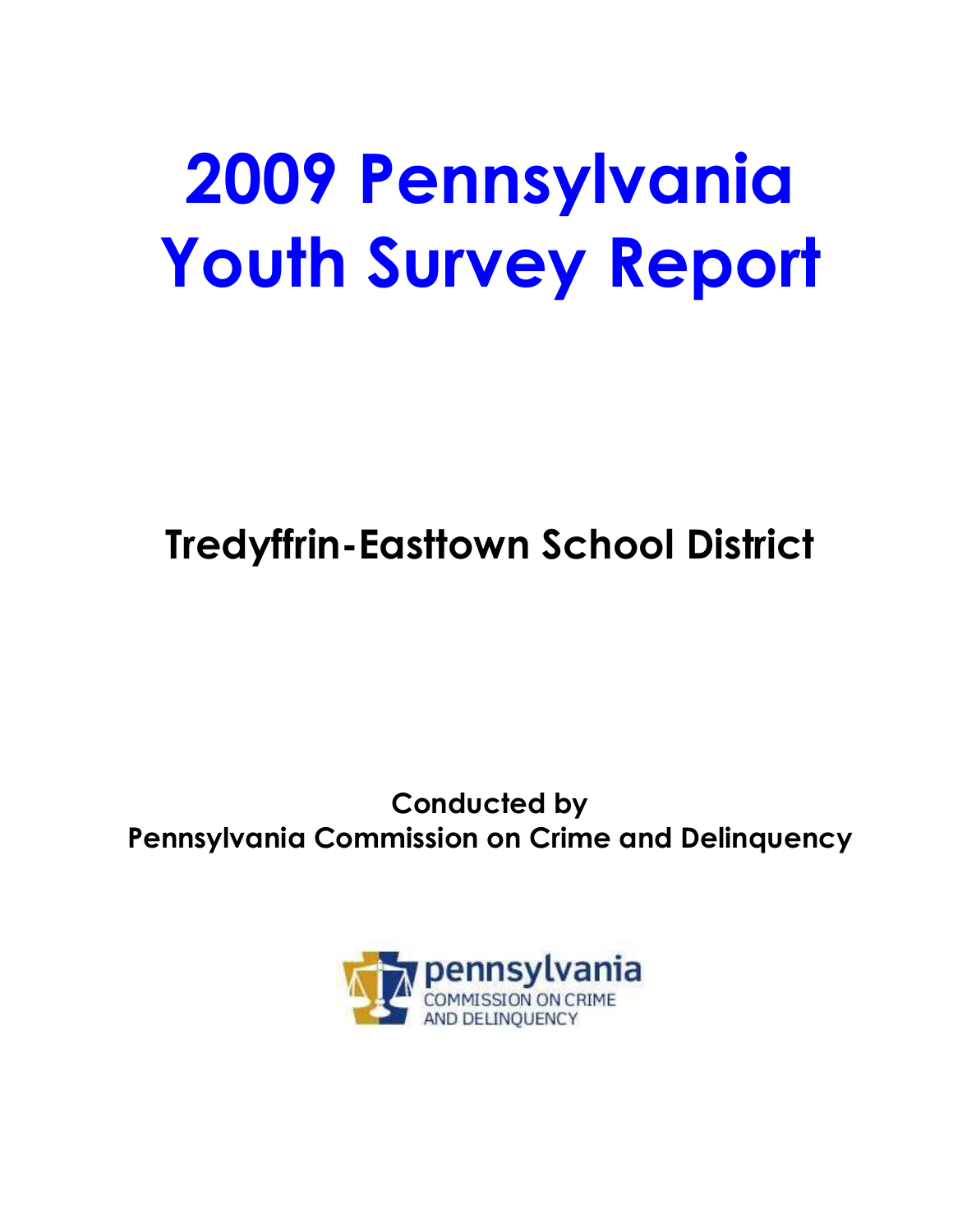# 2009 Pennsylvania Youth Survey Report

## Tredyffrin-Easttown School District

**Conducted by**
**Pennsylvania Commission on Crime and Delinquency**

pennsylvania
COMMISSION ON CRIME
AND DELINQUENCY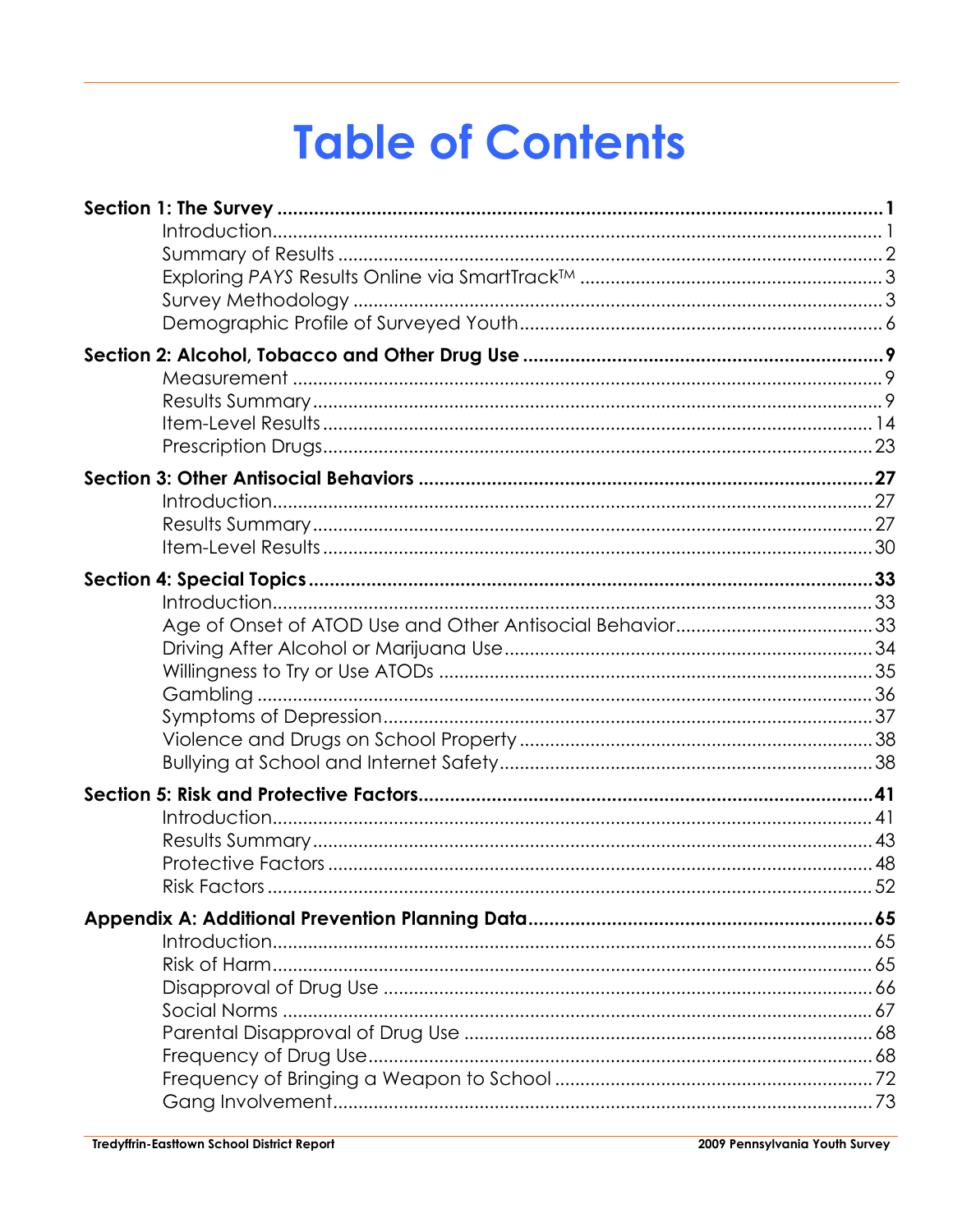# Table of Contents

**Section 1: The Survey** ........ **1**
- Introduction ........ 1
- Summary of Results ........ 2
- Exploring *PAYS* Results Online via SmartTrack™ ........ 3
- Survey Methodology ........ 3
- Demographic Profile of Surveyed Youth ........ 6

**Section 2: Alcohol, Tobacco and Other Drug Use** ........ **9**
- Measurement ........ 9
- Results Summary ........ 9
- Item-Level Results ........ 14
- Prescription Drugs ........ 23

**Section 3: Other Antisocial Behaviors** ........ **27**
- Introduction ........ 27
- Results Summary ........ 27
- Item-Level Results ........ 30

**Section 4: Special Topics** ........ **33**
- Introduction ........ 33
- Age of Onset of ATOD Use and Other Antisocial Behavior ........ 33
- Driving After Alcohol or Marijuana Use ........ 34
- Willingness to Try or Use ATODs ........ 35
- Gambling ........ 36
- Symptoms of Depression ........ 37
- Violence and Drugs on School Property ........ 38
- Bullying at School and Internet Safety ........ 38

**Section 5: Risk and Protective Factors** ........ **41**
- Introduction ........ 41
- Results Summary ........ 43
- Protective Factors ........ 48
- Risk Factors ........ 52

**Appendix A: Additional Prevention Planning Data** ........ **65**
- Introduction ........ 65
- Risk of Harm ........ 65
- Disapproval of Drug Use ........ 66
- Social Norms ........ 67
- Parental Disapproval of Drug Use ........ 68
- Frequency of Drug Use ........ 68
- Frequency of Bringing a Weapon to School ........ 72
- Gang Involvement ........ 73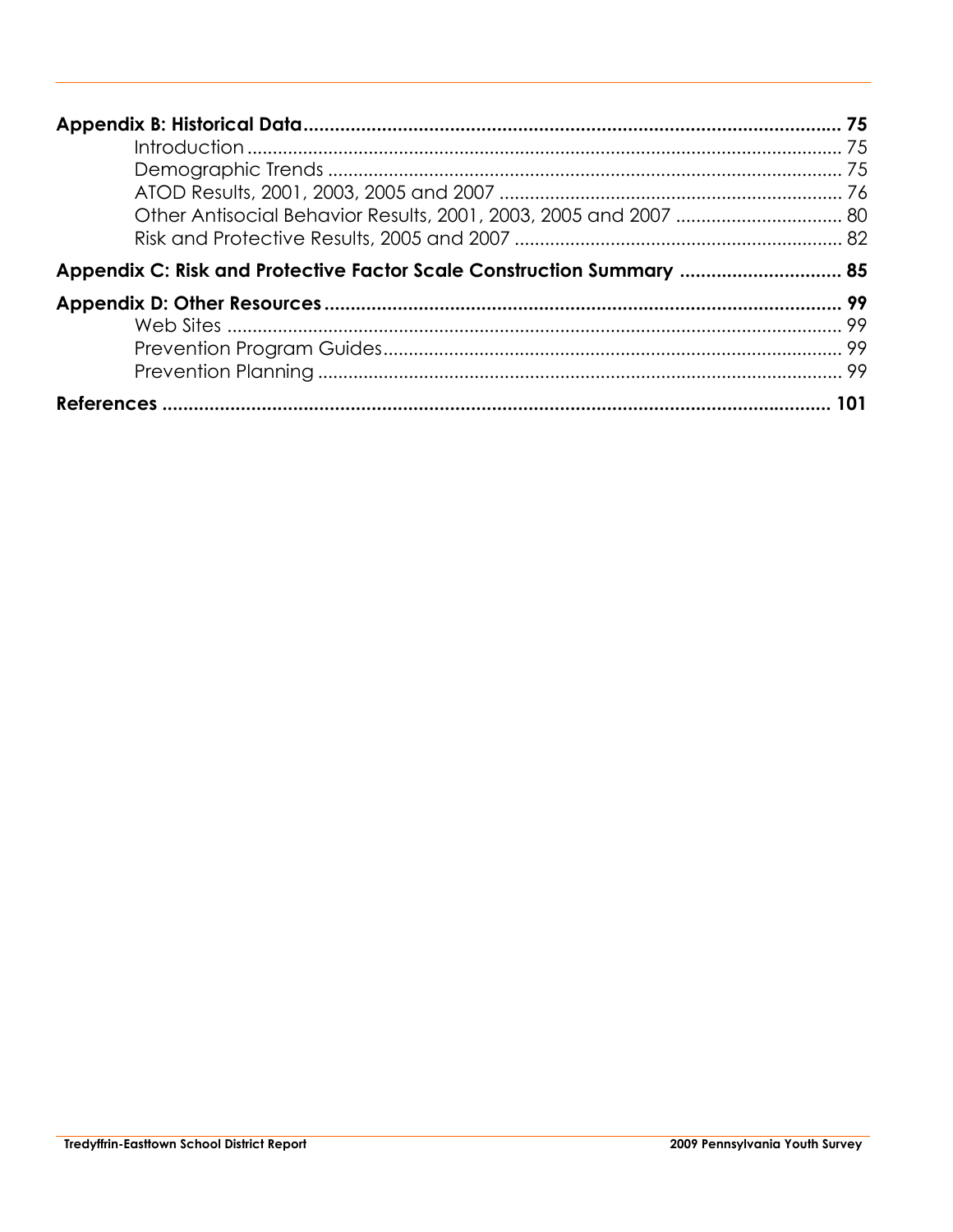**Appendix B: Historical Data** ........................................................ 75

- Introduction ........................................................ 75
- Demographic Trends ........................................................ 75
- ATOD Results, 2001, 2003, 2005 and 2007 ........................................................ 76
- Other Antisocial Behavior Results, 2001, 2003, 2005 and 2007 ........................................................ 80
- Risk and Protective Results, 2005 and 2007 ........................................................ 82

**Appendix C: Risk and Protective Factor Scale Construction Summary** ........................................................ 85

**Appendix D: Other Resources** ........................................................ 99

- Web Sites ........................................................ 99
- Prevention Program Guides ........................................................ 99
- Prevention Planning ........................................................ 99

**References** ........................................................ 101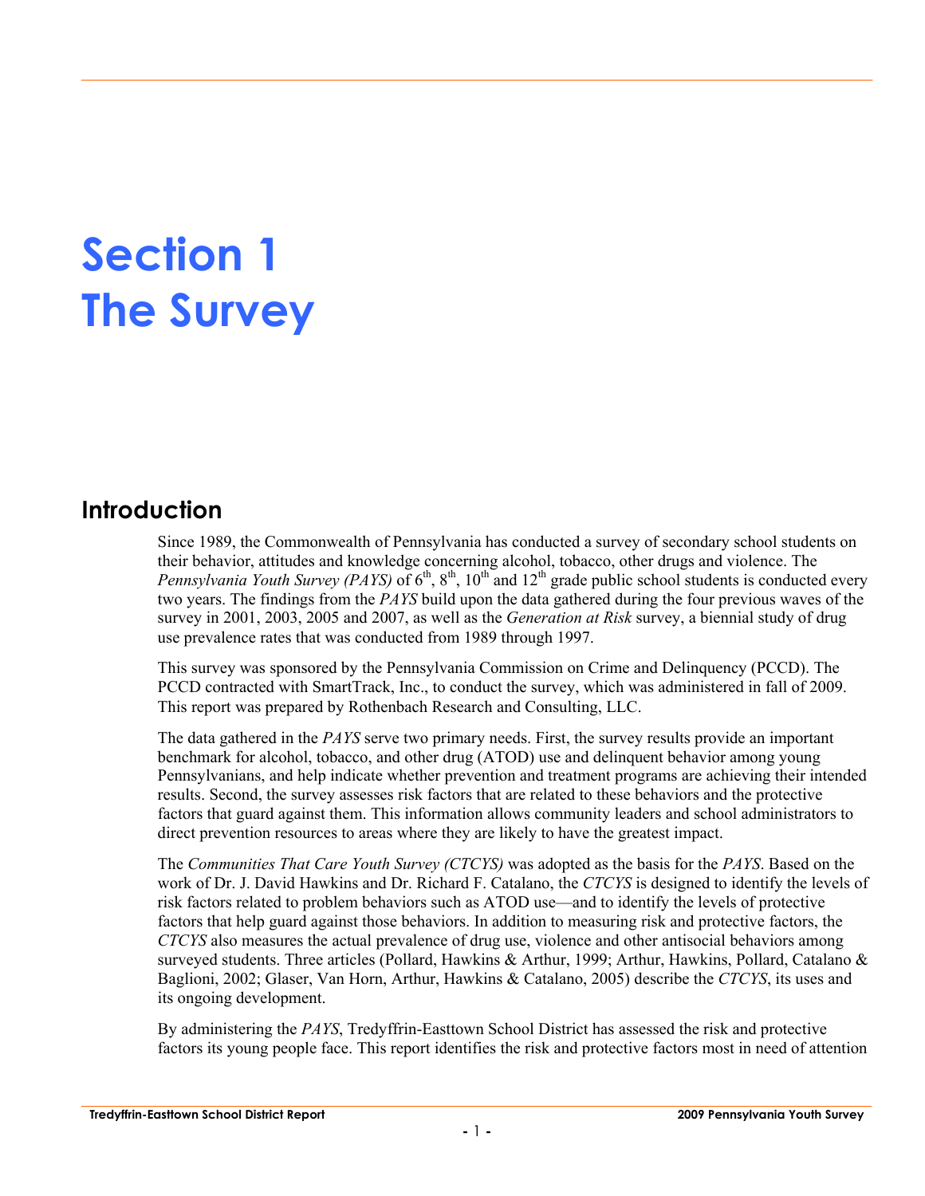# Section 1
# The Survey

## Introduction

Since 1989, the Commonwealth of Pennsylvania has conducted a survey of secondary school students on their behavior, attitudes and knowledge concerning alcohol, tobacco, other drugs and violence. The *Pennsylvania Youth Survey (PAYS)* of 6th, 8th, 10th and 12th grade public school students is conducted every two years. The findings from the *PAYS* build upon the data gathered during the four previous waves of the survey in 2001, 2003, 2005 and 2007, as well as the *Generation at Risk* survey, a biennial study of drug use prevalence rates that was conducted from 1989 through 1997.

This survey was sponsored by the Pennsylvania Commission on Crime and Delinquency (PCCD). The PCCD contracted with SmartTrack, Inc., to conduct the survey, which was administered in fall of 2009. This report was prepared by Rothenbach Research and Consulting, LLC.

The data gathered in the *PAYS* serve two primary needs. First, the survey results provide an important benchmark for alcohol, tobacco, and other drug (ATOD) use and delinquent behavior among young Pennsylvanians, and help indicate whether prevention and treatment programs are achieving their intended results. Second, the survey assesses risk factors that are related to these behaviors and the protective factors that guard against them. This information allows community leaders and school administrators to direct prevention resources to areas where they are likely to have the greatest impact.

The *Communities That Care Youth Survey (CTCYS)* was adopted as the basis for the *PAYS*. Based on the work of Dr. J. David Hawkins and Dr. Richard F. Catalano, the *CTCYS* is designed to identify the levels of risk factors related to problem behaviors such as ATOD use—and to identify the levels of protective factors that help guard against those behaviors. In addition to measuring risk and protective factors, the *CTCYS* also measures the actual prevalence of drug use, violence and other antisocial behaviors among surveyed students. Three articles (Pollard, Hawkins & Arthur, 1999; Arthur, Hawkins, Pollard, Catalano & Baglioni, 2002; Glaser, Van Horn, Arthur, Hawkins & Catalano, 2005) describe the *CTCYS*, its uses and its ongoing development.

By administering the *PAYS*, Tredyffrin-Easttown School District has assessed the risk and protective factors its young people face. This report identifies the risk and protective factors most in need of attention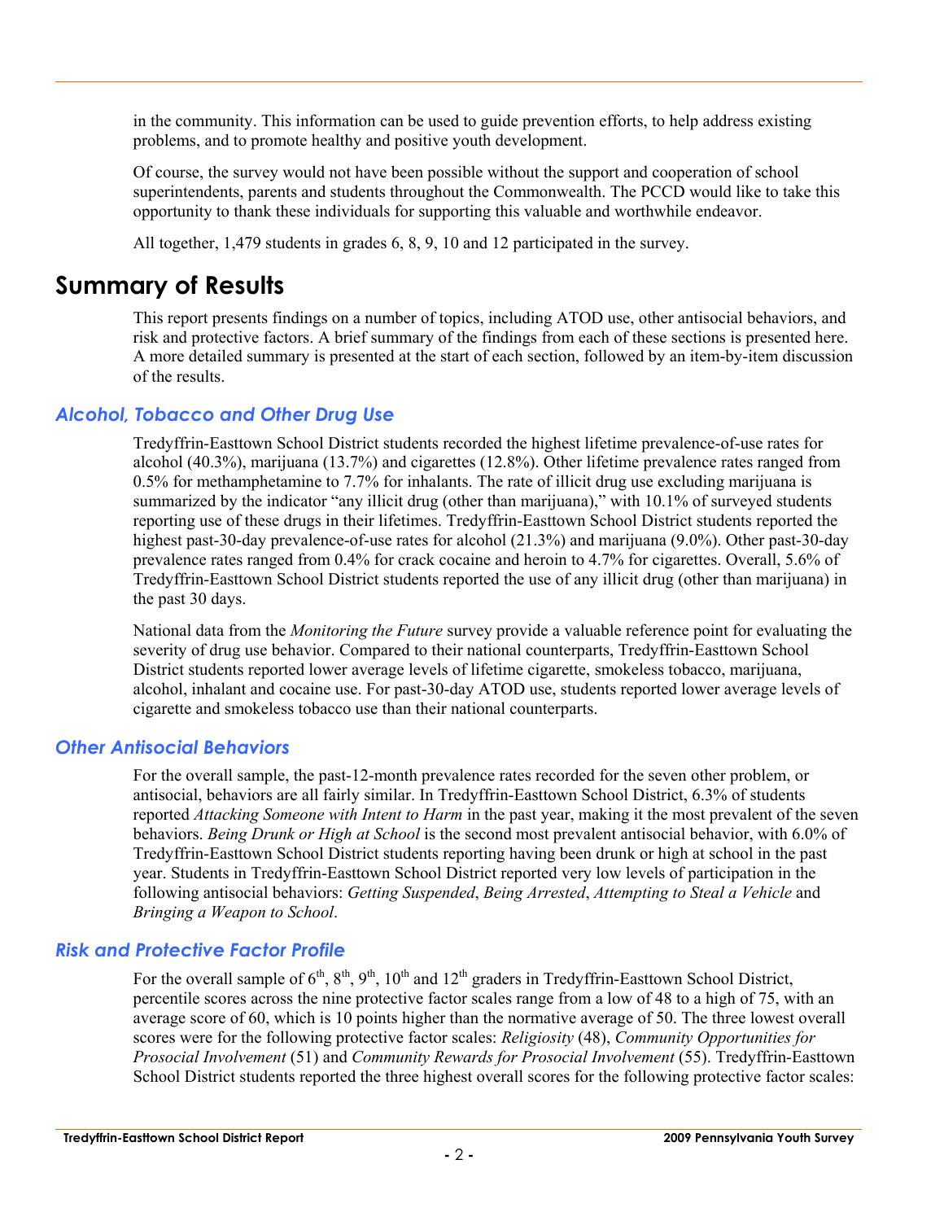in the community. This information can be used to guide prevention efforts, to help address existing problems, and to promote healthy and positive youth development.

Of course, the survey would not have been possible without the support and cooperation of school superintendents, parents and students throughout the Commonwealth. The PCCD would like to take this opportunity to thank these individuals for supporting this valuable and worthwhile endeavor.

All together, 1,479 students in grades 6, 8, 9, 10 and 12 participated in the survey.

# Summary of Results

This report presents findings on a number of topics, including ATOD use, other antisocial behaviors, and risk and protective factors. A brief summary of the findings from each of these sections is presented here. A more detailed summary is presented at the start of each section, followed by an item-by-item discussion of the results.

## *Alcohol, Tobacco and Other Drug Use*

Tredyffrin-Easttown School District students recorded the highest lifetime prevalence-of-use rates for alcohol (40.3%), marijuana (13.7%) and cigarettes (12.8%). Other lifetime prevalence rates ranged from 0.5% for methamphetamine to 7.7% for inhalants. The rate of illicit drug use excluding marijuana is summarized by the indicator "any illicit drug (other than marijuana)," with 10.1% of surveyed students reporting use of these drugs in their lifetimes. Tredyffrin-Easttown School District students reported the highest past-30-day prevalence-of-use rates for alcohol (21.3%) and marijuana (9.0%). Other past-30-day prevalence rates ranged from 0.4% for crack cocaine and heroin to 4.7% for cigarettes. Overall, 5.6% of Tredyffrin-Easttown School District students reported the use of any illicit drug (other than marijuana) in the past 30 days.

National data from the *Monitoring the Future* survey provide a valuable reference point for evaluating the severity of drug use behavior. Compared to their national counterparts, Tredyffrin-Easttown School District students reported lower average levels of lifetime cigarette, smokeless tobacco, marijuana, alcohol, inhalant and cocaine use. For past-30-day ATOD use, students reported lower average levels of cigarette and smokeless tobacco use than their national counterparts.

## *Other Antisocial Behaviors*

For the overall sample, the past-12-month prevalence rates recorded for the seven other problem, or antisocial, behaviors are all fairly similar. In Tredyffrin-Easttown School District, 6.3% of students reported *Attacking Someone with Intent to Harm* in the past year, making it the most prevalent of the seven behaviors. *Being Drunk or High at School* is the second most prevalent antisocial behavior, with 6.0% of Tredyffrin-Easttown School District students reporting having been drunk or high at school in the past year. Students in Tredyffrin-Easttown School District reported very low levels of participation in the following antisocial behaviors: *Getting Suspended*, *Being Arrested*, *Attempting to Steal a Vehicle* and *Bringing a Weapon to School*.

## *Risk and Protective Factor Profile*

For the overall sample of 6th, 8th, 9th, 10th and 12th graders in Tredyffrin-Easttown School District, percentile scores across the nine protective factor scales range from a low of 48 to a high of 75, with an average score of 60, which is 10 points higher than the normative average of 50. The three lowest overall scores were for the following protective factor scales: *Religiosity* (48), *Community Opportunities for Prosocial Involvement* (51) and *Community Rewards for Prosocial Involvement* (55). Tredyffrin-Easttown School District students reported the three highest overall scores for the following protective factor scales: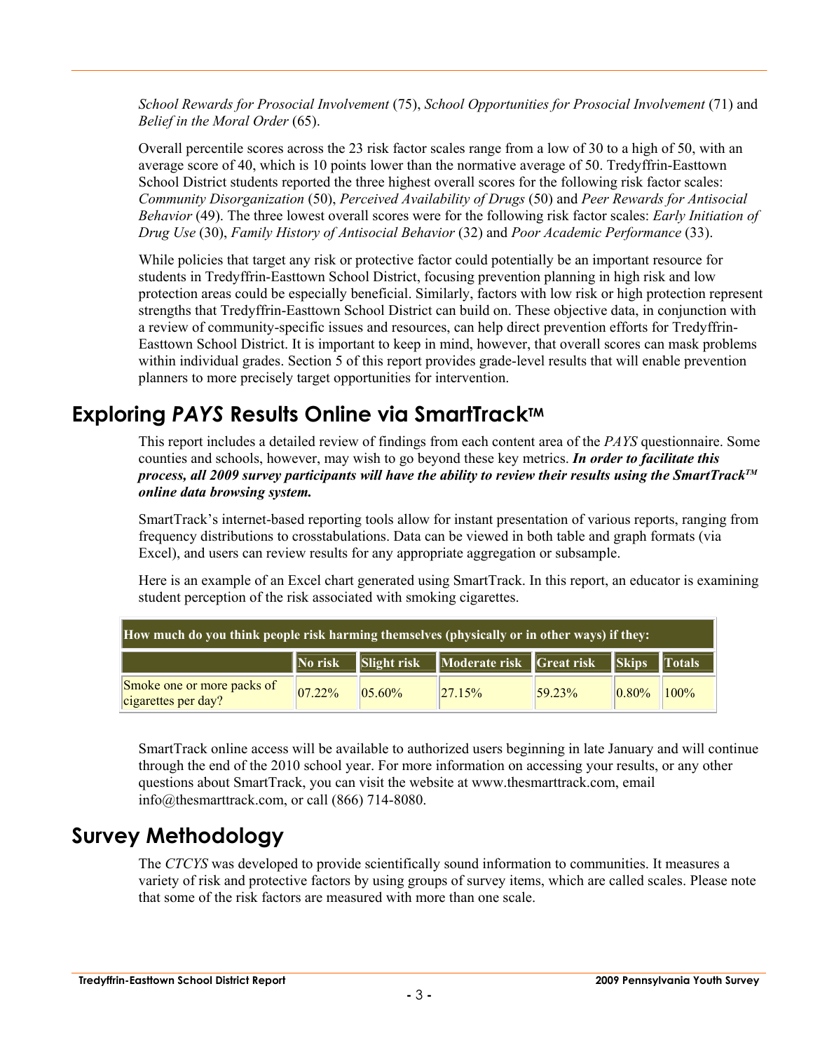*School Rewards for Prosocial Involvement* (75), *School Opportunities for Prosocial Involvement* (71) and *Belief in the Moral Order* (65).

Overall percentile scores across the 23 risk factor scales range from a low of 30 to a high of 50, with an average score of 40, which is 10 points lower than the normative average of 50. Tredyffrin-Easttown School District students reported the three highest overall scores for the following risk factor scales: *Community Disorganization* (50), *Perceived Availability of Drugs* (50) and *Peer Rewards for Antisocial Behavior* (49). The three lowest overall scores were for the following risk factor scales: *Early Initiation of Drug Use* (30), *Family History of Antisocial Behavior* (32) and *Poor Academic Performance* (33).

While policies that target any risk or protective factor could potentially be an important resource for students in Tredyffrin-Easttown School District, focusing prevention planning in high risk and low protection areas could be especially beneficial. Similarly, factors with low risk or high protection represent strengths that Tredyffrin-Easttown School District can build on. These objective data, in conjunction with a review of community-specific issues and resources, can help direct prevention efforts for Tredyffrin-Easttown School District. It is important to keep in mind, however, that overall scores can mask problems within individual grades. Section 5 of this report provides grade-level results that will enable prevention planners to more precisely target opportunities for intervention.

## Exploring *PAYS* Results Online via SmartTrack™

This report includes a detailed review of findings from each content area of the *PAYS* questionnaire. Some counties and schools, however, may wish to go beyond these key metrics. ***In order to facilitate this process, all 2009 survey participants will have the ability to review their results using the SmartTrack™ online data browsing system.***

SmartTrack's internet-based reporting tools allow for instant presentation of various reports, ranging from frequency distributions to crosstabulations. Data can be viewed in both table and graph formats (via Excel), and users can review results for any appropriate aggregation or subsample.

Here is an example of an Excel chart generated using SmartTrack. In this report, an educator is examining student perception of the risk associated with smoking cigarettes.

| How much do you think people risk harming themselves (physically or in other ways) if they: | | | | | | |
|---|---|---|---|---|---|---|
| | **No risk** | **Slight risk** | **Moderate risk** | **Great risk** | **Skips** | **Totals** |
| Smoke one or more packs of cigarettes per day? | 07.22% | 05.60% | 27.15% | 59.23% | 0.80% | 100% |

SmartTrack online access will be available to authorized users beginning in late January and will continue through the end of the 2010 school year. For more information on accessing your results, or any other questions about SmartTrack, you can visit the website at www.thesmarttrack.com, email info@thesmarttrack.com, or call (866) 714-8080.

## Survey Methodology

The *CTCYS* was developed to provide scientifically sound information to communities. It measures a variety of risk and protective factors by using groups of survey items, which are called scales. Please note that some of the risk factors are measured with more than one scale.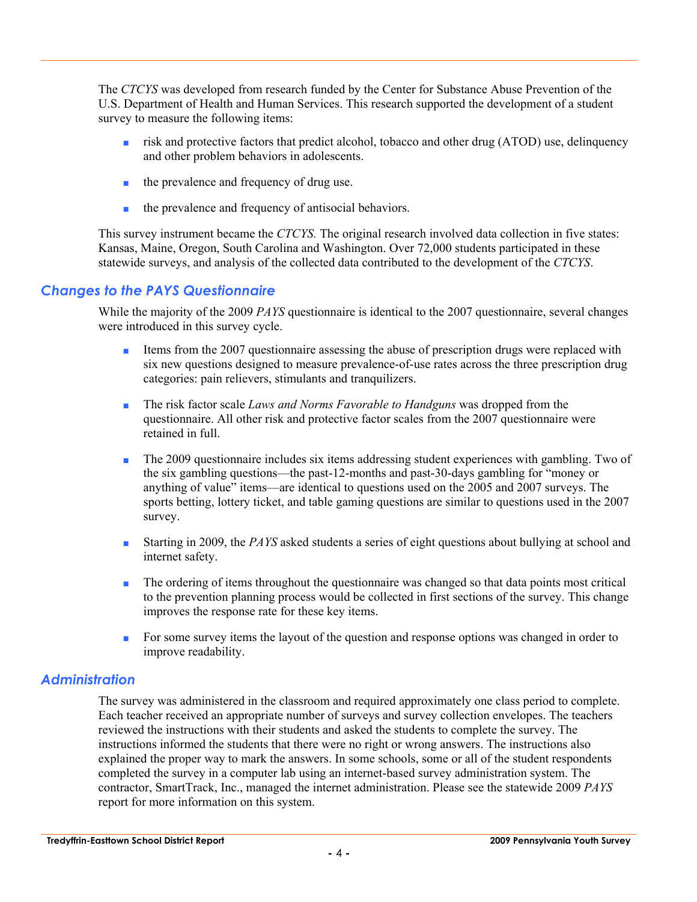The *CTCYS* was developed from research funded by the Center for Substance Abuse Prevention of the U.S. Department of Health and Human Services. This research supported the development of a student survey to measure the following items:

- risk and protective factors that predict alcohol, tobacco and other drug (ATOD) use, delinquency and other problem behaviors in adolescents.
- the prevalence and frequency of drug use.
- the prevalence and frequency of antisocial behaviors.

This survey instrument became the *CTCYS.* The original research involved data collection in five states: Kansas, Maine, Oregon, South Carolina and Washington. Over 72,000 students participated in these statewide surveys, and analysis of the collected data contributed to the development of the *CTCYS*.

## Changes to the PAYS Questionnaire

While the majority of the 2009 *PAYS* questionnaire is identical to the 2007 questionnaire, several changes were introduced in this survey cycle.

- Items from the 2007 questionnaire assessing the abuse of prescription drugs were replaced with six new questions designed to measure prevalence-of-use rates across the three prescription drug categories: pain relievers, stimulants and tranquilizers.
- The risk factor scale *Laws and Norms Favorable to Handguns* was dropped from the questionnaire. All other risk and protective factor scales from the 2007 questionnaire were retained in full.
- The 2009 questionnaire includes six items addressing student experiences with gambling. Two of the six gambling questions—the past-12-months and past-30-days gambling for "money or anything of value" items—are identical to questions used on the 2005 and 2007 surveys. The sports betting, lottery ticket, and table gaming questions are similar to questions used in the 2007 survey.
- Starting in 2009, the *PAYS* asked students a series of eight questions about bullying at school and internet safety.
- The ordering of items throughout the questionnaire was changed so that data points most critical to the prevention planning process would be collected in first sections of the survey. This change improves the response rate for these key items.
- For some survey items the layout of the question and response options was changed in order to improve readability.

## Administration

The survey was administered in the classroom and required approximately one class period to complete. Each teacher received an appropriate number of surveys and survey collection envelopes. The teachers reviewed the instructions with their students and asked the students to complete the survey. The instructions informed the students that there were no right or wrong answers. The instructions also explained the proper way to mark the answers. In some schools, some or all of the student respondents completed the survey in a computer lab using an internet-based survey administration system. The contractor, SmartTrack, Inc., managed the internet administration. Please see the statewide 2009 *PAYS* report for more information on this system.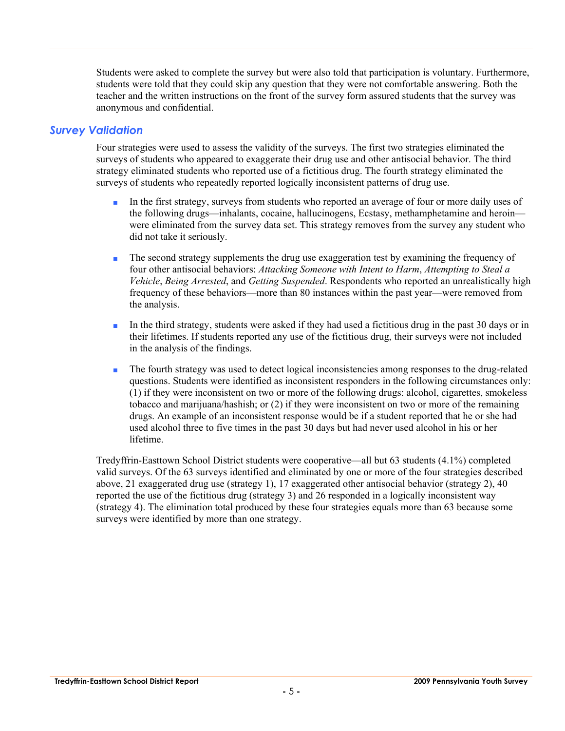Students were asked to complete the survey but were also told that participation is voluntary. Furthermore, students were told that they could skip any question that they were not comfortable answering. Both the teacher and the written instructions on the front of the survey form assured students that the survey was anonymous and confidential.

## Survey Validation

Four strategies were used to assess the validity of the surveys. The first two strategies eliminated the surveys of students who appeared to exaggerate their drug use and other antisocial behavior. The third strategy eliminated students who reported use of a fictitious drug. The fourth strategy eliminated the surveys of students who repeatedly reported logically inconsistent patterns of drug use.

- In the first strategy, surveys from students who reported an average of four or more daily uses of the following drugs—inhalants, cocaine, hallucinogens, Ecstasy, methamphetamine and heroin—were eliminated from the survey data set. This strategy removes from the survey any student who did not take it seriously.

- The second strategy supplements the drug use exaggeration test by examining the frequency of four other antisocial behaviors: *Attacking Someone with Intent to Harm*, *Attempting to Steal a Vehicle*, *Being Arrested*, and *Getting Suspended*. Respondents who reported an unrealistically high frequency of these behaviors—more than 80 instances within the past year—were removed from the analysis.

- In the third strategy, students were asked if they had used a fictitious drug in the past 30 days or in their lifetimes. If students reported any use of the fictitious drug, their surveys were not included in the analysis of the findings.

- The fourth strategy was used to detect logical inconsistencies among responses to the drug-related questions. Students were identified as inconsistent responders in the following circumstances only: (1) if they were inconsistent on two or more of the following drugs: alcohol, cigarettes, smokeless tobacco and marijuana/hashish; or (2) if they were inconsistent on two or more of the remaining drugs. An example of an inconsistent response would be if a student reported that he or she had used alcohol three to five times in the past 30 days but had never used alcohol in his or her lifetime.

Tredyffrin-Easttown School District students were cooperative—all but 63 students (4.1%) completed valid surveys. Of the 63 surveys identified and eliminated by one or more of the four strategies described above, 21 exaggerated drug use (strategy 1), 17 exaggerated other antisocial behavior (strategy 2), 40 reported the use of the fictitious drug (strategy 3) and 26 responded in a logically inconsistent way (strategy 4). The elimination total produced by these four strategies equals more than 63 because some surveys were identified by more than one strategy.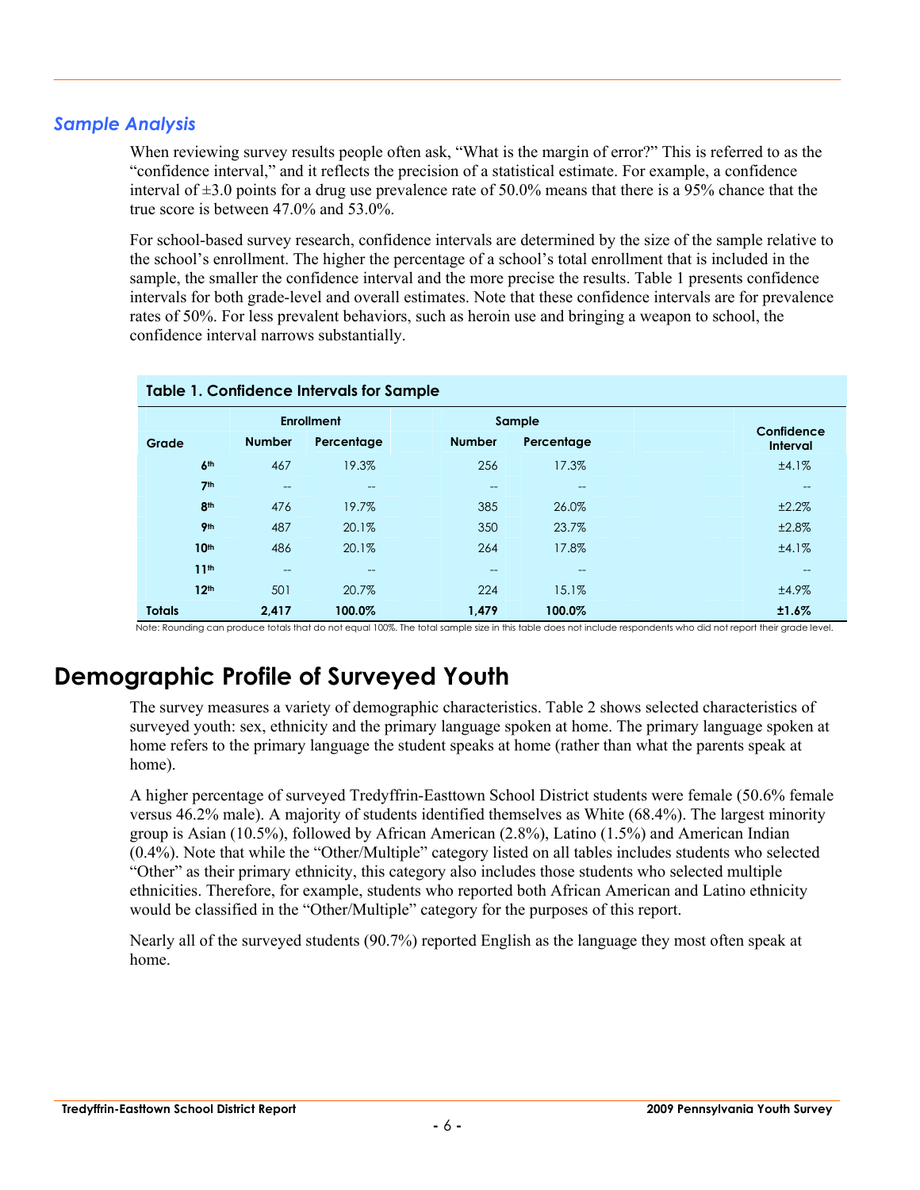## *Sample Analysis*

When reviewing survey results people often ask, "What is the margin of error?" This is referred to as the "confidence interval," and it reflects the precision of a statistical estimate. For example, a confidence interval of ±3.0 points for a drug use prevalence rate of 50.0% means that there is a 95% chance that the true score is between 47.0% and 53.0%.

For school-based survey research, confidence intervals are determined by the size of the sample relative to the school's enrollment. The higher the percentage of a school's total enrollment that is included in the sample, the smaller the confidence interval and the more precise the results. Table 1 presents confidence intervals for both grade-level and overall estimates. Note that these confidence intervals are for prevalence rates of 50%. For less prevalent behaviors, such as heroin use and bringing a weapon to school, the confidence interval narrows substantially.

**Table 1. Confidence Intervals for Sample**

| | Enrollment | | Sample | | Confidence Interval |
|---|---|---|---|---|---|
| Grade | Number | Percentage | Number | Percentage | |
| 6th | 467 | 19.3% | 256 | 17.3% | ±4.1% |
| 7th | -- | -- | -- | -- | -- |
| 8th | 476 | 19.7% | 385 | 26.0% | ±2.2% |
| 9th | 487 | 20.1% | 350 | 23.7% | ±2.8% |
| 10th | 486 | 20.1% | 264 | 17.8% | ±4.1% |
| 11th | -- | -- | -- | -- | -- |
| 12th | 501 | 20.7% | 224 | 15.1% | ±4.9% |
| **Totals** | **2,417** | **100.0%** | **1,479** | **100.0%** | **±1.6%** |

Note: Rounding can produce totals that do not equal 100%. The total sample size in this table does not include respondents who did not report their grade level.

# Demographic Profile of Surveyed Youth

The survey measures a variety of demographic characteristics. Table 2 shows selected characteristics of surveyed youth: sex, ethnicity and the primary language spoken at home. The primary language spoken at home refers to the primary language the student speaks at home (rather than what the parents speak at home).

A higher percentage of surveyed Tredyffrin-Easttown School District students were female (50.6% female versus 46.2% male). A majority of students identified themselves as White (68.4%). The largest minority group is Asian (10.5%), followed by African American (2.8%), Latino (1.5%) and American Indian (0.4%). Note that while the "Other/Multiple" category listed on all tables includes students who selected "Other" as their primary ethnicity, this category also includes those students who selected multiple ethnicities. Therefore, for example, students who reported both African American and Latino ethnicity would be classified in the "Other/Multiple" category for the purposes of this report.

Nearly all of the surveyed students (90.7%) reported English as the language they most often speak at home.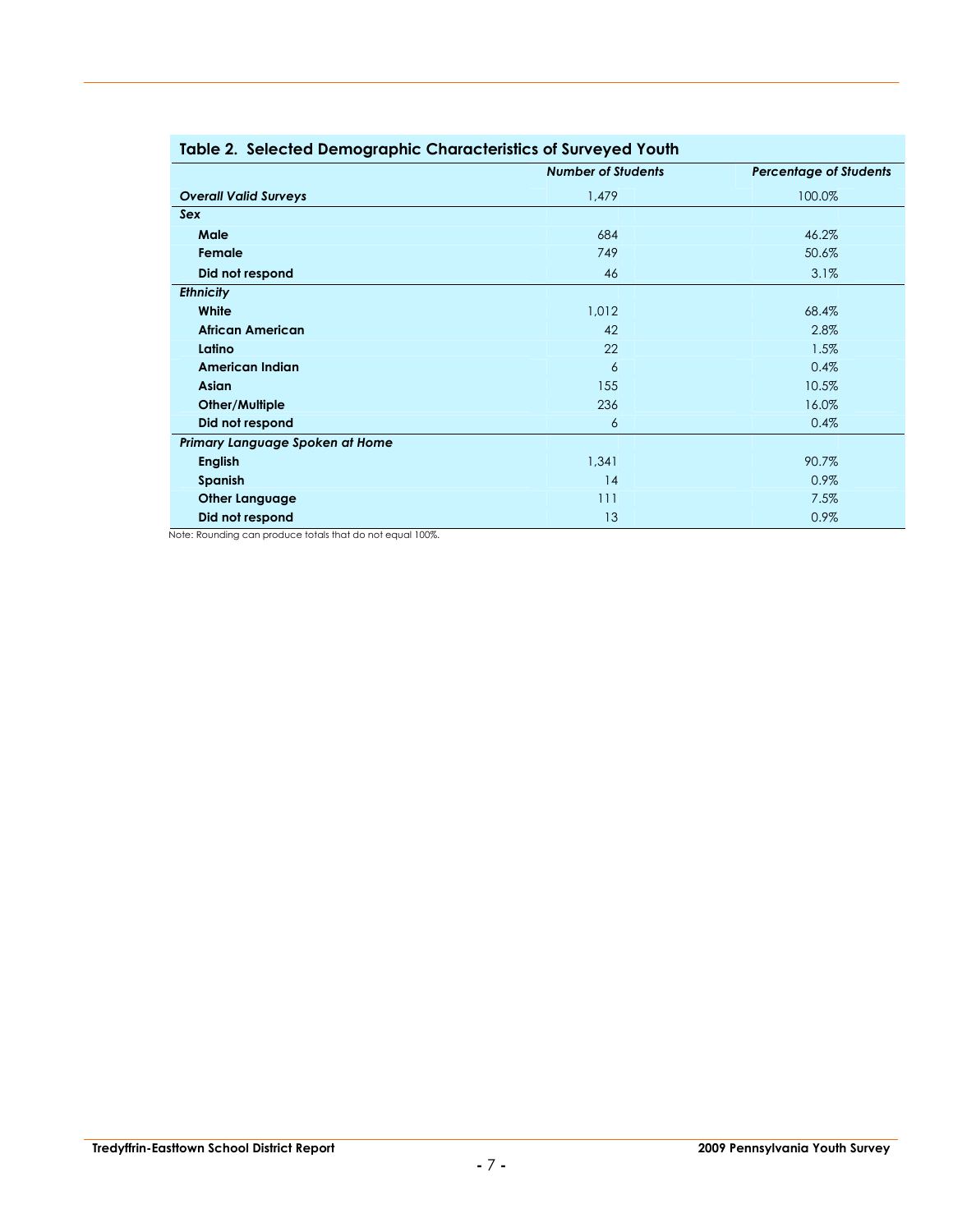**Table 2. Selected Demographic Characteristics of Surveyed Youth**

| | *Number of Students* | *Percentage of Students* |
|---|---|---|
| ***Overall Valid Surveys*** | 1,479 | 100.0% |
| ***Sex*** | | |
| **Male** | 684 | 46.2% |
| **Female** | 749 | 50.6% |
| **Did not respond** | 46 | 3.1% |
| ***Ethnicity*** | | |
| **White** | 1,012 | 68.4% |
| **African American** | 42 | 2.8% |
| **Latino** | 22 | 1.5% |
| **American Indian** | 6 | 0.4% |
| **Asian** | 155 | 10.5% |
| **Other/Multiple** | 236 | 16.0% |
| **Did not respond** | 6 | 0.4% |
| ***Primary Language Spoken at Home*** | | |
| **English** | 1,341 | 90.7% |
| **Spanish** | 14 | 0.9% |
| **Other Language** | 111 | 7.5% |
| **Did not respond** | 13 | 0.9% |

Note: Rounding can produce totals that do not equal 100%.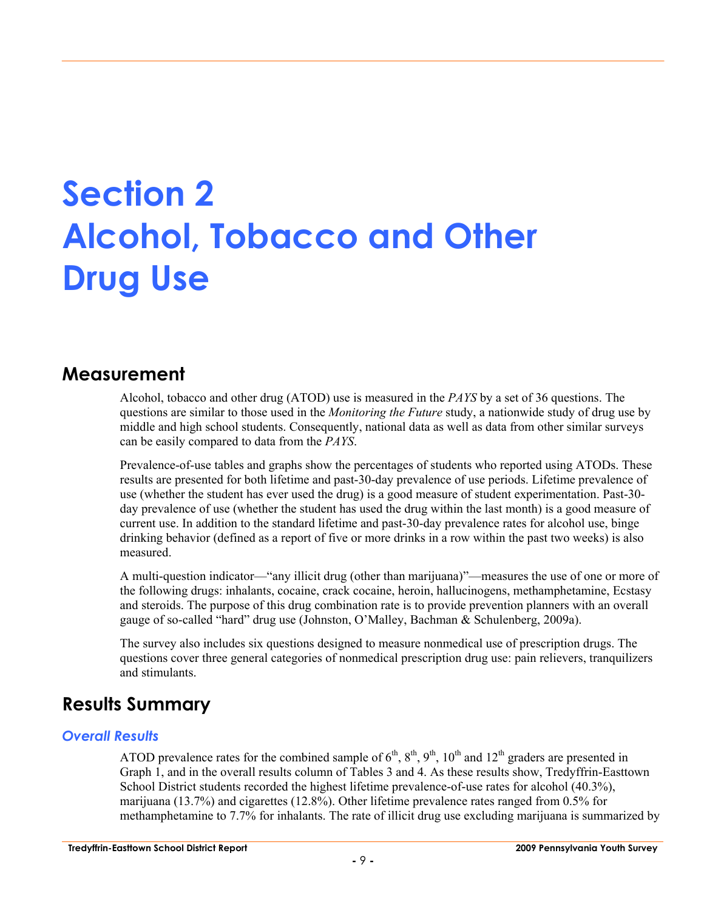# Section 2 Alcohol, Tobacco and Other Drug Use

## Measurement

Alcohol, tobacco and other drug (ATOD) use is measured in the *PAYS* by a set of 36 questions. The questions are similar to those used in the *Monitoring the Future* study, a nationwide study of drug use by middle and high school students. Consequently, national data as well as data from other similar surveys can be easily compared to data from the *PAYS*.

Prevalence-of-use tables and graphs show the percentages of students who reported using ATODs. These results are presented for both lifetime and past-30-day prevalence of use periods. Lifetime prevalence of use (whether the student has ever used the drug) is a good measure of student experimentation. Past-30-day prevalence of use (whether the student has used the drug within the last month) is a good measure of current use. In addition to the standard lifetime and past-30-day prevalence rates for alcohol use, binge drinking behavior (defined as a report of five or more drinks in a row within the past two weeks) is also measured.

A multi-question indicator—"any illicit drug (other than marijuana)"—measures the use of one or more of the following drugs: inhalants, cocaine, crack cocaine, heroin, hallucinogens, methamphetamine, Ecstasy and steroids. The purpose of this drug combination rate is to provide prevention planners with an overall gauge of so-called "hard" drug use (Johnston, O'Malley, Bachman & Schulenberg, 2009a).

The survey also includes six questions designed to measure nonmedical use of prescription drugs. The questions cover three general categories of nonmedical prescription drug use: pain relievers, tranquilizers and stimulants.

## Results Summary

### *Overall Results*

ATOD prevalence rates for the combined sample of 6th, 8th, 9th, 10th and 12th graders are presented in Graph 1, and in the overall results column of Tables 3 and 4. As these results show, Tredyffrin-Easttown School District students recorded the highest lifetime prevalence-of-use rates for alcohol (40.3%), marijuana (13.7%) and cigarettes (12.8%). Other lifetime prevalence rates ranged from 0.5% for methamphetamine to 7.7% for inhalants. The rate of illicit drug use excluding marijuana is summarized by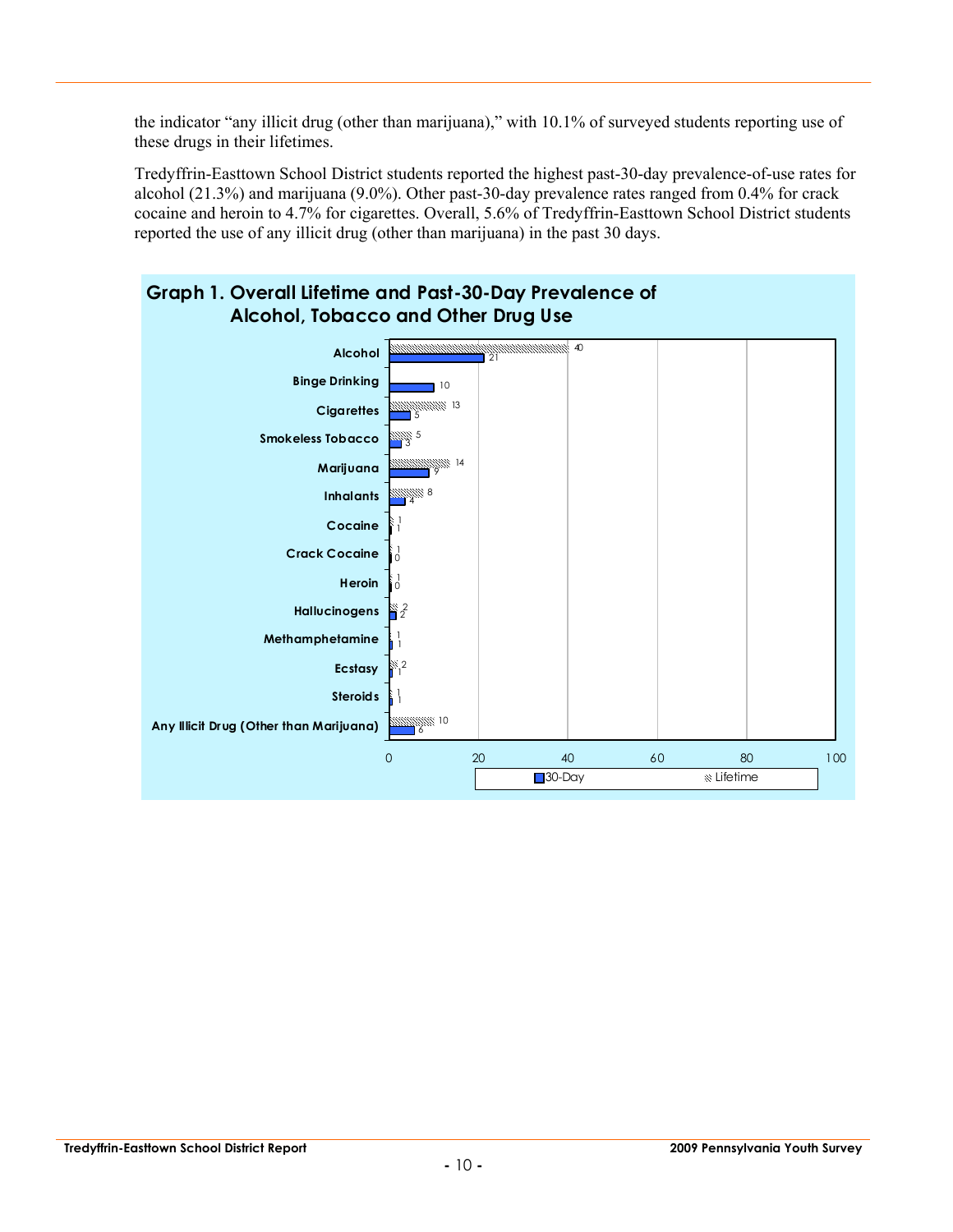the indicator "any illicit drug (other than marijuana)," with 10.1% of surveyed students reporting use of these drugs in their lifetimes.

Tredyffrin-Easttown School District students reported the highest past-30-day prevalence-of-use rates for alcohol (21.3%) and marijuana (9.0%). Other past-30-day prevalence rates ranged from 0.4% for crack cocaine and heroin to 4.7% for cigarettes. Overall, 5.6% of Tredyffrin-Easttown School District students reported the use of any illicit drug (other than marijuana) in the past 30 days.

## Graph 1. Overall Lifetime and Past-30-Day Prevalence of Alcohol, Tobacco and Other Drug Use

| | Lifetime | 30-Day |
|---|---|---|
| Alcohol | 40 | 21 |
| Binge Drinking | | 10 |
| Cigarettes | 13 | 5 |
| Smokeless Tobacco | 5 | 3 |
| Marijuana | 14 | 9 |
| Inhalants | 8 | 4 |
| Cocaine | 1 | 1 |
| Crack Cocaine | 1 | 0 |
| Heroin | 1 | 0 |
| Hallucinogens | 2 | 2 |
| Methamphetamine | 1 | 1 |
| Ecstasy | 2 | 1 |
| Steroids | 1 | 1 |
| Any Illicit Drug (Other than Marijuana) | 10 | 6 |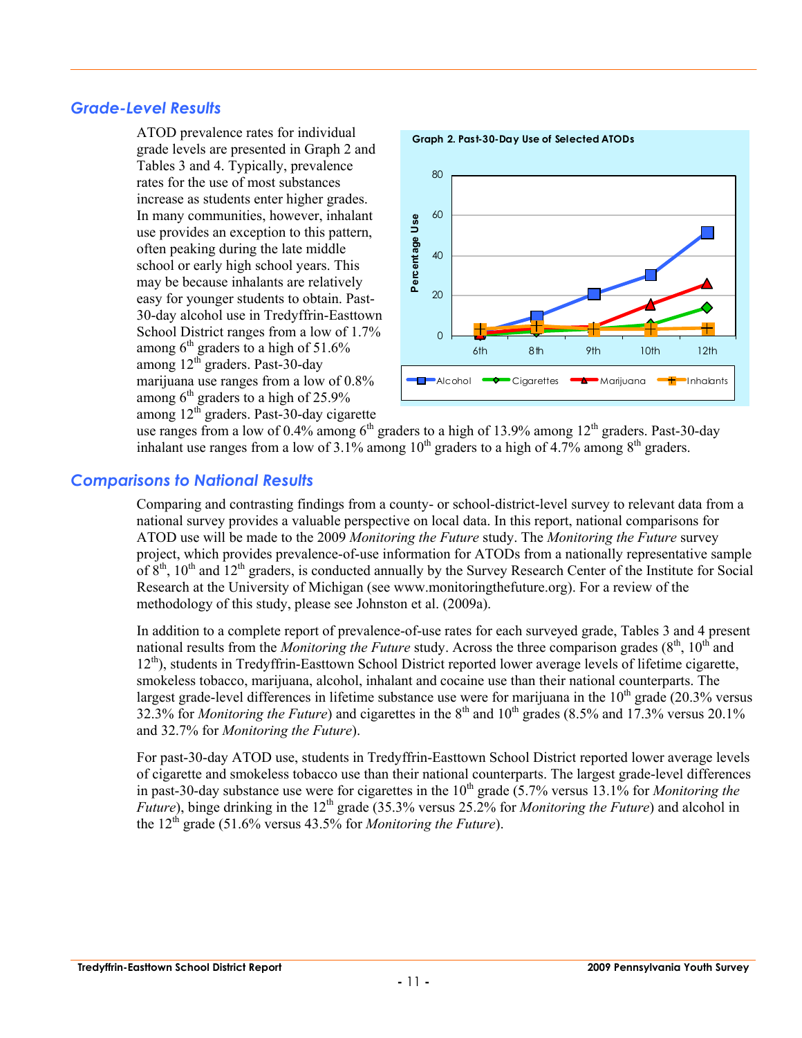## Grade-Level Results

ATOD prevalence rates for individual grade levels are presented in Graph 2 and Tables 3 and 4. Typically, prevalence rates for the use of most substances increase as students enter higher grades. In many communities, however, inhalant use provides an exception to this pattern, often peaking during the late middle school or early high school years. This may be because inhalants are relatively easy for younger students to obtain. Past-30-day alcohol use in Tredyffrin-Easttown School District ranges from a low of 1.7% among 6th graders to a high of 51.6% among 12th graders. Past-30-day marijuana use ranges from a low of 0.8% among 6th graders to a high of 25.9% among 12th graders. Past-30-day cigarette use ranges from a low of 0.4% among 6th graders to a high of 13.9% among 12th graders. Past-30-day inhalant use ranges from a low of 3.1% among 10th graders to a high of 4.7% among 8th graders.

**Graph 2. Past-30-Day Use of Selected ATODs**

## Comparisons to National Results

Comparing and contrasting findings from a county- or school-district-level survey to relevant data from a national survey provides a valuable perspective on local data. In this report, national comparisons for ATOD use will be made to the 2009 *Monitoring the Future* study. The *Monitoring the Future* survey project, which provides prevalence-of-use information for ATODs from a nationally representative sample of 8th, 10th and 12th graders, is conducted annually by the Survey Research Center of the Institute for Social Research at the University of Michigan (see www.monitoringthefuture.org). For a review of the methodology of this study, please see Johnston et al. (2009a).

In addition to a complete report of prevalence-of-use rates for each surveyed grade, Tables 3 and 4 present national results from the *Monitoring the Future* study. Across the three comparison grades (8th, 10th and 12th), students in Tredyffrin-Easttown School District reported lower average levels of lifetime cigarette, smokeless tobacco, marijuana, alcohol, inhalant and cocaine use than their national counterparts. The largest grade-level differences in lifetime substance use were for marijuana in the 10th grade (20.3% versus 32.3% for *Monitoring the Future*) and cigarettes in the 8th and 10th grades (8.5% and 17.3% versus 20.1% and 32.7% for *Monitoring the Future*).

For past-30-day ATOD use, students in Tredyffrin-Easttown School District reported lower average levels of cigarette and smokeless tobacco use than their national counterparts. The largest grade-level differences in past-30-day substance use were for cigarettes in the 10th grade (5.7% versus 13.1% for *Monitoring the Future*), binge drinking in the 12th grade (35.3% versus 25.2% for *Monitoring the Future*) and alcohol in the 12th grade (51.6% versus 43.5% for *Monitoring the Future*).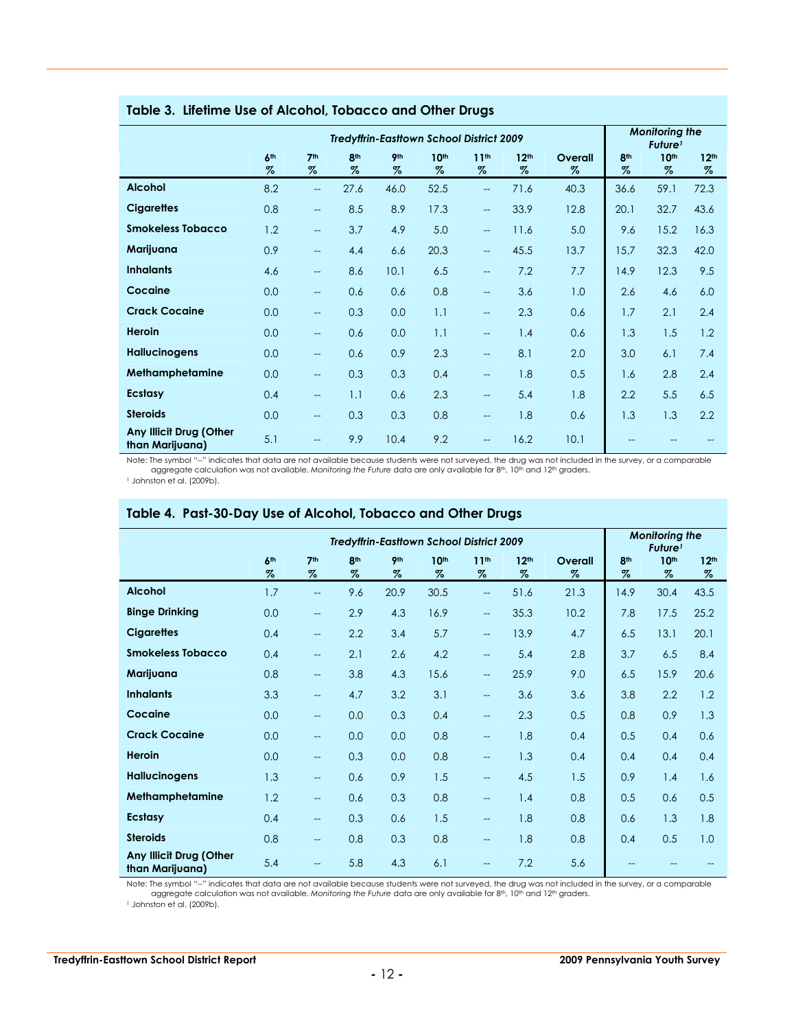## Table 3. Lifetime Use of Alcohol, Tobacco and Other Drugs

| | Tredyffrin-Easttown School District 2009 | | | | | | | | Monitoring the Future[1] | | |
|---|---|---|---|---|---|---|---|---|---|---|---|
| | 6th % | 7th % | 8th % | 9th % | 10th % | 11th % | 12th % | Overall % | 8th % | 10th % | 12th % |
| **Alcohol** | 8.2 | -- | 27.6 | 46.0 | 52.5 | -- | 71.6 | 40.3 | 36.6 | 59.1 | 72.3 |
| **Cigarettes** | 0.8 | -- | 8.5 | 8.9 | 17.3 | -- | 33.9 | 12.8 | 20.1 | 32.7 | 43.6 |
| **Smokeless Tobacco** | 1.2 | -- | 3.7 | 4.9 | 5.0 | -- | 11.6 | 5.0 | 9.6 | 15.2 | 16.3 |
| **Marijuana** | 0.9 | -- | 4.4 | 6.6 | 20.3 | -- | 45.5 | 13.7 | 15.7 | 32.3 | 42.0 |
| **Inhalants** | 4.6 | -- | 8.6 | 10.1 | 6.5 | -- | 7.2 | 7.7 | 14.9 | 12.3 | 9.5 |
| **Cocaine** | 0.0 | -- | 0.6 | 0.6 | 0.8 | -- | 3.6 | 1.0 | 2.6 | 4.6 | 6.0 |
| **Crack Cocaine** | 0.0 | -- | 0.3 | 0.0 | 1.1 | -- | 2.3 | 0.6 | 1.7 | 2.1 | 2.4 |
| **Heroin** | 0.0 | -- | 0.6 | 0.0 | 1.1 | -- | 1.4 | 0.6 | 1.3 | 1.5 | 1.2 |
| **Hallucinogens** | 0.0 | -- | 0.6 | 0.9 | 2.3 | -- | 8.1 | 2.0 | 3.0 | 6.1 | 7.4 |
| **Methamphetamine** | 0.0 | -- | 0.3 | 0.3 | 0.4 | -- | 1.8 | 0.5 | 1.6 | 2.8 | 2.4 |
| **Ecstasy** | 0.4 | -- | 1.1 | 0.6 | 2.3 | -- | 5.4 | 1.8 | 2.2 | 5.5 | 6.5 |
| **Steroids** | 0.0 | -- | 0.3 | 0.3 | 0.8 | -- | 1.8 | 0.6 | 1.3 | 1.3 | 2.2 |
| **Any Illicit Drug (Other than Marijuana)** | 5.1 | -- | 9.9 | 10.4 | 9.2 | -- | 16.2 | 10.1 | -- | -- | -- |

Note: The symbol "--" indicates that data are not available because students were not surveyed, the drug was not included in the survey, or a comparable aggregate calculation was not available. *Monitoring the Future* data are only available for 8th, 10th and 12th graders.

[1] Johnston et al. (2009b).

## Table 4. Past-30-Day Use of Alcohol, Tobacco and Other Drugs

| | Tredyffrin-Easttown School District 2009 | | | | | | | | Monitoring the Future[1] | | |
|---|---|---|---|---|---|---|---|---|---|---|---|
| | 6th % | 7th % | 8th % | 9th % | 10th % | 11th % | 12th % | Overall % | 8th % | 10th % | 12th % |
| **Alcohol** | 1.7 | -- | 9.6 | 20.9 | 30.5 | -- | 51.6 | 21.3 | 14.9 | 30.4 | 43.5 |
| **Binge Drinking** | 0.0 | -- | 2.9 | 4.3 | 16.9 | -- | 35.3 | 10.2 | 7.8 | 17.5 | 25.2 |
| **Cigarettes** | 0.4 | -- | 2.2 | 3.4 | 5.7 | -- | 13.9 | 4.7 | 6.5 | 13.1 | 20.1 |
| **Smokeless Tobacco** | 0.4 | -- | 2.1 | 2.6 | 4.2 | -- | 5.4 | 2.8 | 3.7 | 6.5 | 8.4 |
| **Marijuana** | 0.8 | -- | 3.8 | 4.3 | 15.6 | -- | 25.9 | 9.0 | 6.5 | 15.9 | 20.6 |
| **Inhalants** | 3.3 | -- | 4.7 | 3.2 | 3.1 | -- | 3.6 | 3.6 | 3.8 | 2.2 | 1.2 |
| **Cocaine** | 0.0 | -- | 0.0 | 0.3 | 0.4 | -- | 2.3 | 0.5 | 0.8 | 0.9 | 1.3 |
| **Crack Cocaine** | 0.0 | -- | 0.0 | 0.0 | 0.8 | -- | 1.8 | 0.4 | 0.5 | 0.4 | 0.6 |
| **Heroin** | 0.0 | -- | 0.3 | 0.0 | 0.8 | -- | 1.3 | 0.4 | 0.4 | 0.4 | 0.4 |
| **Hallucinogens** | 1.3 | -- | 0.6 | 0.9 | 1.5 | -- | 4.5 | 1.5 | 0.9 | 1.4 | 1.6 |
| **Methamphetamine** | 1.2 | -- | 0.6 | 0.3 | 0.8 | -- | 1.4 | 0.8 | 0.5 | 0.6 | 0.5 |
| **Ecstasy** | 0.4 | -- | 0.3 | 0.6 | 1.5 | -- | 1.8 | 0.8 | 0.6 | 1.3 | 1.8 |
| **Steroids** | 0.8 | -- | 0.8 | 0.3 | 0.8 | -- | 1.8 | 0.8 | 0.4 | 0.5 | 1.0 |
| **Any Illicit Drug (Other than Marijuana)** | 5.4 | -- | 5.8 | 4.3 | 6.1 | -- | 7.2 | 5.6 | -- | -- | -- |

Note: The symbol "--" indicates that data are not available because students were not surveyed, the drug was not included in the survey, or a comparable aggregate calculation was not available. *Monitoring the Future* data are only available for 8th, 10th and 12th graders.

[1] Johnston et al. (2009b).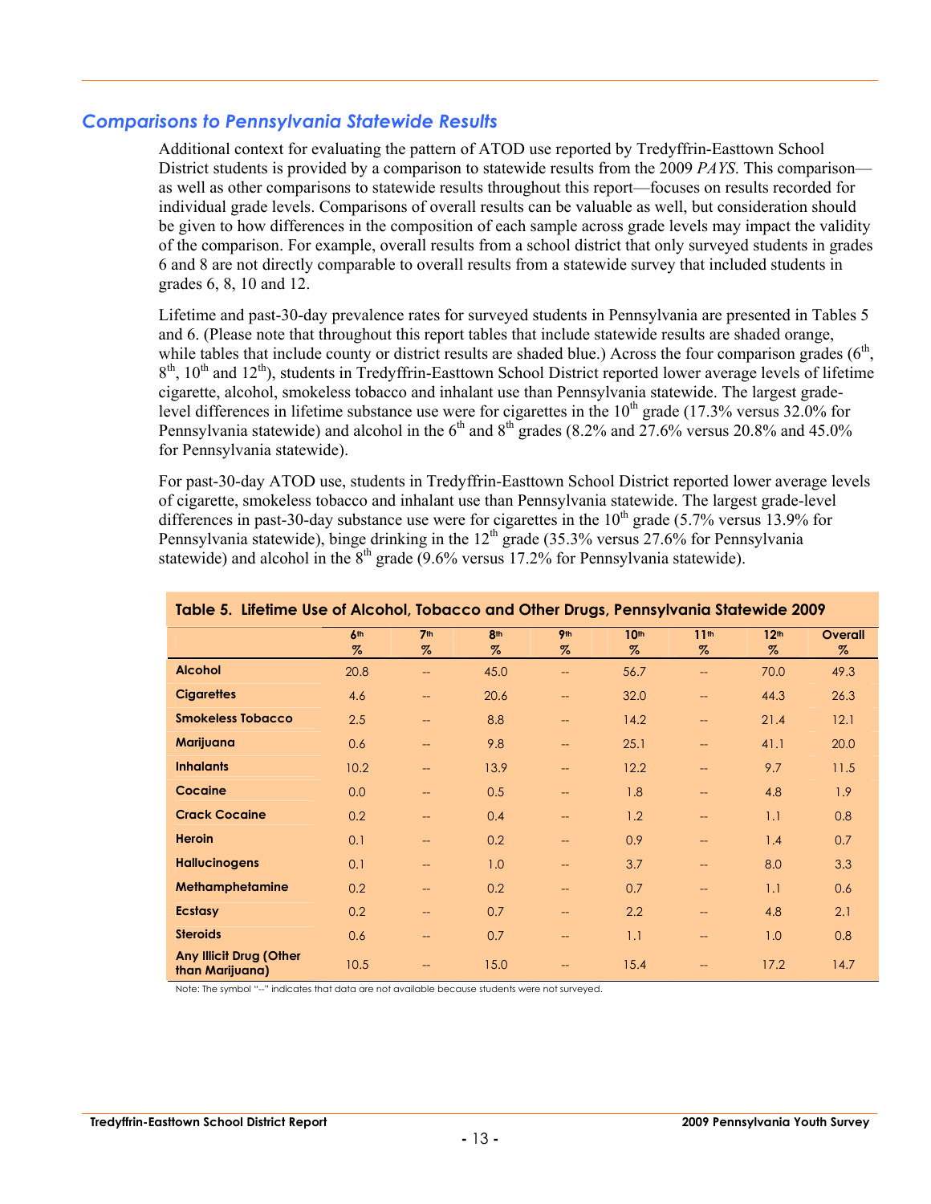## *Comparisons to Pennsylvania Statewide Results*

Additional context for evaluating the pattern of ATOD use reported by Tredyffrin-Easttown School District students is provided by a comparison to statewide results from the 2009 *PAYS*. This comparison—as well as other comparisons to statewide results throughout this report—focuses on results recorded for individual grade levels. Comparisons of overall results can be valuable as well, but consideration should be given to how differences in the composition of each sample across grade levels may impact the validity of the comparison. For example, overall results from a school district that only surveyed students in grades 6 and 8 are not directly comparable to overall results from a statewide survey that included students in grades 6, 8, 10 and 12.

Lifetime and past-30-day prevalence rates for surveyed students in Pennsylvania are presented in Tables 5 and 6. (Please note that throughout this report tables that include statewide results are shaded orange, while tables that include county or district results are shaded blue.) Across the four comparison grades (6th, 8th, 10th and 12th), students in Tredyffrin-Easttown School District reported lower average levels of lifetime cigarette, alcohol, smokeless tobacco and inhalant use than Pennsylvania statewide. The largest grade-level differences in lifetime substance use were for cigarettes in the 10th grade (17.3% versus 32.0% for Pennsylvania statewide) and alcohol in the 6th and 8th grades (8.2% and 27.6% versus 20.8% and 45.0% for Pennsylvania statewide).

For past-30-day ATOD use, students in Tredyffrin-Easttown School District reported lower average levels of cigarette, smokeless tobacco and inhalant use than Pennsylvania statewide. The largest grade-level differences in past-30-day substance use were for cigarettes in the 10th grade (5.7% versus 13.9% for Pennsylvania statewide), binge drinking in the 12th grade (35.3% versus 27.6% for Pennsylvania statewide) and alcohol in the 8th grade (9.6% versus 17.2% for Pennsylvania statewide).

**Table 5. Lifetime Use of Alcohol, Tobacco and Other Drugs, Pennsylvania Statewide 2009**

| | 6th % | 7th % | 8th % | 9th % | 10th % | 11th % | 12th % | Overall % |
|---|---|---|---|---|---|---|---|---|
| **Alcohol** | 20.8 | -- | 45.0 | -- | 56.7 | -- | 70.0 | 49.3 |
| **Cigarettes** | 4.6 | -- | 20.6 | -- | 32.0 | -- | 44.3 | 26.3 |
| **Smokeless Tobacco** | 2.5 | -- | 8.8 | -- | 14.2 | -- | 21.4 | 12.1 |
| **Marijuana** | 0.6 | -- | 9.8 | -- | 25.1 | -- | 41.1 | 20.0 |
| **Inhalants** | 10.2 | -- | 13.9 | -- | 12.2 | -- | 9.7 | 11.5 |
| **Cocaine** | 0.0 | -- | 0.5 | -- | 1.8 | -- | 4.8 | 1.9 |
| **Crack Cocaine** | 0.2 | -- | 0.4 | -- | 1.2 | -- | 1.1 | 0.8 |
| **Heroin** | 0.1 | -- | 0.2 | -- | 0.9 | -- | 1.4 | 0.7 |
| **Hallucinogens** | 0.1 | -- | 1.0 | -- | 3.7 | -- | 8.0 | 3.3 |
| **Methamphetamine** | 0.2 | -- | 0.2 | -- | 0.7 | -- | 1.1 | 0.6 |
| **Ecstasy** | 0.2 | -- | 0.7 | -- | 2.2 | -- | 4.8 | 2.1 |
| **Steroids** | 0.6 | -- | 0.7 | -- | 1.1 | -- | 1.0 | 0.8 |
| **Any Illicit Drug (Other than Marijuana)** | 10.5 | -- | 15.0 | -- | 15.4 | -- | 17.2 | 14.7 |

Note: The symbol "--" indicates that data are not available because students were not surveyed.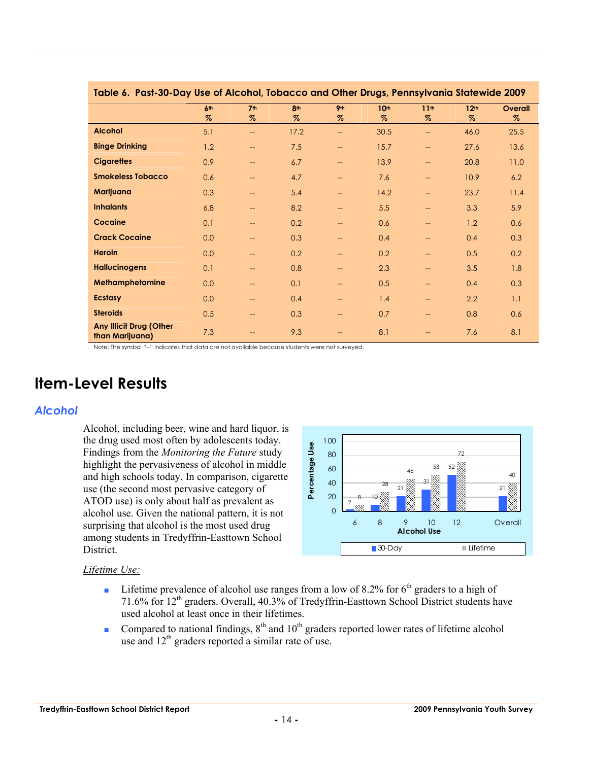**Table 6. Past-30-Day Use of Alcohol, Tobacco and Other Drugs, Pennsylvania Statewide 2009**

| | 6th % | 7th % | 8th % | 9th % | 10th % | 11th % | 12th % | Overall % |
|---|---|---|---|---|---|---|---|---|
| **Alcohol** | 5.1 | -- | 17.2 | -- | 30.5 | -- | 46.0 | 25.5 |
| **Binge Drinking** | 1.2 | -- | 7.5 | -- | 15.7 | -- | 27.6 | 13.6 |
| **Cigarettes** | 0.9 | -- | 6.7 | -- | 13.9 | -- | 20.8 | 11.0 |
| **Smokeless Tobacco** | 0.6 | -- | 4.7 | -- | 7.6 | -- | 10.9 | 6.2 |
| **Marijuana** | 0.3 | -- | 5.4 | -- | 14.2 | -- | 23.7 | 11.4 |
| **Inhalants** | 6.8 | -- | 8.2 | -- | 5.5 | -- | 3.3 | 5.9 |
| **Cocaine** | 0.1 | -- | 0.2 | -- | 0.6 | -- | 1.2 | 0.6 |
| **Crack Cocaine** | 0.0 | -- | 0.3 | -- | 0.4 | -- | 0.4 | 0.3 |
| **Heroin** | 0.0 | -- | 0.2 | -- | 0.2 | -- | 0.5 | 0.2 |
| **Hallucinogens** | 0.1 | -- | 0.8 | -- | 2.3 | -- | 3.5 | 1.8 |
| **Methamphetamine** | 0.0 | -- | 0.1 | -- | 0.5 | -- | 0.4 | 0.3 |
| **Ecstasy** | 0.0 | -- | 0.4 | -- | 1.4 | -- | 2.2 | 1.1 |
| **Steroids** | 0.5 | -- | 0.3 | -- | 0.7 | -- | 0.8 | 0.6 |
| **Any Illicit Drug (Other than Marijuana)** | 7.3 | -- | 9.3 | -- | 8.1 | -- | 7.6 | 8.1 |

Note: The symbol "--" indicates that data are not available because students were not surveyed.

# Item-Level Results

## *Alcohol*

Alcohol, including beer, wine and hard liquor, is the drug used most often by adolescents today. Findings from the *Monitoring the Future* study highlight the pervasiveness of alcohol in middle and high schools today. In comparison, cigarette use (the second most pervasive category of ATOD use) is only about half as prevalent as alcohol use. Given the national pattern, it is not surprising that alcohol is the most used drug among students in Tredyffrin-Easttown School District.

**Alcohol Use** (Percentage Use)

| Grade | 30-Day | Lifetime |
|---|---|---|
| 6 | 2 | 8 |
| 8 | 10 | 28 |
| 9 | 21 | 46 |
| 10 | 31 | 53 |
| 12 | 52 | 72 |
| Overall | 21 | 40 |

*Lifetime Use:*

- Lifetime prevalence of alcohol use ranges from a low of 8.2% for 6th graders to a high of 71.6% for 12th graders. Overall, 40.3% of Tredyffrin-Easttown School District students have used alcohol at least once in their lifetimes.
- Compared to national findings, 8th and 10th graders reported lower rates of lifetime alcohol use and 12th graders reported a similar rate of use.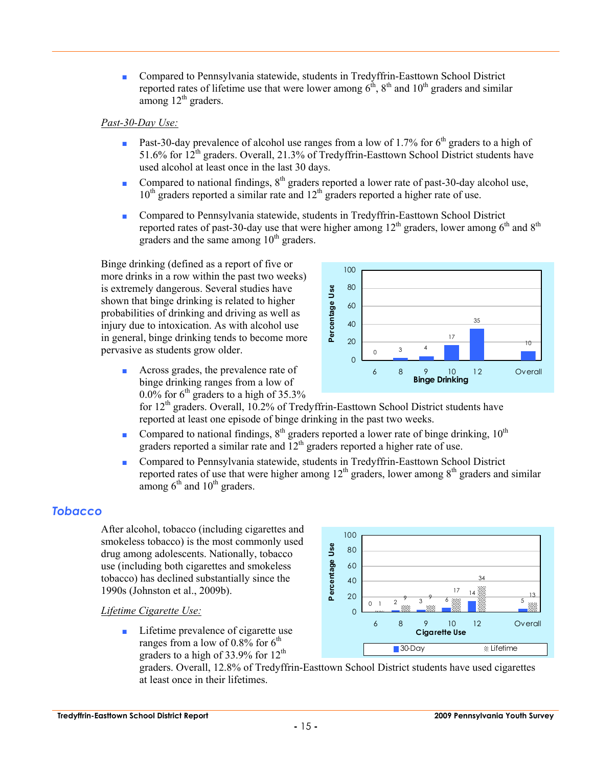- Compared to Pennsylvania statewide, students in Tredyffrin-Easttown School District reported rates of lifetime use that were lower among 6th, 8th and 10th graders and similar among 12th graders.

*Past-30-Day Use:*

- Past-30-day prevalence of alcohol use ranges from a low of 1.7% for 6th graders to a high of 51.6% for 12th graders. Overall, 21.3% of Tredyffrin-Easttown School District students have used alcohol at least once in the last 30 days.
- Compared to national findings, 8th graders reported a lower rate of past-30-day alcohol use, 10th graders reported a similar rate and 12th graders reported a higher rate of use.
- Compared to Pennsylvania statewide, students in Tredyffrin-Easttown School District reported rates of past-30-day use that were higher among 12th graders, lower among 6th and 8th graders and the same among 10th graders.

Binge drinking (defined as a report of five or more drinks in a row within the past two weeks) is extremely dangerous. Several studies have shown that binge drinking is related to higher probabilities of drinking and driving as well as injury due to intoxication. As with alcohol use in general, binge drinking tends to become more pervasive as students grow older.

**Binge Drinking** (Percentage Use)

| Grade | 6 | 8 | 9 | 10 | 12 | Overall |
|---|---|---|---|---|---|---|
| Binge Drinking | 0 | 3 | 4 | 17 | 35 | 10 |

- Across grades, the prevalence rate of binge drinking ranges from a low of 0.0% for 6th graders to a high of 35.3% for 12th graders. Overall, 10.2% of Tredyffrin-Easttown School District students have reported at least one episode of binge drinking in the past two weeks.
- Compared to national findings, 8th graders reported a lower rate of binge drinking, 10th graders reported a similar rate and 12th graders reported a higher rate of use.
- Compared to Pennsylvania statewide, students in Tredyffrin-Easttown School District reported rates of use that were higher among 12th graders, lower among 8th graders and similar among 6th and 10th graders.

## Tobacco

After alcohol, tobacco (including cigarettes and smokeless tobacco) is the most commonly used drug among adolescents. Nationally, tobacco use (including both cigarettes and smokeless tobacco) has declined substantially since the 1990s (Johnston et al., 2009b).

**Cigarette Use** (Percentage Use)

| Grade | 6 | 8 | 9 | 10 | 12 | Overall |
|---|---|---|---|---|---|---|
| 30-Day | 0 | 2 | 3 | 6 | 14 | 5 |
| Lifetime | 1 | 9 | 9 | 17 | 34 | 13 |

*Lifetime Cigarette Use:*

- Lifetime prevalence of cigarette use ranges from a low of 0.8% for 6th graders to a high of 33.9% for 12th graders. Overall, 12.8% of Tredyffrin-Easttown School District students have used cigarettes at least once in their lifetimes.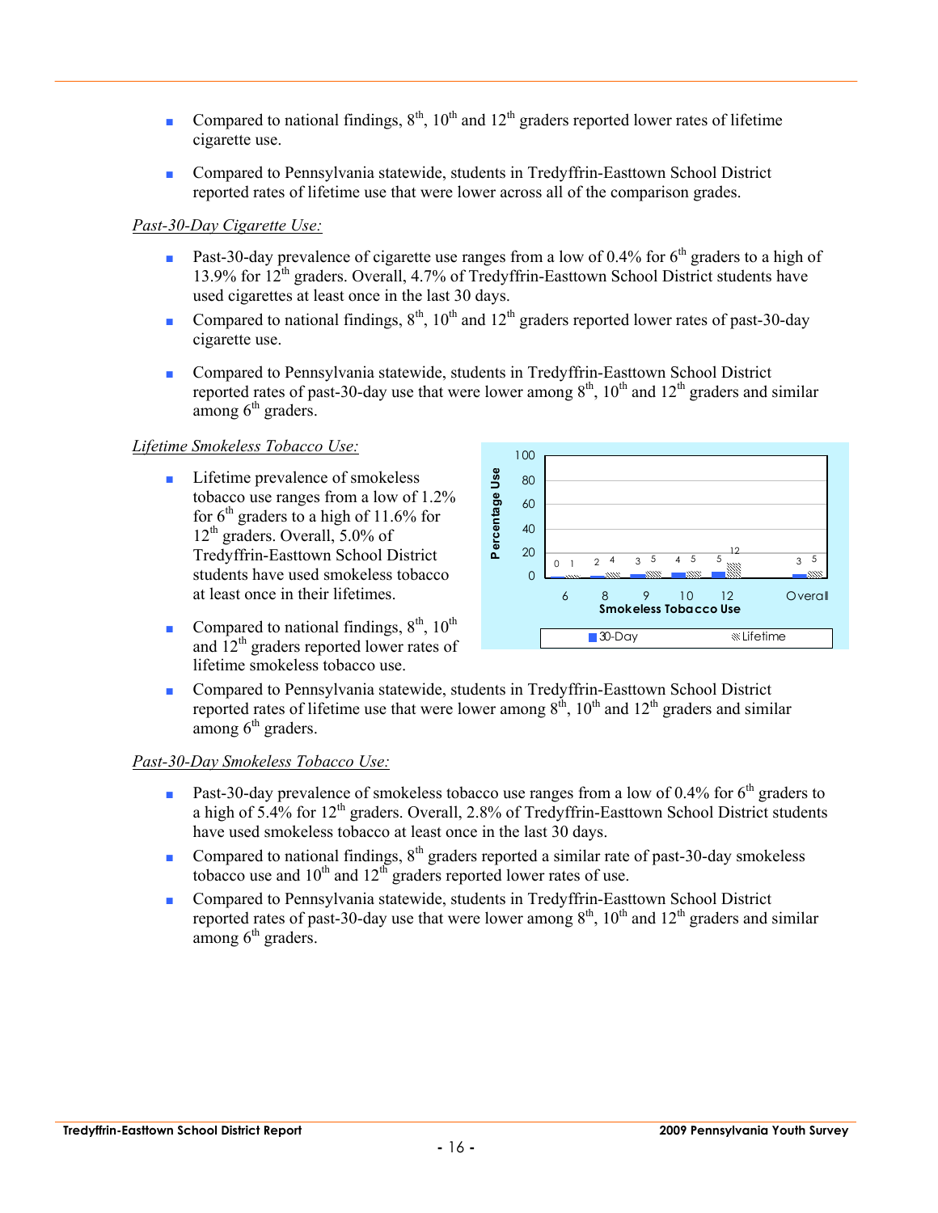- Compared to national findings, 8th, 10th and 12th graders reported lower rates of lifetime cigarette use.
- Compared to Pennsylvania statewide, students in Tredyffrin-Easttown School District reported rates of lifetime use that were lower across all of the comparison grades.

*Past-30-Day Cigarette Use:*

- Past-30-day prevalence of cigarette use ranges from a low of 0.4% for 6th graders to a high of 13.9% for 12th graders. Overall, 4.7% of Tredyffrin-Easttown School District students have used cigarettes at least once in the last 30 days.
- Compared to national findings, 8th, 10th and 12th graders reported lower rates of past-30-day cigarette use.
- Compared to Pennsylvania statewide, students in Tredyffrin-Easttown School District reported rates of past-30-day use that were lower among 8th, 10th and 12th graders and similar among 6th graders.

*Lifetime Smokeless Tobacco Use:*

- Lifetime prevalence of smokeless tobacco use ranges from a low of 1.2% for 6th graders to a high of 11.6% for 12th graders. Overall, 5.0% of Tredyffrin-Easttown School District students have used smokeless tobacco at least once in their lifetimes.
- Compared to national findings, 8th, 10th and 12th graders reported lower rates of lifetime smokeless tobacco use.

Smokeless Tobacco Use (Percentage Use)

| Grade | 30-Day | Lifetime |
|---|---|---|
| 6 | 0 | 1 |
| 8 | 2 | 4 |
| 9 | 3 | 5 |
| 10 | 4 | 5 |
| 12 | 5 | 12 |
| Overall | 3 | 5 |

- Compared to Pennsylvania statewide, students in Tredyffrin-Easttown School District reported rates of lifetime use that were lower among 8th, 10th and 12th graders and similar among 6th graders.

*Past-30-Day Smokeless Tobacco Use:*

- Past-30-day prevalence of smokeless tobacco use ranges from a low of 0.4% for 6th graders to a high of 5.4% for 12th graders. Overall, 2.8% of Tredyffrin-Easttown School District students have used smokeless tobacco at least once in the last 30 days.
- Compared to national findings, 8th graders reported a similar rate of past-30-day smokeless tobacco use and 10th and 12th graders reported lower rates of use.
- Compared to Pennsylvania statewide, students in Tredyffrin-Easttown School District reported rates of past-30-day use that were lower among 8th, 10th and 12th graders and similar among 6th graders.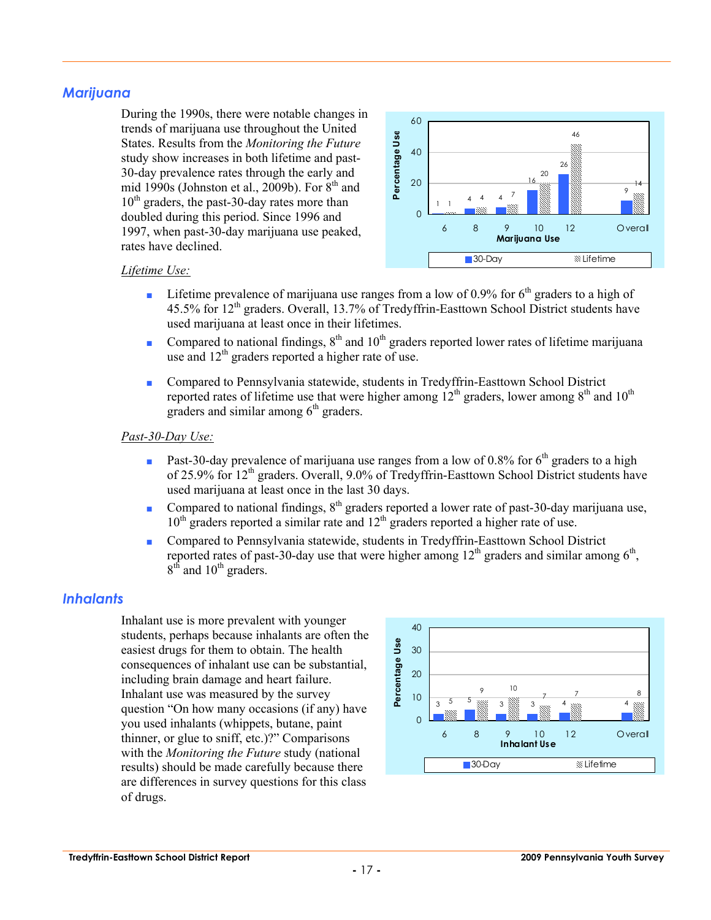## Marijuana

During the 1990s, there were notable changes in trends of marijuana use throughout the United States. Results from the *Monitoring the Future* study show increases in both lifetime and past-30-day prevalence rates through the early and mid 1990s (Johnston et al., 2009b). For 8th and 10th graders, the past-30-day rates more than doubled during this period. Since 1996 and 1997, when past-30-day marijuana use peaked, rates have declined.

| Marijuana Use | 30-Day | Lifetime |
|---|---|---|
| 6 | 1 | 1 |
| 8 | 4 | 4 |
| 9 | 4 | 7 |
| 10 | 16 | 20 |
| 12 | 26 | 46 |
| Overall | 9 | 14 |

<u>Lifetime Use:</u>

- Lifetime prevalence of marijuana use ranges from a low of 0.9% for 6th graders to a high of 45.5% for 12th graders. Overall, 13.7% of Tredyffrin-Easttown School District students have used marijuana at least once in their lifetimes.
- Compared to national findings, 8th and 10th graders reported lower rates of lifetime marijuana use and 12th graders reported a higher rate of use.
- Compared to Pennsylvania statewide, students in Tredyffrin-Easttown School District reported rates of lifetime use that were higher among 12th graders, lower among 8th and 10th graders and similar among 6th graders.

<u>Past-30-Day Use:</u>

- Past-30-day prevalence of marijuana use ranges from a low of 0.8% for 6th graders to a high of 25.9% for 12th graders. Overall, 9.0% of Tredyffrin-Easttown School District students have used marijuana at least once in the last 30 days.
- Compared to national findings, 8th graders reported a lower rate of past-30-day marijuana use, 10th graders reported a similar rate and 12th graders reported a higher rate of use.
- Compared to Pennsylvania statewide, students in Tredyffrin-Easttown School District reported rates of past-30-day use that were higher among 12th graders and similar among 6th, 8th and 10th graders.

## Inhalants

Inhalant use is more prevalent with younger students, perhaps because inhalants are often the easiest drugs for them to obtain. The health consequences of inhalant use can be substantial, including brain damage and heart failure. Inhalant use was measured by the survey question "On how many occasions (if any) have you used inhalants (whippets, butane, paint thinner, or glue to sniff, etc.)?" Comparisons with the *Monitoring the Future* study (national results) should be made carefully because there are differences in survey questions for this class of drugs.

| Inhalant Use | 30-Day | Lifetime |
|---|---|---|
| 6 | 3 | 5 |
| 8 | 5 | 9 |
| 9 | 3 | 10 |
| 10 | 3 | 7 |
| 12 | 4 | 7 |
| Overall | 4 | 8 |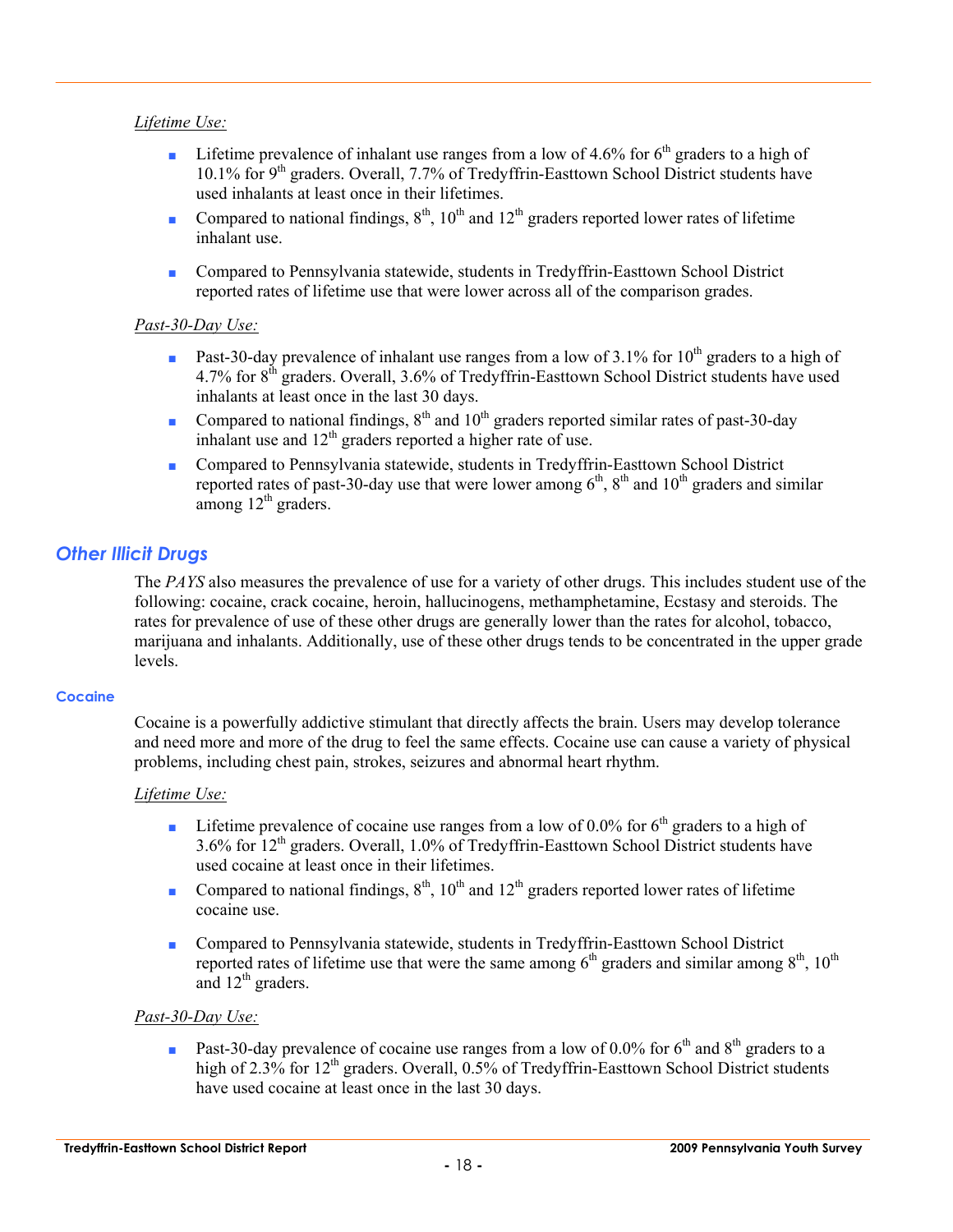*Lifetime Use:*

- Lifetime prevalence of inhalant use ranges from a low of 4.6% for 6th graders to a high of 10.1% for 9th graders. Overall, 7.7% of Tredyffrin-Easttown School District students have used inhalants at least once in their lifetimes.
- Compared to national findings, 8th, 10th and 12th graders reported lower rates of lifetime inhalant use.
- Compared to Pennsylvania statewide, students in Tredyffrin-Easttown School District reported rates of lifetime use that were lower across all of the comparison grades.

*Past-30-Day Use:*

- Past-30-day prevalence of inhalant use ranges from a low of 3.1% for 10th graders to a high of 4.7% for 8th graders. Overall, 3.6% of Tredyffrin-Easttown School District students have used inhalants at least once in the last 30 days.
- Compared to national findings, 8th and 10th graders reported similar rates of past-30-day inhalant use and 12th graders reported a higher rate of use.
- Compared to Pennsylvania statewide, students in Tredyffrin-Easttown School District reported rates of past-30-day use that were lower among 6th, 8th and 10th graders and similar among 12th graders.

## *Other Illicit Drugs*

The *PAYS* also measures the prevalence of use for a variety of other drugs. This includes student use of the following: cocaine, crack cocaine, heroin, hallucinogens, methamphetamine, Ecstasy and steroids. The rates for prevalence of use of these other drugs are generally lower than the rates for alcohol, tobacco, marijuana and inhalants. Additionally, use of these other drugs tends to be concentrated in the upper grade levels.

### Cocaine

Cocaine is a powerfully addictive stimulant that directly affects the brain. Users may develop tolerance and need more and more of the drug to feel the same effects. Cocaine use can cause a variety of physical problems, including chest pain, strokes, seizures and abnormal heart rhythm.

*Lifetime Use:*

- Lifetime prevalence of cocaine use ranges from a low of 0.0% for 6th graders to a high of 3.6% for 12th graders. Overall, 1.0% of Tredyffrin-Easttown School District students have used cocaine at least once in their lifetimes.
- Compared to national findings, 8th, 10th and 12th graders reported lower rates of lifetime cocaine use.
- Compared to Pennsylvania statewide, students in Tredyffrin-Easttown School District reported rates of lifetime use that were the same among 6th graders and similar among 8th, 10th and 12th graders.

*Past-30-Day Use:*

- Past-30-day prevalence of cocaine use ranges from a low of 0.0% for 6th and 8th graders to a high of 2.3% for 12th graders. Overall, 0.5% of Tredyffrin-Easttown School District students have used cocaine at least once in the last 30 days.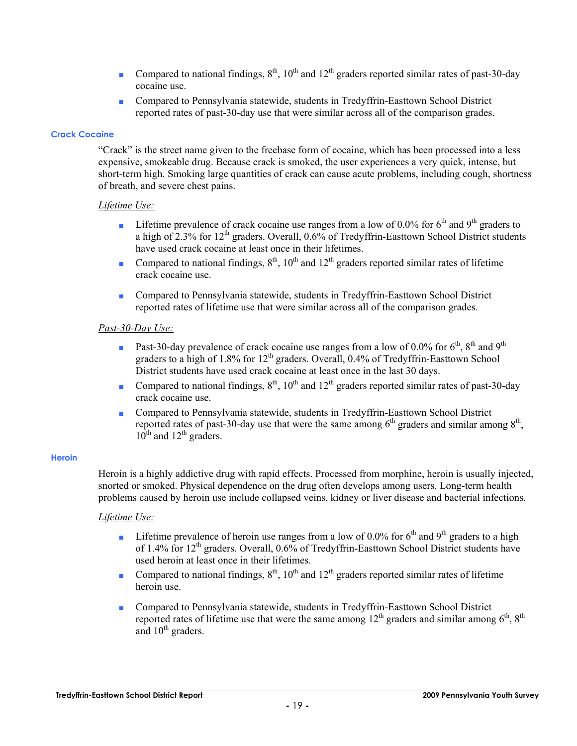- Compared to national findings, 8th, 10th and 12th graders reported similar rates of past-30-day cocaine use.
- Compared to Pennsylvania statewide, students in Tredyffrin-Easttown School District reported rates of past-30-day use that were similar across all of the comparison grades.

### Crack Cocaine

"Crack" is the street name given to the freebase form of cocaine, which has been processed into a less expensive, smokeable drug. Because crack is smoked, the user experiences a very quick, intense, but short-term high. Smoking large quantities of crack can cause acute problems, including cough, shortness of breath, and severe chest pains.

*Lifetime Use:*

- Lifetime prevalence of crack cocaine use ranges from a low of 0.0% for 6th and 9th graders to a high of 2.3% for 12th graders. Overall, 0.6% of Tredyffrin-Easttown School District students have used crack cocaine at least once in their lifetimes.
- Compared to national findings, 8th, 10th and 12th graders reported similar rates of lifetime crack cocaine use.
- Compared to Pennsylvania statewide, students in Tredyffrin-Easttown School District reported rates of lifetime use that were similar across all of the comparison grades.

*Past-30-Day Use:*

- Past-30-day prevalence of crack cocaine use ranges from a low of 0.0% for 6th, 8th and 9th graders to a high of 1.8% for 12th graders. Overall, 0.4% of Tredyffrin-Easttown School District students have used crack cocaine at least once in the last 30 days.
- Compared to national findings, 8th, 10th and 12th graders reported similar rates of past-30-day crack cocaine use.
- Compared to Pennsylvania statewide, students in Tredyffrin-Easttown School District reported rates of past-30-day use that were the same among 6th graders and similar among 8th, 10th and 12th graders.

### Heroin

Heroin is a highly addictive drug with rapid effects. Processed from morphine, heroin is usually injected, snorted or smoked. Physical dependence on the drug often develops among users. Long-term health problems caused by heroin use include collapsed veins, kidney or liver disease and bacterial infections.

*Lifetime Use:*

- Lifetime prevalence of heroin use ranges from a low of 0.0% for 6th and 9th graders to a high of 1.4% for 12th graders. Overall, 0.6% of Tredyffrin-Easttown School District students have used heroin at least once in their lifetimes.
- Compared to national findings, 8th, 10th and 12th graders reported similar rates of lifetime heroin use.
- Compared to Pennsylvania statewide, students in Tredyffrin-Easttown School District reported rates of lifetime use that were the same among 12th graders and similar among 6th, 8th and 10th graders.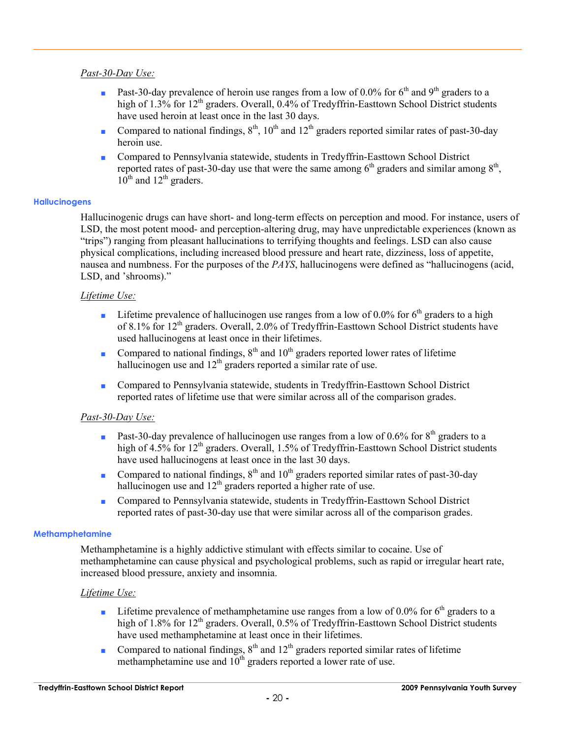*Past-30-Day Use:*

- Past-30-day prevalence of heroin use ranges from a low of 0.0% for 6th and 9th graders to a high of 1.3% for 12th graders. Overall, 0.4% of Tredyffrin-Easttown School District students have used heroin at least once in the last 30 days.
- Compared to national findings, 8th, 10th and 12th graders reported similar rates of past-30-day heroin use.
- Compared to Pennsylvania statewide, students in Tredyffrin-Easttown School District reported rates of past-30-day use that were the same among 6th graders and similar among 8th, 10th and 12th graders.

### Hallucinogens

Hallucinogenic drugs can have short- and long-term effects on perception and mood. For instance, users of LSD, the most potent mood- and perception-altering drug, may have unpredictable experiences (known as "trips") ranging from pleasant hallucinations to terrifying thoughts and feelings. LSD can also cause physical complications, including increased blood pressure and heart rate, dizziness, loss of appetite, nausea and numbness. For the purposes of the *PAYS*, hallucinogens were defined as "hallucinogens (acid, LSD, and 'shrooms)."

*Lifetime Use:*

- Lifetime prevalence of hallucinogen use ranges from a low of 0.0% for 6th graders to a high of 8.1% for 12th graders. Overall, 2.0% of Tredyffrin-Easttown School District students have used hallucinogens at least once in their lifetimes.
- Compared to national findings, 8th and 10th graders reported lower rates of lifetime hallucinogen use and 12th graders reported a similar rate of use.
- Compared to Pennsylvania statewide, students in Tredyffrin-Easttown School District reported rates of lifetime use that were similar across all of the comparison grades.

*Past-30-Day Use:*

- Past-30-day prevalence of hallucinogen use ranges from a low of 0.6% for 8th graders to a high of 4.5% for 12th graders. Overall, 1.5% of Tredyffrin-Easttown School District students have used hallucinogens at least once in the last 30 days.
- Compared to national findings, 8th and 10th graders reported similar rates of past-30-day hallucinogen use and 12th graders reported a higher rate of use.
- Compared to Pennsylvania statewide, students in Tredyffrin-Easttown School District reported rates of past-30-day use that were similar across all of the comparison grades.

### Methamphetamine

Methamphetamine is a highly addictive stimulant with effects similar to cocaine. Use of methamphetamine can cause physical and psychological problems, such as rapid or irregular heart rate, increased blood pressure, anxiety and insomnia.

*Lifetime Use:*

- Lifetime prevalence of methamphetamine use ranges from a low of 0.0% for 6th graders to a high of 1.8% for 12th graders. Overall, 0.5% of Tredyffrin-Easttown School District students have used methamphetamine at least once in their lifetimes.
- Compared to national findings, 8th and 12th graders reported similar rates of lifetime methamphetamine use and 10th graders reported a lower rate of use.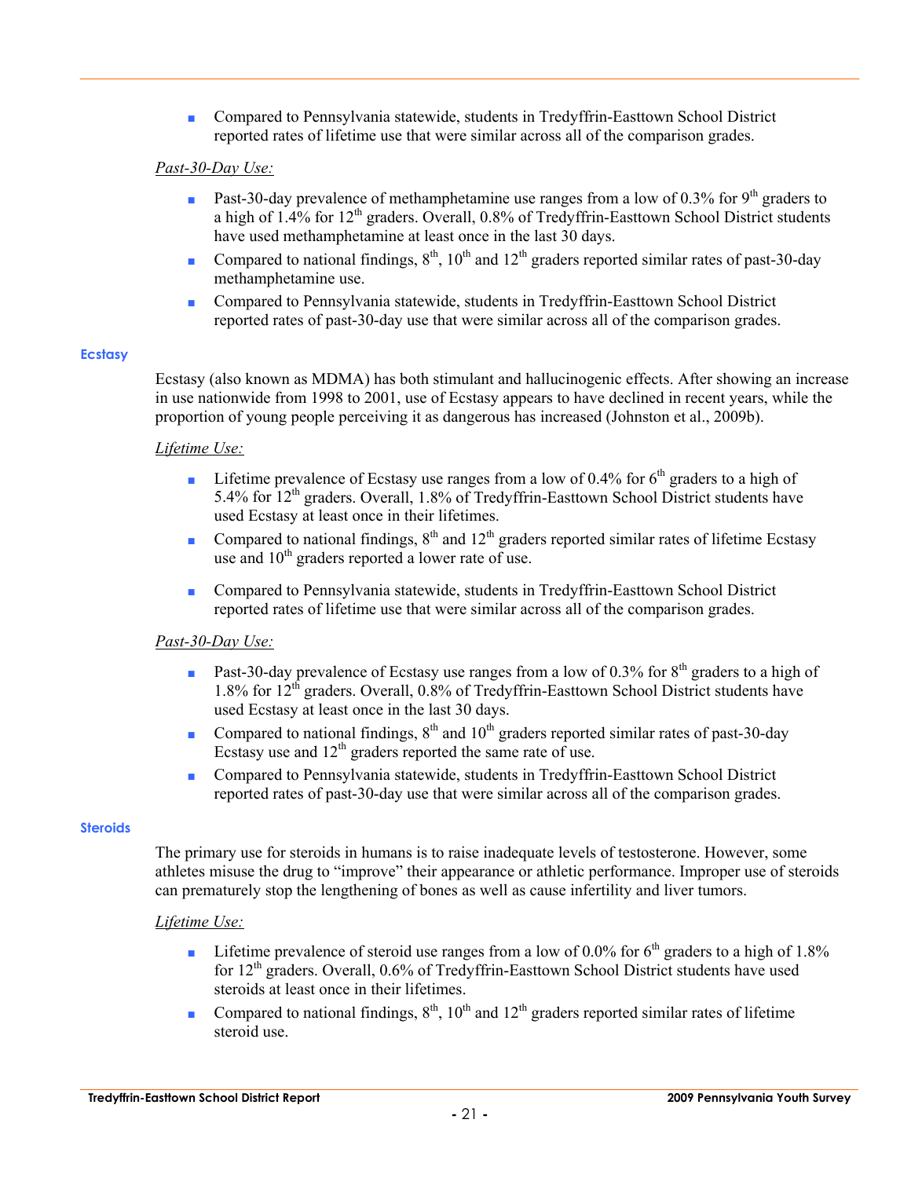- Compared to Pennsylvania statewide, students in Tredyffrin-Easttown School District reported rates of lifetime use that were similar across all of the comparison grades.

*Past-30-Day Use:*

- Past-30-day prevalence of methamphetamine use ranges from a low of 0.3% for 9th graders to a high of 1.4% for 12th graders. Overall, 0.8% of Tredyffrin-Easttown School District students have used methamphetamine at least once in the last 30 days.
- Compared to national findings, 8th, 10th and 12th graders reported similar rates of past-30-day methamphetamine use.
- Compared to Pennsylvania statewide, students in Tredyffrin-Easttown School District reported rates of past-30-day use that were similar across all of the comparison grades.

### Ecstasy

Ecstasy (also known as MDMA) has both stimulant and hallucinogenic effects. After showing an increase in use nationwide from 1998 to 2001, use of Ecstasy appears to have declined in recent years, while the proportion of young people perceiving it as dangerous has increased (Johnston et al., 2009b).

*Lifetime Use:*

- Lifetime prevalence of Ecstasy use ranges from a low of 0.4% for 6th graders to a high of 5.4% for 12th graders. Overall, 1.8% of Tredyffrin-Easttown School District students have used Ecstasy at least once in their lifetimes.
- Compared to national findings, 8th and 12th graders reported similar rates of lifetime Ecstasy use and 10th graders reported a lower rate of use.
- Compared to Pennsylvania statewide, students in Tredyffrin-Easttown School District reported rates of lifetime use that were similar across all of the comparison grades.

*Past-30-Day Use:*

- Past-30-day prevalence of Ecstasy use ranges from a low of 0.3% for 8th graders to a high of 1.8% for 12th graders. Overall, 0.8% of Tredyffrin-Easttown School District students have used Ecstasy at least once in the last 30 days.
- Compared to national findings, 8th and 10th graders reported similar rates of past-30-day Ecstasy use and 12th graders reported the same rate of use.
- Compared to Pennsylvania statewide, students in Tredyffrin-Easttown School District reported rates of past-30-day use that were similar across all of the comparison grades.

### Steroids

The primary use for steroids in humans is to raise inadequate levels of testosterone. However, some athletes misuse the drug to "improve" their appearance or athletic performance. Improper use of steroids can prematurely stop the lengthening of bones as well as cause infertility and liver tumors.

*Lifetime Use:*

- Lifetime prevalence of steroid use ranges from a low of 0.0% for 6th graders to a high of 1.8% for 12th graders. Overall, 0.6% of Tredyffrin-Easttown School District students have used steroids at least once in their lifetimes.
- Compared to national findings, 8th, 10th and 12th graders reported similar rates of lifetime steroid use.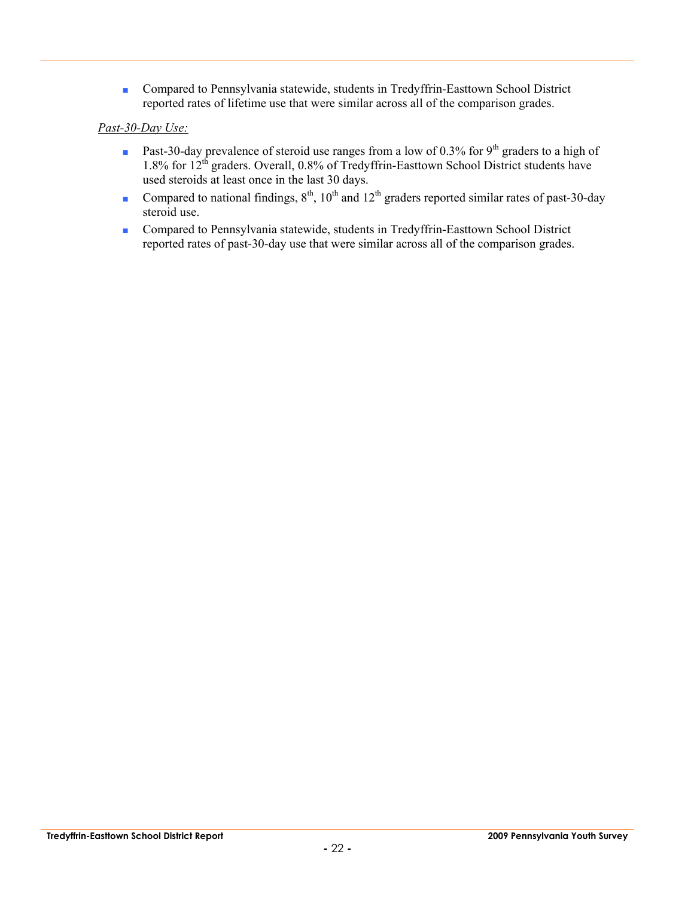- Compared to Pennsylvania statewide, students in Tredyffrin-Easttown School District reported rates of lifetime use that were similar across all of the comparison grades.

*Past-30-Day Use:*

- Past-30-day prevalence of steroid use ranges from a low of 0.3% for 9th graders to a high of 1.8% for 12th graders. Overall, 0.8% of Tredyffrin-Easttown School District students have used steroids at least once in the last 30 days.
- Compared to national findings, 8th, 10th and 12th graders reported similar rates of past-30-day steroid use.
- Compared to Pennsylvania statewide, students in Tredyffrin-Easttown School District reported rates of past-30-day use that were similar across all of the comparison grades.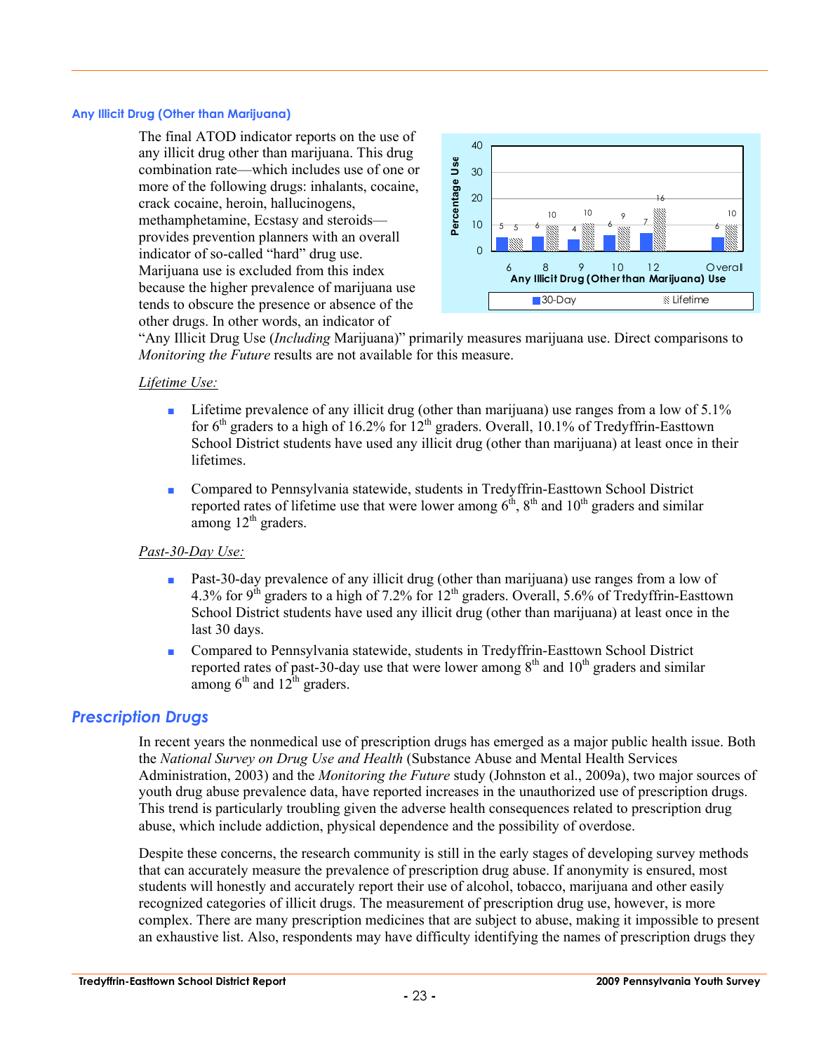### Any Illicit Drug (Other than Marijuana)

The final ATOD indicator reports on the use of any illicit drug other than marijuana. This drug combination rate—which includes use of one or more of the following drugs: inhalants, cocaine, crack cocaine, heroin, hallucinogens, methamphetamine, Ecstasy and steroids—provides prevention planners with an overall indicator of so-called "hard" drug use. Marijuana use is excluded from this index because the higher prevalence of marijuana use tends to obscure the presence or absence of the other drugs. In other words, an indicator of "Any Illicit Drug Use (*Including* Marijuana)" primarily measures marijuana use. Direct comparisons to *Monitoring the Future* results are not available for this measure.

| Any Illicit Drug (Other than Marijuana) Use | 30-Day | Lifetime |
|---|---|---|
| 6 | 5 | 5 |
| 8 | 6 | 10 |
| 9 | 4 | 10 |
| 10 | 6 | 9 |
| 12 | 7 | 16 |
| Overall | 6 | 10 |

*Lifetime Use:*

- Lifetime prevalence of any illicit drug (other than marijuana) use ranges from a low of 5.1% for 6th graders to a high of 16.2% for 12th graders. Overall, 10.1% of Tredyffrin-Easttown School District students have used any illicit drug (other than marijuana) at least once in their lifetimes.
- Compared to Pennsylvania statewide, students in Tredyffrin-Easttown School District reported rates of lifetime use that were lower among 6th, 8th and 10th graders and similar among 12th graders.

*Past-30-Day Use:*

- Past-30-day prevalence of any illicit drug (other than marijuana) use ranges from a low of 4.3% for 9th graders to a high of 7.2% for 12th graders. Overall, 5.6% of Tredyffrin-Easttown School District students have used any illicit drug (other than marijuana) at least once in the last 30 days.
- Compared to Pennsylvania statewide, students in Tredyffrin-Easttown School District reported rates of past-30-day use that were lower among 8th and 10th graders and similar among 6th and 12th graders.

## *Prescription Drugs*

In recent years the nonmedical use of prescription drugs has emerged as a major public health issue. Both the *National Survey on Drug Use and Health* (Substance Abuse and Mental Health Services Administration, 2003) and the *Monitoring the Future* study (Johnston et al., 2009a), two major sources of youth drug abuse prevalence data, have reported increases in the unauthorized use of prescription drugs. This trend is particularly troubling given the adverse health consequences related to prescription drug abuse, which include addiction, physical dependence and the possibility of overdose.

Despite these concerns, the research community is still in the early stages of developing survey methods that can accurately measure the prevalence of prescription drug abuse. If anonymity is ensured, most students will honestly and accurately report their use of alcohol, tobacco, marijuana and other easily recognized categories of illicit drugs. The measurement of prescription drug use, however, is more complex. There are many prescription medicines that are subject to abuse, making it impossible to present an exhaustive list. Also, respondents may have difficulty identifying the names of prescription drugs they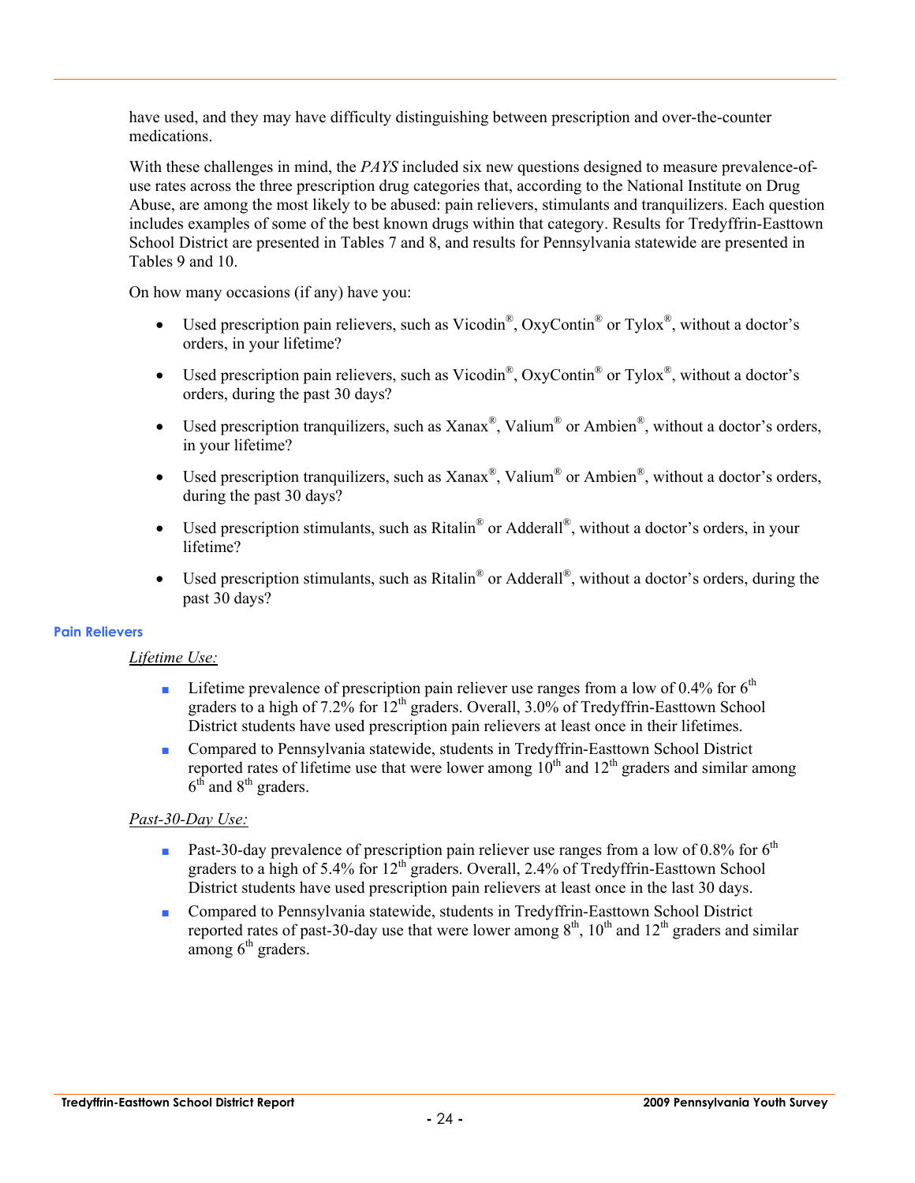have used, and they may have difficulty distinguishing between prescription and over-the-counter medications.

With these challenges in mind, the *PAYS* included six new questions designed to measure prevalence-of-use rates across the three prescription drug categories that, according to the National Institute on Drug Abuse, are among the most likely to be abused: pain relievers, stimulants and tranquilizers. Each question includes examples of some of the best known drugs within that category. Results for Tredyffrin-Easttown School District are presented in Tables 7 and 8, and results for Pennsylvania statewide are presented in Tables 9 and 10.

On how many occasions (if any) have you:

- Used prescription pain relievers, such as Vicodin®, OxyContin® or Tylox®, without a doctor's orders, in your lifetime?
- Used prescription pain relievers, such as Vicodin®, OxyContin® or Tylox®, without a doctor's orders, during the past 30 days?
- Used prescription tranquilizers, such as Xanax®, Valium® or Ambien®, without a doctor's orders, in your lifetime?
- Used prescription tranquilizers, such as Xanax®, Valium® or Ambien®, without a doctor's orders, during the past 30 days?
- Used prescription stimulants, such as Ritalin® or Adderall®, without a doctor's orders, in your lifetime?
- Used prescription stimulants, such as Ritalin® or Adderall®, without a doctor's orders, during the past 30 days?

### Pain Relievers

<u>*Lifetime Use:*</u>

- Lifetime prevalence of prescription pain reliever use ranges from a low of 0.4% for 6th graders to a high of 7.2% for 12th graders. Overall, 3.0% of Tredyffrin-Easttown School District students have used prescription pain relievers at least once in their lifetimes.
- Compared to Pennsylvania statewide, students in Tredyffrin-Easttown School District reported rates of lifetime use that were lower among 10th and 12th graders and similar among 6th and 8th graders.

<u>*Past-30-Day Use:*</u>

- Past-30-day prevalence of prescription pain reliever use ranges from a low of 0.8% for 6th graders to a high of 5.4% for 12th graders. Overall, 2.4% of Tredyffrin-Easttown School District students have used prescription pain relievers at least once in the last 30 days.
- Compared to Pennsylvania statewide, students in Tredyffrin-Easttown School District reported rates of past-30-day use that were lower among 8th, 10th and 12th graders and similar among 6th graders.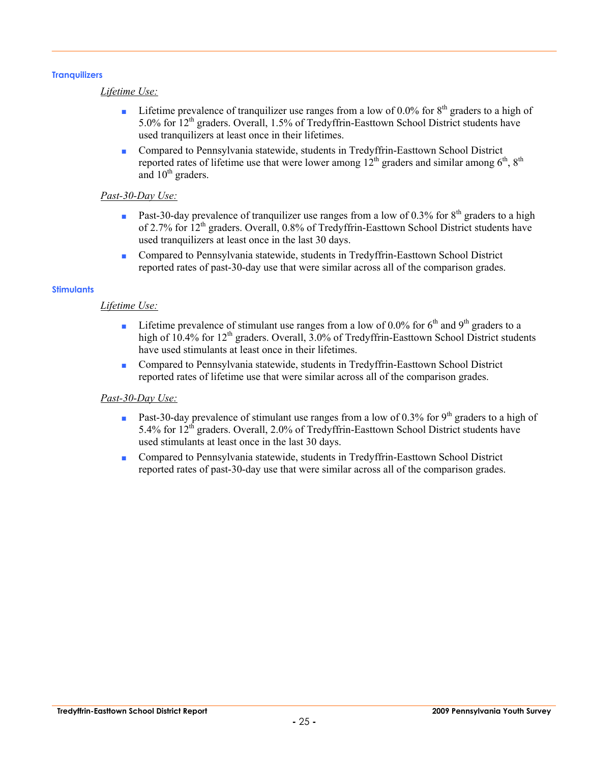### Tranquilizers

*Lifetime Use:*

- Lifetime prevalence of tranquilizer use ranges from a low of 0.0% for 8th graders to a high of 5.0% for 12th graders. Overall, 1.5% of Tredyffrin-Easttown School District students have used tranquilizers at least once in their lifetimes.
- Compared to Pennsylvania statewide, students in Tredyffrin-Easttown School District reported rates of lifetime use that were lower among 12th graders and similar among 6th, 8th and 10th graders.

*Past-30-Day Use:*

- Past-30-day prevalence of tranquilizer use ranges from a low of 0.3% for 8th graders to a high of 2.7% for 12th graders. Overall, 0.8% of Tredyffrin-Easttown School District students have used tranquilizers at least once in the last 30 days.
- Compared to Pennsylvania statewide, students in Tredyffrin-Easttown School District reported rates of past-30-day use that were similar across all of the comparison grades.

### Stimulants

*Lifetime Use:*

- Lifetime prevalence of stimulant use ranges from a low of 0.0% for 6th and 9th graders to a high of 10.4% for 12th graders. Overall, 3.0% of Tredyffrin-Easttown School District students have used stimulants at least once in their lifetimes.
- Compared to Pennsylvania statewide, students in Tredyffrin-Easttown School District reported rates of lifetime use that were similar across all of the comparison grades.

*Past-30-Day Use:*

- Past-30-day prevalence of stimulant use ranges from a low of 0.3% for 9th graders to a high of 5.4% for 12th graders. Overall, 2.0% of Tredyffrin-Easttown School District students have used stimulants at least once in the last 30 days.
- Compared to Pennsylvania statewide, students in Tredyffrin-Easttown School District reported rates of past-30-day use that were similar across all of the comparison grades.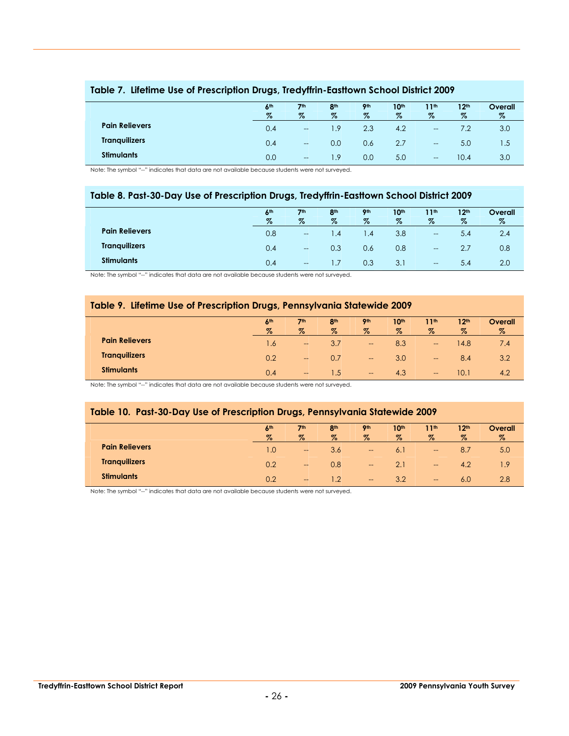### Table 7. Lifetime Use of Prescription Drugs, Tredyffrin-Easttown School District 2009

| | 6th % | 7th % | 8th % | 9th % | 10th % | 11th % | 12th % | Overall % |
|---|---|---|---|---|---|---|---|---|
| **Pain Relievers** | 0.4 | -- | 1.9 | 2.3 | 4.2 | -- | 7.2 | 3.0 |
| **Tranquilizers** | 0.4 | -- | 0.0 | 0.6 | 2.7 | -- | 5.0 | 1.5 |
| **Stimulants** | 0.0 | -- | 1.9 | 0.0 | 5.0 | -- | 10.4 | 3.0 |

Note: The symbol "--" indicates that data are not available because students were not surveyed.

### Table 8. Past-30-Day Use of Prescription Drugs, Tredyffrin-Easttown School District 2009

| | 6th % | 7th % | 8th % | 9th % | 10th % | 11th % | 12th % | Overall % |
|---|---|---|---|---|---|---|---|---|
| **Pain Relievers** | 0.8 | -- | 1.4 | 1.4 | 3.8 | -- | 5.4 | 2.4 |
| **Tranquilizers** | 0.4 | -- | 0.3 | 0.6 | 0.8 | -- | 2.7 | 0.8 |
| **Stimulants** | 0.4 | -- | 1.7 | 0.3 | 3.1 | -- | 5.4 | 2.0 |

Note: The symbol "--" indicates that data are not available because students were not surveyed.

### Table 9. Lifetime Use of Prescription Drugs, Pennsylvania Statewide 2009

| | 6th % | 7th % | 8th % | 9th % | 10th % | 11th % | 12th % | Overall % |
|---|---|---|---|---|---|---|---|---|
| **Pain Relievers** | 1.6 | -- | 3.7 | -- | 8.3 | -- | 14.8 | 7.4 |
| **Tranquilizers** | 0.2 | -- | 0.7 | -- | 3.0 | -- | 8.4 | 3.2 |
| **Stimulants** | 0.4 | -- | 1.5 | -- | 4.3 | -- | 10.1 | 4.2 |

Note: The symbol "--" indicates that data are not available because students were not surveyed.

### Table 10. Past-30-Day Use of Prescription Drugs, Pennsylvania Statewide 2009

| | 6th % | 7th % | 8th % | 9th % | 10th % | 11th % | 12th % | Overall % |
|---|---|---|---|---|---|---|---|---|
| **Pain Relievers** | 1.0 | -- | 3.6 | -- | 6.1 | -- | 8.7 | 5.0 |
| **Tranquilizers** | 0.2 | -- | 0.8 | -- | 2.1 | -- | 4.2 | 1.9 |
| **Stimulants** | 0.2 | -- | 1.2 | -- | 3.2 | -- | 6.0 | 2.8 |

Note: The symbol "--" indicates that data are not available because students were not surveyed.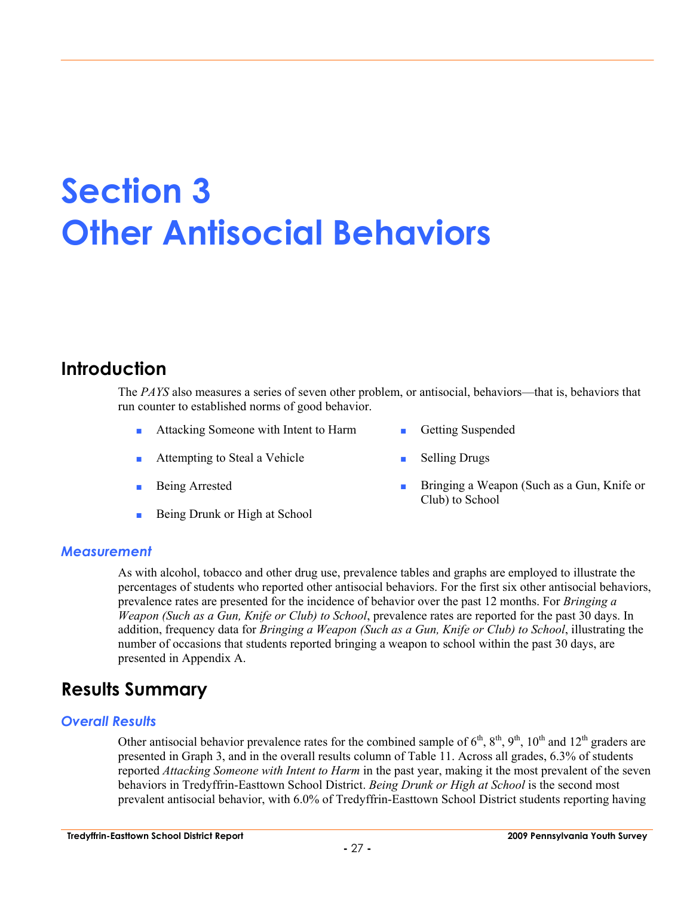# Section 3
# Other Antisocial Behaviors

## Introduction

The *PAYS* also measures a series of seven other problem, or antisocial, behaviors—that is, behaviors that run counter to established norms of good behavior.

- Attacking Someone with Intent to Harm
- Attempting to Steal a Vehicle
- Being Arrested
- Being Drunk or High at School
- Getting Suspended
- Selling Drugs
- Bringing a Weapon (Such as a Gun, Knife or Club) to School

### *Measurement*

As with alcohol, tobacco and other drug use, prevalence tables and graphs are employed to illustrate the percentages of students who reported other antisocial behaviors. For the first six other antisocial behaviors, prevalence rates are presented for the incidence of behavior over the past 12 months. For *Bringing a Weapon (Such as a Gun, Knife or Club) to School*, prevalence rates are reported for the past 30 days. In addition, frequency data for *Bringing a Weapon (Such as a Gun, Knife or Club) to School*, illustrating the number of occasions that students reported bringing a weapon to school within the past 30 days, are presented in Appendix A.

## Results Summary

### *Overall Results*

Other antisocial behavior prevalence rates for the combined sample of 6th, 8th, 9th, 10th and 12th graders are presented in Graph 3, and in the overall results column of Table 11. Across all grades, 6.3% of students reported *Attacking Someone with Intent to Harm* in the past year, making it the most prevalent of the seven behaviors in Tredyffrin-Easttown School District. *Being Drunk or High at School* is the second most prevalent antisocial behavior, with 6.0% of Tredyffrin-Easttown School District students reporting having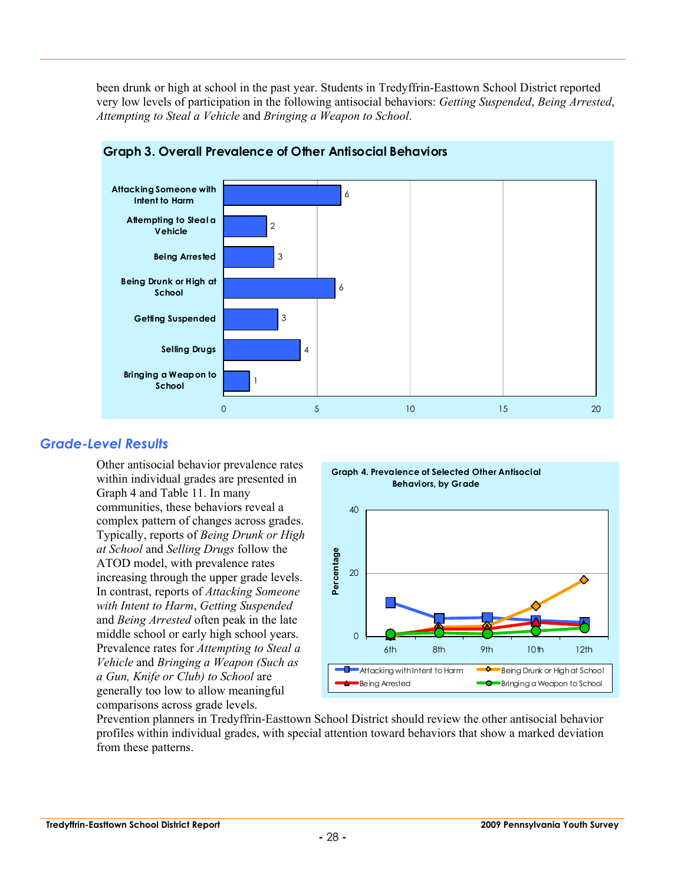been drunk or high at school in the past year. Students in Tredyffrin-Easttown School District reported very low levels of participation in the following antisocial behaviors: *Getting Suspended*, *Being Arrested*, *Attempting to Steal a Vehicle* and *Bringing a Weapon to School*.

**Graph 3. Overall Prevalence of Other Antisocial Behaviors**

| Behavior | Percentage |
|---|---|
| Attacking Someone with Intent to Harm | 6 |
| Attempting to Steal a Vehicle | 2 |
| Being Arrested | 3 |
| Being Drunk or High at School | 6 |
| Getting Suspended | 3 |
| Selling Drugs | 4 |
| Bringing a Weapon to School | 1 |

## Grade-Level Results

Other antisocial behavior prevalence rates within individual grades are presented in Graph 4 and Table 11. In many communities, these behaviors reveal a complex pattern of changes across grades. Typically, reports of *Being Drunk or High at School* and *Selling Drugs* follow the ATOD model, with prevalence rates increasing through the upper grade levels. In contrast, reports of *Attacking Someone with Intent to Harm*, *Getting Suspended* and *Being Arrested* often peak in the late middle school or early high school years. Prevalence rates for *Attempting to Steal a Vehicle* and *Bringing a Weapon (Such as a Gun, Knife or Club) to School* are generally too low to allow meaningful comparisons across grade levels.

**Graph 4. Prevalence of Selected Other Antisocial Behaviors, by Grade**

Percentage (0–40) by grade (6th, 8th, 9th, 10th, 12th). Legend: Attacking with Intent to Harm; Being Drunk or High at School; Being Arrested; Bringing a Weapon to School.

Prevention planners in Tredyffrin-Easttown School District should review the other antisocial behavior profiles within individual grades, with special attention toward behaviors that show a marked deviation from these patterns.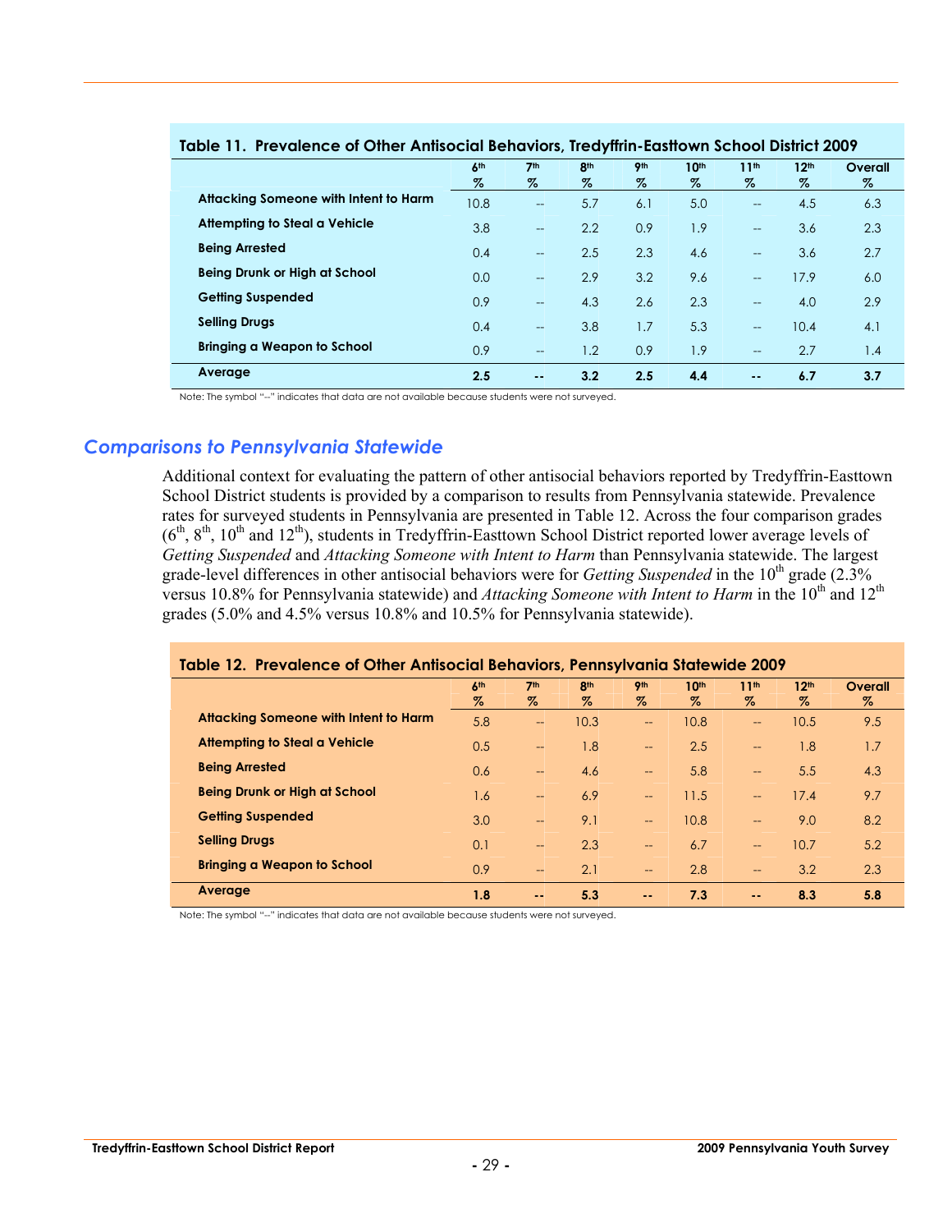**Table 11. Prevalence of Other Antisocial Behaviors, Tredyffrin-Easttown School District 2009**

| | 6th % | 7th % | 8th % | 9th % | 10th % | 11th % | 12th % | Overall % |
|---|---|---|---|---|---|---|---|---|
| **Attacking Someone with Intent to Harm** | 10.8 | -- | 5.7 | 6.1 | 5.0 | -- | 4.5 | 6.3 |
| **Attempting to Steal a Vehicle** | 3.8 | -- | 2.2 | 0.9 | 1.9 | -- | 3.6 | 2.3 |
| **Being Arrested** | 0.4 | -- | 2.5 | 2.3 | 4.6 | -- | 3.6 | 2.7 |
| **Being Drunk or High at School** | 0.0 | -- | 2.9 | 3.2 | 9.6 | -- | 17.9 | 6.0 |
| **Getting Suspended** | 0.9 | -- | 4.3 | 2.6 | 2.3 | -- | 4.0 | 2.9 |
| **Selling Drugs** | 0.4 | -- | 3.8 | 1.7 | 5.3 | -- | 10.4 | 4.1 |
| **Bringing a Weapon to School** | 0.9 | -- | 1.2 | 0.9 | 1.9 | -- | 2.7 | 1.4 |
| **Average** | **2.5** | **--** | **3.2** | **2.5** | **4.4** | **--** | **6.7** | **3.7** |

Note: The symbol "--" indicates that data are not available because students were not surveyed.

## *Comparisons to Pennsylvania Statewide*

Additional context for evaluating the pattern of other antisocial behaviors reported by Tredyffrin-Easttown School District students is provided by a comparison to results from Pennsylvania statewide. Prevalence rates for surveyed students in Pennsylvania are presented in Table 12. Across the four comparison grades (6th, 8th, 10th and 12th), students in Tredyffrin-Easttown School District reported lower average levels of *Getting Suspended* and *Attacking Someone with Intent to Harm* than Pennsylvania statewide. The largest grade-level differences in other antisocial behaviors were for *Getting Suspended* in the 10th grade (2.3% versus 10.8% for Pennsylvania statewide) and *Attacking Someone with Intent to Harm* in the 10th and 12th grades (5.0% and 4.5% versus 10.8% and 10.5% for Pennsylvania statewide).

**Table 12. Prevalence of Other Antisocial Behaviors, Pennsylvania Statewide 2009**

| | 6th % | 7th % | 8th % | 9th % | 10th % | 11th % | 12th % | Overall % |
|---|---|---|---|---|---|---|---|---|
| **Attacking Someone with Intent to Harm** | 5.8 | -- | 10.3 | -- | 10.8 | -- | 10.5 | 9.5 |
| **Attempting to Steal a Vehicle** | 0.5 | -- | 1.8 | -- | 2.5 | -- | 1.8 | 1.7 |
| **Being Arrested** | 0.6 | -- | 4.6 | -- | 5.8 | -- | 5.5 | 4.3 |
| **Being Drunk or High at School** | 1.6 | -- | 6.9 | -- | 11.5 | -- | 17.4 | 9.7 |
| **Getting Suspended** | 3.0 | -- | 9.1 | -- | 10.8 | -- | 9.0 | 8.2 |
| **Selling Drugs** | 0.1 | -- | 2.3 | -- | 6.7 | -- | 10.7 | 5.2 |
| **Bringing a Weapon to School** | 0.9 | -- | 2.1 | -- | 2.8 | -- | 3.2 | 2.3 |
| **Average** | **1.8** | **--** | **5.3** | **--** | **7.3** | **--** | **8.3** | **5.8** |

Note: The symbol "--" indicates that data are not available because students were not surveyed.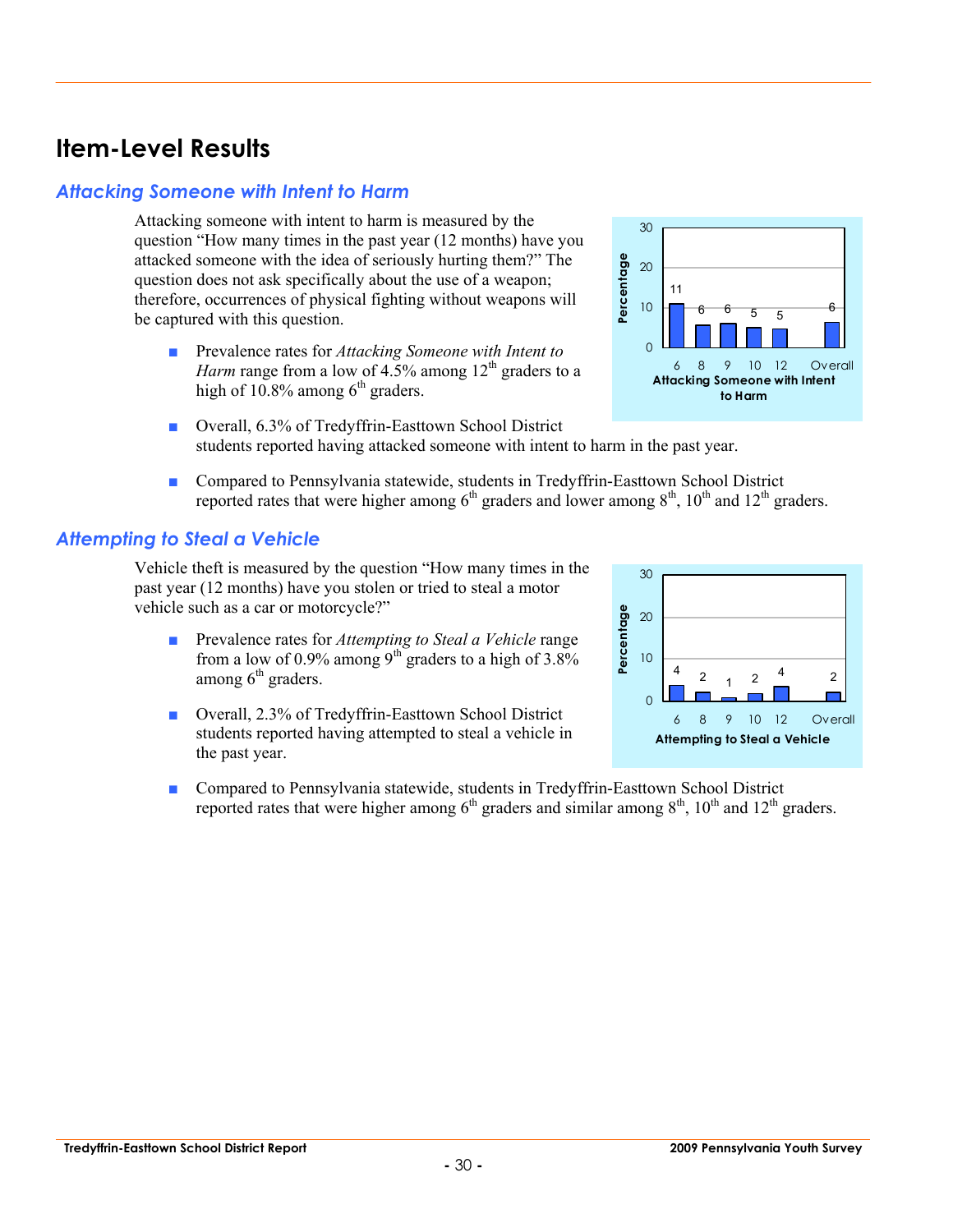# Item-Level Results

## Attacking Someone with Intent to Harm

Attacking someone with intent to harm is measured by the question "How many times in the past year (12 months) have you attacked someone with the idea of seriously hurting them?" The question does not ask specifically about the use of a weapon; therefore, occurrences of physical fighting without weapons will be captured with this question.

- Prevalence rates for *Attacking Someone with Intent to Harm* range from a low of 4.5% among 12th graders to a high of 10.8% among 6th graders.
- Overall, 6.3% of Tredyffrin-Easttown School District students reported having attacked someone with intent to harm in the past year.
- Compared to Pennsylvania statewide, students in Tredyffrin-Easttown School District reported rates that were higher among 6th graders and lower among 8th, 10th and 12th graders.

| Grade | 6 | 8 | 9 | 10 | 12 | Overall |
|---|---|---|---|---|---|---|
| Attacking Someone with Intent to Harm (Percentage) | 11 | 6 | 6 | 5 | 5 | 6 |

## Attempting to Steal a Vehicle

Vehicle theft is measured by the question "How many times in the past year (12 months) have you stolen or tried to steal a motor vehicle such as a car or motorcycle?"

- Prevalence rates for *Attempting to Steal a Vehicle* range from a low of 0.9% among 9th graders to a high of 3.8% among 6th graders.
- Overall, 2.3% of Tredyffrin-Easttown School District students reported having attempted to steal a vehicle in the past year.
- Compared to Pennsylvania statewide, students in Tredyffrin-Easttown School District reported rates that were higher among 6th graders and similar among 8th, 10th and 12th graders.

| Grade | 6 | 8 | 9 | 10 | 12 | Overall |
|---|---|---|---|---|---|---|
| Attempting to Steal a Vehicle (Percentage) | 4 | 2 | 1 | 2 | 4 | 2 |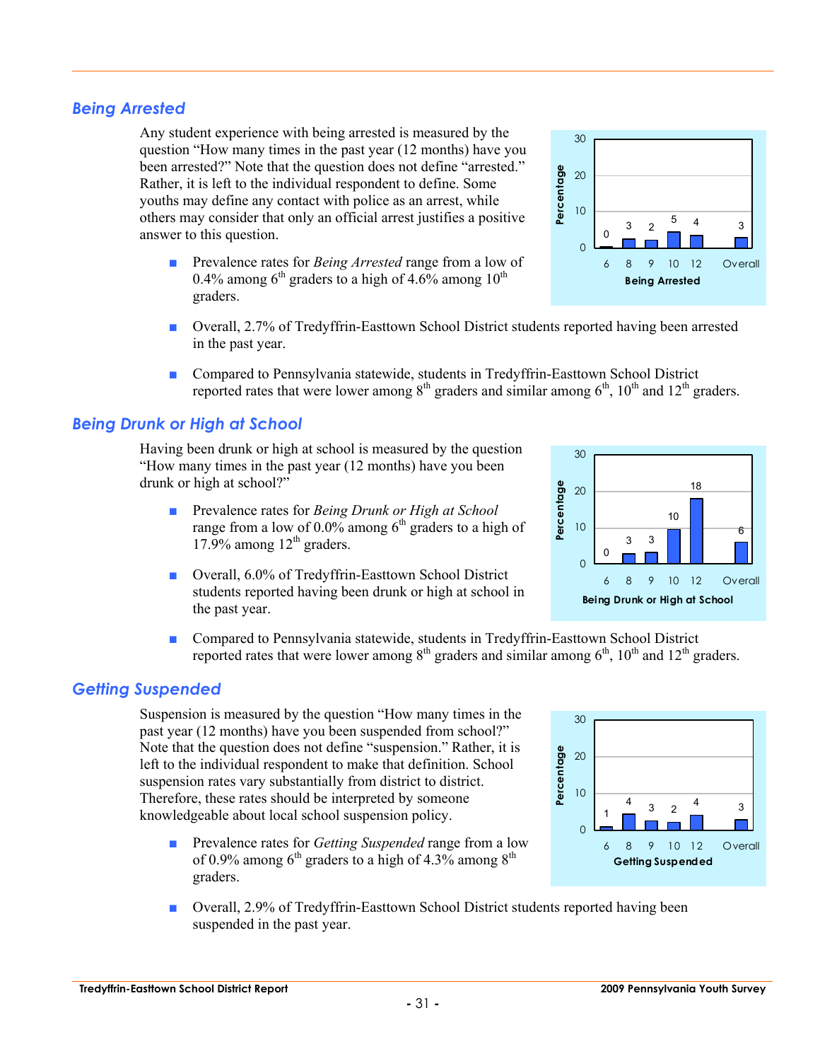## *Being Arrested*

Any student experience with being arrested is measured by the question "How many times in the past year (12 months) have you been arrested?" Note that the question does not define "arrested." Rather, it is left to the individual respondent to define. Some youths may define any contact with police as an arrest, while others may consider that only an official arrest justifies a positive answer to this question.

- Prevalence rates for *Being Arrested* range from a low of 0.4% among 6th graders to a high of 4.6% among 10th graders.
- Overall, 2.7% of Tredyffrin-Easttown School District students reported having been arrested in the past year.
- Compared to Pennsylvania statewide, students in Tredyffrin-Easttown School District reported rates that were lower among 8th graders and similar among 6th, 10th and 12th graders.

| Being Arrested | 6 | 8 | 9 | 10 | 12 | Overall |
|---|---|---|---|---|---|---|
| Percentage | 0 | 3 | 2 | 5 | 4 | 3 |

## *Being Drunk or High at School*

Having been drunk or high at school is measured by the question "How many times in the past year (12 months) have you been drunk or high at school?"

- Prevalence rates for *Being Drunk or High at School* range from a low of 0.0% among 6th graders to a high of 17.9% among 12th graders.
- Overall, 6.0% of Tredyffrin-Easttown School District students reported having been drunk or high at school in the past year.
- Compared to Pennsylvania statewide, students in Tredyffrin-Easttown School District reported rates that were lower among 8th graders and similar among 6th, 10th and 12th graders.

| Being Drunk or High at School | 6 | 8 | 9 | 10 | 12 | Overall |
|---|---|---|---|---|---|---|
| Percentage | 0 | 3 | 3 | 10 | 18 | 6 |

## *Getting Suspended*

Suspension is measured by the question "How many times in the past year (12 months) have you been suspended from school?" Note that the question does not define "suspension." Rather, it is left to the individual respondent to make that definition. School suspension rates vary substantially from district to district. Therefore, these rates should be interpreted by someone knowledgeable about local school suspension policy.

- Prevalence rates for *Getting Suspended* range from a low of 0.9% among 6th graders to a high of 4.3% among 8th graders.
- Overall, 2.9% of Tredyffrin-Easttown School District students reported having been suspended in the past year.

| Getting Suspended | 6 | 8 | 9 | 10 | 12 | Overall |
|---|---|---|---|---|---|---|
| Percentage | 1 | 4 | 3 | 2 | 4 | 3 |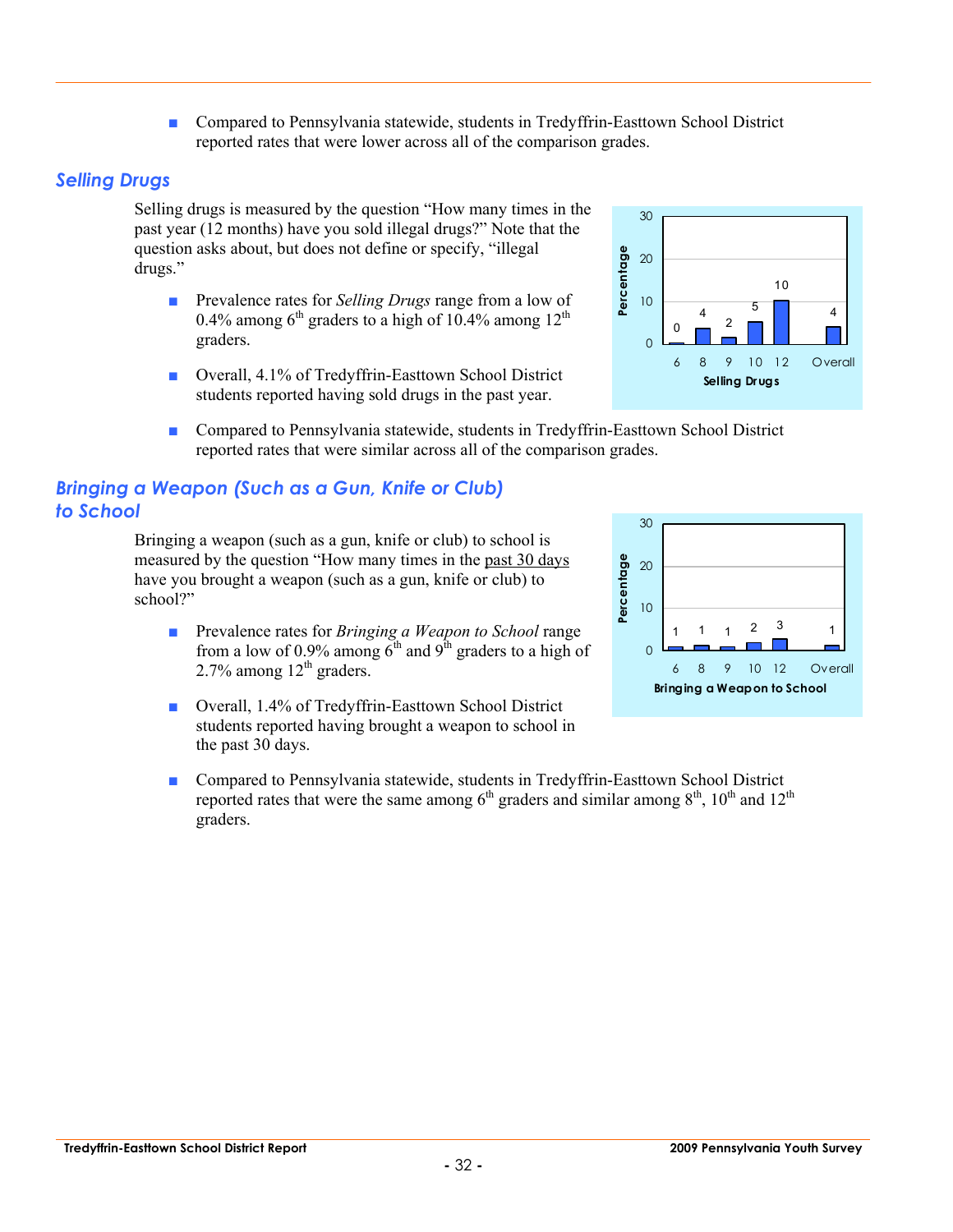- Compared to Pennsylvania statewide, students in Tredyffrin-Easttown School District reported rates that were lower across all of the comparison grades.

## Selling Drugs

Selling drugs is measured by the question "How many times in the past year (12 months) have you sold illegal drugs?" Note that the question asks about, but does not define or specify, "illegal drugs."

- Prevalence rates for *Selling Drugs* range from a low of 0.4% among 6th graders to a high of 10.4% among 12th graders.

- Overall, 4.1% of Tredyffrin-Easttown School District students reported having sold drugs in the past year.

| Selling Drugs | 6 | 8 | 9 | 10 | 12 | Overall |
|---|---|---|---|---|---|---|
| Percentage | 0 | 4 | 2 | 5 | 10 | 4 |

- Compared to Pennsylvania statewide, students in Tredyffrin-Easttown School District reported rates that were similar across all of the comparison grades.

## Bringing a Weapon (Such as a Gun, Knife or Club) to School

Bringing a weapon (such as a gun, knife or club) to school is measured by the question "How many times in the past 30 days have you brought a weapon (such as a gun, knife or club) to school?"

- Prevalence rates for *Bringing a Weapon to School* range from a low of 0.9% among 6th and 9th graders to a high of 2.7% among 12th graders.

- Overall, 1.4% of Tredyffrin-Easttown School District students reported having brought a weapon to school in the past 30 days.

| Bringing a Weapon to School | 6 | 8 | 9 | 10 | 12 | Overall |
|---|---|---|---|---|---|---|
| Percentage | 1 | 1 | 1 | 2 | 3 | 1 |

- Compared to Pennsylvania statewide, students in Tredyffrin-Easttown School District reported rates that were the same among 6th graders and similar among 8th, 10th and 12th graders.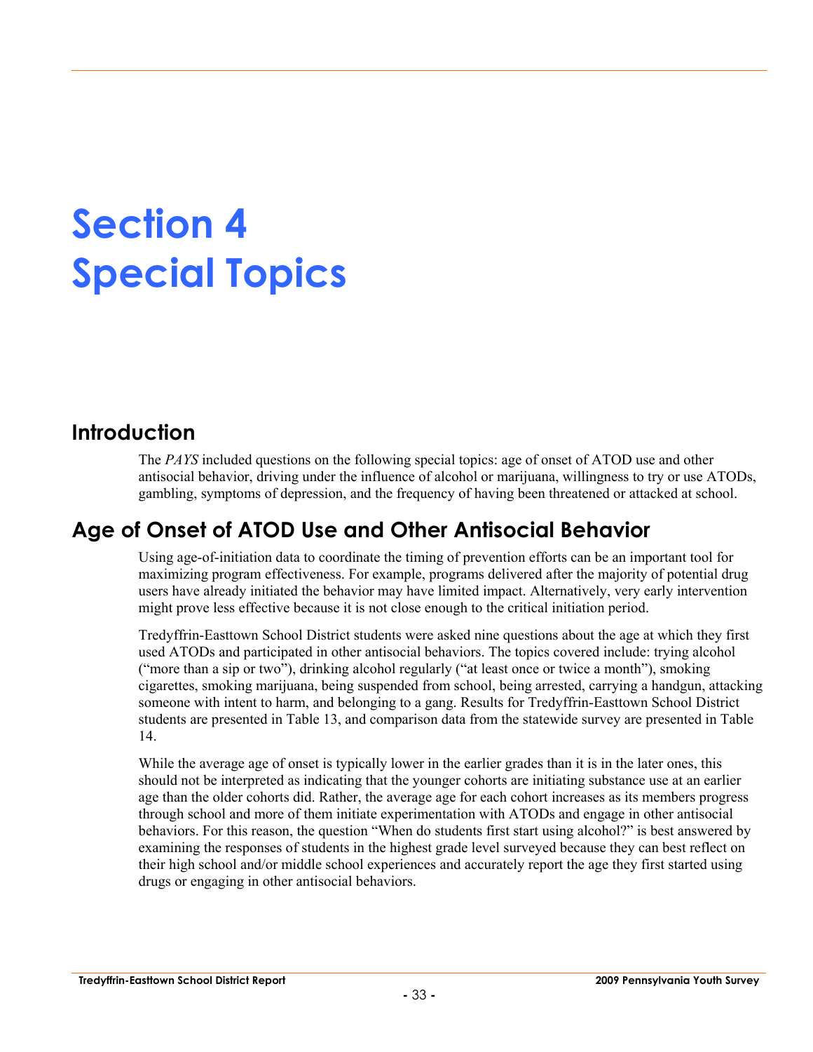# Section 4
# Special Topics

## Introduction

The *PAYS* included questions on the following special topics: age of onset of ATOD use and other antisocial behavior, driving under the influence of alcohol or marijuana, willingness to try or use ATODs, gambling, symptoms of depression, and the frequency of having been threatened or attacked at school.

## Age of Onset of ATOD Use and Other Antisocial Behavior

Using age-of-initiation data to coordinate the timing of prevention efforts can be an important tool for maximizing program effectiveness. For example, programs delivered after the majority of potential drug users have already initiated the behavior may have limited impact. Alternatively, very early intervention might prove less effective because it is not close enough to the critical initiation period.

Tredyffrin-Easttown School District students were asked nine questions about the age at which they first used ATODs and participated in other antisocial behaviors. The topics covered include: trying alcohol ("more than a sip or two"), drinking alcohol regularly ("at least once or twice a month"), smoking cigarettes, smoking marijuana, being suspended from school, being arrested, carrying a handgun, attacking someone with intent to harm, and belonging to a gang. Results for Tredyffrin-Easttown School District students are presented in Table 13, and comparison data from the statewide survey are presented in Table 14.

While the average age of onset is typically lower in the earlier grades than it is in the later ones, this should not be interpreted as indicating that the younger cohorts are initiating substance use at an earlier age than the older cohorts did. Rather, the average age for each cohort increases as its members progress through school and more of them initiate experimentation with ATODs and engage in other antisocial behaviors. For this reason, the question "When do students first start using alcohol?" is best answered by examining the responses of students in the highest grade level surveyed because they can best reflect on their high school and/or middle school experiences and accurately report the age they first started using drugs or engaging in other antisocial behaviors.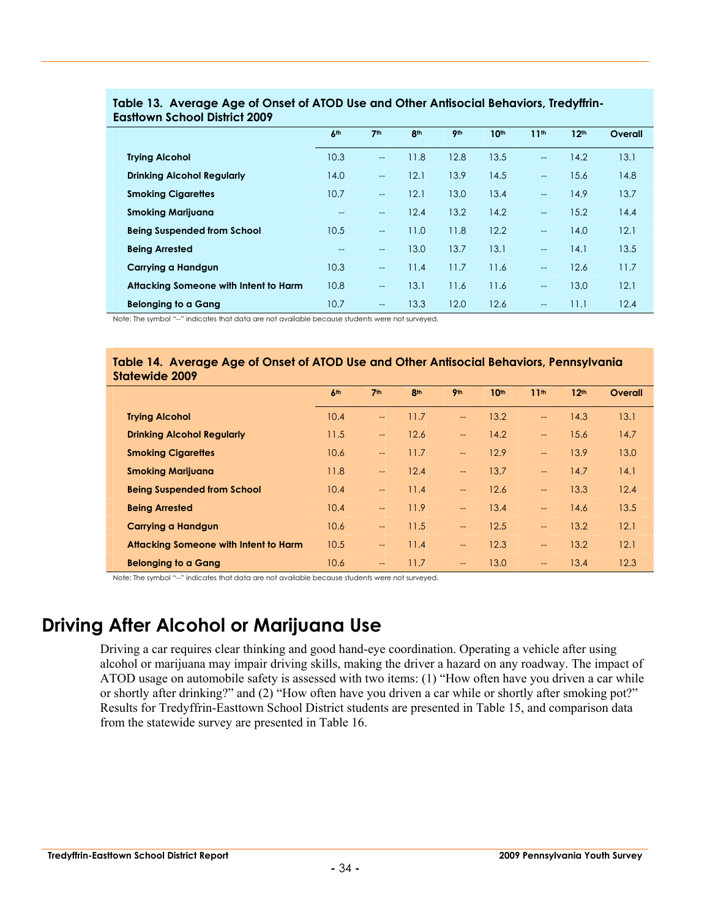**Table 13. Average Age of Onset of ATOD Use and Other Antisocial Behaviors, Tredyffrin-Easttown School District 2009**

| | 6th | 7th | 8th | 9th | 10th | 11th | 12th | Overall |
|---|---|---|---|---|---|---|---|---|
| **Trying Alcohol** | 10.3 | -- | 11.8 | 12.8 | 13.5 | -- | 14.2 | 13.1 |
| **Drinking Alcohol Regularly** | 14.0 | -- | 12.1 | 13.9 | 14.5 | -- | 15.6 | 14.8 |
| **Smoking Cigarettes** | 10.7 | -- | 12.1 | 13.0 | 13.4 | -- | 14.9 | 13.7 |
| **Smoking Marijuana** | -- | -- | 12.4 | 13.2 | 14.2 | -- | 15.2 | 14.4 |
| **Being Suspended from School** | 10.5 | -- | 11.0 | 11.8 | 12.2 | -- | 14.0 | 12.1 |
| **Being Arrested** | -- | -- | 13.0 | 13.7 | 13.1 | -- | 14.1 | 13.5 |
| **Carrying a Handgun** | 10.3 | -- | 11.4 | 11.7 | 11.6 | -- | 12.6 | 11.7 |
| **Attacking Someone with Intent to Harm** | 10.8 | -- | 13.1 | 11.6 | 11.6 | -- | 13.0 | 12.1 |
| **Belonging to a Gang** | 10.7 | -- | 13.3 | 12.0 | 12.6 | -- | 11.1 | 12.4 |

Note: The symbol "--" indicates that data are not available because students were not surveyed.

**Table 14. Average Age of Onset of ATOD Use and Other Antisocial Behaviors, Pennsylvania Statewide 2009**

| | 6th | 7th | 8th | 9th | 10th | 11th | 12th | Overall |
|---|---|---|---|---|---|---|---|---|
| **Trying Alcohol** | 10.4 | -- | 11.7 | -- | 13.2 | -- | 14.3 | 13.1 |
| **Drinking Alcohol Regularly** | 11.5 | -- | 12.6 | -- | 14.2 | -- | 15.6 | 14.7 |
| **Smoking Cigarettes** | 10.6 | -- | 11.7 | -- | 12.9 | -- | 13.9 | 13.0 |
| **Smoking Marijuana** | 11.8 | -- | 12.4 | -- | 13.7 | -- | 14.7 | 14.1 |
| **Being Suspended from School** | 10.4 | -- | 11.4 | -- | 12.6 | -- | 13.3 | 12.4 |
| **Being Arrested** | 10.4 | -- | 11.9 | -- | 13.4 | -- | 14.6 | 13.5 |
| **Carrying a Handgun** | 10.6 | -- | 11.5 | -- | 12.5 | -- | 13.2 | 12.1 |
| **Attacking Someone with Intent to Harm** | 10.5 | -- | 11.4 | -- | 12.3 | -- | 13.2 | 12.1 |
| **Belonging to a Gang** | 10.6 | -- | 11.7 | -- | 13.0 | -- | 13.4 | 12.3 |

Note: The symbol "--" indicates that data are not available because students were not surveyed.

# Driving After Alcohol or Marijuana Use

Driving a car requires clear thinking and good hand-eye coordination. Operating a vehicle after using alcohol or marijuana may impair driving skills, making the driver a hazard on any roadway. The impact of ATOD usage on automobile safety is assessed with two items: (1) "How often have you driven a car while or shortly after drinking?" and (2) "How often have you driven a car while or shortly after smoking pot?" Results for Tredyffrin-Easttown School District students are presented in Table 15, and comparison data from the statewide survey are presented in Table 16.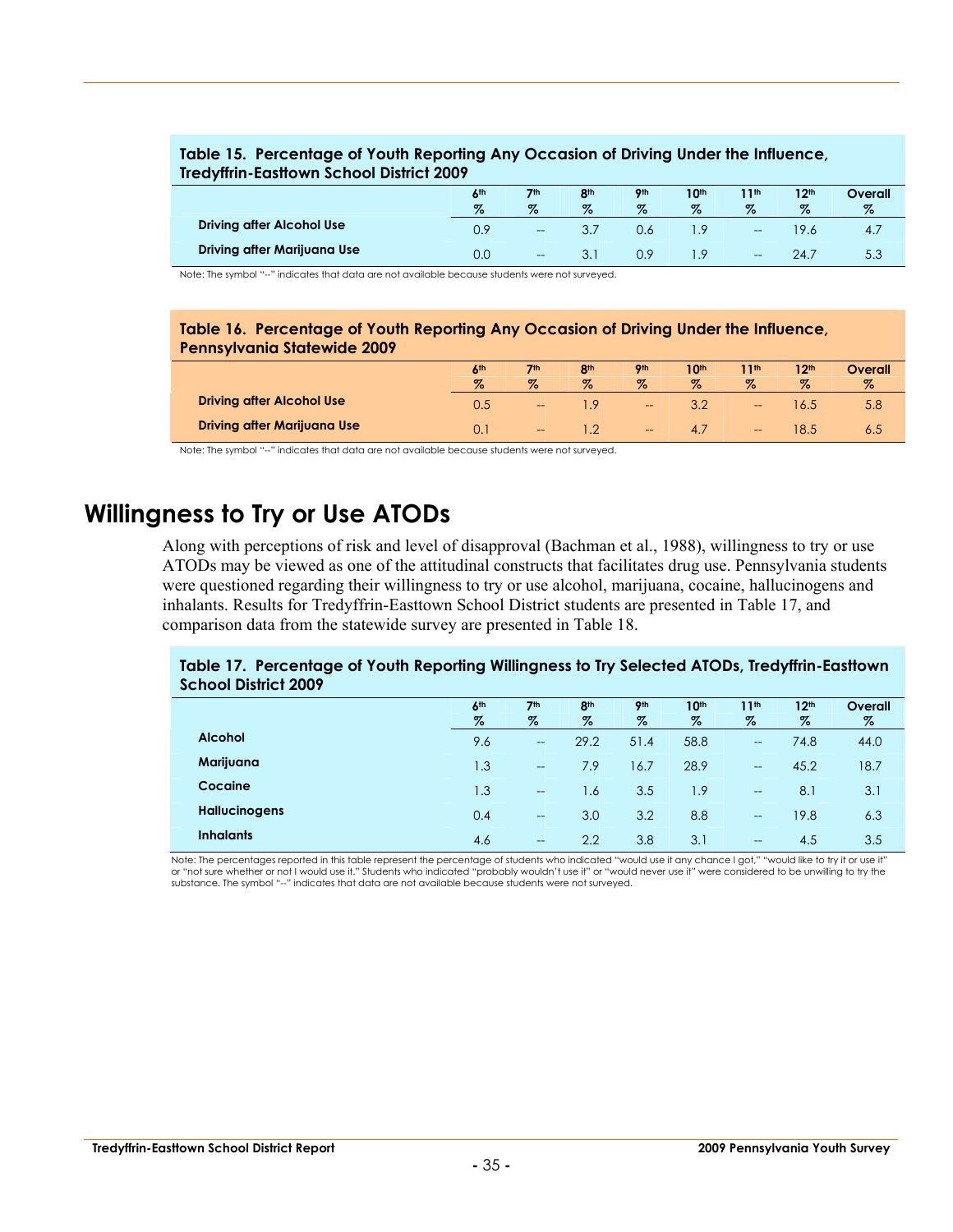**Table 15. Percentage of Youth Reporting Any Occasion of Driving Under the Influence, Tredyffrin-Easttown School District 2009**

| | 6th % | 7th % | 8th % | 9th % | 10th % | 11th % | 12th % | Overall % |
|---|---|---|---|---|---|---|---|---|
| **Driving after Alcohol Use** | 0.9 | -- | 3.7 | 0.6 | 1.9 | -- | 19.6 | 4.7 |
| **Driving after Marijuana Use** | 0.0 | -- | 3.1 | 0.9 | 1.9 | -- | 24.7 | 5.3 |

Note: The symbol "--" indicates that data are not available because students were not surveyed.

**Table 16. Percentage of Youth Reporting Any Occasion of Driving Under the Influence, Pennsylvania Statewide 2009**

| | 6th % | 7th % | 8th % | 9th % | 10th % | 11th % | 12th % | Overall % |
|---|---|---|---|---|---|---|---|---|
| **Driving after Alcohol Use** | 0.5 | -- | 1.9 | -- | 3.2 | -- | 16.5 | 5.8 |
| **Driving after Marijuana Use** | 0.1 | -- | 1.2 | -- | 4.7 | -- | 18.5 | 6.5 |

Note: The symbol "--" indicates that data are not available because students were not surveyed.

# Willingness to Try or Use ATODs

Along with perceptions of risk and level of disapproval (Bachman et al., 1988), willingness to try or use ATODs may be viewed as one of the attitudinal constructs that facilitates drug use. Pennsylvania students were questioned regarding their willingness to try or use alcohol, marijuana, cocaine, hallucinogens and inhalants. Results for Tredyffrin-Easttown School District students are presented in Table 17, and comparison data from the statewide survey are presented in Table 18.

**Table 17. Percentage of Youth Reporting Willingness to Try Selected ATODs, Tredyffrin-Easttown School District 2009**

| | 6th % | 7th % | 8th % | 9th % | 10th % | 11th % | 12th % | Overall % |
|---|---|---|---|---|---|---|---|---|
| **Alcohol** | 9.6 | -- | 29.2 | 51.4 | 58.8 | -- | 74.8 | 44.0 |
| **Marijuana** | 1.3 | -- | 7.9 | 16.7 | 28.9 | -- | 45.2 | 18.7 |
| **Cocaine** | 1.3 | -- | 1.6 | 3.5 | 1.9 | -- | 8.1 | 3.1 |
| **Hallucinogens** | 0.4 | -- | 3.0 | 3.2 | 8.8 | -- | 19.8 | 6.3 |
| **Inhalants** | 4.6 | -- | 2.2 | 3.8 | 3.1 | -- | 4.5 | 3.5 |

Note: The percentages reported in this table represent the percentage of students who indicated "would use it any chance I got," "would like to try it or use it" or "not sure whether or not I would use it." Students who indicated "probably wouldn't use it" or "would never use it" were considered to be unwilling to try the substance. The symbol "--" indicates that data are not available because students were not surveyed.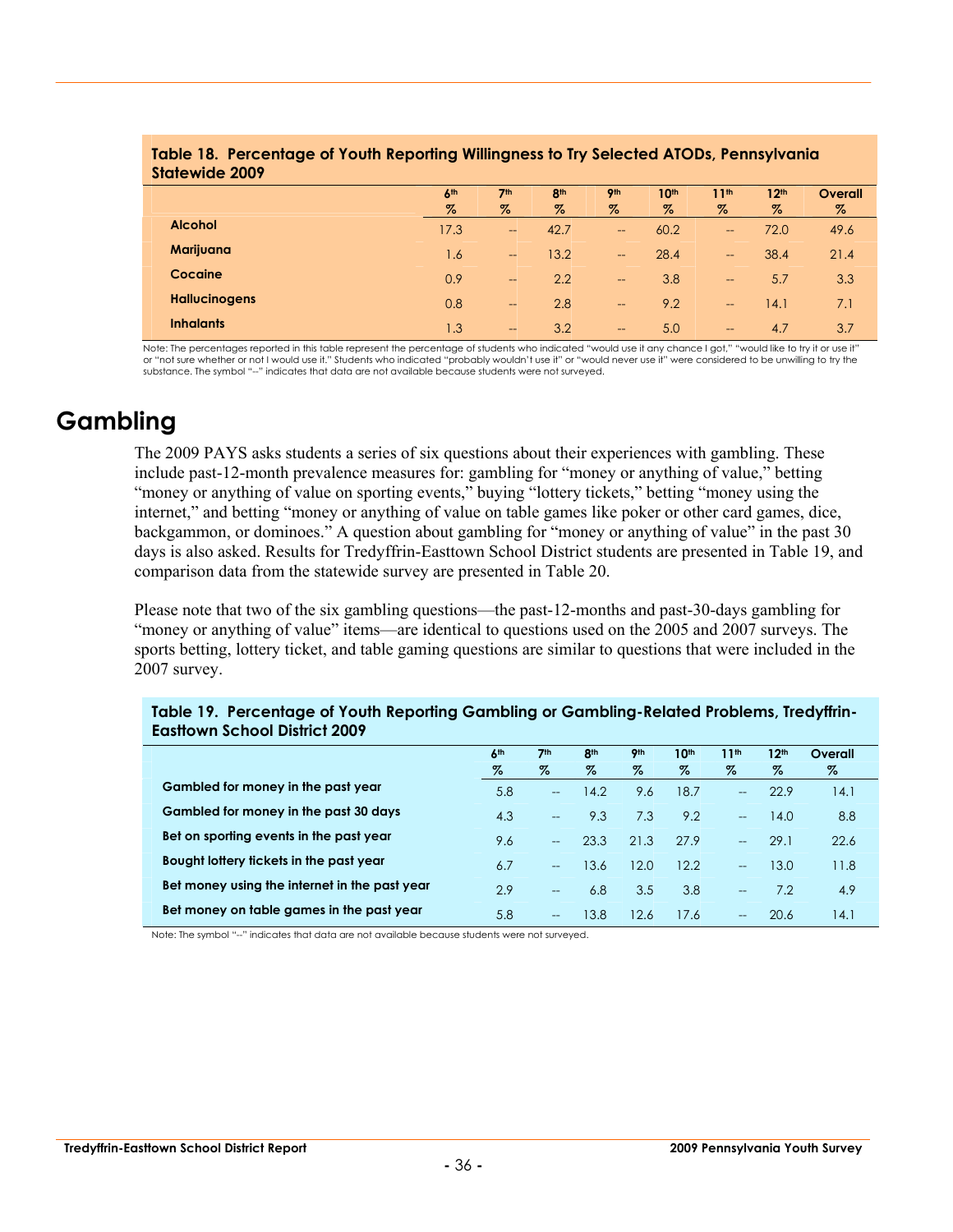**Table 18. Percentage of Youth Reporting Willingness to Try Selected ATODs, Pennsylvania Statewide 2009**

| | 6th % | 7th % | 8th % | 9th % | 10th % | 11th % | 12th % | Overall % |
|---|---|---|---|---|---|---|---|---|
| **Alcohol** | 17.3 | -- | 42.7 | -- | 60.2 | -- | 72.0 | 49.6 |
| **Marijuana** | 1.6 | -- | 13.2 | -- | 28.4 | -- | 38.4 | 21.4 |
| **Cocaine** | 0.9 | -- | 2.2 | -- | 3.8 | -- | 5.7 | 3.3 |
| **Hallucinogens** | 0.8 | -- | 2.8 | -- | 9.2 | -- | 14.1 | 7.1 |
| **Inhalants** | 1.3 | -- | 3.2 | -- | 5.0 | -- | 4.7 | 3.7 |

Note: The percentages reported in this table represent the percentage of students who indicated "would use it any chance I got," "would like to try it or use it" or "not sure whether or not I would use it." Students who indicated "probably wouldn't use it" or "would never use it" were considered to be unwilling to try the substance. The symbol "--" indicates that data are not available because students were not surveyed.

# Gambling

The 2009 PAYS asks students a series of six questions about their experiences with gambling. These include past-12-month prevalence measures for: gambling for "money or anything of value," betting "money or anything of value on sporting events," buying "lottery tickets," betting "money using the internet," and betting "money or anything of value on table games like poker or other card games, dice, backgammon, or dominoes." A question about gambling for "money or anything of value" in the past 30 days is also asked. Results for Tredyffrin-Easttown School District students are presented in Table 19, and comparison data from the statewide survey are presented in Table 20.

Please note that two of the six gambling questions—the past-12-months and past-30-days gambling for "money or anything of value" items—are identical to questions used on the 2005 and 2007 surveys. The sports betting, lottery ticket, and table gaming questions are similar to questions that were included in the 2007 survey.

**Table 19. Percentage of Youth Reporting Gambling or Gambling-Related Problems, Tredyffrin-Easttown School District 2009**

| | 6th % | 7th % | 8th % | 9th % | 10th % | 11th % | 12th % | Overall % |
|---|---|---|---|---|---|---|---|---|
| **Gambled for money in the past year** | 5.8 | -- | 14.2 | 9.6 | 18.7 | -- | 22.9 | 14.1 |
| **Gambled for money in the past 30 days** | 4.3 | -- | 9.3 | 7.3 | 9.2 | -- | 14.0 | 8.8 |
| **Bet on sporting events in the past year** | 9.6 | -- | 23.3 | 21.3 | 27.9 | -- | 29.1 | 22.6 |
| **Bought lottery tickets in the past year** | 6.7 | -- | 13.6 | 12.0 | 12.2 | -- | 13.0 | 11.8 |
| **Bet money using the internet in the past year** | 2.9 | -- | 6.8 | 3.5 | 3.8 | -- | 7.2 | 4.9 |
| **Bet money on table games in the past year** | 5.8 | -- | 13.8 | 12.6 | 17.6 | -- | 20.6 | 14.1 |

Note: The symbol "--" indicates that data are not available because students were not surveyed.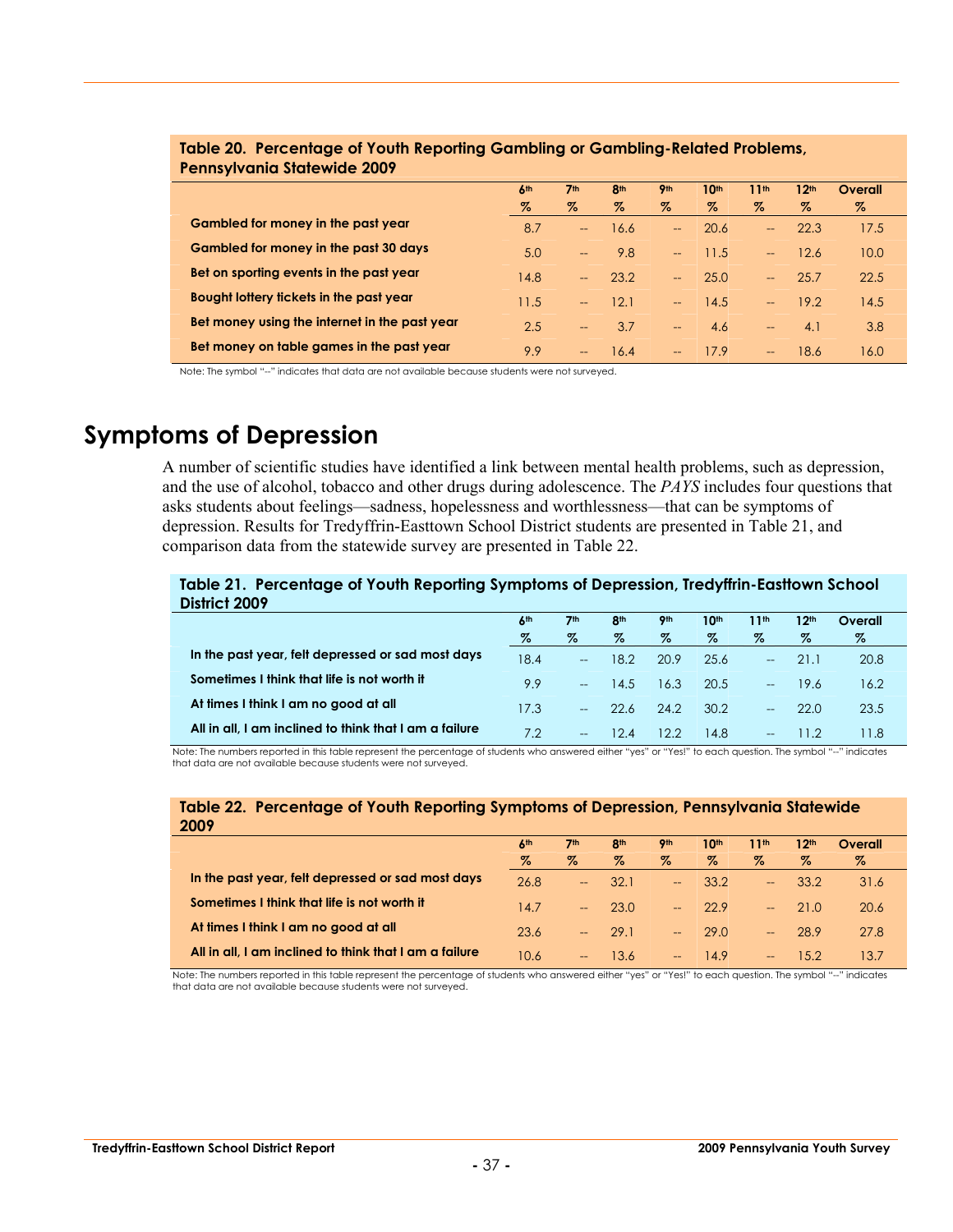**Table 20. Percentage of Youth Reporting Gambling or Gambling-Related Problems, Pennsylvania Statewide 2009**

| | 6th % | 7th % | 8th % | 9th % | 10th % | 11th % | 12th % | Overall % |
|---|---|---|---|---|---|---|---|---|
| Gambled for money in the past year | 8.7 | -- | 16.6 | -- | 20.6 | -- | 22.3 | 17.5 |
| Gambled for money in the past 30 days | 5.0 | -- | 9.8 | -- | 11.5 | -- | 12.6 | 10.0 |
| Bet on sporting events in the past year | 14.8 | -- | 23.2 | -- | 25.0 | -- | 25.7 | 22.5 |
| Bought lottery tickets in the past year | 11.5 | -- | 12.1 | -- | 14.5 | -- | 19.2 | 14.5 |
| Bet money using the internet in the past year | 2.5 | -- | 3.7 | -- | 4.6 | -- | 4.1 | 3.8 |
| Bet money on table games in the past year | 9.9 | -- | 16.4 | -- | 17.9 | -- | 18.6 | 16.0 |

Note: The symbol "--" indicates that data are not available because students were not surveyed.

# Symptoms of Depression

A number of scientific studies have identified a link between mental health problems, such as depression, and the use of alcohol, tobacco and other drugs during adolescence. The *PAYS* includes four questions that asks students about feelings—sadness, hopelessness and worthlessness—that can be symptoms of depression. Results for Tredyffrin-Easttown School District students are presented in Table 21, and comparison data from the statewide survey are presented in Table 22.

**Table 21. Percentage of Youth Reporting Symptoms of Depression, Tredyffrin-Easttown School District 2009**

| | 6th % | 7th % | 8th % | 9th % | 10th % | 11th % | 12th % | Overall % |
|---|---|---|---|---|---|---|---|---|
| In the past year, felt depressed or sad most days | 18.4 | -- | 18.2 | 20.9 | 25.6 | -- | 21.1 | 20.8 |
| Sometimes I think that life is not worth it | 9.9 | -- | 14.5 | 16.3 | 20.5 | -- | 19.6 | 16.2 |
| At times I think I am no good at all | 17.3 | -- | 22.6 | 24.2 | 30.2 | -- | 22.0 | 23.5 |
| All in all, I am inclined to think that I am a failure | 7.2 | -- | 12.4 | 12.2 | 14.8 | -- | 11.2 | 11.8 |

Note: The numbers reported in this table represent the percentage of students who answered either "yes" or "Yes!" to each question. The symbol "--" indicates that data are not available because students were not surveyed.

**Table 22. Percentage of Youth Reporting Symptoms of Depression, Pennsylvania Statewide 2009**

| | 6th % | 7th % | 8th % | 9th % | 10th % | 11th % | 12th % | Overall % |
|---|---|---|---|---|---|---|---|---|
| In the past year, felt depressed or sad most days | 26.8 | -- | 32.1 | -- | 33.2 | -- | 33.2 | 31.6 |
| Sometimes I think that life is not worth it | 14.7 | -- | 23.0 | -- | 22.9 | -- | 21.0 | 20.6 |
| At times I think I am no good at all | 23.6 | -- | 29.1 | -- | 29.0 | -- | 28.9 | 27.8 |
| All in all, I am inclined to think that I am a failure | 10.6 | -- | 13.6 | -- | 14.9 | -- | 15.2 | 13.7 |

Note: The numbers reported in this table represent the percentage of students who answered either "yes" or "Yes!" to each question. The symbol "--" indicates that data are not available because students were not surveyed.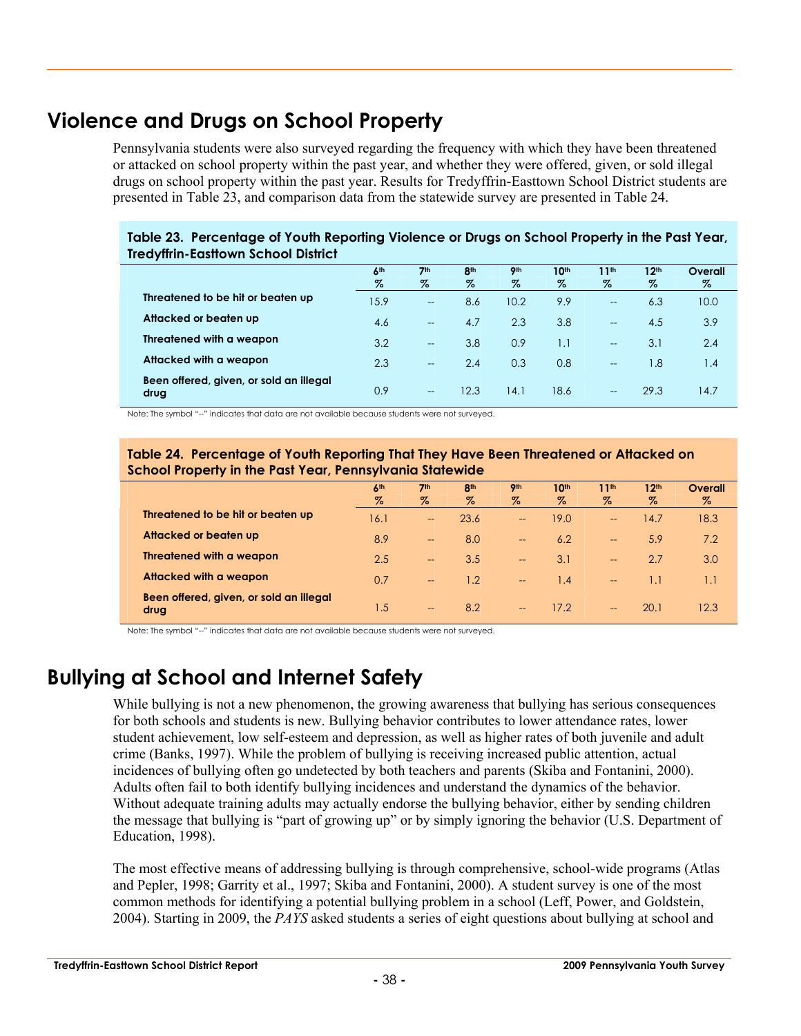## Violence and Drugs on School Property

Pennsylvania students were also surveyed regarding the frequency with which they have been threatened or attacked on school property within the past year, and whether they were offered, given, or sold illegal drugs on school property within the past year. Results for Tredyffrin-Easttown School District students are presented in Table 23, and comparison data from the statewide survey are presented in Table 24.

**Table 23. Percentage of Youth Reporting Violence or Drugs on School Property in the Past Year, Tredyffrin-Easttown School District**

| | 6th % | 7th % | 8th % | 9th % | 10th % | 11th % | 12th % | Overall % |
|---|---|---|---|---|---|---|---|---|
| **Threatened to be hit or beaten up** | 15.9 | -- | 8.6 | 10.2 | 9.9 | -- | 6.3 | 10.0 |
| **Attacked or beaten up** | 4.6 | -- | 4.7 | 2.3 | 3.8 | -- | 4.5 | 3.9 |
| **Threatened with a weapon** | 3.2 | -- | 3.8 | 0.9 | 1.1 | -- | 3.1 | 2.4 |
| **Attacked with a weapon** | 2.3 | -- | 2.4 | 0.3 | 0.8 | -- | 1.8 | 1.4 |
| **Been offered, given, or sold an illegal drug** | 0.9 | -- | 12.3 | 14.1 | 18.6 | -- | 29.3 | 14.7 |

Note: The symbol "--" indicates that data are not available because students were not surveyed.

**Table 24. Percentage of Youth Reporting That They Have Been Threatened or Attacked on School Property in the Past Year, Pennsylvania Statewide**

| | 6th % | 7th % | 8th % | 9th % | 10th % | 11th % | 12th % | Overall % |
|---|---|---|---|---|---|---|---|---|
| **Threatened to be hit or beaten up** | 16.1 | -- | 23.6 | -- | 19.0 | -- | 14.7 | 18.3 |
| **Attacked or beaten up** | 8.9 | -- | 8.0 | -- | 6.2 | -- | 5.9 | 7.2 |
| **Threatened with a weapon** | 2.5 | -- | 3.5 | -- | 3.1 | -- | 2.7 | 3.0 |
| **Attacked with a weapon** | 0.7 | -- | 1.2 | -- | 1.4 | -- | 1.1 | 1.1 |
| **Been offered, given, or sold an illegal drug** | 1.5 | -- | 8.2 | -- | 17.2 | -- | 20.1 | 12.3 |

Note: The symbol "--" indicates that data are not available because students were not surveyed.

## Bullying at School and Internet Safety

While bullying is not a new phenomenon, the growing awareness that bullying has serious consequences for both schools and students is new. Bullying behavior contributes to lower attendance rates, lower student achievement, low self-esteem and depression, as well as higher rates of both juvenile and adult crime (Banks, 1997). While the problem of bullying is receiving increased public attention, actual incidences of bullying often go undetected by both teachers and parents (Skiba and Fontanini, 2000). Adults often fail to both identify bullying incidences and understand the dynamics of the behavior. Without adequate training adults may actually endorse the bullying behavior, either by sending children the message that bullying is "part of growing up" or by simply ignoring the behavior (U.S. Department of Education, 1998).

The most effective means of addressing bullying is through comprehensive, school-wide programs (Atlas and Pepler, 1998; Garrity et al., 1997; Skiba and Fontanini, 2000). A student survey is one of the most common methods for identifying a potential bullying problem in a school (Leff, Power, and Goldstein, 2004). Starting in 2009, the *PAYS* asked students a series of eight questions about bullying at school and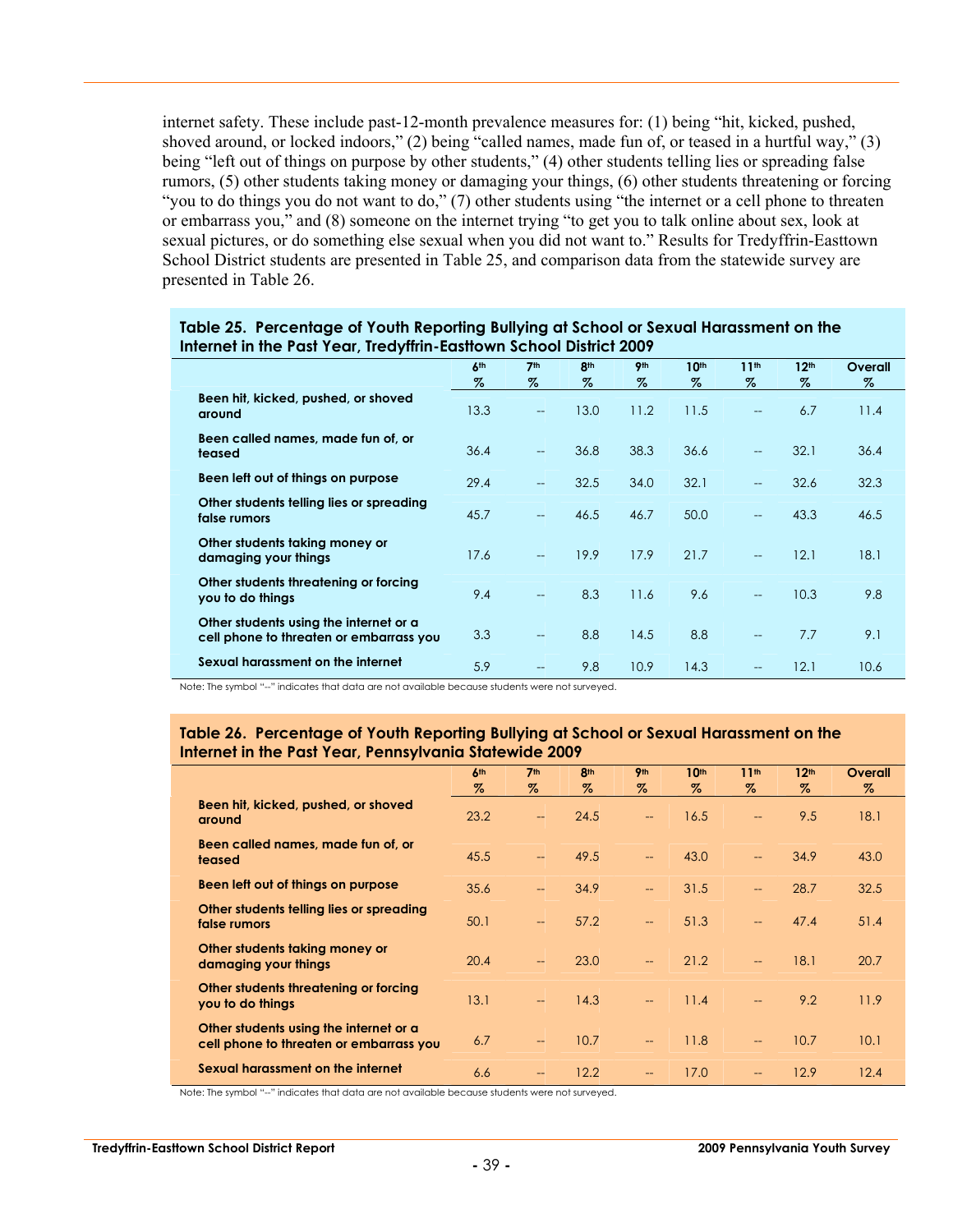internet safety. These include past-12-month prevalence measures for: (1) being "hit, kicked, pushed, shoved around, or locked indoors," (2) being "called names, made fun of, or teased in a hurtful way," (3) being "left out of things on purpose by other students," (4) other students telling lies or spreading false rumors, (5) other students taking money or damaging your things, (6) other students threatening or forcing "you to do things you do not want to do," (7) other students using "the internet or a cell phone to threaten or embarrass you," and (8) someone on the internet trying "to get you to talk online about sex, look at sexual pictures, or do something else sexual when you did not want to." Results for Tredyffrin-Easttown School District students are presented in Table 25, and comparison data from the statewide survey are presented in Table 26.

**Table 25. Percentage of Youth Reporting Bullying at School or Sexual Harassment on the Internet in the Past Year, Tredyffrin-Easttown School District 2009**

| | 6th % | 7th % | 8th % | 9th % | 10th % | 11th % | 12th % | Overall % |
|---|---|---|---|---|---|---|---|---|
| **Been hit, kicked, pushed, or shoved around** | 13.3 | -- | 13.0 | 11.2 | 11.5 | -- | 6.7 | 11.4 |
| **Been called names, made fun of, or teased** | 36.4 | -- | 36.8 | 38.3 | 36.6 | -- | 32.1 | 36.4 |
| **Been left out of things on purpose** | 29.4 | -- | 32.5 | 34.0 | 32.1 | -- | 32.6 | 32.3 |
| **Other students telling lies or spreading false rumors** | 45.7 | -- | 46.5 | 46.7 | 50.0 | -- | 43.3 | 46.5 |
| **Other students taking money or damaging your things** | 17.6 | -- | 19.9 | 17.9 | 21.7 | -- | 12.1 | 18.1 |
| **Other students threatening or forcing you to do things** | 9.4 | -- | 8.3 | 11.6 | 9.6 | -- | 10.3 | 9.8 |
| **Other students using the internet or a cell phone to threaten or embarrass you** | 3.3 | -- | 8.8 | 14.5 | 8.8 | -- | 7.7 | 9.1 |
| **Sexual harassment on the internet** | 5.9 | -- | 9.8 | 10.9 | 14.3 | -- | 12.1 | 10.6 |

Note: The symbol "--" indicates that data are not available because students were not surveyed.

**Table 26. Percentage of Youth Reporting Bullying at School or Sexual Harassment on the Internet in the Past Year, Pennsylvania Statewide 2009**

| | 6th % | 7th % | 8th % | 9th % | 10th % | 11th % | 12th % | Overall % |
|---|---|---|---|---|---|---|---|---|
| **Been hit, kicked, pushed, or shoved around** | 23.2 | -- | 24.5 | -- | 16.5 | -- | 9.5 | 18.1 |
| **Been called names, made fun of, or teased** | 45.5 | -- | 49.5 | -- | 43.0 | -- | 34.9 | 43.0 |
| **Been left out of things on purpose** | 35.6 | -- | 34.9 | -- | 31.5 | -- | 28.7 | 32.5 |
| **Other students telling lies or spreading false rumors** | 50.1 | -- | 57.2 | -- | 51.3 | -- | 47.4 | 51.4 |
| **Other students taking money or damaging your things** | 20.4 | -- | 23.0 | -- | 21.2 | -- | 18.1 | 20.7 |
| **Other students threatening or forcing you to do things** | 13.1 | -- | 14.3 | -- | 11.4 | -- | 9.2 | 11.9 |
| **Other students using the internet or a cell phone to threaten or embarrass you** | 6.7 | -- | 10.7 | -- | 11.8 | -- | 10.7 | 10.1 |
| **Sexual harassment on the internet** | 6.6 | -- | 12.2 | -- | 17.0 | -- | 12.9 | 12.4 |

Note: The symbol "--" indicates that data are not available because students were not surveyed.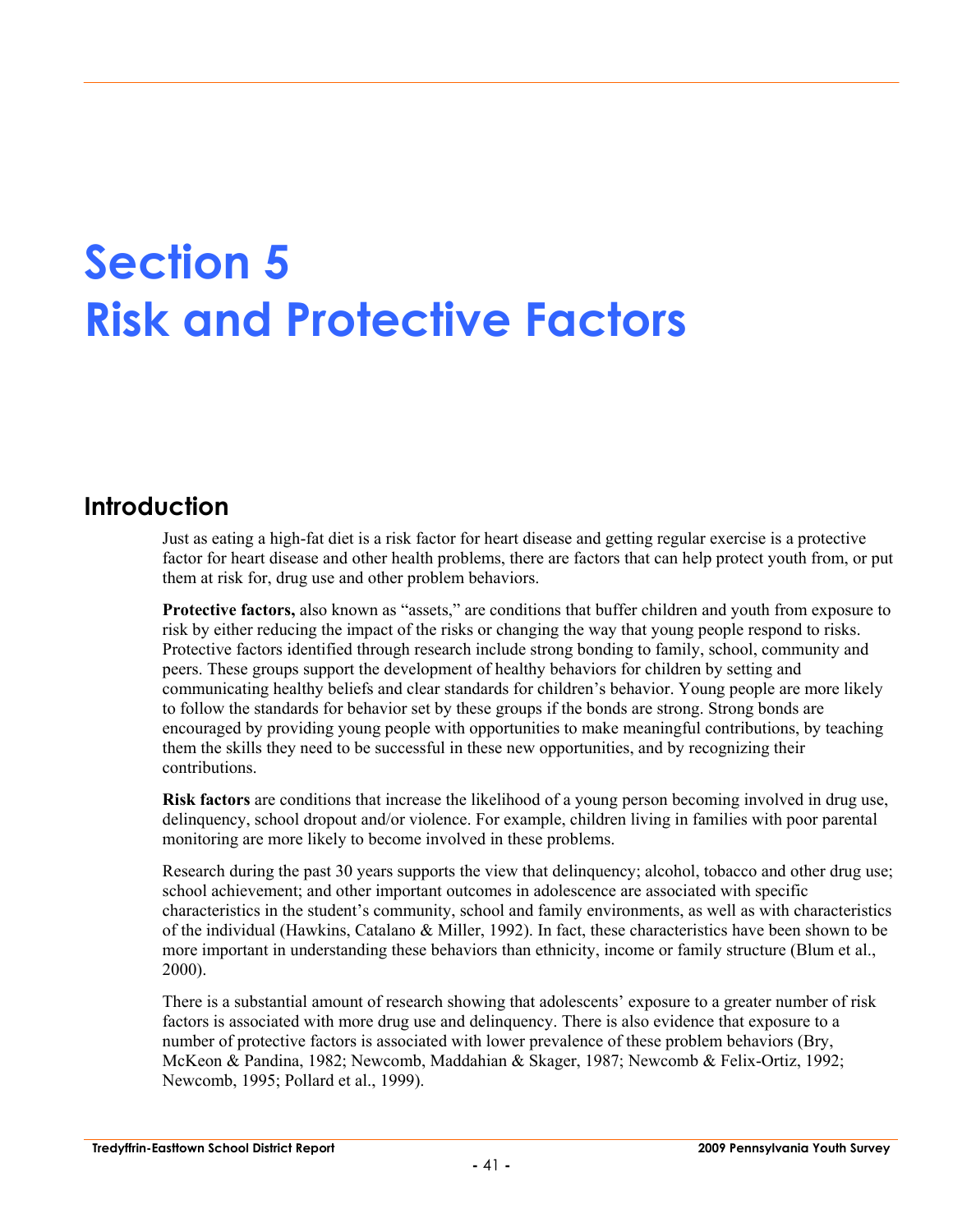# Section 5
# Risk and Protective Factors

## Introduction

Just as eating a high-fat diet is a risk factor for heart disease and getting regular exercise is a protective factor for heart disease and other health problems, there are factors that can help protect youth from, or put them at risk for, drug use and other problem behaviors.

**Protective factors,** also known as "assets," are conditions that buffer children and youth from exposure to risk by either reducing the impact of the risks or changing the way that young people respond to risks. Protective factors identified through research include strong bonding to family, school, community and peers. These groups support the development of healthy behaviors for children by setting and communicating healthy beliefs and clear standards for children's behavior. Young people are more likely to follow the standards for behavior set by these groups if the bonds are strong. Strong bonds are encouraged by providing young people with opportunities to make meaningful contributions, by teaching them the skills they need to be successful in these new opportunities, and by recognizing their contributions.

**Risk factors** are conditions that increase the likelihood of a young person becoming involved in drug use, delinquency, school dropout and/or violence. For example, children living in families with poor parental monitoring are more likely to become involved in these problems.

Research during the past 30 years supports the view that delinquency; alcohol, tobacco and other drug use; school achievement; and other important outcomes in adolescence are associated with specific characteristics in the student's community, school and family environments, as well as with characteristics of the individual (Hawkins, Catalano & Miller, 1992). In fact, these characteristics have been shown to be more important in understanding these behaviors than ethnicity, income or family structure (Blum et al., 2000).

There is a substantial amount of research showing that adolescents' exposure to a greater number of risk factors is associated with more drug use and delinquency. There is also evidence that exposure to a number of protective factors is associated with lower prevalence of these problem behaviors (Bry, McKeon & Pandina, 1982; Newcomb, Maddahian & Skager, 1987; Newcomb & Felix-Ortiz, 1992; Newcomb, 1995; Pollard et al., 1999).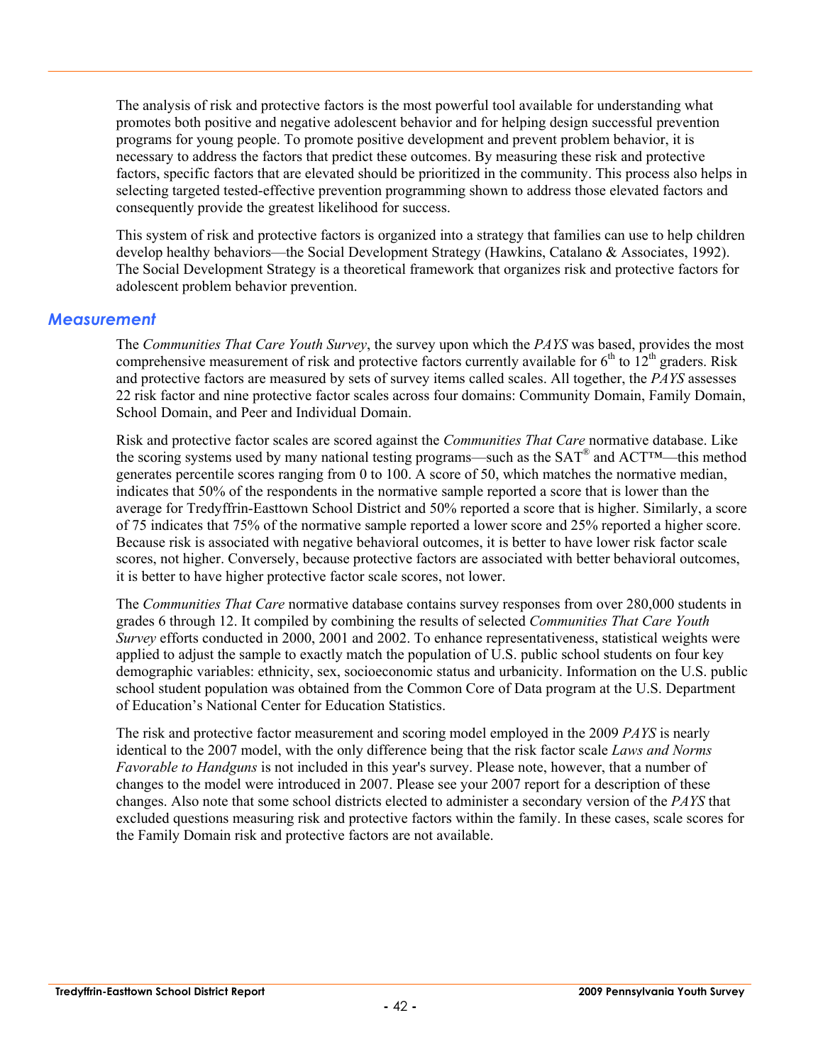The analysis of risk and protective factors is the most powerful tool available for understanding what promotes both positive and negative adolescent behavior and for helping design successful prevention programs for young people. To promote positive development and prevent problem behavior, it is necessary to address the factors that predict these outcomes. By measuring these risk and protective factors, specific factors that are elevated should be prioritized in the community. This process also helps in selecting targeted tested-effective prevention programming shown to address those elevated factors and consequently provide the greatest likelihood for success.

This system of risk and protective factors is organized into a strategy that families can use to help children develop healthy behaviors—the Social Development Strategy (Hawkins, Catalano & Associates, 1992). The Social Development Strategy is a theoretical framework that organizes risk and protective factors for adolescent problem behavior prevention.

## Measurement

The *Communities That Care Youth Survey*, the survey upon which the *PAYS* was based, provides the most comprehensive measurement of risk and protective factors currently available for 6th to 12th graders. Risk and protective factors are measured by sets of survey items called scales. All together, the *PAYS* assesses 22 risk factor and nine protective factor scales across four domains: Community Domain, Family Domain, School Domain, and Peer and Individual Domain.

Risk and protective factor scales are scored against the *Communities That Care* normative database. Like the scoring systems used by many national testing programs—such as the SAT® and ACT™—this method generates percentile scores ranging from 0 to 100. A score of 50, which matches the normative median, indicates that 50% of the respondents in the normative sample reported a score that is lower than the average for Tredyffrin-Easttown School District and 50% reported a score that is higher. Similarly, a score of 75 indicates that 75% of the normative sample reported a lower score and 25% reported a higher score. Because risk is associated with negative behavioral outcomes, it is better to have lower risk factor scale scores, not higher. Conversely, because protective factors are associated with better behavioral outcomes, it is better to have higher protective factor scale scores, not lower.

The *Communities That Care* normative database contains survey responses from over 280,000 students in grades 6 through 12. It compiled by combining the results of selected *Communities That Care Youth Survey* efforts conducted in 2000, 2001 and 2002. To enhance representativeness, statistical weights were applied to adjust the sample to exactly match the population of U.S. public school students on four key demographic variables: ethnicity, sex, socioeconomic status and urbanicity. Information on the U.S. public school student population was obtained from the Common Core of Data program at the U.S. Department of Education's National Center for Education Statistics.

The risk and protective factor measurement and scoring model employed in the 2009 *PAYS* is nearly identical to the 2007 model, with the only difference being that the risk factor scale *Laws and Norms Favorable to Handguns* is not included in this year's survey. Please note, however, that a number of changes to the model were introduced in 2007. Please see your 2007 report for a description of these changes. Also note that some school districts elected to administer a secondary version of the *PAYS* that excluded questions measuring risk and protective factors within the family. In these cases, scale scores for the Family Domain risk and protective factors are not available.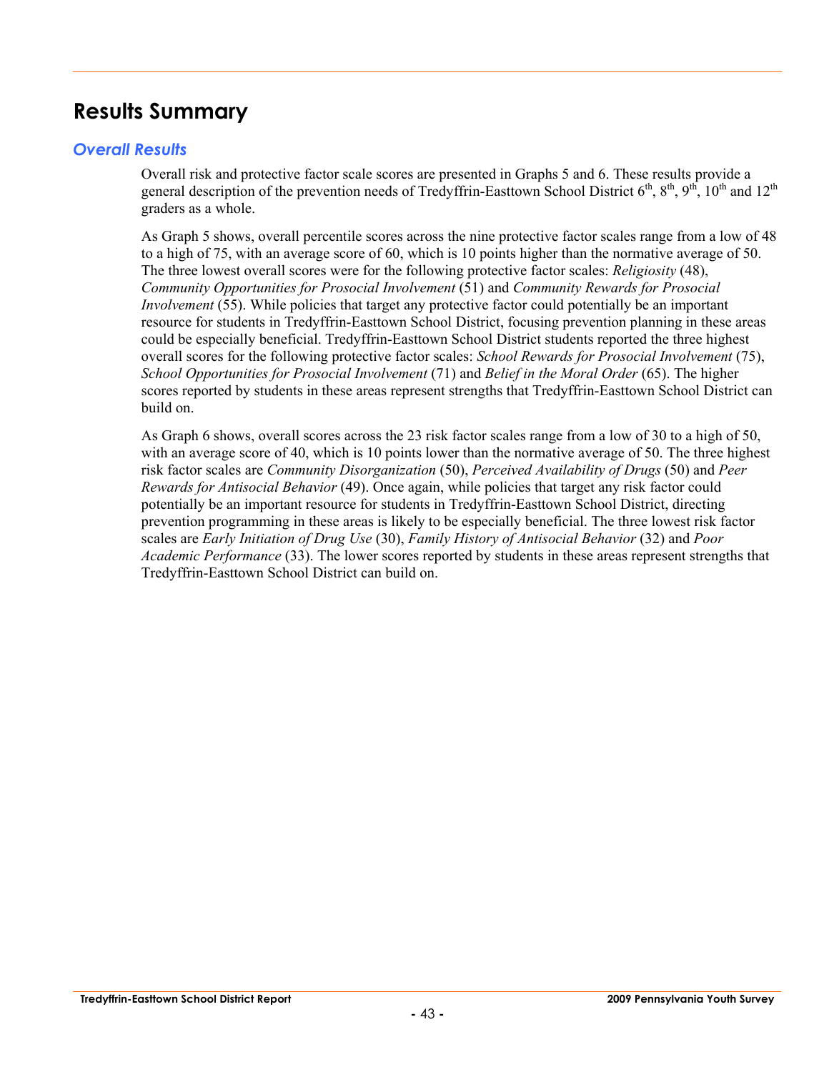# Results Summary

## *Overall Results*

Overall risk and protective factor scale scores are presented in Graphs 5 and 6. These results provide a general description of the prevention needs of Tredyffrin-Easttown School District 6th, 8th, 9th, 10th and 12th graders as a whole.

As Graph 5 shows, overall percentile scores across the nine protective factor scales range from a low of 48 to a high of 75, with an average score of 60, which is 10 points higher than the normative average of 50. The three lowest overall scores were for the following protective factor scales: *Religiosity* (48), *Community Opportunities for Prosocial Involvement* (51) and *Community Rewards for Prosocial Involvement* (55). While policies that target any protective factor could potentially be an important resource for students in Tredyffrin-Easttown School District, focusing prevention planning in these areas could be especially beneficial. Tredyffrin-Easttown School District students reported the three highest overall scores for the following protective factor scales: *School Rewards for Prosocial Involvement* (75), *School Opportunities for Prosocial Involvement* (71) and *Belief in the Moral Order* (65). The higher scores reported by students in these areas represent strengths that Tredyffrin-Easttown School District can build on.

As Graph 6 shows, overall scores across the 23 risk factor scales range from a low of 30 to a high of 50, with an average score of 40, which is 10 points lower than the normative average of 50. The three highest risk factor scales are *Community Disorganization* (50), *Perceived Availability of Drugs* (50) and *Peer Rewards for Antisocial Behavior* (49). Once again, while policies that target any risk factor could potentially be an important resource for students in Tredyffrin-Easttown School District, directing prevention programming in these areas is likely to be especially beneficial. The three lowest risk factor scales are *Early Initiation of Drug Use* (30), *Family History of Antisocial Behavior* (32) and *Poor Academic Performance* (33). The lower scores reported by students in these areas represent strengths that Tredyffrin-Easttown School District can build on.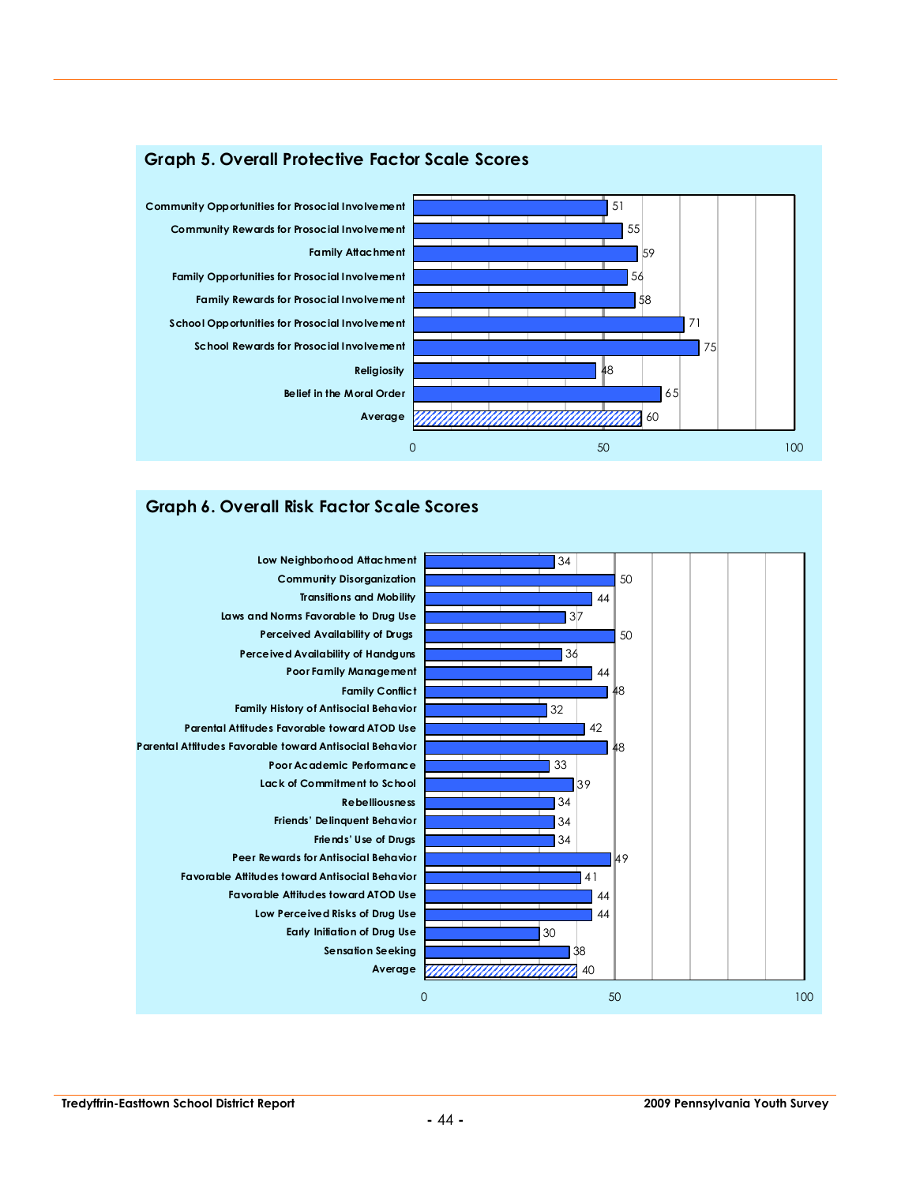## Graph 5. Overall Protective Factor Scale Scores

| Protective Factor | Score |
|---|---|
| Community Opportunities for Prosocial Involvement | 51 |
| Community Rewards for Prosocial Involvement | 55 |
| Family Attachment | 59 |
| Family Opportunities for Prosocial Involvement | 56 |
| Family Rewards for Prosocial Involvement | 58 |
| School Opportunities for Prosocial Involvement | 71 |
| School Rewards for Prosocial Involvement | 75 |
| Religiosity | 48 |
| Belief in the Moral Order | 65 |
| Average | 60 |

## Graph 6. Overall Risk Factor Scale Scores

| Risk Factor | Score |
|---|---|
| Low Neighborhood Attachment | 34 |
| Community Disorganization | 50 |
| Transitions and Mobility | 44 |
| Laws and Norms Favorable to Drug Use | 37 |
| Perceived Availability of Drugs | 50 |
| Perceived Availability of Handguns | 36 |
| Poor Family Management | 44 |
| Family Conflict | 48 |
| Family History of Antisocial Behavior | 32 |
| Parental Attitudes Favorable toward ATOD Use | 42 |
| Parental Attitudes Favorable toward Antisocial Behavior | 48 |
| Poor Academic Performance | 33 |
| Lack of Commitment to School | 39 |
| Rebelliousness | 34 |
| Friends' Delinquent Behavior | 34 |
| Friends' Use of Drugs | 34 |
| Peer Rewards for Antisocial Behavior | 49 |
| Favorable Attitudes toward Antisocial Behavior | 41 |
| Favorable Attitudes toward ATOD Use | 44 |
| Low Perceived Risks of Drug Use | 44 |
| Early Initiation of Drug Use | 30 |
| Sensation Seeking | 38 |
| Average | 40 |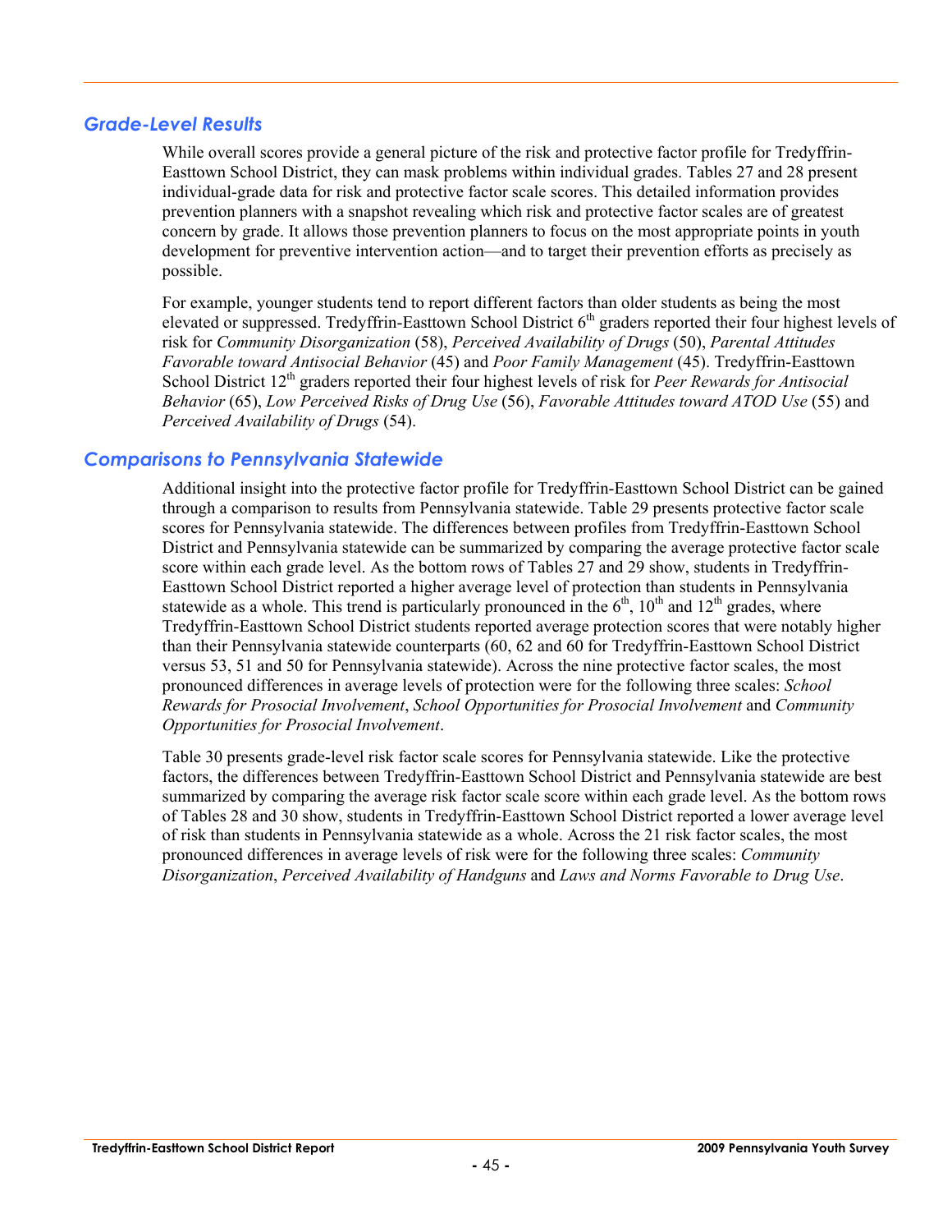## *Grade-Level Results*

While overall scores provide a general picture of the risk and protective factor profile for Tredyffrin-Easttown School District, they can mask problems within individual grades. Tables 27 and 28 present individual-grade data for risk and protective factor scale scores. This detailed information provides prevention planners with a snapshot revealing which risk and protective factor scales are of greatest concern by grade. It allows those prevention planners to focus on the most appropriate points in youth development for preventive intervention action—and to target their prevention efforts as precisely as possible.

For example, younger students tend to report different factors than older students as being the most elevated or suppressed. Tredyffrin-Easttown School District 6th graders reported their four highest levels of risk for *Community Disorganization* (58), *Perceived Availability of Drugs* (50), *Parental Attitudes Favorable toward Antisocial Behavior* (45) and *Poor Family Management* (45). Tredyffrin-Easttown School District 12th graders reported their four highest levels of risk for *Peer Rewards for Antisocial Behavior* (65), *Low Perceived Risks of Drug Use* (56), *Favorable Attitudes toward ATOD Use* (55) and *Perceived Availability of Drugs* (54).

## *Comparisons to Pennsylvania Statewide*

Additional insight into the protective factor profile for Tredyffrin-Easttown School District can be gained through a comparison to results from Pennsylvania statewide. Table 29 presents protective factor scale scores for Pennsylvania statewide. The differences between profiles from Tredyffrin-Easttown School District and Pennsylvania statewide can be summarized by comparing the average protective factor scale score within each grade level. As the bottom rows of Tables 27 and 29 show, students in Tredyffrin-Easttown School District reported a higher average level of protection than students in Pennsylvania statewide as a whole. This trend is particularly pronounced in the 6th, 10th and 12th grades, where Tredyffrin-Easttown School District students reported average protection scores that were notably higher than their Pennsylvania statewide counterparts (60, 62 and 60 for Tredyffrin-Easttown School District versus 53, 51 and 50 for Pennsylvania statewide). Across the nine protective factor scales, the most pronounced differences in average levels of protection were for the following three scales: *School Rewards for Prosocial Involvement*, *School Opportunities for Prosocial Involvement* and *Community Opportunities for Prosocial Involvement*.

Table 30 presents grade-level risk factor scale scores for Pennsylvania statewide. Like the protective factors, the differences between Tredyffrin-Easttown School District and Pennsylvania statewide are best summarized by comparing the average risk factor scale score within each grade level. As the bottom rows of Tables 28 and 30 show, students in Tredyffrin-Easttown School District reported a lower average level of risk than students in Pennsylvania statewide as a whole. Across the 21 risk factor scales, the most pronounced differences in average levels of risk were for the following three scales: *Community Disorganization*, *Perceived Availability of Handguns* and *Laws and Norms Favorable to Drug Use*.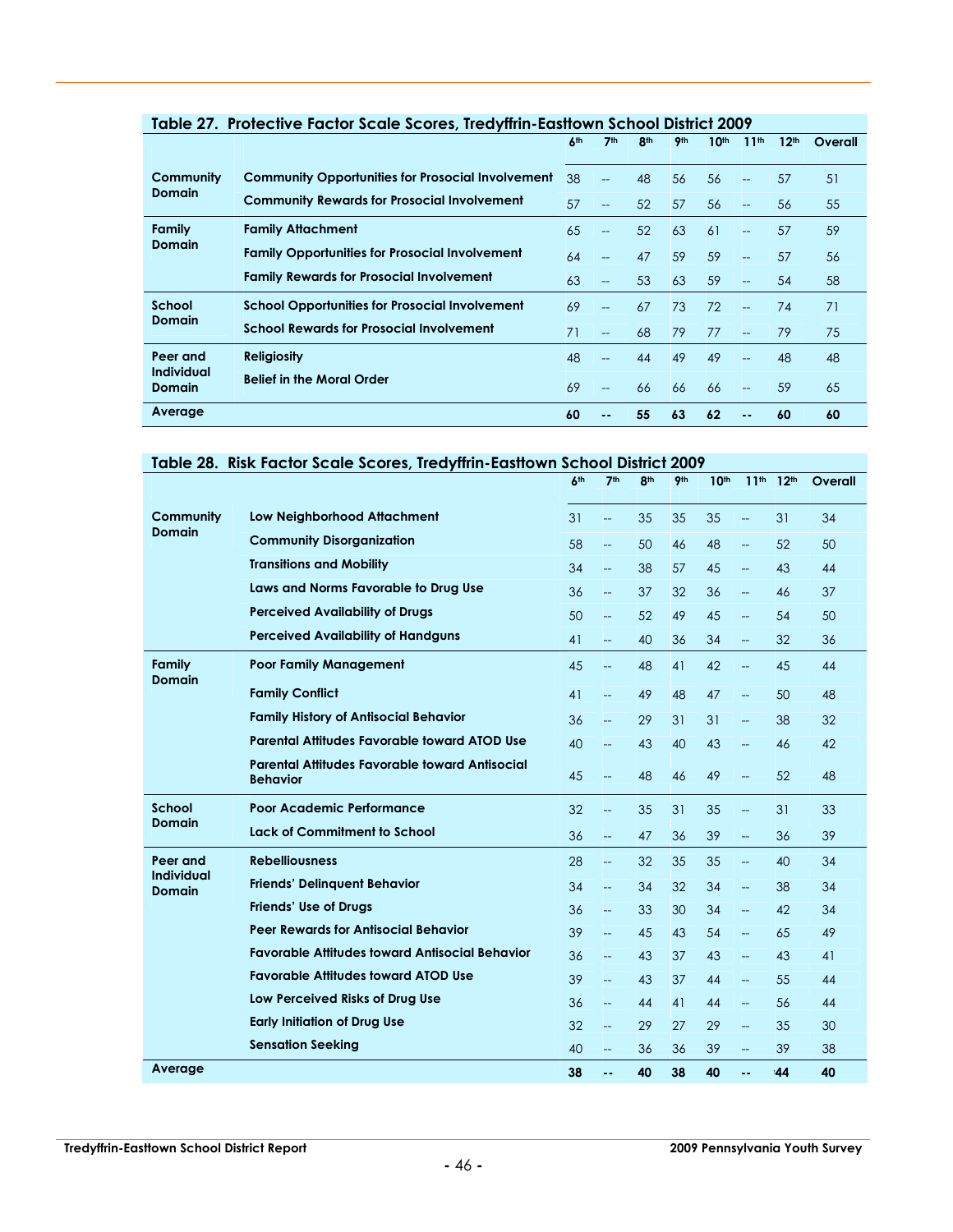**Table 27. Protective Factor Scale Scores, Tredyffrin-Easttown School District 2009**

| | | 6th | 7th | 8th | 9th | 10th | 11th | 12th | Overall |
|---|---|---|---|---|---|---|---|---|---|
| **Community Domain** | **Community Opportunities for Prosocial Involvement** | 38 | -- | 48 | 56 | 56 | -- | 57 | 51 |
| | **Community Rewards for Prosocial Involvement** | 57 | -- | 52 | 57 | 56 | -- | 56 | 55 |
| **Family Domain** | **Family Attachment** | 65 | -- | 52 | 63 | 61 | -- | 57 | 59 |
| | **Family Opportunities for Prosocial Involvement** | 64 | -- | 47 | 59 | 59 | -- | 57 | 56 |
| | **Family Rewards for Prosocial Involvement** | 63 | -- | 53 | 63 | 59 | -- | 54 | 58 |
| **School Domain** | **School Opportunities for Prosocial Involvement** | 69 | -- | 67 | 73 | 72 | -- | 74 | 71 |
| | **School Rewards for Prosocial Involvement** | 71 | -- | 68 | 79 | 77 | -- | 79 | 75 |
| **Peer and Individual Domain** | **Religiosity** | 48 | -- | 44 | 49 | 49 | -- | 48 | 48 |
| | **Belief in the Moral Order** | 69 | -- | 66 | 66 | 66 | -- | 59 | 65 |
| **Average** | | **60** | **--** | **55** | **63** | **62** | **--** | **60** | **60** |

**Table 28. Risk Factor Scale Scores, Tredyffrin-Easttown School District 2009**

| | | 6th | 7th | 8th | 9th | 10th | 11th | 12th | Overall |
|---|---|---|---|---|---|---|---|---|---|
| **Community Domain** | **Low Neighborhood Attachment** | 31 | -- | 35 | 35 | 35 | -- | 31 | 34 |
| | **Community Disorganization** | 58 | -- | 50 | 46 | 48 | -- | 52 | 50 |
| | **Transitions and Mobility** | 34 | -- | 38 | 57 | 45 | -- | 43 | 44 |
| | **Laws and Norms Favorable to Drug Use** | 36 | -- | 37 | 32 | 36 | -- | 46 | 37 |
| | **Perceived Availability of Drugs** | 50 | -- | 52 | 49 | 45 | -- | 54 | 50 |
| | **Perceived Availability of Handguns** | 41 | -- | 40 | 36 | 34 | -- | 32 | 36 |
| **Family Domain** | **Poor Family Management** | 45 | -- | 48 | 41 | 42 | -- | 45 | 44 |
| | **Family Conflict** | 41 | -- | 49 | 48 | 47 | -- | 50 | 48 |
| | **Family History of Antisocial Behavior** | 36 | -- | 29 | 31 | 31 | -- | 38 | 32 |
| | **Parental Attitudes Favorable toward ATOD Use** | 40 | -- | 43 | 40 | 43 | -- | 46 | 42 |
| | **Parental Attitudes Favorable toward Antisocial Behavior** | 45 | -- | 48 | 46 | 49 | -- | 52 | 48 |
| **School Domain** | **Poor Academic Performance** | 32 | -- | 35 | 31 | 35 | -- | 31 | 33 |
| | **Lack of Commitment to School** | 36 | -- | 47 | 36 | 39 | -- | 36 | 39 |
| **Peer and Individual Domain** | **Rebelliousness** | 28 | -- | 32 | 35 | 35 | -- | 40 | 34 |
| | **Friends' Delinquent Behavior** | 34 | -- | 34 | 32 | 34 | -- | 38 | 34 |
| | **Friends' Use of Drugs** | 36 | -- | 33 | 30 | 34 | -- | 42 | 34 |
| | **Peer Rewards for Antisocial Behavior** | 39 | -- | 45 | 43 | 54 | -- | 65 | 49 |
| | **Favorable Attitudes toward Antisocial Behavior** | 36 | -- | 43 | 37 | 43 | -- | 43 | 41 |
| | **Favorable Attitudes toward ATOD Use** | 39 | -- | 43 | 37 | 44 | -- | 55 | 44 |
| | **Low Perceived Risks of Drug Use** | 36 | -- | 44 | 41 | 44 | -- | 56 | 44 |
| | **Early Initiation of Drug Use** | 32 | -- | 29 | 27 | 29 | -- | 35 | 30 |
| | **Sensation Seeking** | 40 | -- | 36 | 36 | 39 | -- | 39 | 38 |
| **Average** | | **38** | **--** | **40** | **38** | **40** | **--** | **44** | **40** |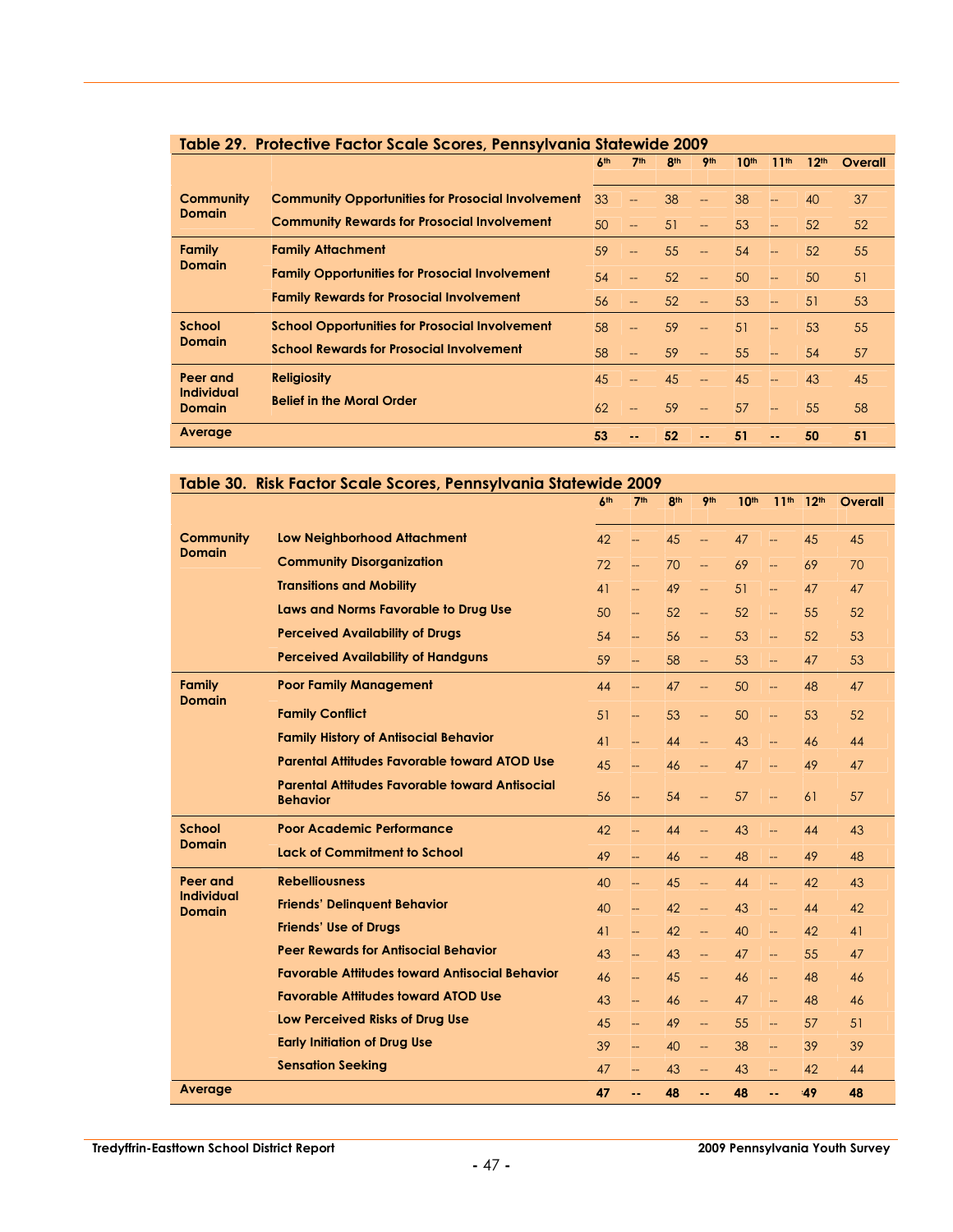## Table 29. Protective Factor Scale Scores, Pennsylvania Statewide 2009

| | | 6th | 7th | 8th | 9th | 10th | 11th | 12th | Overall |
|---|---|---|---|---|---|---|---|---|---|
| Community Domain | Community Opportunities for Prosocial Involvement | 33 | -- | 38 | -- | 38 | -- | 40 | 37 |
| | Community Rewards for Prosocial Involvement | 50 | -- | 51 | -- | 53 | -- | 52 | 52 |
| Family Domain | Family Attachment | 59 | -- | 55 | -- | 54 | -- | 52 | 55 |
| | Family Opportunities for Prosocial Involvement | 54 | -- | 52 | -- | 50 | -- | 50 | 51 |
| | Family Rewards for Prosocial Involvement | 56 | -- | 52 | -- | 53 | -- | 51 | 53 |
| School Domain | School Opportunities for Prosocial Involvement | 58 | -- | 59 | -- | 51 | -- | 53 | 55 |
| | School Rewards for Prosocial Involvement | 58 | -- | 59 | -- | 55 | -- | 54 | 57 |
| Peer and Individual Domain | Religiosity | 45 | -- | 45 | -- | 45 | -- | 43 | 45 |
| | Belief in the Moral Order | 62 | -- | 59 | -- | 57 | -- | 55 | 58 |
| **Average** | | **53** | **--** | **52** | **--** | **51** | **--** | **50** | **51** |

## Table 30. Risk Factor Scale Scores, Pennsylvania Statewide 2009

| | | 6th | 7th | 8th | 9th | 10th | 11th | 12th | Overall |
|---|---|---|---|---|---|---|---|---|---|
| Community Domain | Low Neighborhood Attachment | 42 | -- | 45 | -- | 47 | -- | 45 | 45 |
| | Community Disorganization | 72 | -- | 70 | -- | 69 | -- | 69 | 70 |
| | Transitions and Mobility | 41 | -- | 49 | -- | 51 | -- | 47 | 47 |
| | Laws and Norms Favorable to Drug Use | 50 | -- | 52 | -- | 52 | -- | 55 | 52 |
| | Perceived Availability of Drugs | 54 | -- | 56 | -- | 53 | -- | 52 | 53 |
| | Perceived Availability of Handguns | 59 | -- | 58 | -- | 53 | -- | 47 | 53 |
| Family Domain | Poor Family Management | 44 | -- | 47 | -- | 50 | -- | 48 | 47 |
| | Family Conflict | 51 | -- | 53 | -- | 50 | -- | 53 | 52 |
| | Family History of Antisocial Behavior | 41 | -- | 44 | -- | 43 | -- | 46 | 44 |
| | Parental Attitudes Favorable toward ATOD Use | 45 | -- | 46 | -- | 47 | -- | 49 | 47 |
| | Parental Attitudes Favorable toward Antisocial Behavior | 56 | -- | 54 | -- | 57 | -- | 61 | 57 |
| School Domain | Poor Academic Performance | 42 | -- | 44 | -- | 43 | -- | 44 | 43 |
| | Lack of Commitment to School | 49 | -- | 46 | -- | 48 | -- | 49 | 48 |
| Peer and Individual Domain | Rebelliousness | 40 | -- | 45 | -- | 44 | -- | 42 | 43 |
| | Friends' Delinquent Behavior | 40 | -- | 42 | -- | 43 | -- | 44 | 42 |
| | Friends' Use of Drugs | 41 | -- | 42 | -- | 40 | -- | 42 | 41 |
| | Peer Rewards for Antisocial Behavior | 43 | -- | 43 | -- | 47 | -- | 55 | 47 |
| | Favorable Attitudes toward Antisocial Behavior | 46 | -- | 45 | -- | 46 | -- | 48 | 46 |
| | Favorable Attitudes toward ATOD Use | 43 | -- | 46 | -- | 47 | -- | 48 | 46 |
| | Low Perceived Risks of Drug Use | 45 | -- | 49 | -- | 55 | -- | 57 | 51 |
| | Early Initiation of Drug Use | 39 | -- | 40 | -- | 38 | -- | 39 | 39 |
| | Sensation Seeking | 47 | -- | 43 | -- | 43 | -- | 42 | 44 |
| **Average** | | **47** | **--** | **48** | **--** | **48** | **--** | **49** | **48** |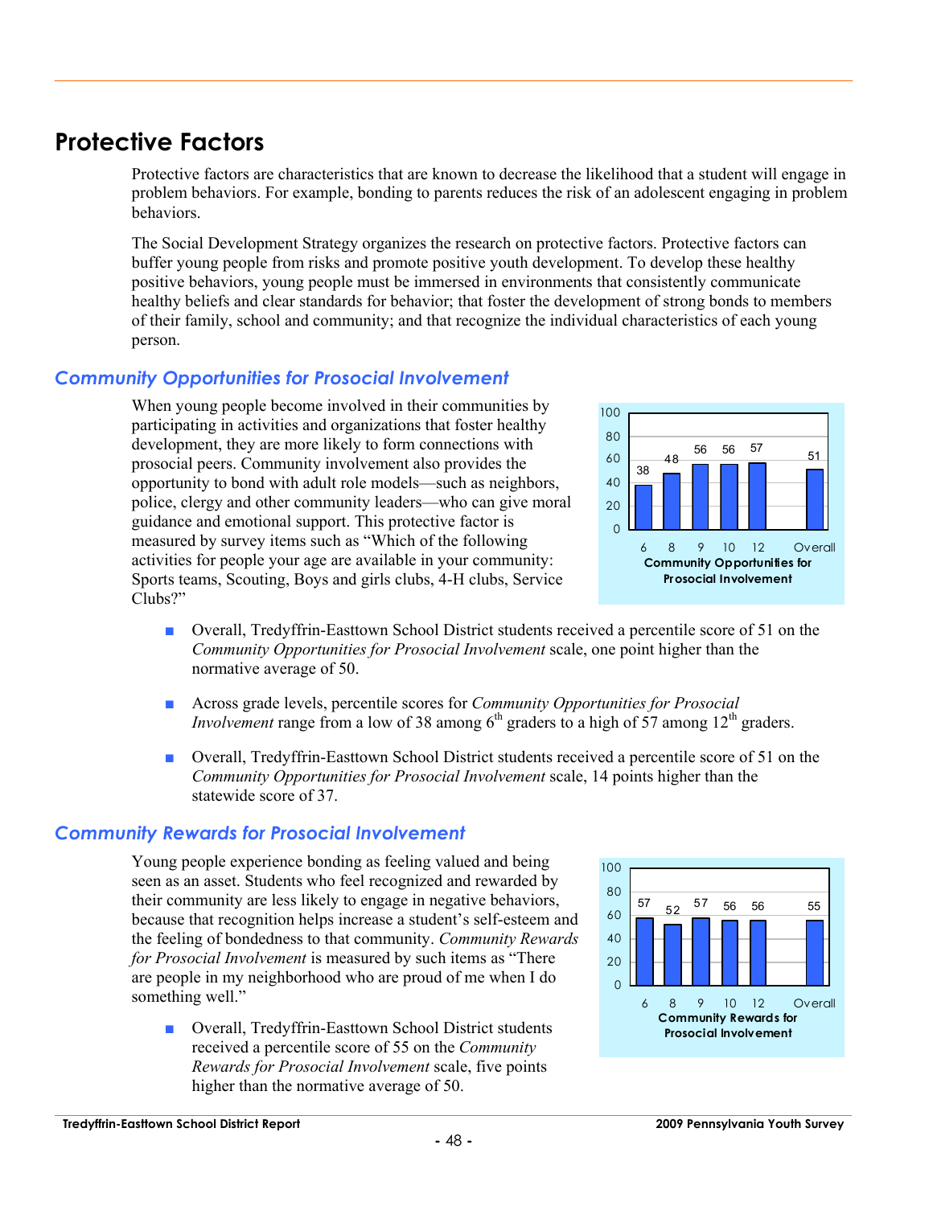# Protective Factors

Protective factors are characteristics that are known to decrease the likelihood that a student will engage in problem behaviors. For example, bonding to parents reduces the risk of an adolescent engaging in problem behaviors.

The Social Development Strategy organizes the research on protective factors. Protective factors can buffer young people from risks and promote positive youth development. To develop these healthy positive behaviors, young people must be immersed in environments that consistently communicate healthy beliefs and clear standards for behavior; that foster the development of strong bonds to members of their family, school and community; and that recognize the individual characteristics of each young person.

## *Community Opportunities for Prosocial Involvement*

When young people become involved in their communities by participating in activities and organizations that foster healthy development, they are more likely to form connections with prosocial peers. Community involvement also provides the opportunity to bond with adult role models—such as neighbors, police, clergy and other community leaders—who can give moral guidance and emotional support. This protective factor is measured by survey items such as "Which of the following activities for people your age are available in your community: Sports teams, Scouting, Boys and girls clubs, 4-H clubs, Service Clubs?"

| Grade | 6 | 8 | 9 | 10 | 12 | Overall |
|---|---|---|---|---|---|---|
| Community Opportunities for Prosocial Involvement | 38 | 48 | 56 | 56 | 57 | 51 |

- Overall, Tredyffrin-Easttown School District students received a percentile score of 51 on the *Community Opportunities for Prosocial Involvement* scale, one point higher than the normative average of 50.
- Across grade levels, percentile scores for *Community Opportunities for Prosocial Involvement* range from a low of 38 among 6th graders to a high of 57 among 12th graders.
- Overall, Tredyffrin-Easttown School District students received a percentile score of 51 on the *Community Opportunities for Prosocial Involvement* scale, 14 points higher than the statewide score of 37.

## *Community Rewards for Prosocial Involvement*

Young people experience bonding as feeling valued and being seen as an asset. Students who feel recognized and rewarded by their community are less likely to engage in negative behaviors, because that recognition helps increase a student's self-esteem and the feeling of bondedness to that community. *Community Rewards for Prosocial Involvement* is measured by such items as "There are people in my neighborhood who are proud of me when I do something well."

| Grade | 6 | 8 | 9 | 10 | 12 | Overall |
|---|---|---|---|---|---|---|
| Community Rewards for Prosocial Involvement | 57 | 52 | 57 | 56 | 56 | 55 |

- Overall, Tredyffrin-Easttown School District students received a percentile score of 55 on the *Community Rewards for Prosocial Involvement* scale, five points higher than the normative average of 50.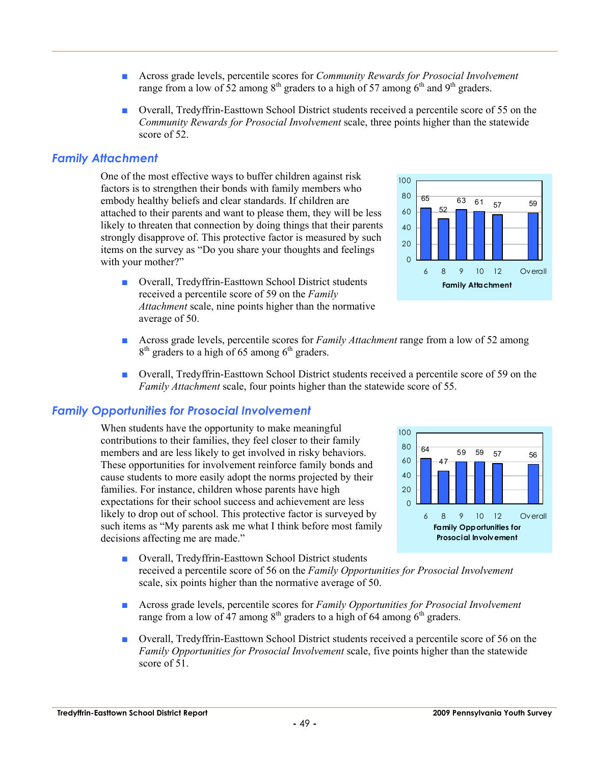- Across grade levels, percentile scores for *Community Rewards for Prosocial Involvement* range from a low of 52 among 8th graders to a high of 57 among 6th and 9th graders.

- Overall, Tredyffrin-Easttown School District students received a percentile score of 55 on the *Community Rewards for Prosocial Involvement* scale, three points higher than the statewide score of 52.

## Family Attachment

One of the most effective ways to buffer children against risk factors is to strengthen their bonds with family members who embody healthy beliefs and clear standards. If children are attached to their parents and want to please them, they will be less likely to threaten that connection by doing things that their parents strongly disapprove of. This protective factor is measured by such items on the survey as "Do you share your thoughts and feelings with your mother?"

| Grade | 6 | 8 | 9 | 10 | 12 | Overall |
|---|---|---|---|---|---|---|
| Family Attachment | 65 | 52 | 63 | 61 | 57 | 59 |

- Overall, Tredyffrin-Easttown School District students received a percentile score of 59 on the *Family Attachment* scale, nine points higher than the normative average of 50.

- Across grade levels, percentile scores for *Family Attachment* range from a low of 52 among 8th graders to a high of 65 among 6th graders.

- Overall, Tredyffrin-Easttown School District students received a percentile score of 59 on the *Family Attachment* scale, four points higher than the statewide score of 55.

## Family Opportunities for Prosocial Involvement

When students have the opportunity to make meaningful contributions to their families, they feel closer to their family members and are less likely to get involved in risky behaviors. These opportunities for involvement reinforce family bonds and cause students to more easily adopt the norms projected by their families. For instance, children whose parents have high expectations for their school success and achievement are less likely to drop out of school. This protective factor is surveyed by such items as "My parents ask me what I think before most family decisions affecting me are made."

| Grade | 6 | 8 | 9 | 10 | 12 | Overall |
|---|---|---|---|---|---|---|
| Family Opportunities for Prosocial Involvement | 64 | 47 | 59 | 59 | 57 | 56 |

- Overall, Tredyffrin-Easttown School District students received a percentile score of 56 on the *Family Opportunities for Prosocial Involvement* scale, six points higher than the normative average of 50.

- Across grade levels, percentile scores for *Family Opportunities for Prosocial Involvement* range from a low of 47 among 8th graders to a high of 64 among 6th graders.

- Overall, Tredyffrin-Easttown School District students received a percentile score of 56 on the *Family Opportunities for Prosocial Involvement* scale, five points higher than the statewide score of 51.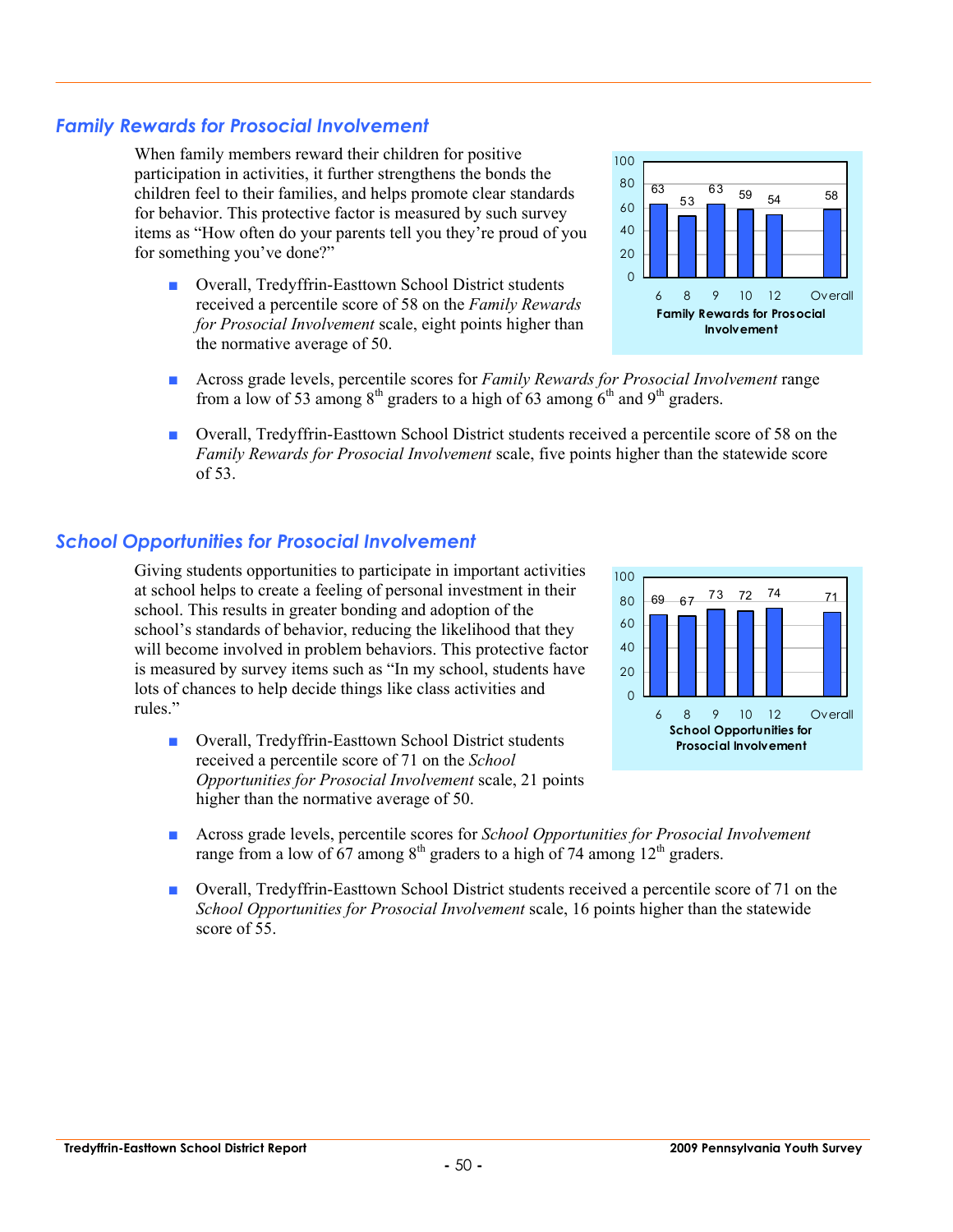## *Family Rewards for Prosocial Involvement*

When family members reward their children for positive participation in activities, it further strengthens the bonds the children feel to their families, and helps promote clear standards for behavior. This protective factor is measured by such survey items as "How often do your parents tell you they're proud of you for something you've done?"

| Grade | 6 | 8 | 9 | 10 | 12 | Overall |
|---|---|---|---|---|---|---|
| Family Rewards for Prosocial Involvement | 63 | 53 | 63 | 59 | 54 | 58 |

- Overall, Tredyffrin-Easttown School District students received a percentile score of 58 on the *Family Rewards for Prosocial Involvement* scale, eight points higher than the normative average of 50.
- Across grade levels, percentile scores for *Family Rewards for Prosocial Involvement* range from a low of 53 among 8th graders to a high of 63 among 6th and 9th graders.
- Overall, Tredyffrin-Easttown School District students received a percentile score of 58 on the *Family Rewards for Prosocial Involvement* scale, five points higher than the statewide score of 53.

## *School Opportunities for Prosocial Involvement*

Giving students opportunities to participate in important activities at school helps to create a feeling of personal investment in their school. This results in greater bonding and adoption of the school's standards of behavior, reducing the likelihood that they will become involved in problem behaviors. This protective factor is measured by survey items such as "In my school, students have lots of chances to help decide things like class activities and rules."

| Grade | 6 | 8 | 9 | 10 | 12 | Overall |
|---|---|---|---|---|---|---|
| School Opportunities for Prosocial Involvement | 69 | 67 | 73 | 72 | 74 | 71 |

- Overall, Tredyffrin-Easttown School District students received a percentile score of 71 on the *School Opportunities for Prosocial Involvement* scale, 21 points higher than the normative average of 50.
- Across grade levels, percentile scores for *School Opportunities for Prosocial Involvement* range from a low of 67 among 8th graders to a high of 74 among 12th graders.
- Overall, Tredyffrin-Easttown School District students received a percentile score of 71 on the *School Opportunities for Prosocial Involvement* scale, 16 points higher than the statewide score of 55.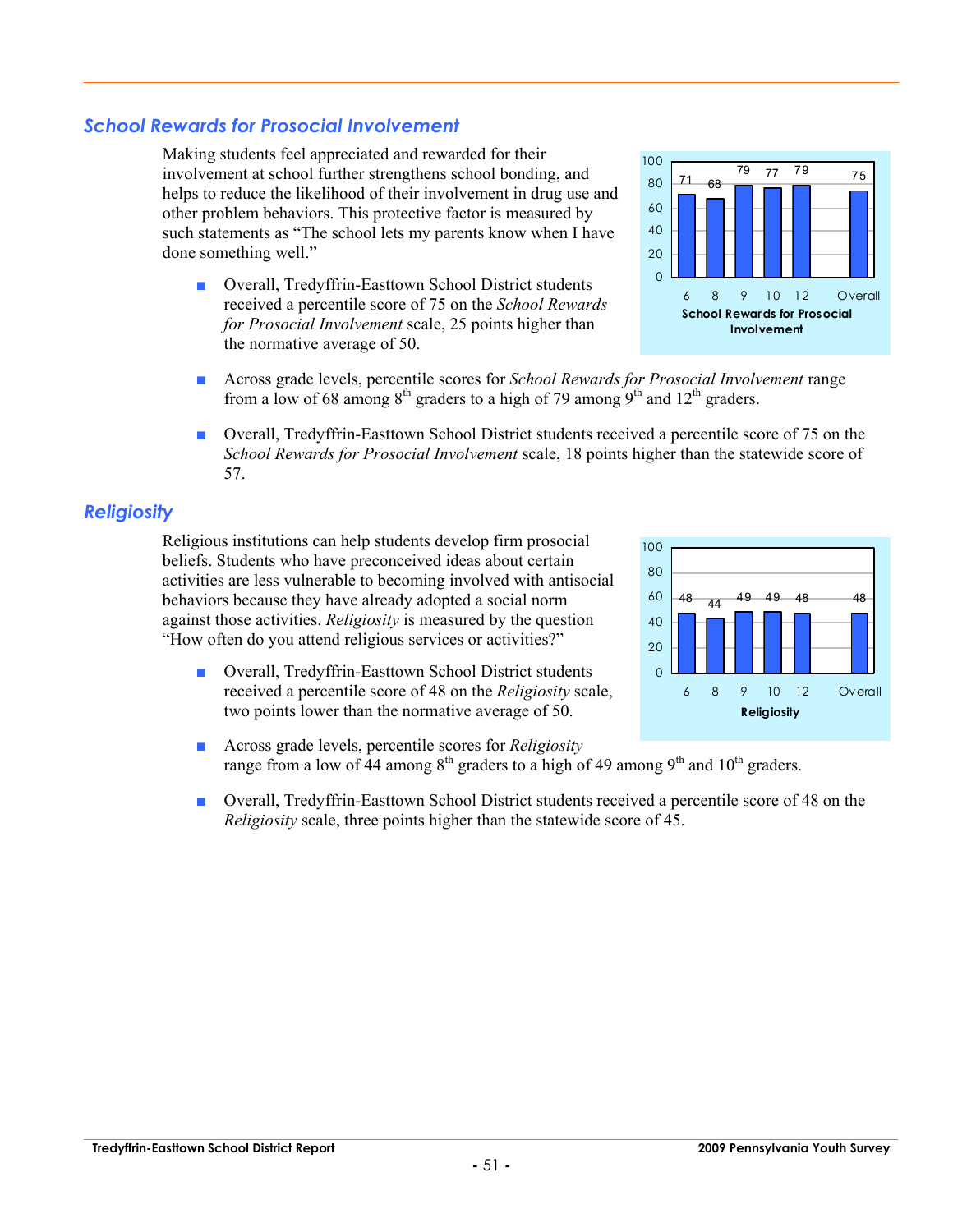## *School Rewards for Prosocial Involvement*

Making students feel appreciated and rewarded for their involvement at school further strengthens school bonding, and helps to reduce the likelihood of their involvement in drug use and other problem behaviors. This protective factor is measured by such statements as "The school lets my parents know when I have done something well."

- Overall, Tredyffrin-Easttown School District students received a percentile score of 75 on the *School Rewards for Prosocial Involvement* scale, 25 points higher than the normative average of 50.

| | 6 | 8 | 9 | 10 | 12 | Overall |
|---|---|---|---|---|---|---|
| School Rewards for Prosocial Involvement | 71 | 68 | 79 | 77 | 79 | 75 |

- Across grade levels, percentile scores for *School Rewards for Prosocial Involvement* range from a low of 68 among 8th graders to a high of 79 among 9th and 12th graders.

- Overall, Tredyffrin-Easttown School District students received a percentile score of 75 on the *School Rewards for Prosocial Involvement* scale, 18 points higher than the statewide score of 57.

## *Religiosity*

Religious institutions can help students develop firm prosocial beliefs. Students who have preconceived ideas about certain activities are less vulnerable to becoming involved with antisocial behaviors because they have already adopted a social norm against those activities. *Religiosity* is measured by the question "How often do you attend religious services or activities?"

- Overall, Tredyffrin-Easttown School District students received a percentile score of 48 on the *Religiosity* scale, two points lower than the normative average of 50.

| | 6 | 8 | 9 | 10 | 12 | Overall |
|---|---|---|---|---|---|---|
| Religiosity | 48 | 44 | 49 | 49 | 48 | 48 |

- Across grade levels, percentile scores for *Religiosity* range from a low of 44 among 8th graders to a high of 49 among 9th and 10th graders.

- Overall, Tredyffrin-Easttown School District students received a percentile score of 48 on the *Religiosity* scale, three points higher than the statewide score of 45.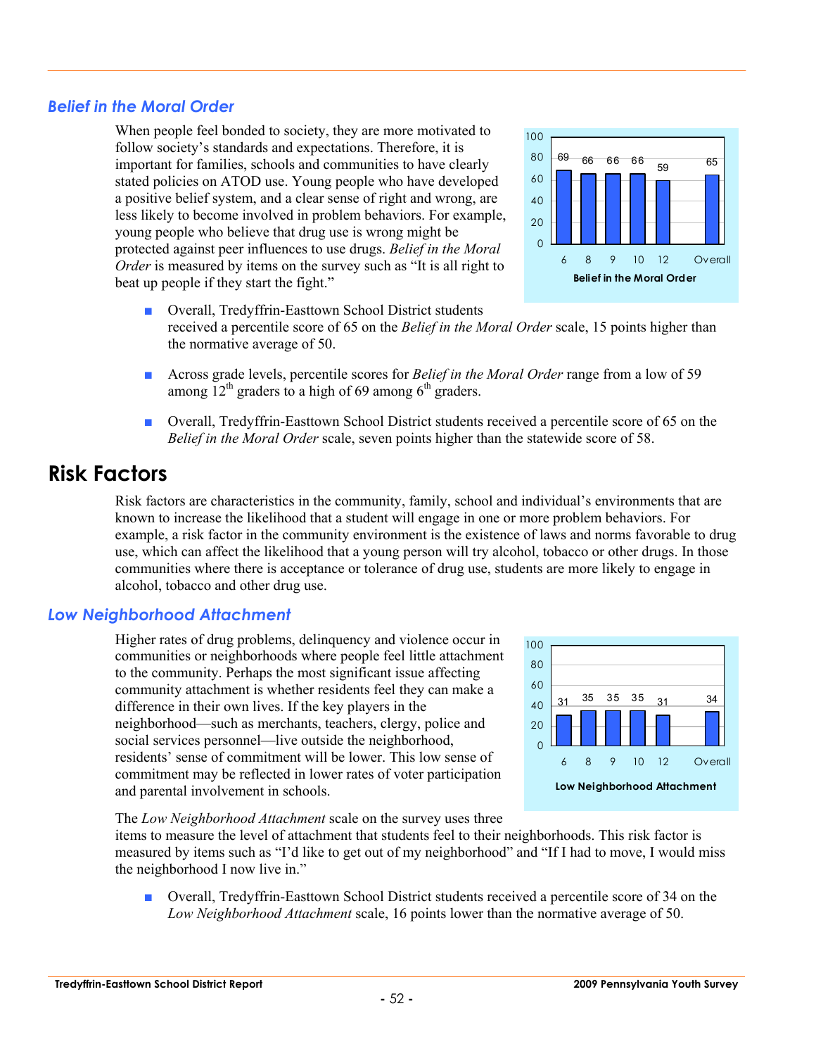### Belief in the Moral Order

When people feel bonded to society, they are more motivated to follow society's standards and expectations. Therefore, it is important for families, schools and communities to have clearly stated policies on ATOD use. Young people who have developed a positive belief system, and a clear sense of right and wrong, are less likely to become involved in problem behaviors. For example, young people who believe that drug use is wrong might be protected against peer influences to use drugs. *Belief in the Moral Order* is measured by items on the survey such as "It is all right to beat up people if they start the fight."

| Grade | 6 | 8 | 9 | 10 | 12 | Overall |
|---|---|---|---|---|---|---|
| Belief in the Moral Order | 69 | 66 | 66 | 66 | 59 | 65 |

- Overall, Tredyffrin-Easttown School District students received a percentile score of 65 on the *Belief in the Moral Order* scale, 15 points higher than the normative average of 50.
- Across grade levels, percentile scores for *Belief in the Moral Order* range from a low of 59 among 12th graders to a high of 69 among 6th graders.
- Overall, Tredyffrin-Easttown School District students received a percentile score of 65 on the *Belief in the Moral Order* scale, seven points higher than the statewide score of 58.

## Risk Factors

Risk factors are characteristics in the community, family, school and individual's environments that are known to increase the likelihood that a student will engage in one or more problem behaviors. For example, a risk factor in the community environment is the existence of laws and norms favorable to drug use, which can affect the likelihood that a young person will try alcohol, tobacco or other drugs. In those communities where there is acceptance or tolerance of drug use, students are more likely to engage in alcohol, tobacco and other drug use.

### Low Neighborhood Attachment

Higher rates of drug problems, delinquency and violence occur in communities or neighborhoods where people feel little attachment to the community. Perhaps the most significant issue affecting community attachment is whether residents feel they can make a difference in their own lives. If the key players in the neighborhood—such as merchants, teachers, clergy, police and social services personnel—live outside the neighborhood, residents' sense of commitment will be lower. This low sense of commitment may be reflected in lower rates of voter participation and parental involvement in schools.

| Grade | 6 | 8 | 9 | 10 | 12 | Overall |
|---|---|---|---|---|---|---|
| Low Neighborhood Attachment | 31 | 35 | 35 | 35 | 31 | 34 |

The *Low Neighborhood Attachment* scale on the survey uses three items to measure the level of attachment that students feel to their neighborhoods. This risk factor is measured by items such as "I'd like to get out of my neighborhood" and "If I had to move, I would miss the neighborhood I now live in."

- Overall, Tredyffrin-Easttown School District students received a percentile score of 34 on the *Low Neighborhood Attachment* scale, 16 points lower than the normative average of 50.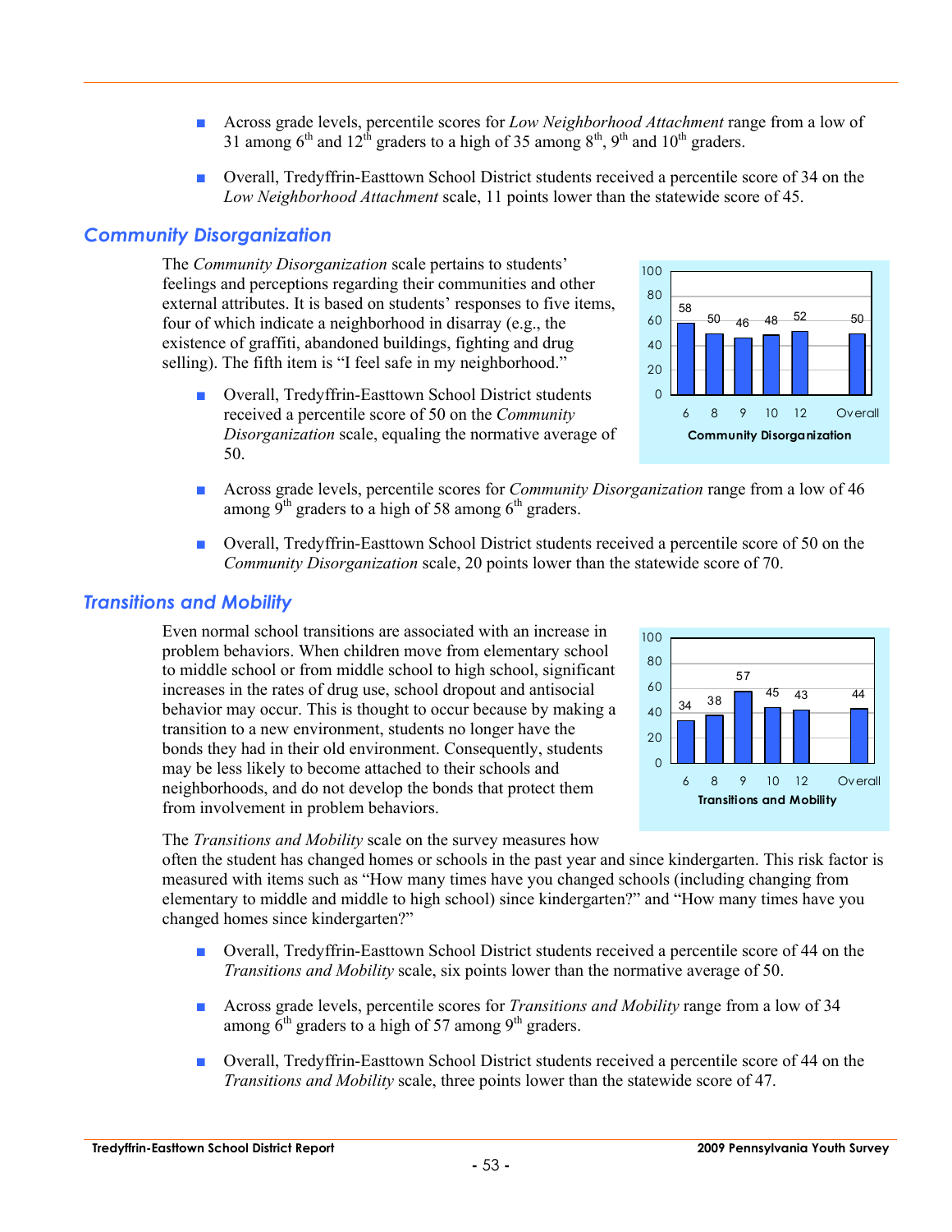- Across grade levels, percentile scores for *Low Neighborhood Attachment* range from a low of 31 among 6th and 12th graders to a high of 35 among 8th, 9th and 10th graders.

- Overall, Tredyffrin-Easttown School District students received a percentile score of 34 on the *Low Neighborhood Attachment* scale, 11 points lower than the statewide score of 45.

## Community Disorganization

The *Community Disorganization* scale pertains to students' feelings and perceptions regarding their communities and other external attributes. It is based on students' responses to five items, four of which indicate a neighborhood in disarray (e.g., the existence of graffiti, abandoned buildings, fighting and drug selling). The fifth item is "I feel safe in my neighborhood."

| Grade | 6 | 8 | 9 | 10 | 12 | Overall |
|---|---|---|---|---|---|---|
| Community Disorganization | 58 | 50 | 46 | 48 | 52 | 50 |

- Overall, Tredyffrin-Easttown School District students received a percentile score of 50 on the *Community Disorganization* scale, equaling the normative average of 50.

- Across grade levels, percentile scores for *Community Disorganization* range from a low of 46 among 9th graders to a high of 58 among 6th graders.

- Overall, Tredyffrin-Easttown School District students received a percentile score of 50 on the *Community Disorganization* scale, 20 points lower than the statewide score of 70.

## Transitions and Mobility

Even normal school transitions are associated with an increase in problem behaviors. When children move from elementary school to middle school or from middle school to high school, significant increases in the rates of drug use, school dropout and antisocial behavior may occur. This is thought to occur because by making a transition to a new environment, students no longer have the bonds they had in their old environment. Consequently, students may be less likely to become attached to their schools and neighborhoods, and do not develop the bonds that protect them from involvement in problem behaviors.

| Grade | 6 | 8 | 9 | 10 | 12 | Overall |
|---|---|---|---|---|---|---|
| Transitions and Mobility | 34 | 38 | 57 | 45 | 43 | 44 |

The *Transitions and Mobility* scale on the survey measures how often the student has changed homes or schools in the past year and since kindergarten. This risk factor is measured with items such as "How many times have you changed schools (including changing from elementary to middle and middle to high school) since kindergarten?" and "How many times have you changed homes since kindergarten?"

- Overall, Tredyffrin-Easttown School District students received a percentile score of 44 on the *Transitions and Mobility* scale, six points lower than the normative average of 50.

- Across grade levels, percentile scores for *Transitions and Mobility* range from a low of 34 among 6th graders to a high of 57 among 9th graders.

- Overall, Tredyffrin-Easttown School District students received a percentile score of 44 on the *Transitions and Mobility* scale, three points lower than the statewide score of 47.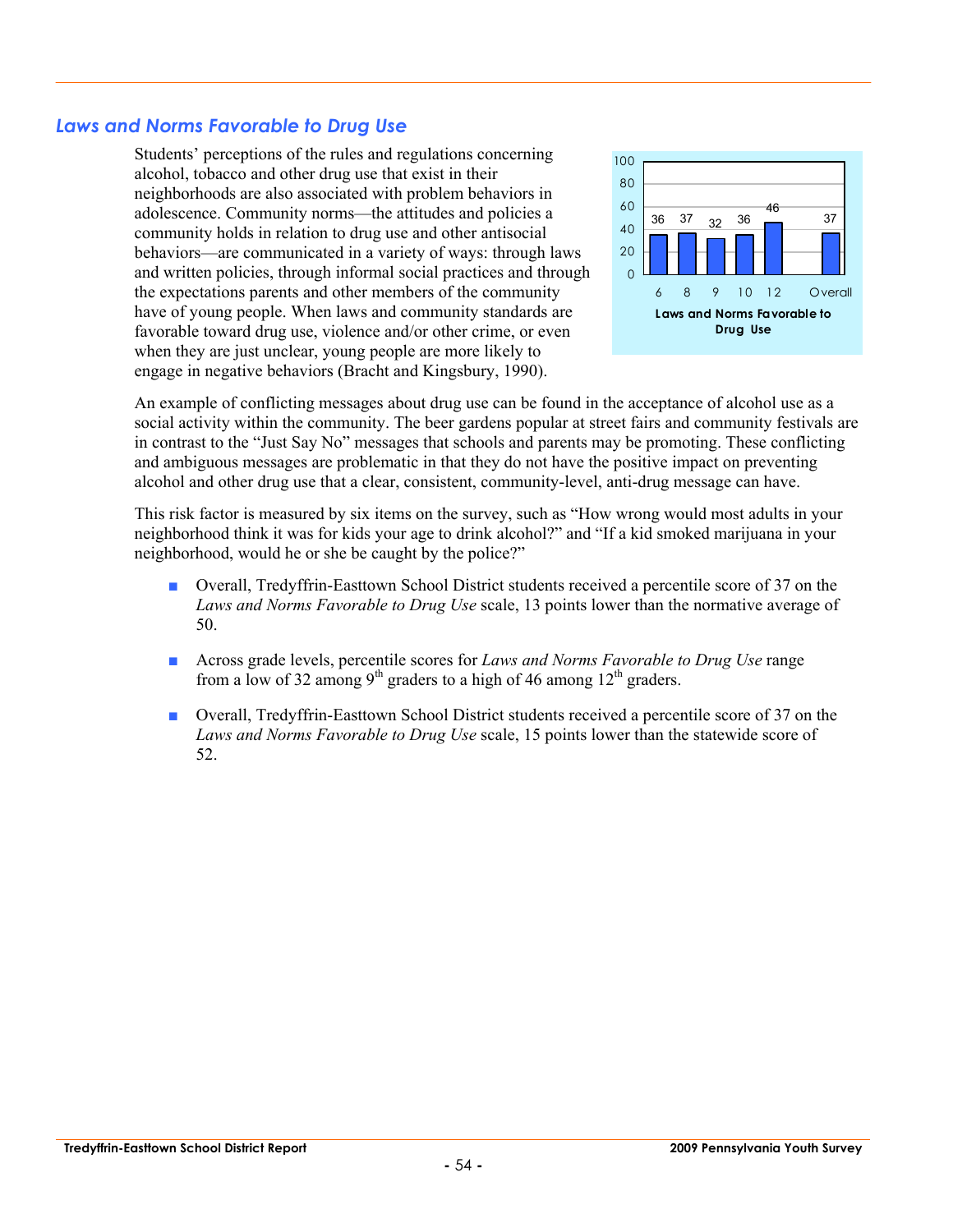## *Laws and Norms Favorable to Drug Use*

Students' perceptions of the rules and regulations concerning alcohol, tobacco and other drug use that exist in their neighborhoods are also associated with problem behaviors in adolescence. Community norms—the attitudes and policies a community holds in relation to drug use and other antisocial behaviors—are communicated in a variety of ways: through laws and written policies, through informal social practices and through the expectations parents and other members of the community have of young people. When laws and community standards are favorable toward drug use, violence and/or other crime, or even when they are just unclear, young people are more likely to engage in negative behaviors (Bracht and Kingsbury, 1990).

| Grade | 6 | 8 | 9 | 10 | 12 | Overall |
|---|---|---|---|---|---|---|
| Laws and Norms Favorable to Drug Use | 36 | 37 | 32 | 36 | 46 | 37 |

An example of conflicting messages about drug use can be found in the acceptance of alcohol use as a social activity within the community. The beer gardens popular at street fairs and community festivals are in contrast to the "Just Say No" messages that schools and parents may be promoting. These conflicting and ambiguous messages are problematic in that they do not have the positive impact on preventing alcohol and other drug use that a clear, consistent, community-level, anti-drug message can have.

This risk factor is measured by six items on the survey, such as "How wrong would most adults in your neighborhood think it was for kids your age to drink alcohol?" and "If a kid smoked marijuana in your neighborhood, would he or she be caught by the police?"

- Overall, Tredyffrin-Easttown School District students received a percentile score of 37 on the *Laws and Norms Favorable to Drug Use* scale, 13 points lower than the normative average of 50.
- Across grade levels, percentile scores for *Laws and Norms Favorable to Drug Use* range from a low of 32 among 9th graders to a high of 46 among 12th graders.
- Overall, Tredyffrin-Easttown School District students received a percentile score of 37 on the *Laws and Norms Favorable to Drug Use* scale, 15 points lower than the statewide score of 52.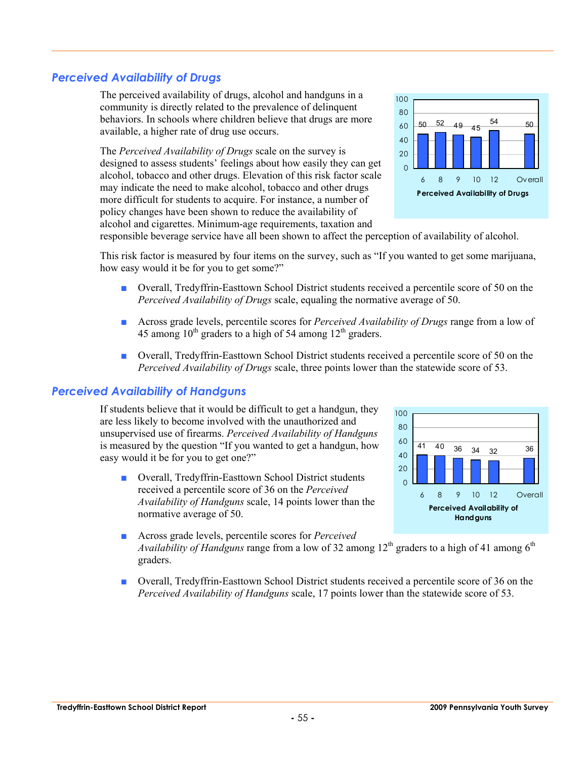## *Perceived Availability of Drugs*

The perceived availability of drugs, alcohol and handguns in a community is directly related to the prevalence of delinquent behaviors. In schools where children believe that drugs are more available, a higher rate of drug use occurs.

The *Perceived Availability of Drugs* scale on the survey is designed to assess students' feelings about how easily they can get alcohol, tobacco and other drugs. Elevation of this risk factor scale may indicate the need to make alcohol, tobacco and other drugs more difficult for students to acquire. For instance, a number of policy changes have been shown to reduce the availability of alcohol and cigarettes. Minimum-age requirements, taxation and responsible beverage service have all been shown to affect the perception of availability of alcohol.

| Grade | 6 | 8 | 9 | 10 | 12 | Overall |
|---|---|---|---|---|---|---|
| Perceived Availability of Drugs | 50 | 52 | 49 | 45 | 54 | 50 |

This risk factor is measured by four items on the survey, such as "If you wanted to get some marijuana, how easy would it be for you to get some?"

- Overall, Tredyffrin-Easttown School District students received a percentile score of 50 on the *Perceived Availability of Drugs* scale, equaling the normative average of 50.
- Across grade levels, percentile scores for *Perceived Availability of Drugs* range from a low of 45 among 10th graders to a high of 54 among 12th graders.
- Overall, Tredyffrin-Easttown School District students received a percentile score of 50 on the *Perceived Availability of Drugs* scale, three points lower than the statewide score of 53.

## *Perceived Availability of Handguns*

If students believe that it would be difficult to get a handgun, they are less likely to become involved with the unauthorized and unsupervised use of firearms. *Perceived Availability of Handguns* is measured by the question "If you wanted to get a handgun, how easy would it be for you to get one?"

| Grade | 6 | 8 | 9 | 10 | 12 | Overall |
|---|---|---|---|---|---|---|
| Perceived Availability of Handguns | 41 | 40 | 36 | 34 | 32 | 36 |

- Overall, Tredyffrin-Easttown School District students received a percentile score of 36 on the *Perceived Availability of Handguns* scale, 14 points lower than the normative average of 50.
- Across grade levels, percentile scores for *Perceived Availability of Handguns* range from a low of 32 among 12th graders to a high of 41 among 6th graders.
- Overall, Tredyffrin-Easttown School District students received a percentile score of 36 on the *Perceived Availability of Handguns* scale, 17 points lower than the statewide score of 53.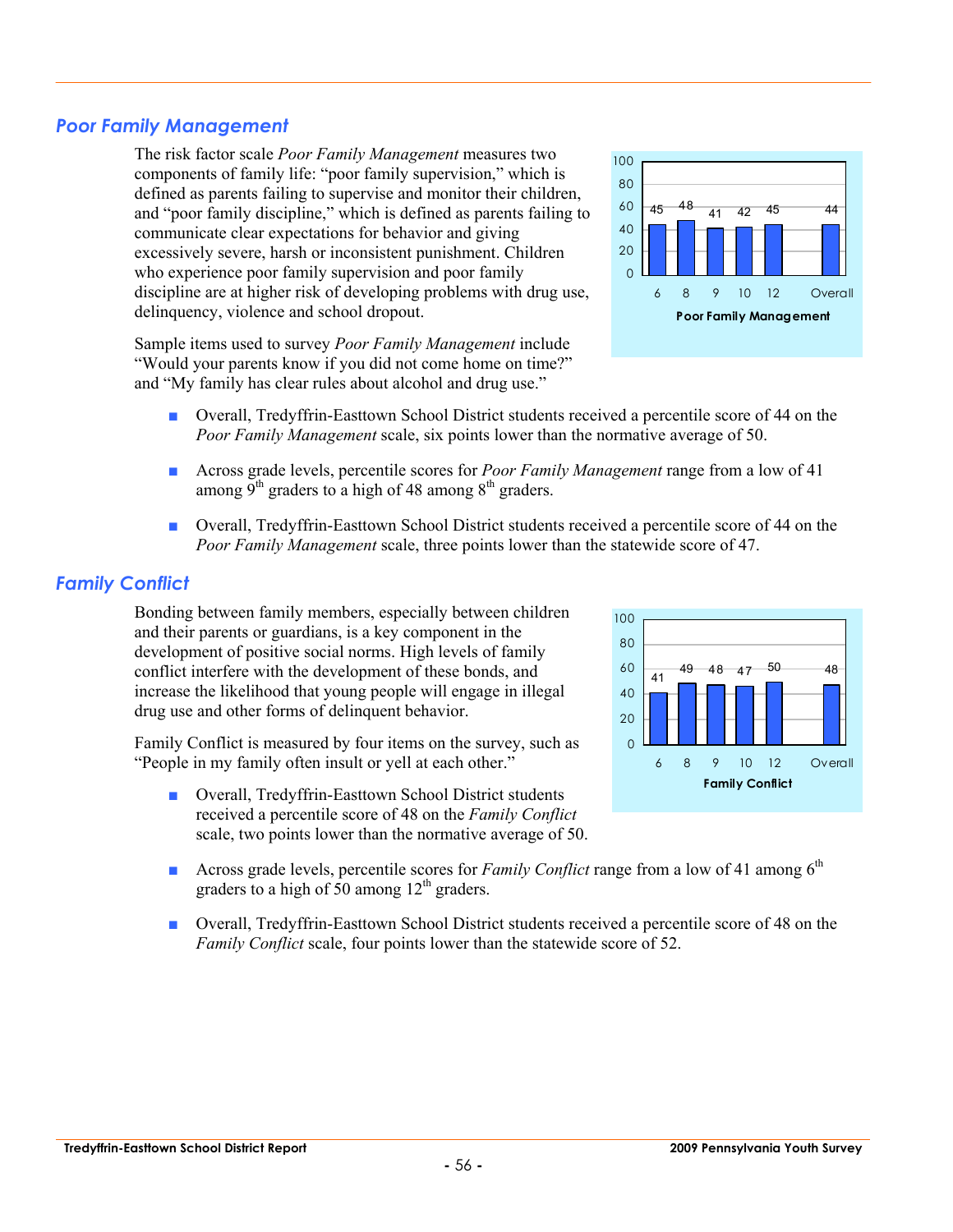## *Poor Family Management*

The risk factor scale *Poor Family Management* measures two components of family life: "poor family supervision," which is defined as parents failing to supervise and monitor their children, and "poor family discipline," which is defined as parents failing to communicate clear expectations for behavior and giving excessively severe, harsh or inconsistent punishment. Children who experience poor family supervision and poor family discipline are at higher risk of developing problems with drug use, delinquency, violence and school dropout.

Sample items used to survey *Poor Family Management* include "Would your parents know if you did not come home on time?" and "My family has clear rules about alcohol and drug use."

| Grade | 6 | 8 | 9 | 10 | 12 | Overall |
|---|---|---|---|---|---|---|
| Poor Family Management | 45 | 48 | 41 | 42 | 45 | 44 |

- Overall, Tredyffrin-Easttown School District students received a percentile score of 44 on the *Poor Family Management* scale, six points lower than the normative average of 50.
- Across grade levels, percentile scores for *Poor Family Management* range from a low of 41 among 9th graders to a high of 48 among 8th graders.
- Overall, Tredyffrin-Easttown School District students received a percentile score of 44 on the *Poor Family Management* scale, three points lower than the statewide score of 47.

## *Family Conflict*

Bonding between family members, especially between children and their parents or guardians, is a key component in the development of positive social norms. High levels of family conflict interfere with the development of these bonds, and increase the likelihood that young people will engage in illegal drug use and other forms of delinquent behavior.

Family Conflict is measured by four items on the survey, such as "People in my family often insult or yell at each other."

| Grade | 6 | 8 | 9 | 10 | 12 | Overall |
|---|---|---|---|---|---|---|
| Family Conflict | 41 | 49 | 48 | 47 | 50 | 48 |

- Overall, Tredyffrin-Easttown School District students received a percentile score of 48 on the *Family Conflict* scale, two points lower than the normative average of 50.
- Across grade levels, percentile scores for *Family Conflict* range from a low of 41 among 6th graders to a high of 50 among 12th graders.
- Overall, Tredyffrin-Easttown School District students received a percentile score of 48 on the *Family Conflict* scale, four points lower than the statewide score of 52.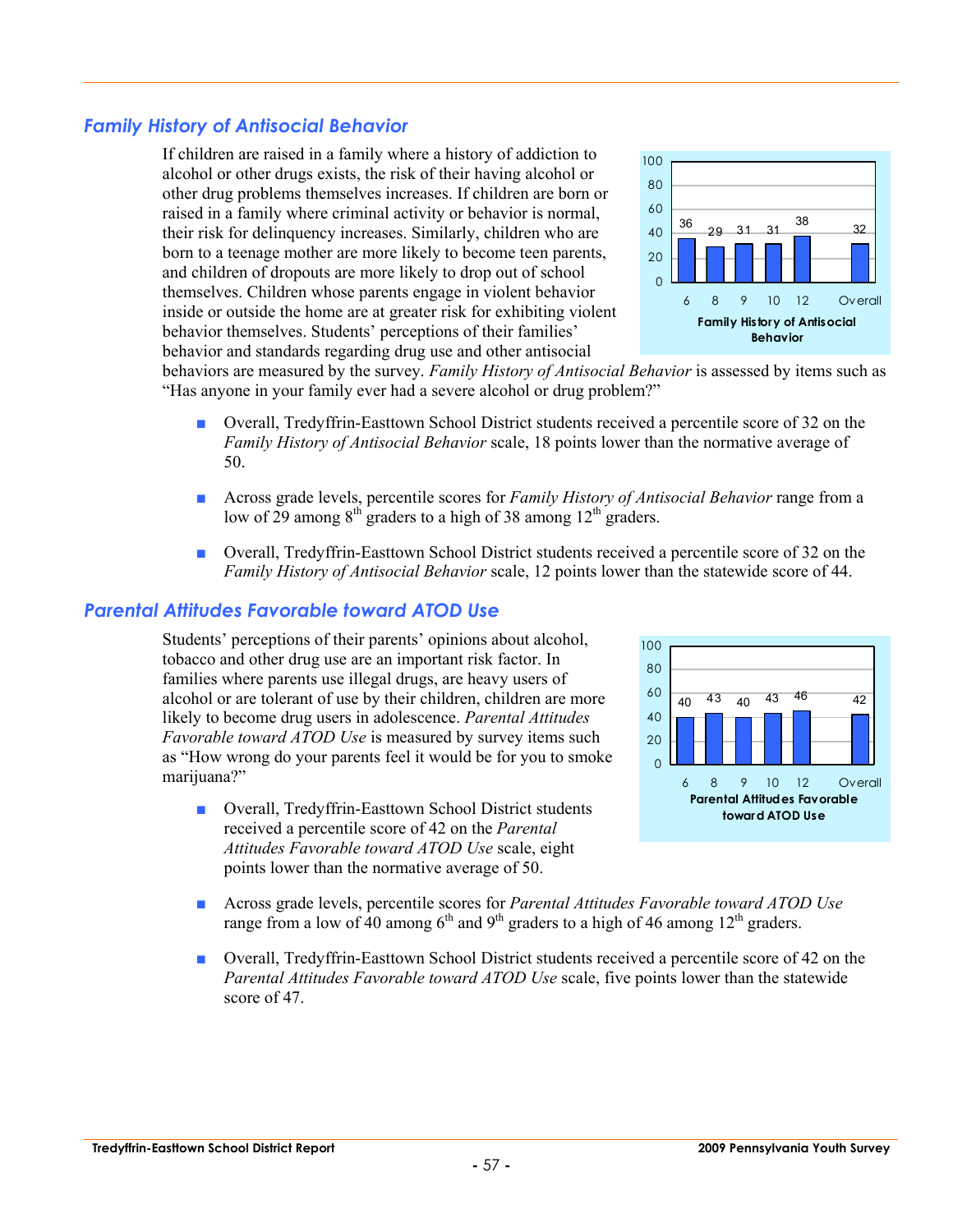## *Family History of Antisocial Behavior*

If children are raised in a family where a history of addiction to alcohol or other drugs exists, the risk of their having alcohol or other drug problems themselves increases. If children are born or raised in a family where criminal activity or behavior is normal, their risk for delinquency increases. Similarly, children who are born to a teenage mother are more likely to become teen parents, and children of dropouts are more likely to drop out of school themselves. Children whose parents engage in violent behavior inside or outside the home are at greater risk for exhibiting violent behavior themselves. Students' perceptions of their families' behavior and standards regarding drug use and other antisocial behaviors are measured by the survey. *Family History of Antisocial Behavior* is assessed by items such as "Has anyone in your family ever had a severe alcohol or drug problem?"

| Grade | 6 | 8 | 9 | 10 | 12 | Overall |
|---|---|---|---|---|---|---|
| Family History of Antisocial Behavior | 36 | 29 | 31 | 31 | 38 | 32 |

- Overall, Tredyffrin-Easttown School District students received a percentile score of 32 on the *Family History of Antisocial Behavior* scale, 18 points lower than the normative average of 50.
- Across grade levels, percentile scores for *Family History of Antisocial Behavior* range from a low of 29 among 8th graders to a high of 38 among 12th graders.
- Overall, Tredyffrin-Easttown School District students received a percentile score of 32 on the *Family History of Antisocial Behavior* scale, 12 points lower than the statewide score of 44.

## *Parental Attitudes Favorable toward ATOD Use*

Students' perceptions of their parents' opinions about alcohol, tobacco and other drug use are an important risk factor. In families where parents use illegal drugs, are heavy users of alcohol or are tolerant of use by their children, children are more likely to become drug users in adolescence. *Parental Attitudes Favorable toward ATOD Use* is measured by survey items such as "How wrong do your parents feel it would be for you to smoke marijuana?"

| Grade | 6 | 8 | 9 | 10 | 12 | Overall |
|---|---|---|---|---|---|---|
| Parental Attitudes Favorable toward ATOD Use | 40 | 43 | 40 | 43 | 46 | 42 |

- Overall, Tredyffrin-Easttown School District students received a percentile score of 42 on the *Parental Attitudes Favorable toward ATOD Use* scale, eight points lower than the normative average of 50.
- Across grade levels, percentile scores for *Parental Attitudes Favorable toward ATOD Use* range from a low of 40 among 6th and 9th graders to a high of 46 among 12th graders.
- Overall, Tredyffrin-Easttown School District students received a percentile score of 42 on the *Parental Attitudes Favorable toward ATOD Use* scale, five points lower than the statewide score of 47.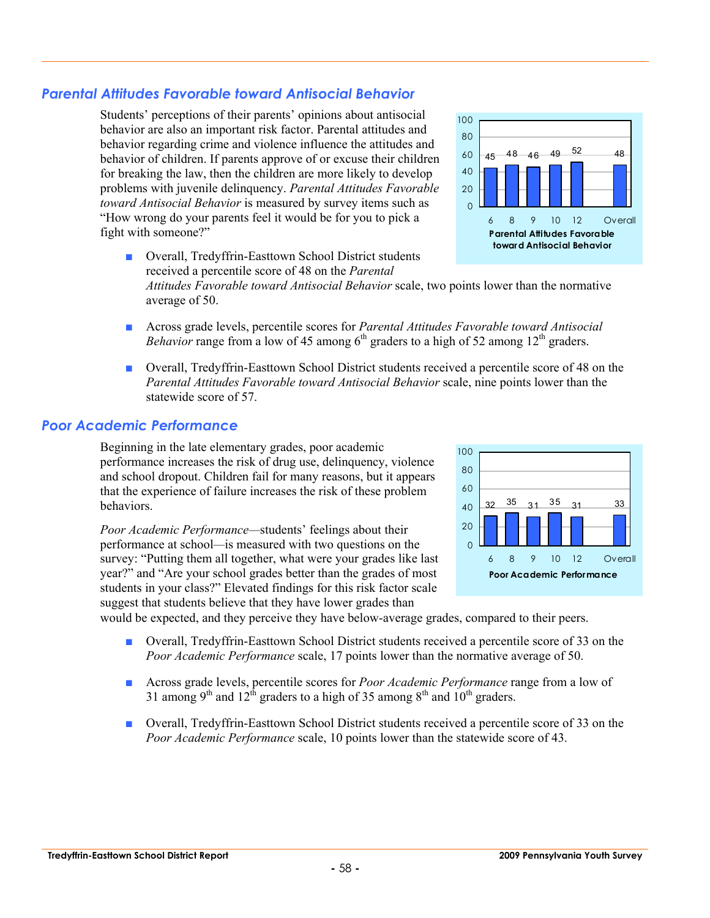## *Parental Attitudes Favorable toward Antisocial Behavior*

Students' perceptions of their parents' opinions about antisocial behavior are also an important risk factor. Parental attitudes and behavior regarding crime and violence influence the attitudes and behavior of children. If parents approve of or excuse their children for breaking the law, then the children are more likely to develop problems with juvenile delinquency. *Parental Attitudes Favorable toward Antisocial Behavior* is measured by survey items such as "How wrong do your parents feel it would be for you to pick a fight with someone?"

**Parental Attitudes Favorable toward Antisocial Behavior**

| Grade | 6 | 8 | 9 | 10 | 12 | Overall |
|---|---|---|---|---|---|---|
| Percentile score | 45 | 48 | 46 | 49 | 52 | 48 |

- Overall, Tredyffrin-Easttown School District students received a percentile score of 48 on the *Parental Attitudes Favorable toward Antisocial Behavior* scale, two points lower than the normative average of 50.
- Across grade levels, percentile scores for *Parental Attitudes Favorable toward Antisocial Behavior* range from a low of 45 among 6th graders to a high of 52 among 12th graders.
- Overall, Tredyffrin-Easttown School District students received a percentile score of 48 on the *Parental Attitudes Favorable toward Antisocial Behavior* scale, nine points lower than the statewide score of 57.

## *Poor Academic Performance*

Beginning in the late elementary grades, poor academic performance increases the risk of drug use, delinquency, violence and school dropout. Children fail for many reasons, but it appears that the experience of failure increases the risk of these problem behaviors.

*Poor Academic Performance*—students' feelings about their performance at school—is measured with two questions on the survey: "Putting them all together, what were your grades like last year?" and "Are your school grades better than the grades of most students in your class?" Elevated findings for this risk factor scale suggest that students believe that they have lower grades than would be expected, and they perceive they have below-average grades, compared to their peers.

**Poor Academic Performance**

| Grade | 6 | 8 | 9 | 10 | 12 | Overall |
|---|---|---|---|---|---|---|
| Percentile score | 32 | 35 | 31 | 35 | 31 | 33 |

- Overall, Tredyffrin-Easttown School District students received a percentile score of 33 on the *Poor Academic Performance* scale, 17 points lower than the normative average of 50.
- Across grade levels, percentile scores for *Poor Academic Performance* range from a low of 31 among 9th and 12th graders to a high of 35 among 8th and 10th graders.
- Overall, Tredyffrin-Easttown School District students received a percentile score of 33 on the *Poor Academic Performance* scale, 10 points lower than the statewide score of 43.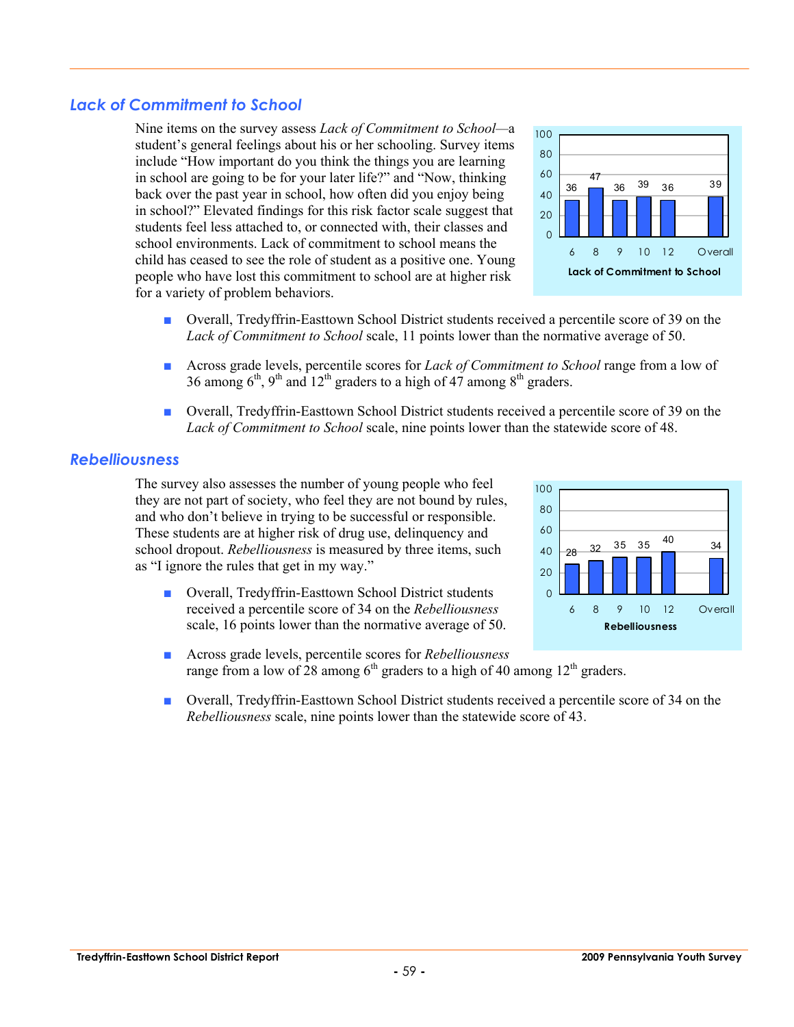## Lack of Commitment to School

Nine items on the survey assess *Lack of Commitment to School*—a student's general feelings about his or her schooling. Survey items include "How important do you think the things you are learning in school are going to be for your later life?" and "Now, thinking back over the past year in school, how often did you enjoy being in school?" Elevated findings for this risk factor scale suggest that students feel less attached to, or connected with, their classes and school environments. Lack of commitment to school means the child has ceased to see the role of student as a positive one. Young people who have lost this commitment to school are at higher risk for a variety of problem behaviors.

**Lack of Commitment to School**

| 6 | 8 | 9 | 10 | 12 | Overall |
|---|---|---|---|---|---|
| 36 | 47 | 36 | 39 | 36 | 39 |

- Overall, Tredyffrin-Easttown School District students received a percentile score of 39 on the *Lack of Commitment to School* scale, 11 points lower than the normative average of 50.
- Across grade levels, percentile scores for *Lack of Commitment to School* range from a low of 36 among 6th, 9th and 12th graders to a high of 47 among 8th graders.
- Overall, Tredyffrin-Easttown School District students received a percentile score of 39 on the *Lack of Commitment to School* scale, nine points lower than the statewide score of 48.

## Rebelliousness

The survey also assesses the number of young people who feel they are not part of society, who feel they are not bound by rules, and who don't believe in trying to be successful or responsible. These students are at higher risk of drug use, delinquency and school dropout. *Rebelliousness* is measured by three items, such as "I ignore the rules that get in my way."

**Rebelliousness**

| 6 | 8 | 9 | 10 | 12 | Overall |
|---|---|---|---|---|---|
| 28 | 32 | 35 | 35 | 40 | 34 |

- Overall, Tredyffrin-Easttown School District students received a percentile score of 34 on the *Rebelliousness* scale, 16 points lower than the normative average of 50.
- Across grade levels, percentile scores for *Rebelliousness* range from a low of 28 among 6th graders to a high of 40 among 12th graders.
- Overall, Tredyffrin-Easttown School District students received a percentile score of 34 on the *Rebelliousness* scale, nine points lower than the statewide score of 43.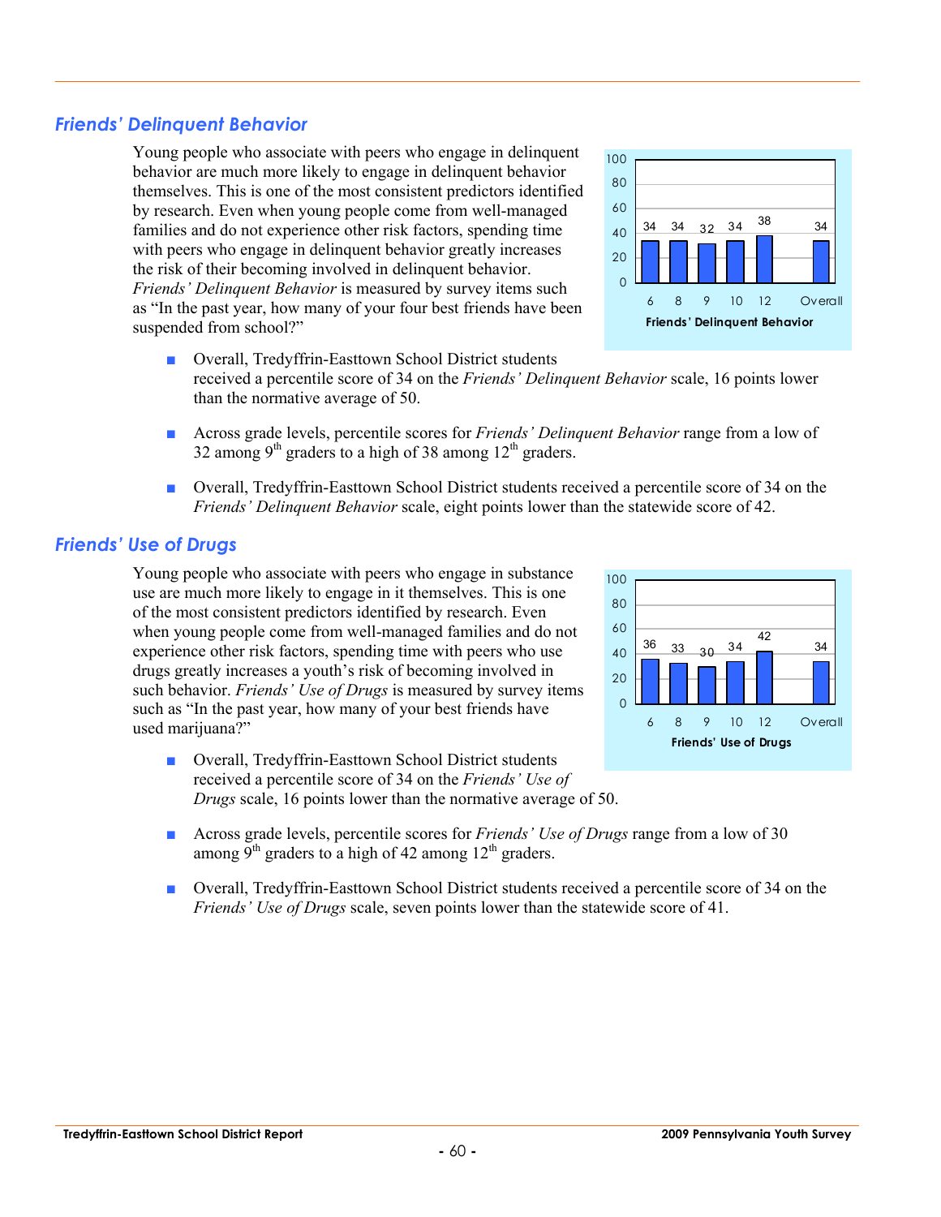## *Friends' Delinquent Behavior*

Young people who associate with peers who engage in delinquent behavior are much more likely to engage in delinquent behavior themselves. This is one of the most consistent predictors identified by research. Even when young people come from well-managed families and do not experience other risk factors, spending time with peers who engage in delinquent behavior greatly increases the risk of their becoming involved in delinquent behavior. *Friends' Delinquent Behavior* is measured by survey items such as "In the past year, how many of your four best friends have been suspended from school?"

| Grade | 6 | 8 | 9 | 10 | 12 | Overall |
|---|---|---|---|---|---|---|
| Friends' Delinquent Behavior | 34 | 34 | 32 | 34 | 38 | 34 |

- Overall, Tredyffrin-Easttown School District students received a percentile score of 34 on the *Friends' Delinquent Behavior* scale, 16 points lower than the normative average of 50.
- Across grade levels, percentile scores for *Friends' Delinquent Behavior* range from a low of 32 among 9th graders to a high of 38 among 12th graders.
- Overall, Tredyffrin-Easttown School District students received a percentile score of 34 on the *Friends' Delinquent Behavior* scale, eight points lower than the statewide score of 42.

## *Friends' Use of Drugs*

Young people who associate with peers who engage in substance use are much more likely to engage in it themselves. This is one of the most consistent predictors identified by research. Even when young people come from well-managed families and do not experience other risk factors, spending time with peers who use drugs greatly increases a youth's risk of becoming involved in such behavior. *Friends' Use of Drugs* is measured by survey items such as "In the past year, how many of your best friends have used marijuana?"

| Grade | 6 | 8 | 9 | 10 | 12 | Overall |
|---|---|---|---|---|---|---|
| Friends' Use of Drugs | 36 | 33 | 30 | 34 | 42 | 34 |

- Overall, Tredyffrin-Easttown School District students received a percentile score of 34 on the *Friends' Use of Drugs* scale, 16 points lower than the normative average of 50.
- Across grade levels, percentile scores for *Friends' Use of Drugs* range from a low of 30 among 9th graders to a high of 42 among 12th graders.
- Overall, Tredyffrin-Easttown School District students received a percentile score of 34 on the *Friends' Use of Drugs* scale, seven points lower than the statewide score of 41.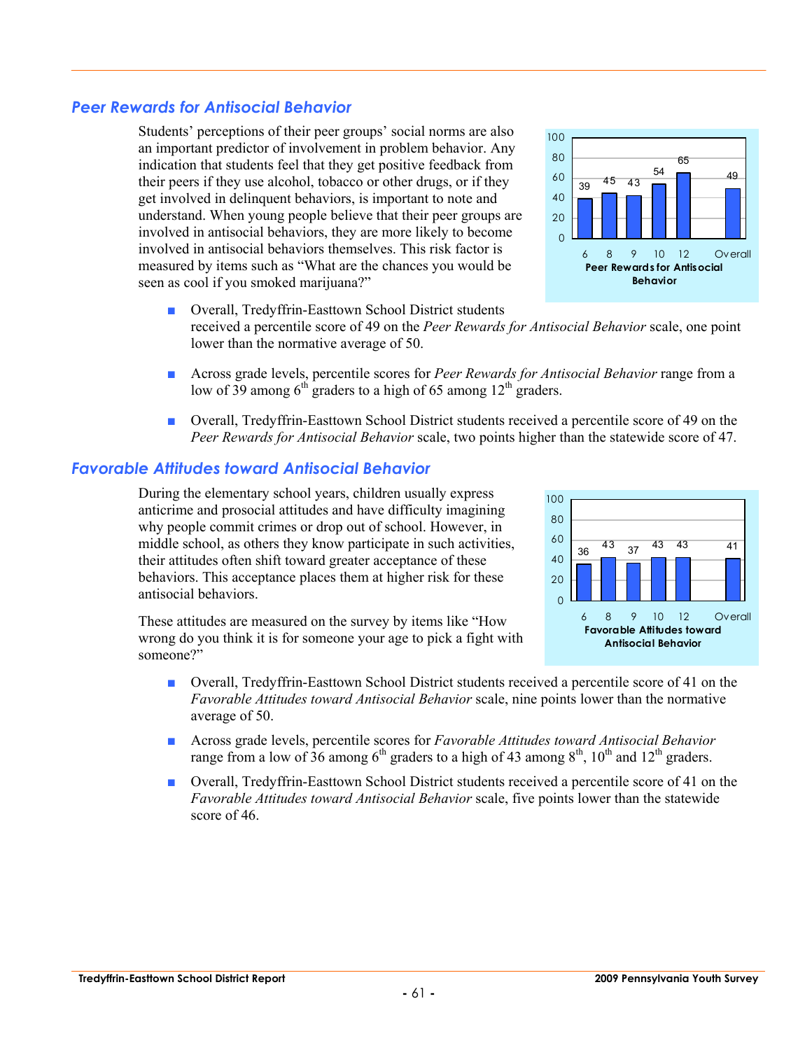## *Peer Rewards for Antisocial Behavior*

Students' perceptions of their peer groups' social norms are also an important predictor of involvement in problem behavior. Any indication that students feel that they get positive feedback from their peers if they use alcohol, tobacco or other drugs, or if they get involved in delinquent behaviors, is important to note and understand. When young people believe that their peer groups are involved in antisocial behaviors, they are more likely to become involved in antisocial behaviors themselves. This risk factor is measured by items such as "What are the chances you would be seen as cool if you smoked marijuana?"

| Peer Rewards for Antisocial Behavior | 6 | 8 | 9 | 10 | 12 | Overall |
|---|---|---|---|---|---|---|
| Percentile score | 39 | 45 | 43 | 54 | 65 | 49 |

- Overall, Tredyffrin-Easttown School District students received a percentile score of 49 on the *Peer Rewards for Antisocial Behavior* scale, one point lower than the normative average of 50.
- Across grade levels, percentile scores for *Peer Rewards for Antisocial Behavior* range from a low of 39 among 6th graders to a high of 65 among 12th graders.
- Overall, Tredyffrin-Easttown School District students received a percentile score of 49 on the *Peer Rewards for Antisocial Behavior* scale, two points higher than the statewide score of 47.

## *Favorable Attitudes toward Antisocial Behavior*

During the elementary school years, children usually express anticrime and prosocial attitudes and have difficulty imagining why people commit crimes or drop out of school. However, in middle school, as others they know participate in such activities, their attitudes often shift toward greater acceptance of these behaviors. This acceptance places them at higher risk for these antisocial behaviors.

These attitudes are measured on the survey by items like "How wrong do you think it is for someone your age to pick a fight with someone?"

| Favorable Attitudes toward Antisocial Behavior | 6 | 8 | 9 | 10 | 12 | Overall |
|---|---|---|---|---|---|---|
| Percentile score | 36 | 43 | 37 | 43 | 43 | 41 |

- Overall, Tredyffrin-Easttown School District students received a percentile score of 41 on the *Favorable Attitudes toward Antisocial Behavior* scale, nine points lower than the normative average of 50.
- Across grade levels, percentile scores for *Favorable Attitudes toward Antisocial Behavior* range from a low of 36 among 6th graders to a high of 43 among 8th, 10th and 12th graders.
- Overall, Tredyffrin-Easttown School District students received a percentile score of 41 on the *Favorable Attitudes toward Antisocial Behavior* scale, five points lower than the statewide score of 46.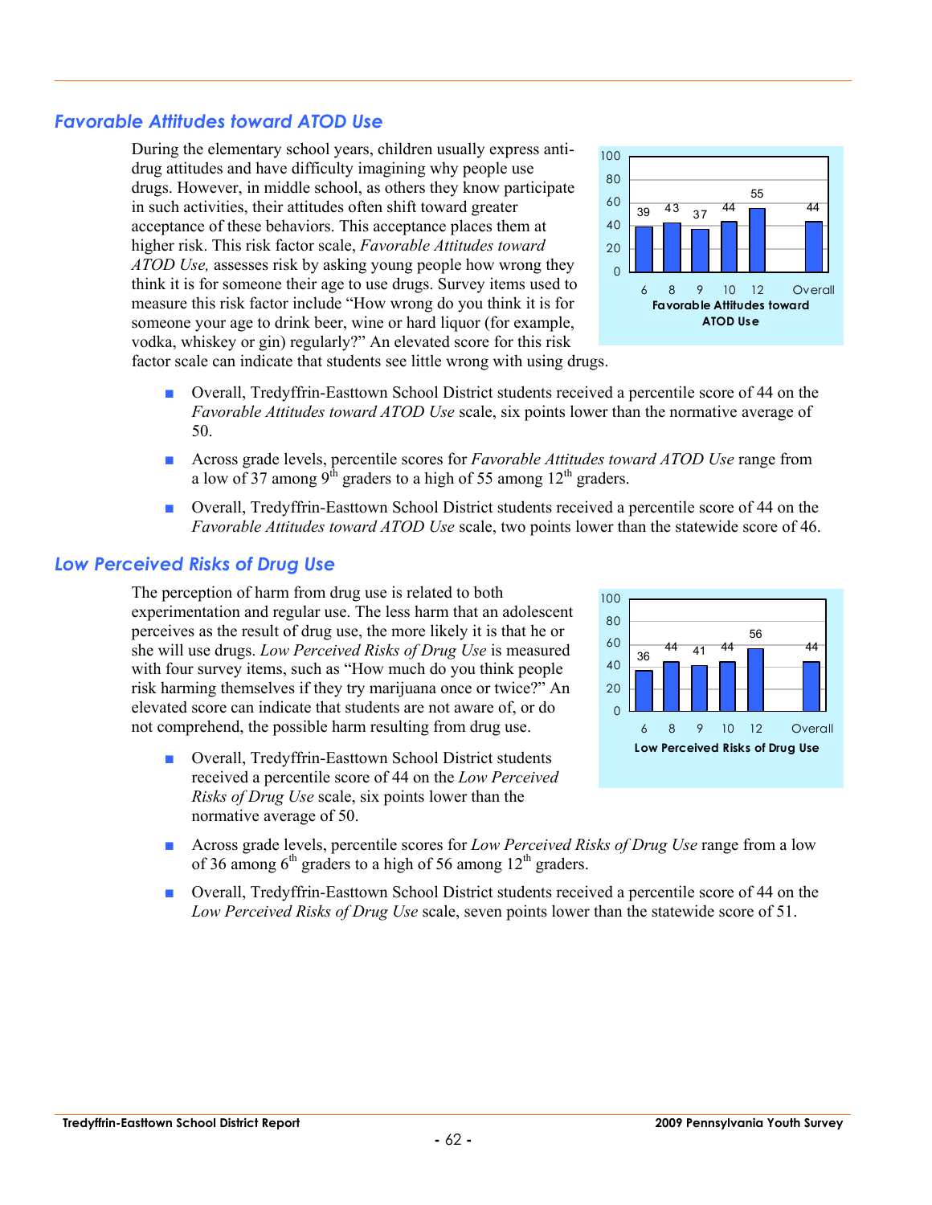## *Favorable Attitudes toward ATOD Use*

During the elementary school years, children usually express anti-drug attitudes and have difficulty imagining why people use drugs. However, in middle school, as others they know participate in such activities, their attitudes often shift toward greater acceptance of these behaviors. This acceptance places them at higher risk. This risk factor scale, *Favorable Attitudes toward ATOD Use,* assesses risk by asking young people how wrong they think it is for someone their age to use drugs. Survey items used to measure this risk factor include "How wrong do you think it is for someone your age to drink beer, wine or hard liquor (for example, vodka, whiskey or gin) regularly?" An elevated score for this risk factor scale can indicate that students see little wrong with using drugs.

| Grade | 6 | 8 | 9 | 10 | 12 | Overall |
|---|---|---|---|---|---|---|
| Favorable Attitudes toward ATOD Use | 39 | 43 | 37 | 44 | 55 | 44 |

- Overall, Tredyffrin-Easttown School District students received a percentile score of 44 on the *Favorable Attitudes toward ATOD Use* scale, six points lower than the normative average of 50.
- Across grade levels, percentile scores for *Favorable Attitudes toward ATOD Use* range from a low of 37 among 9th graders to a high of 55 among 12th graders.
- Overall, Tredyffrin-Easttown School District students received a percentile score of 44 on the *Favorable Attitudes toward ATOD Use* scale, two points lower than the statewide score of 46.

## *Low Perceived Risks of Drug Use*

The perception of harm from drug use is related to both experimentation and regular use. The less harm that an adolescent perceives as the result of drug use, the more likely it is that he or she will use drugs. *Low Perceived Risks of Drug Use* is measured with four survey items, such as "How much do you think people risk harming themselves if they try marijuana once or twice?" An elevated score can indicate that students are not aware of, or do not comprehend, the possible harm resulting from drug use.

| Grade | 6 | 8 | 9 | 10 | 12 | Overall |
|---|---|---|---|---|---|---|
| Low Perceived Risks of Drug Use | 36 | 44 | 41 | 44 | 56 | 44 |

- Overall, Tredyffrin-Easttown School District students received a percentile score of 44 on the *Low Perceived Risks of Drug Use* scale, six points lower than the normative average of 50.
- Across grade levels, percentile scores for *Low Perceived Risks of Drug Use* range from a low of 36 among 6th graders to a high of 56 among 12th graders.
- Overall, Tredyffrin-Easttown School District students received a percentile score of 44 on the *Low Perceived Risks of Drug Use* scale, seven points lower than the statewide score of 51.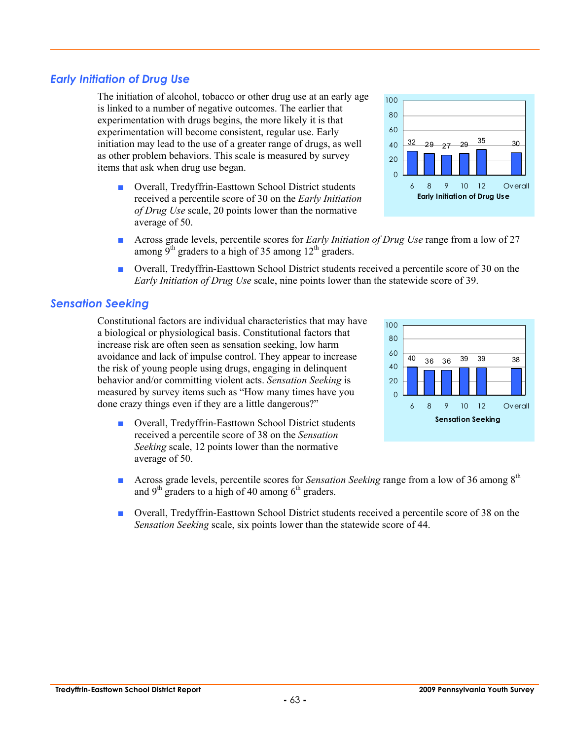## Early Initiation of Drug Use

The initiation of alcohol, tobacco or other drug use at an early age is linked to a number of negative outcomes. The earlier that experimentation with drugs begins, the more likely it is that experimentation will become consistent, regular use. Early initiation may lead to the use of a greater range of drugs, as well as other problem behaviors. This scale is measured by survey items that ask when drug use began.

| Grade | 6 | 8 | 9 | 10 | 12 | Overall |
|---|---|---|---|---|---|---|
| Early Initiation of Drug Use | 32 | 29 | 27 | 29 | 35 | 30 |

- Overall, Tredyffrin-Easttown School District students received a percentile score of 30 on the *Early Initiation of Drug Use* scale, 20 points lower than the normative average of 50.
- Across grade levels, percentile scores for *Early Initiation of Drug Use* range from a low of 27 among 9th graders to a high of 35 among 12th graders.
- Overall, Tredyffrin-Easttown School District students received a percentile score of 30 on the *Early Initiation of Drug Use* scale, nine points lower than the statewide score of 39.

## Sensation Seeking

Constitutional factors are individual characteristics that may have a biological or physiological basis. Constitutional factors that increase risk are often seen as sensation seeking, low harm avoidance and lack of impulse control. They appear to increase the risk of young people using drugs, engaging in delinquent behavior and/or committing violent acts. *Sensation Seeking* is measured by survey items such as "How many times have you done crazy things even if they are a little dangerous?"

| Grade | 6 | 8 | 9 | 10 | 12 | Overall |
|---|---|---|---|---|---|---|
| Sensation Seeking | 40 | 36 | 36 | 39 | 39 | 38 |

- Overall, Tredyffrin-Easttown School District students received a percentile score of 38 on the *Sensation Seeking* scale, 12 points lower than the normative average of 50.
- Across grade levels, percentile scores for *Sensation Seeking* range from a low of 36 among 8th and 9th graders to a high of 40 among 6th graders.
- Overall, Tredyffrin-Easttown School District students received a percentile score of 38 on the *Sensation Seeking* scale, six points lower than the statewide score of 44.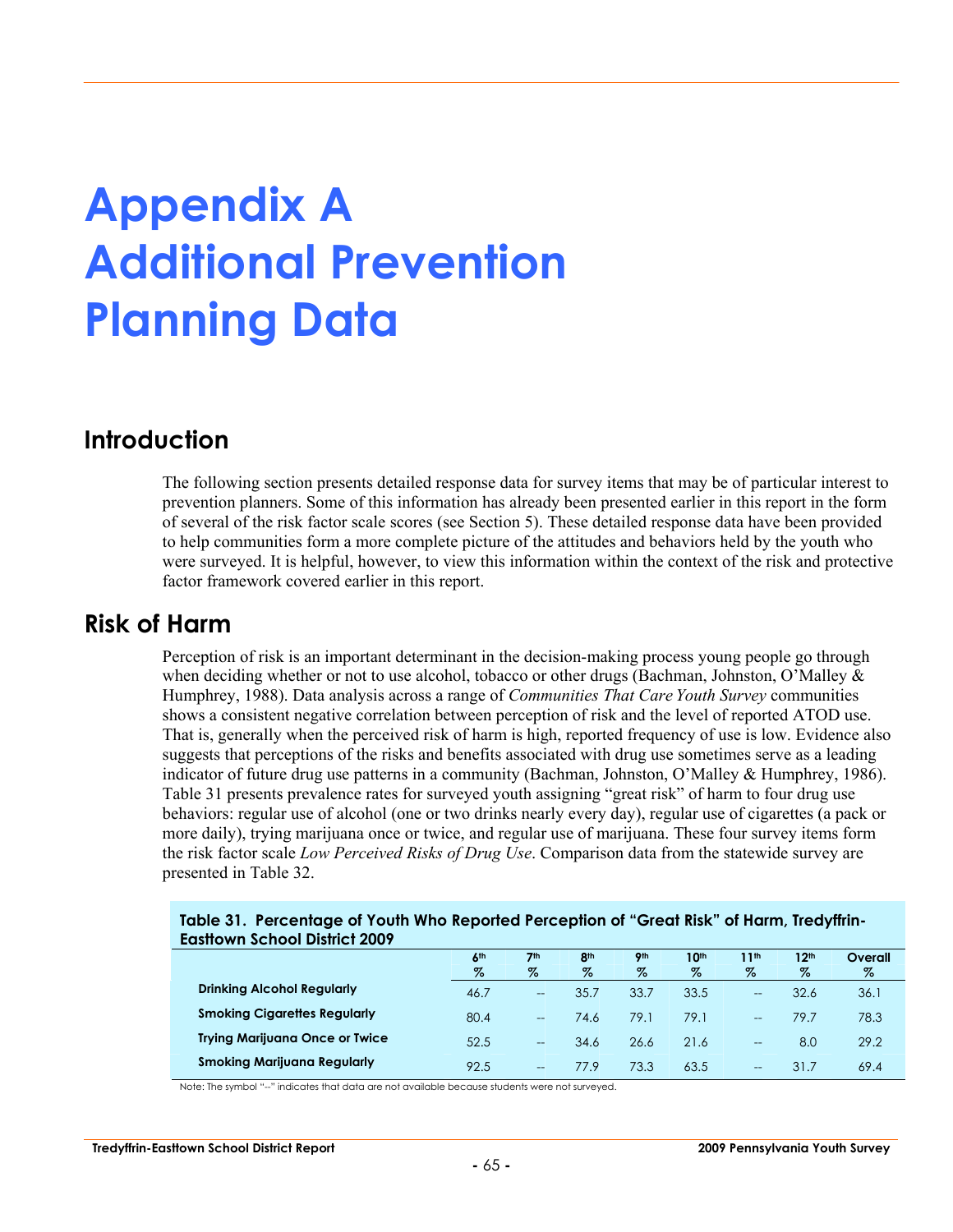# Appendix A Additional Prevention Planning Data

## Introduction

The following section presents detailed response data for survey items that may be of particular interest to prevention planners. Some of this information has already been presented earlier in this report in the form of several of the risk factor scale scores (see Section 5). These detailed response data have been provided to help communities form a more complete picture of the attitudes and behaviors held by the youth who were surveyed. It is helpful, however, to view this information within the context of the risk and protective factor framework covered earlier in this report.

## Risk of Harm

Perception of risk is an important determinant in the decision-making process young people go through when deciding whether or not to use alcohol, tobacco or other drugs (Bachman, Johnston, O'Malley & Humphrey, 1988). Data analysis across a range of *Communities That Care Youth Survey* communities shows a consistent negative correlation between perception of risk and the level of reported ATOD use. That is, generally when the perceived risk of harm is high, reported frequency of use is low. Evidence also suggests that perceptions of the risks and benefits associated with drug use sometimes serve as a leading indicator of future drug use patterns in a community (Bachman, Johnston, O'Malley & Humphrey, 1986). Table 31 presents prevalence rates for surveyed youth assigning "great risk" of harm to four drug use behaviors: regular use of alcohol (one or two drinks nearly every day), regular use of cigarettes (a pack or more daily), trying marijuana once or twice, and regular use of marijuana. These four survey items form the risk factor scale *Low Perceived Risks of Drug Use*. Comparison data from the statewide survey are presented in Table 32.

**Table 31. Percentage of Youth Who Reported Perception of "Great Risk" of Harm, Tredyffrin-Easttown School District 2009**

| | 6th % | 7th % | 8th % | 9th % | 10th % | 11th % | 12th % | Overall % |
|---|---|---|---|---|---|---|---|---|
| **Drinking Alcohol Regularly** | 46.7 | -- | 35.7 | 33.7 | 33.5 | -- | 32.6 | 36.1 |
| **Smoking Cigarettes Regularly** | 80.4 | -- | 74.6 | 79.1 | 79.1 | -- | 79.7 | 78.3 |
| **Trying Marijuana Once or Twice** | 52.5 | -- | 34.6 | 26.6 | 21.6 | -- | 8.0 | 29.2 |
| **Smoking Marijuana Regularly** | 92.5 | -- | 77.9 | 73.3 | 63.5 | -- | 31.7 | 69.4 |

Note: The symbol "--" indicates that data are not available because students were not surveyed.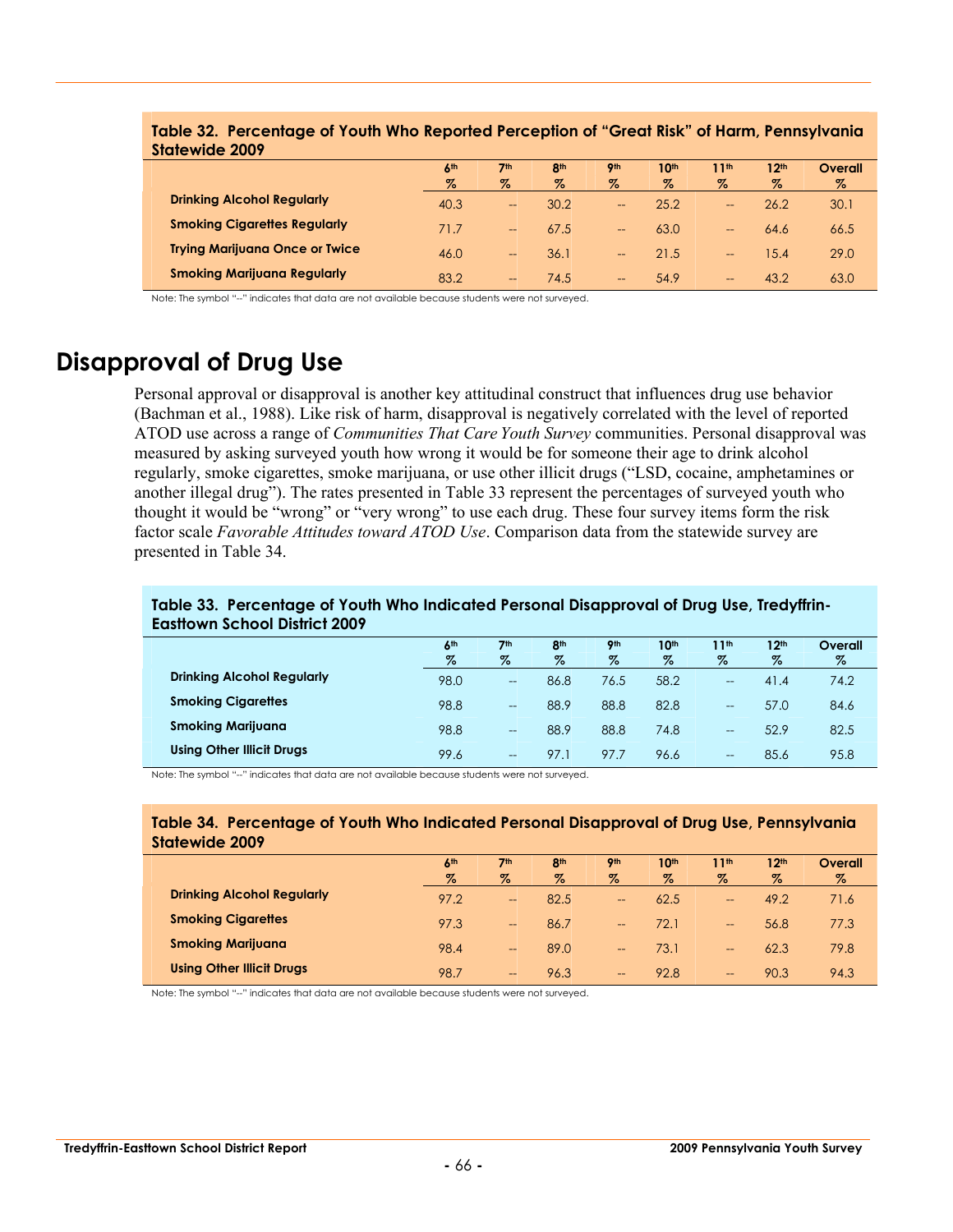**Table 32. Percentage of Youth Who Reported Perception of "Great Risk" of Harm, Pennsylvania Statewide 2009**

| | 6th % | 7th % | 8th % | 9th % | 10th % | 11th % | 12th % | Overall % |
|---|---|---|---|---|---|---|---|---|
| **Drinking Alcohol Regularly** | 40.3 | -- | 30.2 | -- | 25.2 | -- | 26.2 | 30.1 |
| **Smoking Cigarettes Regularly** | 71.7 | -- | 67.5 | -- | 63.0 | -- | 64.6 | 66.5 |
| **Trying Marijuana Once or Twice** | 46.0 | -- | 36.1 | -- | 21.5 | -- | 15.4 | 29.0 |
| **Smoking Marijuana Regularly** | 83.2 | -- | 74.5 | -- | 54.9 | -- | 43.2 | 63.0 |

Note: The symbol "--" indicates that data are not available because students were not surveyed.

## Disapproval of Drug Use

Personal approval or disapproval is another key attitudinal construct that influences drug use behavior (Bachman et al., 1988). Like risk of harm, disapproval is negatively correlated with the level of reported ATOD use across a range of *Communities That Care Youth Survey* communities. Personal disapproval was measured by asking surveyed youth how wrong it would be for someone their age to drink alcohol regularly, smoke cigarettes, smoke marijuana, or use other illicit drugs ("LSD, cocaine, amphetamines or another illegal drug"). The rates presented in Table 33 represent the percentages of surveyed youth who thought it would be "wrong" or "very wrong" to use each drug. These four survey items form the risk factor scale *Favorable Attitudes toward ATOD Use*. Comparison data from the statewide survey are presented in Table 34.

**Table 33. Percentage of Youth Who Indicated Personal Disapproval of Drug Use, Tredyffrin-Easttown School District 2009**

| | 6th % | 7th % | 8th % | 9th % | 10th % | 11th % | 12th % | Overall % |
|---|---|---|---|---|---|---|---|---|
| **Drinking Alcohol Regularly** | 98.0 | -- | 86.8 | 76.5 | 58.2 | -- | 41.4 | 74.2 |
| **Smoking Cigarettes** | 98.8 | -- | 88.9 | 88.8 | 82.8 | -- | 57.0 | 84.6 |
| **Smoking Marijuana** | 98.8 | -- | 88.9 | 88.8 | 74.8 | -- | 52.9 | 82.5 |
| **Using Other Illicit Drugs** | 99.6 | -- | 97.1 | 97.7 | 96.6 | -- | 85.6 | 95.8 |

Note: The symbol "--" indicates that data are not available because students were not surveyed.

**Table 34. Percentage of Youth Who Indicated Personal Disapproval of Drug Use, Pennsylvania Statewide 2009**

| | 6th % | 7th % | 8th % | 9th % | 10th % | 11th % | 12th % | Overall % |
|---|---|---|---|---|---|---|---|---|
| **Drinking Alcohol Regularly** | 97.2 | -- | 82.5 | -- | 62.5 | -- | 49.2 | 71.6 |
| **Smoking Cigarettes** | 97.3 | -- | 86.7 | -- | 72.1 | -- | 56.8 | 77.3 |
| **Smoking Marijuana** | 98.4 | -- | 89.0 | -- | 73.1 | -- | 62.3 | 79.8 |
| **Using Other Illicit Drugs** | 98.7 | -- | 96.3 | -- | 92.8 | -- | 90.3 | 94.3 |

Note: The symbol "--" indicates that data are not available because students were not surveyed.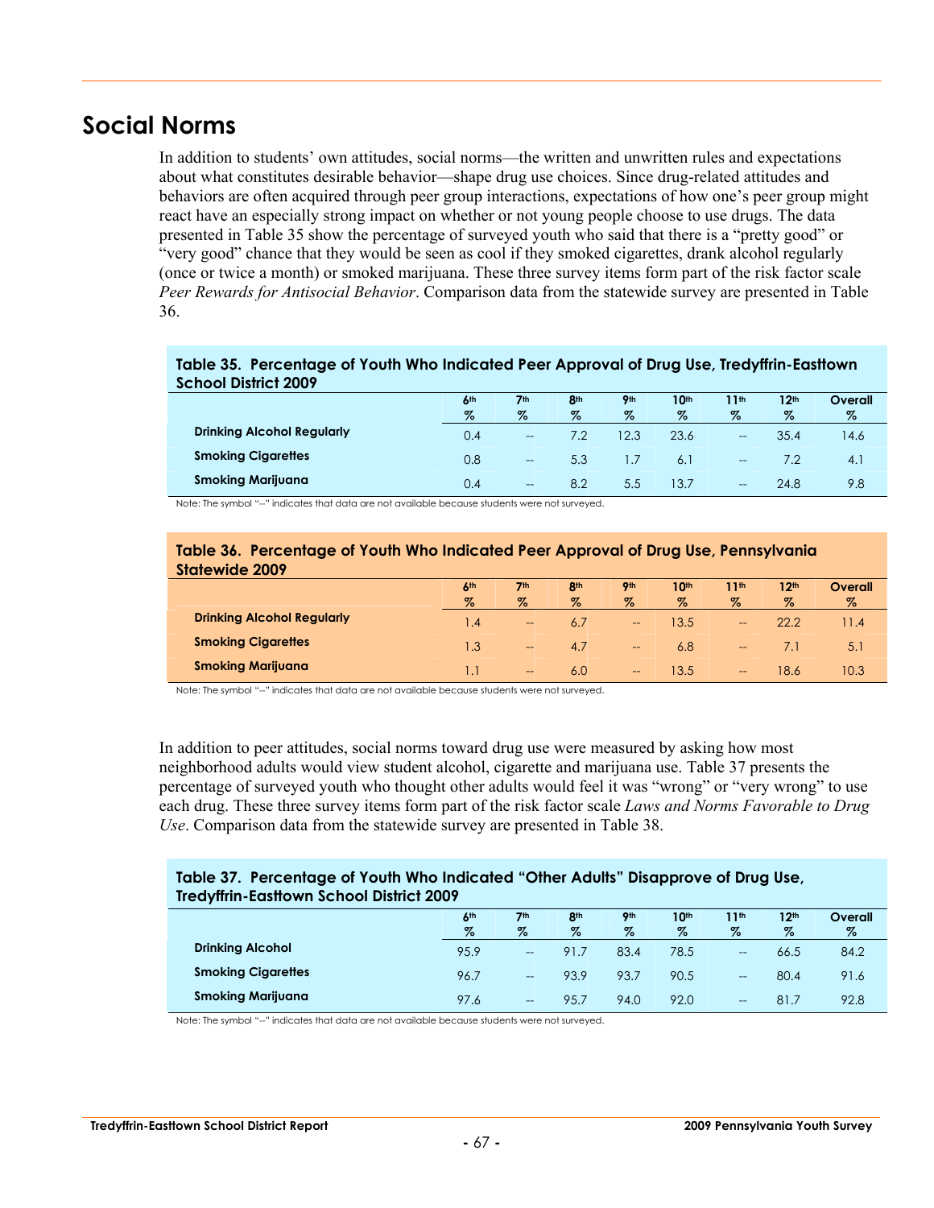# Social Norms

In addition to students' own attitudes, social norms—the written and unwritten rules and expectations about what constitutes desirable behavior—shape drug use choices. Since drug-related attitudes and behaviors are often acquired through peer group interactions, expectations of how one's peer group might react have an especially strong impact on whether or not young people choose to use drugs. The data presented in Table 35 show the percentage of surveyed youth who said that there is a "pretty good" or "very good" chance that they would be seen as cool if they smoked cigarettes, drank alcohol regularly (once or twice a month) or smoked marijuana. These three survey items form part of the risk factor scale *Peer Rewards for Antisocial Behavior*. Comparison data from the statewide survey are presented in Table 36.

**Table 35. Percentage of Youth Who Indicated Peer Approval of Drug Use, Tredyffrin-Easttown School District 2009**

| | 6th % | 7th % | 8th % | 9th % | 10th % | 11th % | 12th % | Overall % |
|---|---|---|---|---|---|---|---|---|
| **Drinking Alcohol Regularly** | 0.4 | -- | 7.2 | 12.3 | 23.6 | -- | 35.4 | 14.6 |
| **Smoking Cigarettes** | 0.8 | -- | 5.3 | 1.7 | 6.1 | -- | 7.2 | 4.1 |
| **Smoking Marijuana** | 0.4 | -- | 8.2 | 5.5 | 13.7 | -- | 24.8 | 9.8 |

Note: The symbol "--" indicates that data are not available because students were not surveyed.

**Table 36. Percentage of Youth Who Indicated Peer Approval of Drug Use, Pennsylvania Statewide 2009**

| | 6th % | 7th % | 8th % | 9th % | 10th % | 11th % | 12th % | Overall % |
|---|---|---|---|---|---|---|---|---|
| **Drinking Alcohol Regularly** | 1.4 | -- | 6.7 | -- | 13.5 | -- | 22.2 | 11.4 |
| **Smoking Cigarettes** | 1.3 | -- | 4.7 | -- | 6.8 | -- | 7.1 | 5.1 |
| **Smoking Marijuana** | 1.1 | -- | 6.0 | -- | 13.5 | -- | 18.6 | 10.3 |

Note: The symbol "--" indicates that data are not available because students were not surveyed.

In addition to peer attitudes, social norms toward drug use were measured by asking how most neighborhood adults would view student alcohol, cigarette and marijuana use. Table 37 presents the percentage of surveyed youth who thought other adults would feel it was "wrong" or "very wrong" to use each drug. These three survey items form part of the risk factor scale *Laws and Norms Favorable to Drug Use*. Comparison data from the statewide survey are presented in Table 38.

**Table 37. Percentage of Youth Who Indicated "Other Adults" Disapprove of Drug Use, Tredyffrin-Easttown School District 2009**

| | 6th % | 7th % | 8th % | 9th % | 10th % | 11th % | 12th % | Overall % |
|---|---|---|---|---|---|---|---|---|
| **Drinking Alcohol** | 95.9 | -- | 91.7 | 83.4 | 78.5 | -- | 66.5 | 84.2 |
| **Smoking Cigarettes** | 96.7 | -- | 93.9 | 93.7 | 90.5 | -- | 80.4 | 91.6 |
| **Smoking Marijuana** | 97.6 | -- | 95.7 | 94.0 | 92.0 | -- | 81.7 | 92.8 |

Note: The symbol "--" indicates that data are not available because students were not surveyed.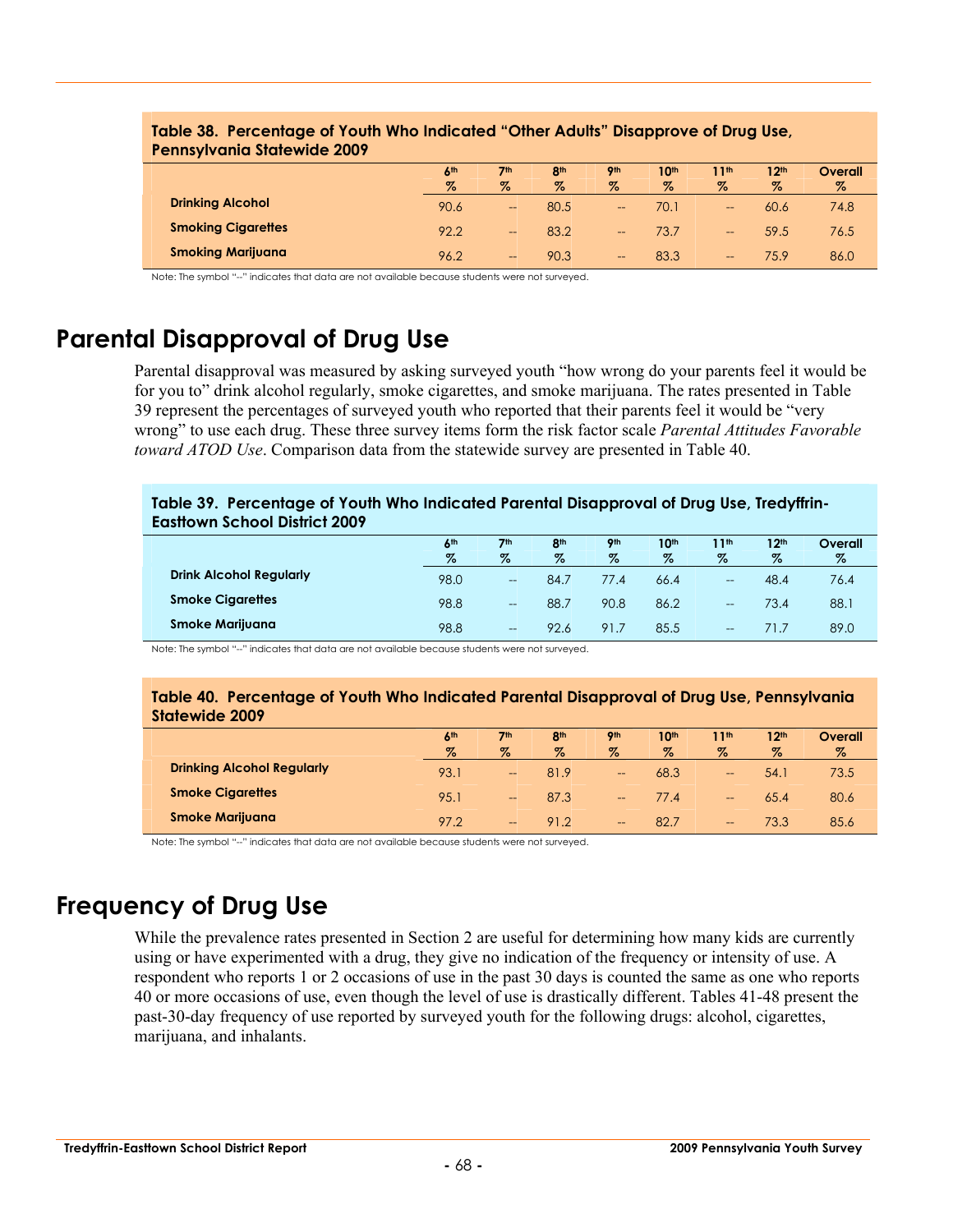**Table 38. Percentage of Youth Who Indicated "Other Adults" Disapprove of Drug Use, Pennsylvania Statewide 2009**

| | 6th % | 7th % | 8th % | 9th % | 10th % | 11th % | 12th % | Overall % |
|---|---|---|---|---|---|---|---|---|
| **Drinking Alcohol** | 90.6 | -- | 80.5 | -- | 70.1 | -- | 60.6 | 74.8 |
| **Smoking Cigarettes** | 92.2 | -- | 83.2 | -- | 73.7 | -- | 59.5 | 76.5 |
| **Smoking Marijuana** | 96.2 | -- | 90.3 | -- | 83.3 | -- | 75.9 | 86.0 |

Note: The symbol "--" indicates that data are not available because students were not surveyed.

# Parental Disapproval of Drug Use

Parental disapproval was measured by asking surveyed youth "how wrong do your parents feel it would be for you to" drink alcohol regularly, smoke cigarettes, and smoke marijuana. The rates presented in Table 39 represent the percentages of surveyed youth who reported that their parents feel it would be "very wrong" to use each drug. These three survey items form the risk factor scale *Parental Attitudes Favorable toward ATOD Use*. Comparison data from the statewide survey are presented in Table 40.

**Table 39. Percentage of Youth Who Indicated Parental Disapproval of Drug Use, Tredyffrin-Easttown School District 2009**

| | 6th % | 7th % | 8th % | 9th % | 10th % | 11th % | 12th % | Overall % |
|---|---|---|---|---|---|---|---|---|
| **Drink Alcohol Regularly** | 98.0 | -- | 84.7 | 77.4 | 66.4 | -- | 48.4 | 76.4 |
| **Smoke Cigarettes** | 98.8 | -- | 88.7 | 90.8 | 86.2 | -- | 73.4 | 88.1 |
| **Smoke Marijuana** | 98.8 | -- | 92.6 | 91.7 | 85.5 | -- | 71.7 | 89.0 |

Note: The symbol "--" indicates that data are not available because students were not surveyed.

**Table 40. Percentage of Youth Who Indicated Parental Disapproval of Drug Use, Pennsylvania Statewide 2009**

| | 6th % | 7th % | 8th % | 9th % | 10th % | 11th % | 12th % | Overall % |
|---|---|---|---|---|---|---|---|---|
| **Drinking Alcohol Regularly** | 93.1 | -- | 81.9 | -- | 68.3 | -- | 54.1 | 73.5 |
| **Smoke Cigarettes** | 95.1 | -- | 87.3 | -- | 77.4 | -- | 65.4 | 80.6 |
| **Smoke Marijuana** | 97.2 | -- | 91.2 | -- | 82.7 | -- | 73.3 | 85.6 |

Note: The symbol "--" indicates that data are not available because students were not surveyed.

# Frequency of Drug Use

While the prevalence rates presented in Section 2 are useful for determining how many kids are currently using or have experimented with a drug, they give no indication of the frequency or intensity of use. A respondent who reports 1 or 2 occasions of use in the past 30 days is counted the same as one who reports 40 or more occasions of use, even though the level of use is drastically different. Tables 41-48 present the past-30-day frequency of use reported by surveyed youth for the following drugs: alcohol, cigarettes, marijuana, and inhalants.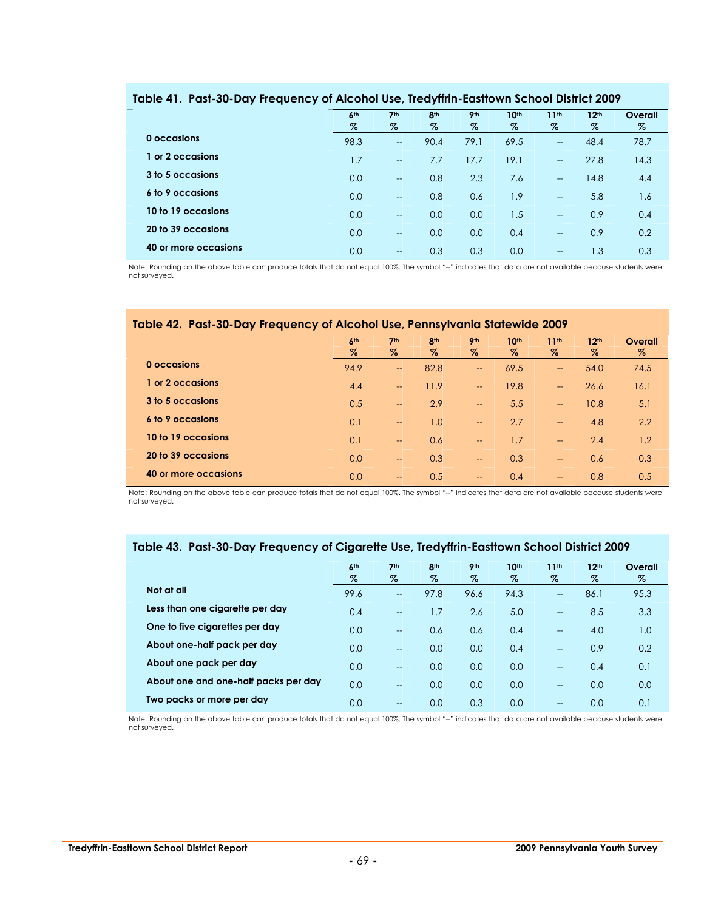### Table 41. Past-30-Day Frequency of Alcohol Use, Tredyffrin-Easttown School District 2009

| | 6th % | 7th % | 8th % | 9th % | 10th % | 11th % | 12th % | Overall % |
|---|---|---|---|---|---|---|---|---|
| 0 occasions | 98.3 | -- | 90.4 | 79.1 | 69.5 | -- | 48.4 | 78.7 |
| 1 or 2 occasions | 1.7 | -- | 7.7 | 17.7 | 19.1 | -- | 27.8 | 14.3 |
| 3 to 5 occasions | 0.0 | -- | 0.8 | 2.3 | 7.6 | -- | 14.8 | 4.4 |
| 6 to 9 occasions | 0.0 | -- | 0.8 | 0.6 | 1.9 | -- | 5.8 | 1.6 |
| 10 to 19 occasions | 0.0 | -- | 0.0 | 0.0 | 1.5 | -- | 0.9 | 0.4 |
| 20 to 39 occasions | 0.0 | -- | 0.0 | 0.0 | 0.4 | -- | 0.9 | 0.2 |
| 40 or more occasions | 0.0 | -- | 0.3 | 0.3 | 0.0 | -- | 1.3 | 0.3 |

Note: Rounding on the above table can produce totals that do not equal 100%. The symbol "--" indicates that data are not available because students were not surveyed.

### Table 42. Past-30-Day Frequency of Alcohol Use, Pennsylvania Statewide 2009

| | 6th % | 7th % | 8th % | 9th % | 10th % | 11th % | 12th % | Overall % |
|---|---|---|---|---|---|---|---|---|
| 0 occasions | 94.9 | -- | 82.8 | -- | 69.5 | -- | 54.0 | 74.5 |
| 1 or 2 occasions | 4.4 | -- | 11.9 | -- | 19.8 | -- | 26.6 | 16.1 |
| 3 to 5 occasions | 0.5 | -- | 2.9 | -- | 5.5 | -- | 10.8 | 5.1 |
| 6 to 9 occasions | 0.1 | -- | 1.0 | -- | 2.7 | -- | 4.8 | 2.2 |
| 10 to 19 occasions | 0.1 | -- | 0.6 | -- | 1.7 | -- | 2.4 | 1.2 |
| 20 to 39 occasions | 0.0 | -- | 0.3 | -- | 0.3 | -- | 0.6 | 0.3 |
| 40 or more occasions | 0.0 | -- | 0.5 | -- | 0.4 | -- | 0.8 | 0.5 |

Note: Rounding on the above table can produce totals that do not equal 100%. The symbol "--" indicates that data are not available because students were not surveyed.

### Table 43. Past-30-Day Frequency of Cigarette Use, Tredyffrin-Easttown School District 2009

| | 6th % | 7th % | 8th % | 9th % | 10th % | 11th % | 12th % | Overall % |
|---|---|---|---|---|---|---|---|---|
| Not at all | 99.6 | -- | 97.8 | 96.6 | 94.3 | -- | 86.1 | 95.3 |
| Less than one cigarette per day | 0.4 | -- | 1.7 | 2.6 | 5.0 | -- | 8.5 | 3.3 |
| One to five cigarettes per day | 0.0 | -- | 0.6 | 0.6 | 0.4 | -- | 4.0 | 1.0 |
| About one-half pack per day | 0.0 | -- | 0.0 | 0.0 | 0.4 | -- | 0.9 | 0.2 |
| About one pack per day | 0.0 | -- | 0.0 | 0.0 | 0.0 | -- | 0.4 | 0.1 |
| About one and one-half packs per day | 0.0 | -- | 0.0 | 0.0 | 0.0 | -- | 0.0 | 0.0 |
| Two packs or more per day | 0.0 | -- | 0.0 | 0.3 | 0.0 | -- | 0.0 | 0.1 |

Note: Rounding on the above table can produce totals that do not equal 100%. The symbol "--" indicates that data are not available because students were not surveyed.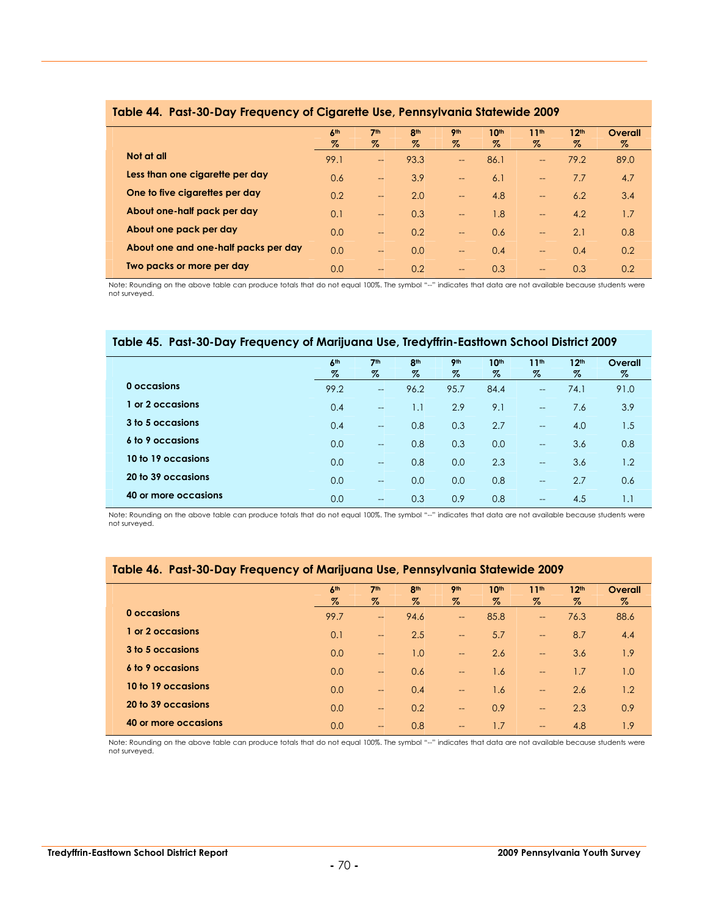### Table 44. Past-30-Day Frequency of Cigarette Use, Pennsylvania Statewide 2009

| | 6th % | 7th % | 8th % | 9th % | 10th % | 11th % | 12th % | Overall % |
|---|---|---|---|---|---|---|---|---|
| **Not at all** | 99.1 | -- | 93.3 | -- | 86.1 | -- | 79.2 | 89.0 |
| **Less than one cigarette per day** | 0.6 | -- | 3.9 | -- | 6.1 | -- | 7.7 | 4.7 |
| **One to five cigarettes per day** | 0.2 | -- | 2.0 | -- | 4.8 | -- | 6.2 | 3.4 |
| **About one-half pack per day** | 0.1 | -- | 0.3 | -- | 1.8 | -- | 4.2 | 1.7 |
| **About one pack per day** | 0.0 | -- | 0.2 | -- | 0.6 | -- | 2.1 | 0.8 |
| **About one and one-half packs per day** | 0.0 | -- | 0.0 | -- | 0.4 | -- | 0.4 | 0.2 |
| **Two packs or more per day** | 0.0 | -- | 0.2 | -- | 0.3 | -- | 0.3 | 0.2 |

Note: Rounding on the above table can produce totals that do not equal 100%. The symbol "--" indicates that data are not available because students were not surveyed.

### Table 45. Past-30-Day Frequency of Marijuana Use, Tredyffrin-Easttown School District 2009

| | 6th % | 7th % | 8th % | 9th % | 10th % | 11th % | 12th % | Overall % |
|---|---|---|---|---|---|---|---|---|
| **0 occasions** | 99.2 | -- | 96.2 | 95.7 | 84.4 | -- | 74.1 | 91.0 |
| **1 or 2 occasions** | 0.4 | -- | 1.1 | 2.9 | 9.1 | -- | 7.6 | 3.9 |
| **3 to 5 occasions** | 0.4 | -- | 0.8 | 0.3 | 2.7 | -- | 4.0 | 1.5 |
| **6 to 9 occasions** | 0.0 | -- | 0.8 | 0.3 | 0.0 | -- | 3.6 | 0.8 |
| **10 to 19 occasions** | 0.0 | -- | 0.8 | 0.0 | 2.3 | -- | 3.6 | 1.2 |
| **20 to 39 occasions** | 0.0 | -- | 0.0 | 0.0 | 0.8 | -- | 2.7 | 0.6 |
| **40 or more occasions** | 0.0 | -- | 0.3 | 0.9 | 0.8 | -- | 4.5 | 1.1 |

Note: Rounding on the above table can produce totals that do not equal 100%. The symbol "--" indicates that data are not available because students were not surveyed.

### Table 46. Past-30-Day Frequency of Marijuana Use, Pennsylvania Statewide 2009

| | 6th % | 7th % | 8th % | 9th % | 10th % | 11th % | 12th % | Overall % |
|---|---|---|---|---|---|---|---|---|
| **0 occasions** | 99.7 | -- | 94.6 | -- | 85.8 | -- | 76.3 | 88.6 |
| **1 or 2 occasions** | 0.1 | -- | 2.5 | -- | 5.7 | -- | 8.7 | 4.4 |
| **3 to 5 occasions** | 0.0 | -- | 1.0 | -- | 2.6 | -- | 3.6 | 1.9 |
| **6 to 9 occasions** | 0.0 | -- | 0.6 | -- | 1.6 | -- | 1.7 | 1.0 |
| **10 to 19 occasions** | 0.0 | -- | 0.4 | -- | 1.6 | -- | 2.6 | 1.2 |
| **20 to 39 occasions** | 0.0 | -- | 0.2 | -- | 0.9 | -- | 2.3 | 0.9 |
| **40 or more occasions** | 0.0 | -- | 0.8 | -- | 1.7 | -- | 4.8 | 1.9 |

Note: Rounding on the above table can produce totals that do not equal 100%. The symbol "--" indicates that data are not available because students were not surveyed.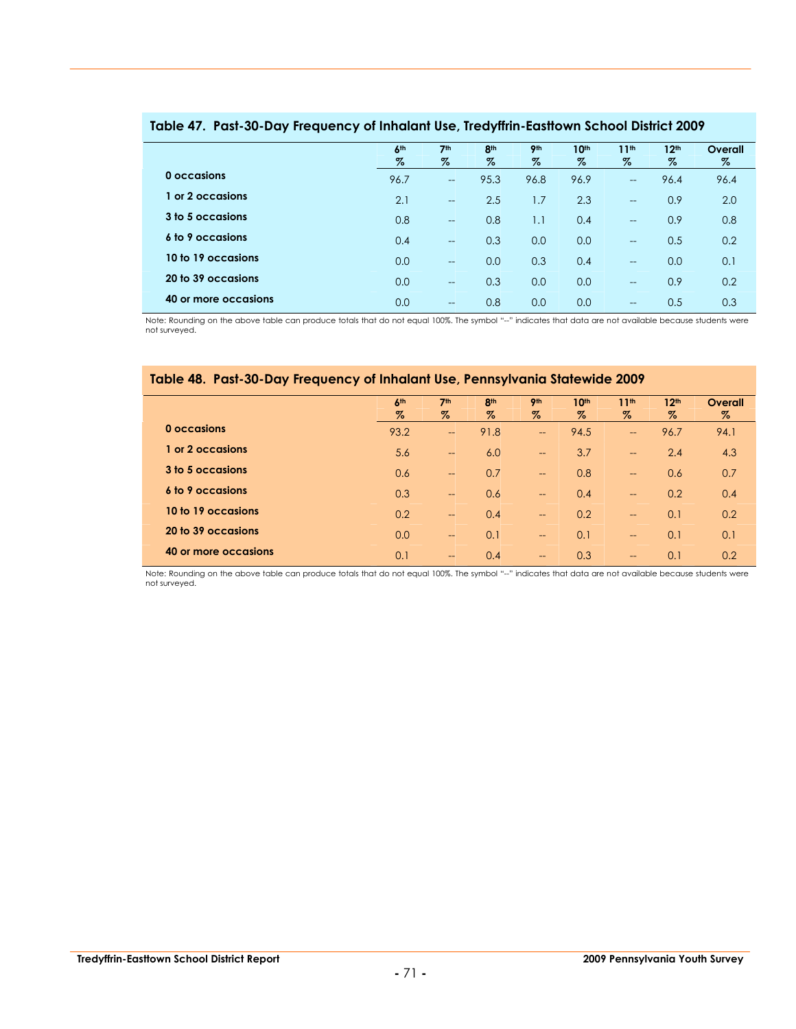## Table 47. Past-30-Day Frequency of Inhalant Use, Tredyffrin-Easttown School District 2009

| | 6th % | 7th % | 8th % | 9th % | 10th % | 11th % | 12th % | Overall % |
|---|---|---|---|---|---|---|---|---|
| **0 occasions** | 96.7 | -- | 95.3 | 96.8 | 96.9 | -- | 96.4 | 96.4 |
| **1 or 2 occasions** | 2.1 | -- | 2.5 | 1.7 | 2.3 | -- | 0.9 | 2.0 |
| **3 to 5 occasions** | 0.8 | -- | 0.8 | 1.1 | 0.4 | -- | 0.9 | 0.8 |
| **6 to 9 occasions** | 0.4 | -- | 0.3 | 0.0 | 0.0 | -- | 0.5 | 0.2 |
| **10 to 19 occasions** | 0.0 | -- | 0.0 | 0.3 | 0.4 | -- | 0.0 | 0.1 |
| **20 to 39 occasions** | 0.0 | -- | 0.3 | 0.0 | 0.0 | -- | 0.9 | 0.2 |
| **40 or more occasions** | 0.0 | -- | 0.8 | 0.0 | 0.0 | -- | 0.5 | 0.3 |

Note: Rounding on the above table can produce totals that do not equal 100%. The symbol "--" indicates that data are not available because students were not surveyed.

## Table 48. Past-30-Day Frequency of Inhalant Use, Pennsylvania Statewide 2009

| | 6th % | 7th % | 8th % | 9th % | 10th % | 11th % | 12th % | Overall % |
|---|---|---|---|---|---|---|---|---|
| **0 occasions** | 93.2 | -- | 91.8 | -- | 94.5 | -- | 96.7 | 94.1 |
| **1 or 2 occasions** | 5.6 | -- | 6.0 | -- | 3.7 | -- | 2.4 | 4.3 |
| **3 to 5 occasions** | 0.6 | -- | 0.7 | -- | 0.8 | -- | 0.6 | 0.7 |
| **6 to 9 occasions** | 0.3 | -- | 0.6 | -- | 0.4 | -- | 0.2 | 0.4 |
| **10 to 19 occasions** | 0.2 | -- | 0.4 | -- | 0.2 | -- | 0.1 | 0.2 |
| **20 to 39 occasions** | 0.0 | -- | 0.1 | -- | 0.1 | -- | 0.1 | 0.1 |
| **40 or more occasions** | 0.1 | -- | 0.4 | -- | 0.3 | -- | 0.1 | 0.2 |

Note: Rounding on the above table can produce totals that do not equal 100%. The symbol "--" indicates that data are not available because students were not surveyed.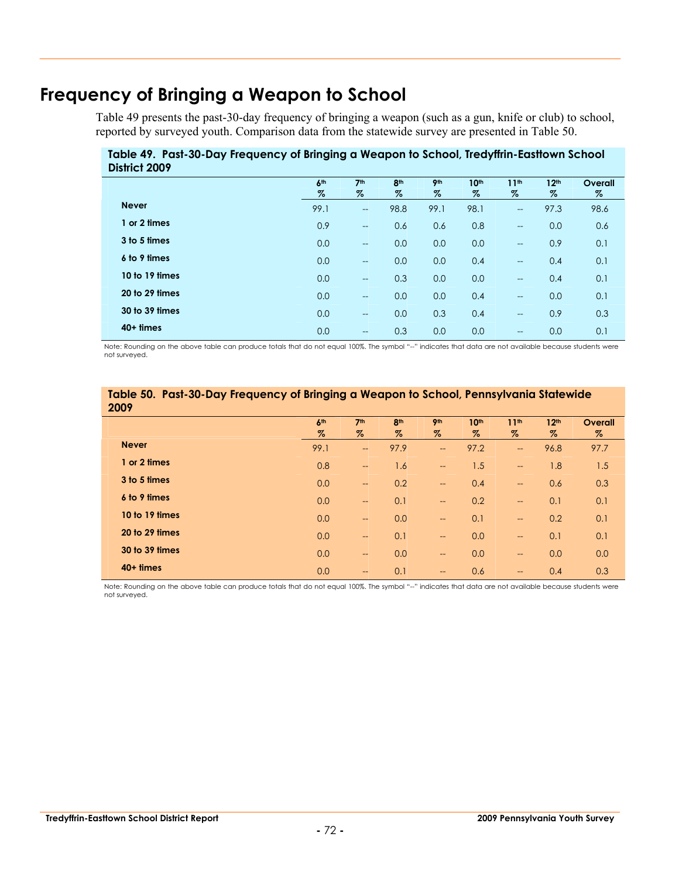# Frequency of Bringing a Weapon to School

Table 49 presents the past-30-day frequency of bringing a weapon (such as a gun, knife or club) to school, reported by surveyed youth. Comparison data from the statewide survey are presented in Table 50.

**Table 49. Past-30-Day Frequency of Bringing a Weapon to School, Tredyffrin-Easttown School District 2009**

| | 6th % | 7th % | 8th % | 9th % | 10th % | 11th % | 12th % | Overall % |
|---|---|---|---|---|---|---|---|---|
| **Never** | 99.1 | -- | 98.8 | 99.1 | 98.1 | -- | 97.3 | 98.6 |
| **1 or 2 times** | 0.9 | -- | 0.6 | 0.6 | 0.8 | -- | 0.0 | 0.6 |
| **3 to 5 times** | 0.0 | -- | 0.0 | 0.0 | 0.0 | -- | 0.9 | 0.1 |
| **6 to 9 times** | 0.0 | -- | 0.0 | 0.0 | 0.4 | -- | 0.4 | 0.1 |
| **10 to 19 times** | 0.0 | -- | 0.3 | 0.0 | 0.0 | -- | 0.4 | 0.1 |
| **20 to 29 times** | 0.0 | -- | 0.0 | 0.0 | 0.4 | -- | 0.0 | 0.1 |
| **30 to 39 times** | 0.0 | -- | 0.0 | 0.3 | 0.4 | -- | 0.9 | 0.3 |
| **40+ times** | 0.0 | -- | 0.3 | 0.0 | 0.0 | -- | 0.0 | 0.1 |

Note: Rounding on the above table can produce totals that do not equal 100%. The symbol "--" indicates that data are not available because students were not surveyed.

**Table 50. Past-30-Day Frequency of Bringing a Weapon to School, Pennsylvania Statewide 2009**

| | 6th % | 7th % | 8th % | 9th % | 10th % | 11th % | 12th % | Overall % |
|---|---|---|---|---|---|---|---|---|
| **Never** | 99.1 | -- | 97.9 | -- | 97.2 | -- | 96.8 | 97.7 |
| **1 or 2 times** | 0.8 | -- | 1.6 | -- | 1.5 | -- | 1.8 | 1.5 |
| **3 to 5 times** | 0.0 | -- | 0.2 | -- | 0.4 | -- | 0.6 | 0.3 |
| **6 to 9 times** | 0.0 | -- | 0.1 | -- | 0.2 | -- | 0.1 | 0.1 |
| **10 to 19 times** | 0.0 | -- | 0.0 | -- | 0.1 | -- | 0.2 | 0.1 |
| **20 to 29 times** | 0.0 | -- | 0.1 | -- | 0.0 | -- | 0.1 | 0.1 |
| **30 to 39 times** | 0.0 | -- | 0.0 | -- | 0.0 | -- | 0.0 | 0.0 |
| **40+ times** | 0.0 | -- | 0.1 | -- | 0.6 | -- | 0.4 | 0.3 |

Note: Rounding on the above table can produce totals that do not equal 100%. The symbol "--" indicates that data are not available because students were not surveyed.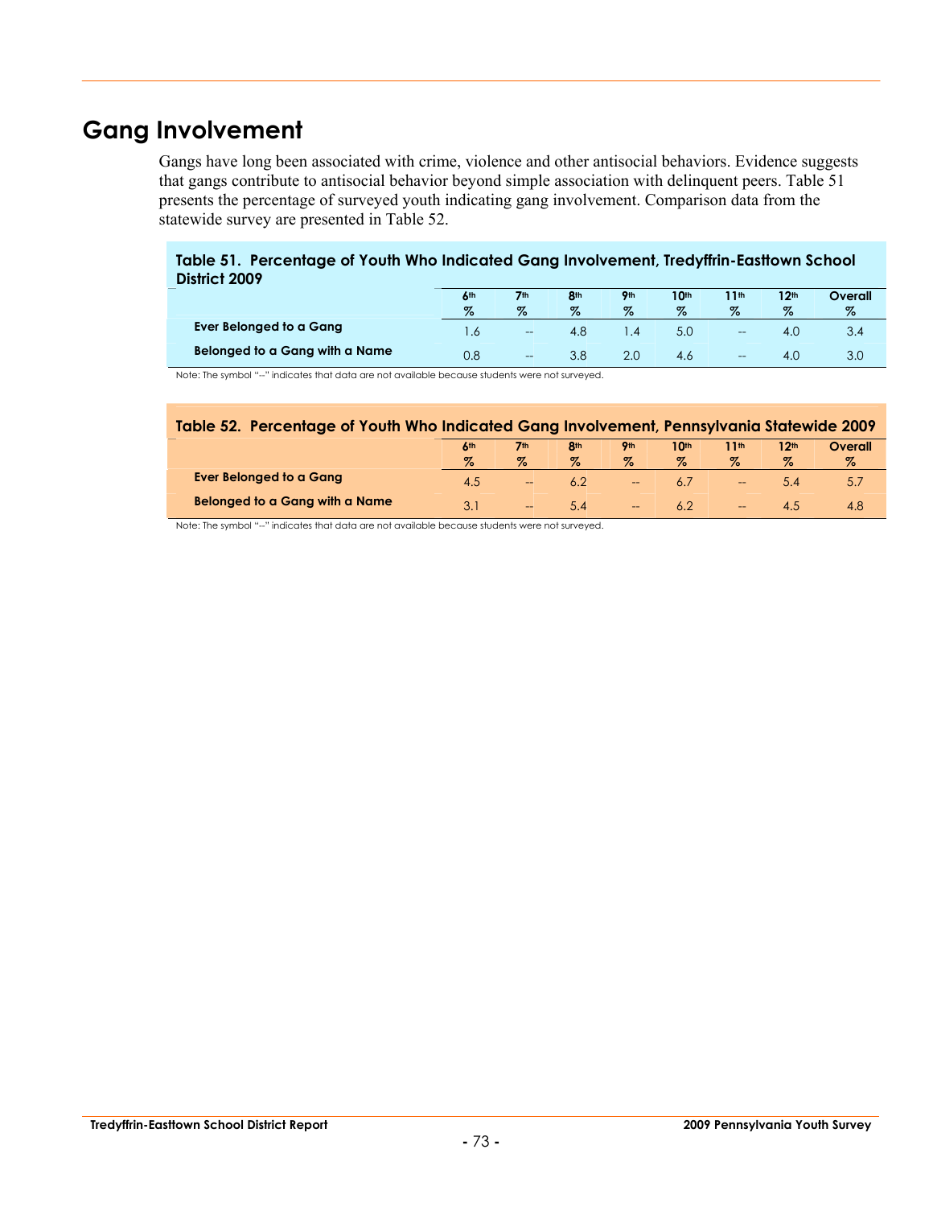# Gang Involvement

Gangs have long been associated with crime, violence and other antisocial behaviors. Evidence suggests that gangs contribute to antisocial behavior beyond simple association with delinquent peers. Table 51 presents the percentage of surveyed youth indicating gang involvement. Comparison data from the statewide survey are presented in Table 52.

**Table 51. Percentage of Youth Who Indicated Gang Involvement, Tredyffrin-Easttown School District 2009**

| | 6th % | 7th % | 8th % | 9th % | 10th % | 11th % | 12th % | Overall % |
|---|---|---|---|---|---|---|---|---|
| **Ever Belonged to a Gang** | 1.6 | -- | 4.8 | 1.4 | 5.0 | -- | 4.0 | 3.4 |
| **Belonged to a Gang with a Name** | 0.8 | -- | 3.8 | 2.0 | 4.6 | -- | 4.0 | 3.0 |

Note: The symbol "--" indicates that data are not available because students were not surveyed.

**Table 52. Percentage of Youth Who Indicated Gang Involvement, Pennsylvania Statewide 2009**

| | 6th % | 7th % | 8th % | 9th % | 10th % | 11th % | 12th % | Overall % |
|---|---|---|---|---|---|---|---|---|
| **Ever Belonged to a Gang** | 4.5 | -- | 6.2 | -- | 6.7 | -- | 5.4 | 5.7 |
| **Belonged to a Gang with a Name** | 3.1 | -- | 5.4 | -- | 6.2 | -- | 4.5 | 4.8 |

Note: The symbol "--" indicates that data are not available because students were not surveyed.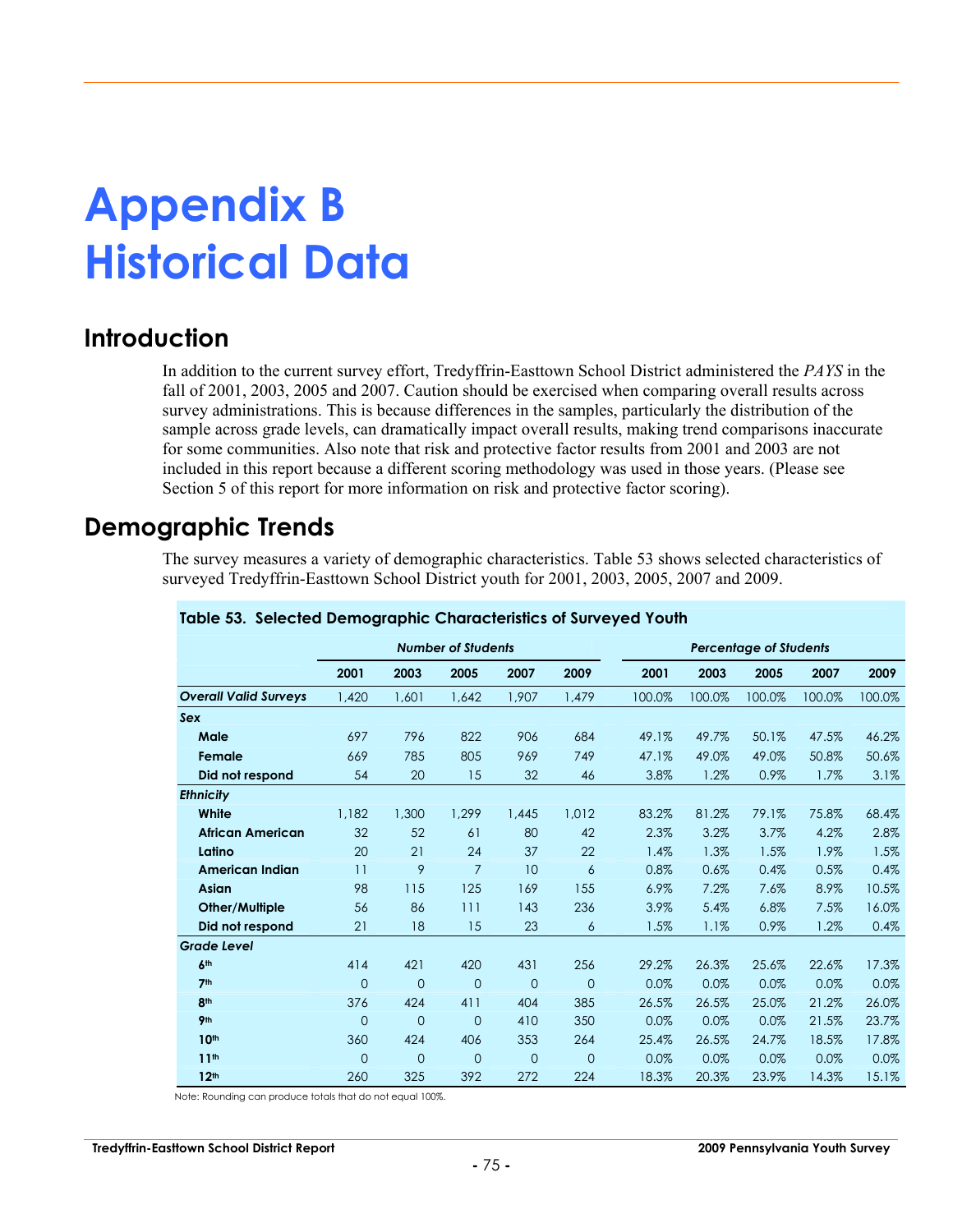# Appendix B Historical Data

## Introduction

In addition to the current survey effort, Tredyffrin-Easttown School District administered the *PAYS* in the fall of 2001, 2003, 2005 and 2007. Caution should be exercised when comparing overall results across survey administrations. This is because differences in the samples, particularly the distribution of the sample across grade levels, can dramatically impact overall results, making trend comparisons inaccurate for some communities. Also note that risk and protective factor results from 2001 and 2003 are not included in this report because a different scoring methodology was used in those years. (Please see Section 5 of this report for more information on risk and protective factor scoring).

## Demographic Trends

The survey measures a variety of demographic characteristics. Table 53 shows selected characteristics of surveyed Tredyffrin-Easttown School District youth for 2001, 2003, 2005, 2007 and 2009.

**Table 53. Selected Demographic Characteristics of Surveyed Youth**

| | *Number of Students* | | | | | *Percentage of Students* | | | | |
|---|---|---|---|---|---|---|---|---|---|---|
| | 2001 | 2003 | 2005 | 2007 | 2009 | 2001 | 2003 | 2005 | 2007 | 2009 |
| ***Overall Valid Surveys*** | 1,420 | 1,601 | 1,642 | 1,907 | 1,479 | 100.0% | 100.0% | 100.0% | 100.0% | 100.0% |
| ***Sex*** | | | | | | | | | | |
| **Male** | 697 | 796 | 822 | 906 | 684 | 49.1% | 49.7% | 50.1% | 47.5% | 46.2% |
| **Female** | 669 | 785 | 805 | 969 | 749 | 47.1% | 49.0% | 49.0% | 50.8% | 50.6% |
| **Did not respond** | 54 | 20 | 15 | 32 | 46 | 3.8% | 1.2% | 0.9% | 1.7% | 3.1% |
| ***Ethnicity*** | | | | | | | | | | |
| **White** | 1,182 | 1,300 | 1,299 | 1,445 | 1,012 | 83.2% | 81.2% | 79.1% | 75.8% | 68.4% |
| **African American** | 32 | 52 | 61 | 80 | 42 | 2.3% | 3.2% | 3.7% | 4.2% | 2.8% |
| **Latino** | 20 | 21 | 24 | 37 | 22 | 1.4% | 1.3% | 1.5% | 1.9% | 1.5% |
| **American Indian** | 11 | 9 | 7 | 10 | 6 | 0.8% | 0.6% | 0.4% | 0.5% | 0.4% |
| **Asian** | 98 | 115 | 125 | 169 | 155 | 6.9% | 7.2% | 7.6% | 8.9% | 10.5% |
| **Other/Multiple** | 56 | 86 | 111 | 143 | 236 | 3.9% | 5.4% | 6.8% | 7.5% | 16.0% |
| **Did not respond** | 21 | 18 | 15 | 23 | 6 | 1.5% | 1.1% | 0.9% | 1.2% | 0.4% |
| ***Grade Level*** | | | | | | | | | | |
| **6th** | 414 | 421 | 420 | 431 | 256 | 29.2% | 26.3% | 25.6% | 22.6% | 17.3% |
| **7th** | 0 | 0 | 0 | 0 | 0 | 0.0% | 0.0% | 0.0% | 0.0% | 0.0% |
| **8th** | 376 | 424 | 411 | 404 | 385 | 26.5% | 26.5% | 25.0% | 21.2% | 26.0% |
| **9th** | 0 | 0 | 0 | 410 | 350 | 0.0% | 0.0% | 0.0% | 21.5% | 23.7% |
| **10th** | 360 | 424 | 406 | 353 | 264 | 25.4% | 26.5% | 24.7% | 18.5% | 17.8% |
| **11th** | 0 | 0 | 0 | 0 | 0 | 0.0% | 0.0% | 0.0% | 0.0% | 0.0% |
| **12th** | 260 | 325 | 392 | 272 | 224 | 18.3% | 20.3% | 23.9% | 14.3% | 15.1% |

Note: Rounding can produce totals that do not equal 100%.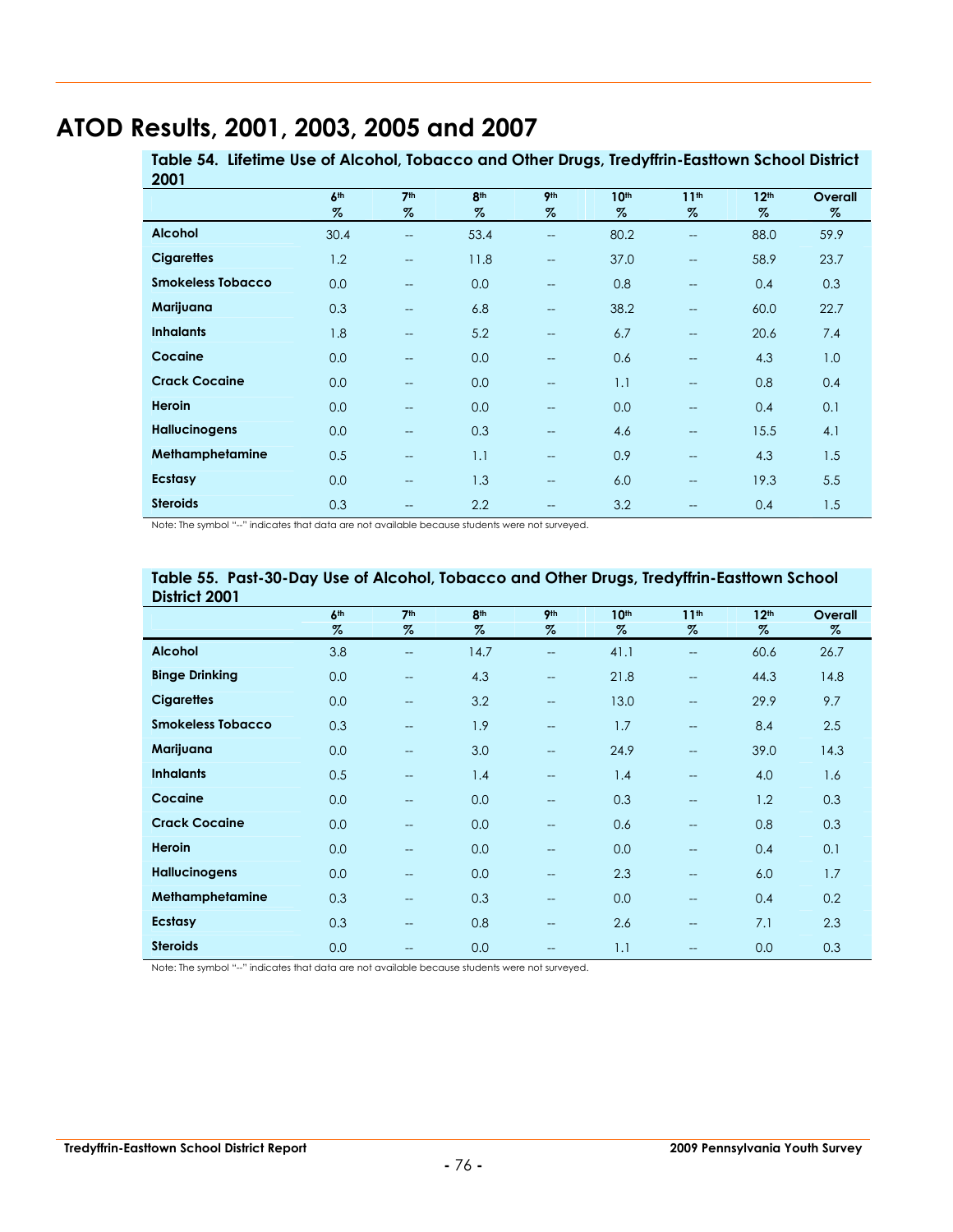# ATOD Results, 2001, 2003, 2005 and 2007

**Table 54. Lifetime Use of Alcohol, Tobacco and Other Drugs, Tredyffrin-Easttown School District 2001**

| | 6th % | 7th % | 8th % | 9th % | 10th % | 11th % | 12th % | Overall % |
|---|---|---|---|---|---|---|---|---|
| **Alcohol** | 30.4 | -- | 53.4 | -- | 80.2 | -- | 88.0 | 59.9 |
| **Cigarettes** | 1.2 | -- | 11.8 | -- | 37.0 | -- | 58.9 | 23.7 |
| **Smokeless Tobacco** | 0.0 | -- | 0.0 | -- | 0.8 | -- | 0.4 | 0.3 |
| **Marijuana** | 0.3 | -- | 6.8 | -- | 38.2 | -- | 60.0 | 22.7 |
| **Inhalants** | 1.8 | -- | 5.2 | -- | 6.7 | -- | 20.6 | 7.4 |
| **Cocaine** | 0.0 | -- | 0.0 | -- | 0.6 | -- | 4.3 | 1.0 |
| **Crack Cocaine** | 0.0 | -- | 0.0 | -- | 1.1 | -- | 0.8 | 0.4 |
| **Heroin** | 0.0 | -- | 0.0 | -- | 0.0 | -- | 0.4 | 0.1 |
| **Hallucinogens** | 0.0 | -- | 0.3 | -- | 4.6 | -- | 15.5 | 4.1 |
| **Methamphetamine** | 0.5 | -- | 1.1 | -- | 0.9 | -- | 4.3 | 1.5 |
| **Ecstasy** | 0.0 | -- | 1.3 | -- | 6.0 | -- | 19.3 | 5.5 |
| **Steroids** | 0.3 | -- | 2.2 | -- | 3.2 | -- | 0.4 | 1.5 |

Note: The symbol "--" indicates that data are not available because students were not surveyed.

**Table 55. Past-30-Day Use of Alcohol, Tobacco and Other Drugs, Tredyffrin-Easttown School District 2001**

| | 6th % | 7th % | 8th % | 9th % | 10th % | 11th % | 12th % | Overall % |
|---|---|---|---|---|---|---|---|---|
| **Alcohol** | 3.8 | -- | 14.7 | -- | 41.1 | -- | 60.6 | 26.7 |
| **Binge Drinking** | 0.0 | -- | 4.3 | -- | 21.8 | -- | 44.3 | 14.8 |
| **Cigarettes** | 0.0 | -- | 3.2 | -- | 13.0 | -- | 29.9 | 9.7 |
| **Smokeless Tobacco** | 0.3 | -- | 1.9 | -- | 1.7 | -- | 8.4 | 2.5 |
| **Marijuana** | 0.0 | -- | 3.0 | -- | 24.9 | -- | 39.0 | 14.3 |
| **Inhalants** | 0.5 | -- | 1.4 | -- | 1.4 | -- | 4.0 | 1.6 |
| **Cocaine** | 0.0 | -- | 0.0 | -- | 0.3 | -- | 1.2 | 0.3 |
| **Crack Cocaine** | 0.0 | -- | 0.0 | -- | 0.6 | -- | 0.8 | 0.3 |
| **Heroin** | 0.0 | -- | 0.0 | -- | 0.0 | -- | 0.4 | 0.1 |
| **Hallucinogens** | 0.0 | -- | 0.0 | -- | 2.3 | -- | 6.0 | 1.7 |
| **Methamphetamine** | 0.3 | -- | 0.3 | -- | 0.0 | -- | 0.4 | 0.2 |
| **Ecstasy** | 0.3 | -- | 0.8 | -- | 2.6 | -- | 7.1 | 2.3 |
| **Steroids** | 0.0 | -- | 0.0 | -- | 1.1 | -- | 0.0 | 0.3 |

Note: The symbol "--" indicates that data are not available because students were not surveyed.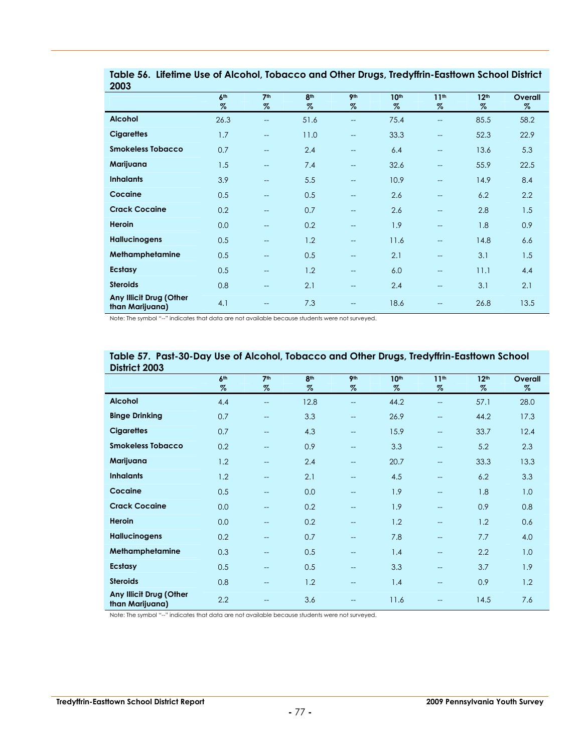**Table 56. Lifetime Use of Alcohol, Tobacco and Other Drugs, Tredyffrin-Easttown School District 2003**

| | 6th % | 7th % | 8th % | 9th % | 10th % | 11th % | 12th % | Overall % |
|---|---|---|---|---|---|---|---|---|
| **Alcohol** | 26.3 | -- | 51.6 | -- | 75.4 | -- | 85.5 | 58.2 |
| **Cigarettes** | 1.7 | -- | 11.0 | -- | 33.3 | -- | 52.3 | 22.9 |
| **Smokeless Tobacco** | 0.7 | -- | 2.4 | -- | 6.4 | -- | 13.6 | 5.3 |
| **Marijuana** | 1.5 | -- | 7.4 | -- | 32.6 | -- | 55.9 | 22.5 |
| **Inhalants** | 3.9 | -- | 5.5 | -- | 10.9 | -- | 14.9 | 8.4 |
| **Cocaine** | 0.5 | -- | 0.5 | -- | 2.6 | -- | 6.2 | 2.2 |
| **Crack Cocaine** | 0.2 | -- | 0.7 | -- | 2.6 | -- | 2.8 | 1.5 |
| **Heroin** | 0.0 | -- | 0.2 | -- | 1.9 | -- | 1.8 | 0.9 |
| **Hallucinogens** | 0.5 | -- | 1.2 | -- | 11.6 | -- | 14.8 | 6.6 |
| **Methamphetamine** | 0.5 | -- | 0.5 | -- | 2.1 | -- | 3.1 | 1.5 |
| **Ecstasy** | 0.5 | -- | 1.2 | -- | 6.0 | -- | 11.1 | 4.4 |
| **Steroids** | 0.8 | -- | 2.1 | -- | 2.4 | -- | 3.1 | 2.1 |
| **Any Illicit Drug (Other than Marijuana)** | 4.1 | -- | 7.3 | -- | 18.6 | -- | 26.8 | 13.5 |

Note: The symbol "--" indicates that data are not available because students were not surveyed.

**Table 57. Past-30-Day Use of Alcohol, Tobacco and Other Drugs, Tredyffrin-Easttown School District 2003**

| | 6th % | 7th % | 8th % | 9th % | 10th % | 11th % | 12th % | Overall % |
|---|---|---|---|---|---|---|---|---|
| **Alcohol** | 4.4 | -- | 12.8 | -- | 44.2 | -- | 57.1 | 28.0 |
| **Binge Drinking** | 0.7 | -- | 3.3 | -- | 26.9 | -- | 44.2 | 17.3 |
| **Cigarettes** | 0.7 | -- | 4.3 | -- | 15.9 | -- | 33.7 | 12.4 |
| **Smokeless Tobacco** | 0.2 | -- | 0.9 | -- | 3.3 | -- | 5.2 | 2.3 |
| **Marijuana** | 1.2 | -- | 2.4 | -- | 20.7 | -- | 33.3 | 13.3 |
| **Inhalants** | 1.2 | -- | 2.1 | -- | 4.5 | -- | 6.2 | 3.3 |
| **Cocaine** | 0.5 | -- | 0.0 | -- | 1.9 | -- | 1.8 | 1.0 |
| **Crack Cocaine** | 0.0 | -- | 0.2 | -- | 1.9 | -- | 0.9 | 0.8 |
| **Heroin** | 0.0 | -- | 0.2 | -- | 1.2 | -- | 1.2 | 0.6 |
| **Hallucinogens** | 0.2 | -- | 0.7 | -- | 7.8 | -- | 7.7 | 4.0 |
| **Methamphetamine** | 0.3 | -- | 0.5 | -- | 1.4 | -- | 2.2 | 1.0 |
| **Ecstasy** | 0.5 | -- | 0.5 | -- | 3.3 | -- | 3.7 | 1.9 |
| **Steroids** | 0.8 | -- | 1.2 | -- | 1.4 | -- | 0.9 | 1.2 |
| **Any Illicit Drug (Other than Marijuana)** | 2.2 | -- | 3.6 | -- | 11.6 | -- | 14.5 | 7.6 |

Note: The symbol "--" indicates that data are not available because students were not surveyed.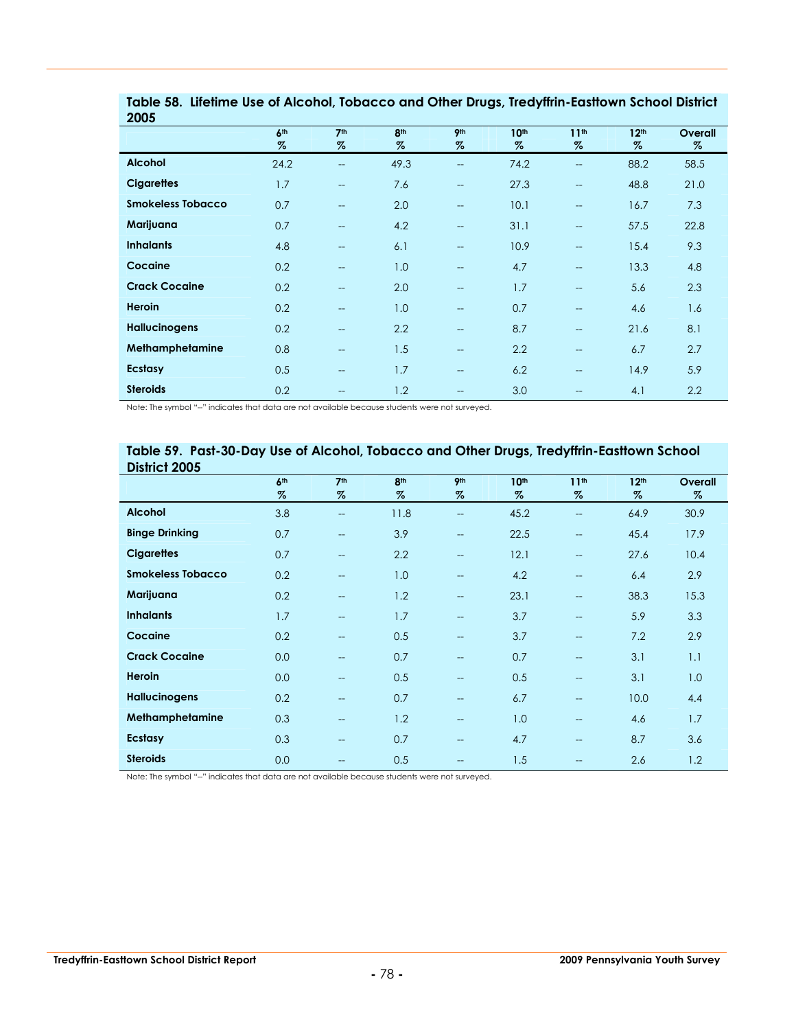**Table 58. Lifetime Use of Alcohol, Tobacco and Other Drugs, Tredyffrin-Easttown School District 2005**

| | 6th % | 7th % | 8th % | 9th % | 10th % | 11th % | 12th % | Overall % |
|---|---|---|---|---|---|---|---|---|
| **Alcohol** | 24.2 | -- | 49.3 | -- | 74.2 | -- | 88.2 | 58.5 |
| **Cigarettes** | 1.7 | -- | 7.6 | -- | 27.3 | -- | 48.8 | 21.0 |
| **Smokeless Tobacco** | 0.7 | -- | 2.0 | -- | 10.1 | -- | 16.7 | 7.3 |
| **Marijuana** | 0.7 | -- | 4.2 | -- | 31.1 | -- | 57.5 | 22.8 |
| **Inhalants** | 4.8 | -- | 6.1 | -- | 10.9 | -- | 15.4 | 9.3 |
| **Cocaine** | 0.2 | -- | 1.0 | -- | 4.7 | -- | 13.3 | 4.8 |
| **Crack Cocaine** | 0.2 | -- | 2.0 | -- | 1.7 | -- | 5.6 | 2.3 |
| **Heroin** | 0.2 | -- | 1.0 | -- | 0.7 | -- | 4.6 | 1.6 |
| **Hallucinogens** | 0.2 | -- | 2.2 | -- | 8.7 | -- | 21.6 | 8.1 |
| **Methamphetamine** | 0.8 | -- | 1.5 | -- | 2.2 | -- | 6.7 | 2.7 |
| **Ecstasy** | 0.5 | -- | 1.7 | -- | 6.2 | -- | 14.9 | 5.9 |
| **Steroids** | 0.2 | -- | 1.2 | -- | 3.0 | -- | 4.1 | 2.2 |

Note: The symbol "--" indicates that data are not available because students were not surveyed.

**Table 59. Past-30-Day Use of Alcohol, Tobacco and Other Drugs, Tredyffrin-Easttown School District 2005**

| | 6th % | 7th % | 8th % | 9th % | 10th % | 11th % | 12th % | Overall % |
|---|---|---|---|---|---|---|---|---|
| **Alcohol** | 3.8 | -- | 11.8 | -- | 45.2 | -- | 64.9 | 30.9 |
| **Binge Drinking** | 0.7 | -- | 3.9 | -- | 22.5 | -- | 45.4 | 17.9 |
| **Cigarettes** | 0.7 | -- | 2.2 | -- | 12.1 | -- | 27.6 | 10.4 |
| **Smokeless Tobacco** | 0.2 | -- | 1.0 | -- | 4.2 | -- | 6.4 | 2.9 |
| **Marijuana** | 0.2 | -- | 1.2 | -- | 23.1 | -- | 38.3 | 15.3 |
| **Inhalants** | 1.7 | -- | 1.7 | -- | 3.7 | -- | 5.9 | 3.3 |
| **Cocaine** | 0.2 | -- | 0.5 | -- | 3.7 | -- | 7.2 | 2.9 |
| **Crack Cocaine** | 0.0 | -- | 0.7 | -- | 0.7 | -- | 3.1 | 1.1 |
| **Heroin** | 0.0 | -- | 0.5 | -- | 0.5 | -- | 3.1 | 1.0 |
| **Hallucinogens** | 0.2 | -- | 0.7 | -- | 6.7 | -- | 10.0 | 4.4 |
| **Methamphetamine** | 0.3 | -- | 1.2 | -- | 1.0 | -- | 4.6 | 1.7 |
| **Ecstasy** | 0.3 | -- | 0.7 | -- | 4.7 | -- | 8.7 | 3.6 |
| **Steroids** | 0.0 | -- | 0.5 | -- | 1.5 | -- | 2.6 | 1.2 |

Note: The symbol "--" indicates that data are not available because students were not surveyed.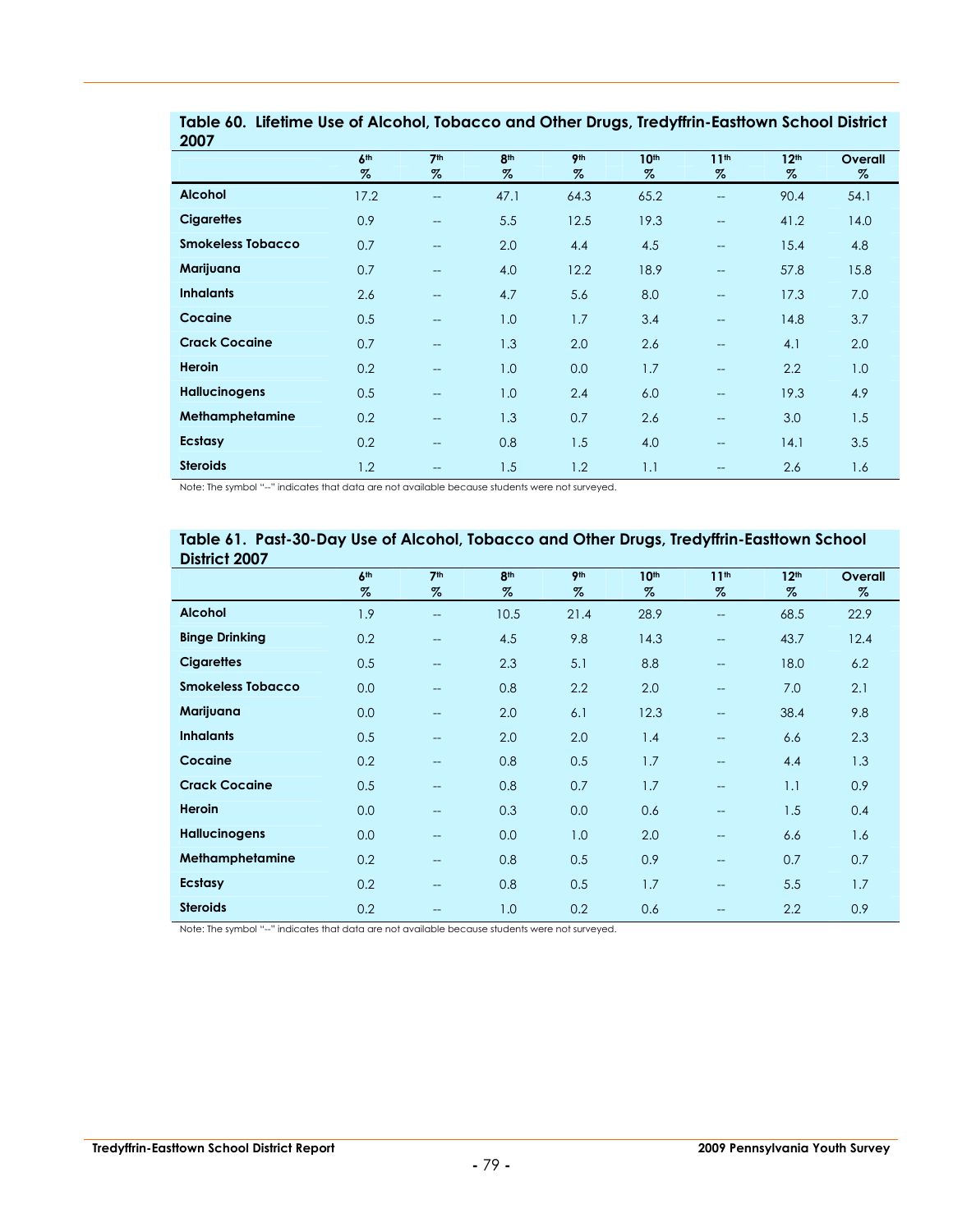**Table 60. Lifetime Use of Alcohol, Tobacco and Other Drugs, Tredyffrin-Easttown School District 2007**

| | 6th % | 7th % | 8th % | 9th % | 10th % | 11th % | 12th % | Overall % |
|---|---|---|---|---|---|---|---|---|
| **Alcohol** | 17.2 | -- | 47.1 | 64.3 | 65.2 | -- | 90.4 | 54.1 |
| **Cigarettes** | 0.9 | -- | 5.5 | 12.5 | 19.3 | -- | 41.2 | 14.0 |
| **Smokeless Tobacco** | 0.7 | -- | 2.0 | 4.4 | 4.5 | -- | 15.4 | 4.8 |
| **Marijuana** | 0.7 | -- | 4.0 | 12.2 | 18.9 | -- | 57.8 | 15.8 |
| **Inhalants** | 2.6 | -- | 4.7 | 5.6 | 8.0 | -- | 17.3 | 7.0 |
| **Cocaine** | 0.5 | -- | 1.0 | 1.7 | 3.4 | -- | 14.8 | 3.7 |
| **Crack Cocaine** | 0.7 | -- | 1.3 | 2.0 | 2.6 | -- | 4.1 | 2.0 |
| **Heroin** | 0.2 | -- | 1.0 | 0.0 | 1.7 | -- | 2.2 | 1.0 |
| **Hallucinogens** | 0.5 | -- | 1.0 | 2.4 | 6.0 | -- | 19.3 | 4.9 |
| **Methamphetamine** | 0.2 | -- | 1.3 | 0.7 | 2.6 | -- | 3.0 | 1.5 |
| **Ecstasy** | 0.2 | -- | 0.8 | 1.5 | 4.0 | -- | 14.1 | 3.5 |
| **Steroids** | 1.2 | -- | 1.5 | 1.2 | 1.1 | -- | 2.6 | 1.6 |

Note: The symbol "--" indicates that data are not available because students were not surveyed.

**Table 61. Past-30-Day Use of Alcohol, Tobacco and Other Drugs, Tredyffrin-Easttown School District 2007**

| | 6th % | 7th % | 8th % | 9th % | 10th % | 11th % | 12th % | Overall % |
|---|---|---|---|---|---|---|---|---|
| **Alcohol** | 1.9 | -- | 10.5 | 21.4 | 28.9 | -- | 68.5 | 22.9 |
| **Binge Drinking** | 0.2 | -- | 4.5 | 9.8 | 14.3 | -- | 43.7 | 12.4 |
| **Cigarettes** | 0.5 | -- | 2.3 | 5.1 | 8.8 | -- | 18.0 | 6.2 |
| **Smokeless Tobacco** | 0.0 | -- | 0.8 | 2.2 | 2.0 | -- | 7.0 | 2.1 |
| **Marijuana** | 0.0 | -- | 2.0 | 6.1 | 12.3 | -- | 38.4 | 9.8 |
| **Inhalants** | 0.5 | -- | 2.0 | 2.0 | 1.4 | -- | 6.6 | 2.3 |
| **Cocaine** | 0.2 | -- | 0.8 | 0.5 | 1.7 | -- | 4.4 | 1.3 |
| **Crack Cocaine** | 0.5 | -- | 0.8 | 0.7 | 1.7 | -- | 1.1 | 0.9 |
| **Heroin** | 0.0 | -- | 0.3 | 0.0 | 0.6 | -- | 1.5 | 0.4 |
| **Hallucinogens** | 0.0 | -- | 0.0 | 1.0 | 2.0 | -- | 6.6 | 1.6 |
| **Methamphetamine** | 0.2 | -- | 0.8 | 0.5 | 0.9 | -- | 0.7 | 0.7 |
| **Ecstasy** | 0.2 | -- | 0.8 | 0.5 | 1.7 | -- | 5.5 | 1.7 |
| **Steroids** | 0.2 | -- | 1.0 | 0.2 | 0.6 | -- | 2.2 | 0.9 |

Note: The symbol "--" indicates that data are not available because students were not surveyed.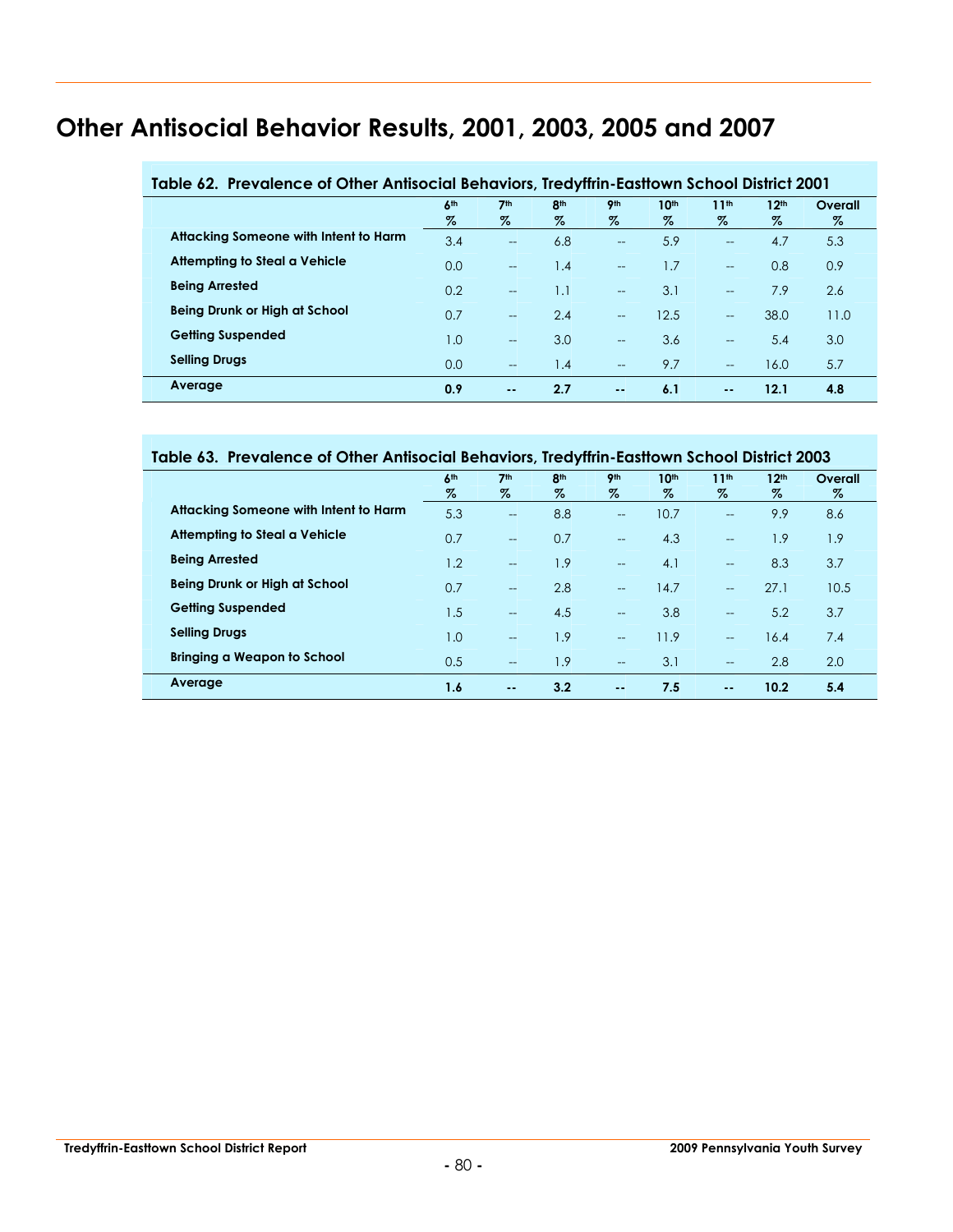# Other Antisocial Behavior Results, 2001, 2003, 2005 and 2007

**Table 62. Prevalence of Other Antisocial Behaviors, Tredyffrin-Easttown School District 2001**

| | 6th % | 7th % | 8th % | 9th % | 10th % | 11th % | 12th % | Overall % |
|---|---|---|---|---|---|---|---|---|
| **Attacking Someone with Intent to Harm** | 3.4 | -- | 6.8 | -- | 5.9 | -- | 4.7 | 5.3 |
| **Attempting to Steal a Vehicle** | 0.0 | -- | 1.4 | -- | 1.7 | -- | 0.8 | 0.9 |
| **Being Arrested** | 0.2 | -- | 1.1 | -- | 3.1 | -- | 7.9 | 2.6 |
| **Being Drunk or High at School** | 0.7 | -- | 2.4 | -- | 12.5 | -- | 38.0 | 11.0 |
| **Getting Suspended** | 1.0 | -- | 3.0 | -- | 3.6 | -- | 5.4 | 3.0 |
| **Selling Drugs** | 0.0 | -- | 1.4 | -- | 9.7 | -- | 16.0 | 5.7 |
| **Average** | **0.9** | **--** | **2.7** | **--** | **6.1** | **--** | **12.1** | **4.8** |

**Table 63. Prevalence of Other Antisocial Behaviors, Tredyffrin-Easttown School District 2003**

| | 6th % | 7th % | 8th % | 9th % | 10th % | 11th % | 12th % | Overall % |
|---|---|---|---|---|---|---|---|---|
| **Attacking Someone with Intent to Harm** | 5.3 | -- | 8.8 | -- | 10.7 | -- | 9.9 | 8.6 |
| **Attempting to Steal a Vehicle** | 0.7 | -- | 0.7 | -- | 4.3 | -- | 1.9 | 1.9 |
| **Being Arrested** | 1.2 | -- | 1.9 | -- | 4.1 | -- | 8.3 | 3.7 |
| **Being Drunk or High at School** | 0.7 | -- | 2.8 | -- | 14.7 | -- | 27.1 | 10.5 |
| **Getting Suspended** | 1.5 | -- | 4.5 | -- | 3.8 | -- | 5.2 | 3.7 |
| **Selling Drugs** | 1.0 | -- | 1.9 | -- | 11.9 | -- | 16.4 | 7.4 |
| **Bringing a Weapon to School** | 0.5 | -- | 1.9 | -- | 3.1 | -- | 2.8 | 2.0 |
| **Average** | **1.6** | **--** | **3.2** | **--** | **7.5** | **--** | **10.2** | **5.4** |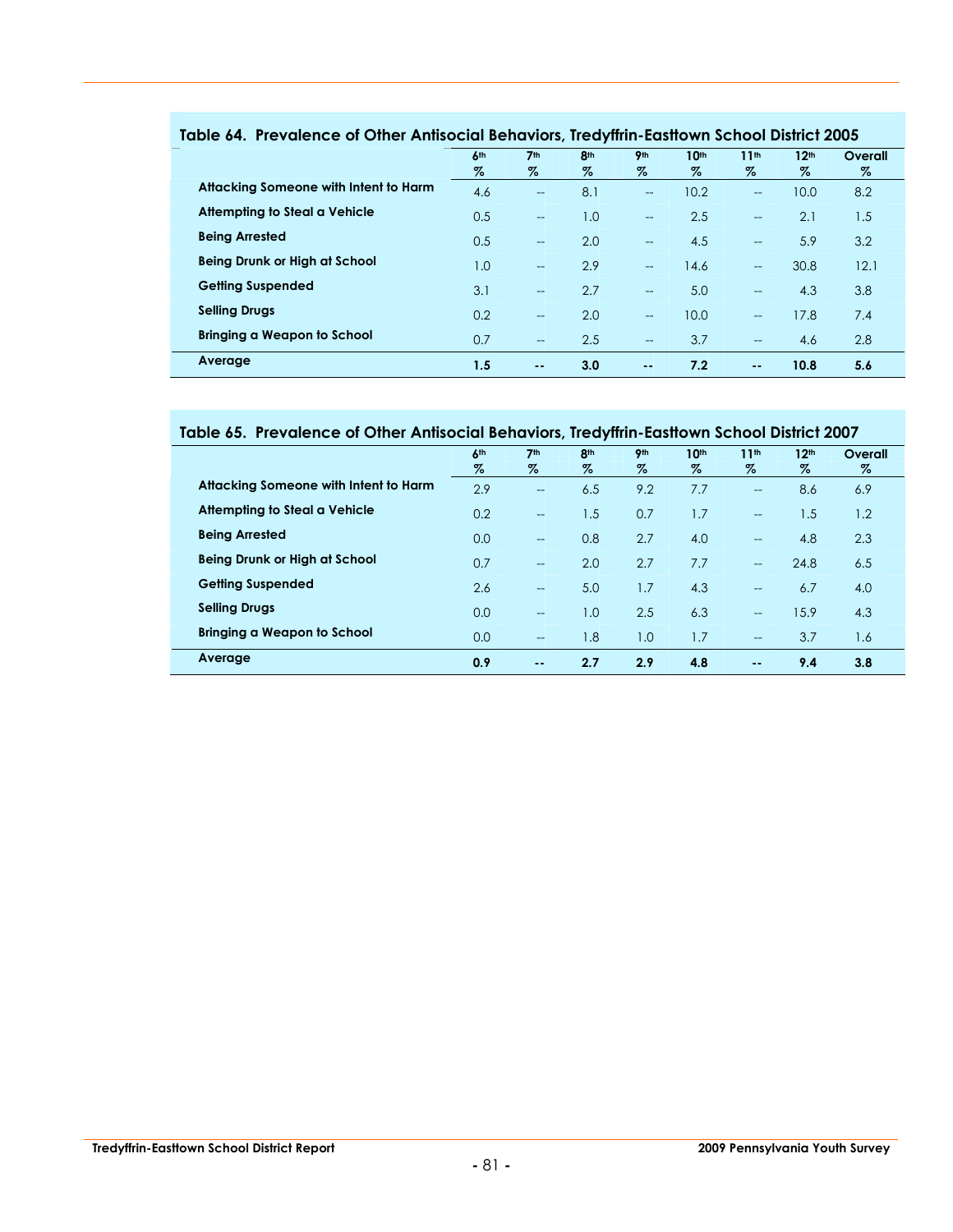**Table 64. Prevalence of Other Antisocial Behaviors, Tredyffrin-Easttown School District 2005**

| | 6th % | 7th % | 8th % | 9th % | 10th % | 11th % | 12th % | Overall % |
|---|---|---|---|---|---|---|---|---|
| **Attacking Someone with Intent to Harm** | 4.6 | -- | 8.1 | -- | 10.2 | -- | 10.0 | 8.2 |
| **Attempting to Steal a Vehicle** | 0.5 | -- | 1.0 | -- | 2.5 | -- | 2.1 | 1.5 |
| **Being Arrested** | 0.5 | -- | 2.0 | -- | 4.5 | -- | 5.9 | 3.2 |
| **Being Drunk or High at School** | 1.0 | -- | 2.9 | -- | 14.6 | -- | 30.8 | 12.1 |
| **Getting Suspended** | 3.1 | -- | 2.7 | -- | 5.0 | -- | 4.3 | 3.8 |
| **Selling Drugs** | 0.2 | -- | 2.0 | -- | 10.0 | -- | 17.8 | 7.4 |
| **Bringing a Weapon to School** | 0.7 | -- | 2.5 | -- | 3.7 | -- | 4.6 | 2.8 |
| **Average** | **1.5** | **--** | **3.0** | **--** | **7.2** | **--** | **10.8** | **5.6** |

**Table 65. Prevalence of Other Antisocial Behaviors, Tredyffrin-Easttown School District 2007**

| | 6th % | 7th % | 8th % | 9th % | 10th % | 11th % | 12th % | Overall % |
|---|---|---|---|---|---|---|---|---|
| **Attacking Someone with Intent to Harm** | 2.9 | -- | 6.5 | 9.2 | 7.7 | -- | 8.6 | 6.9 |
| **Attempting to Steal a Vehicle** | 0.2 | -- | 1.5 | 0.7 | 1.7 | -- | 1.5 | 1.2 |
| **Being Arrested** | 0.0 | -- | 0.8 | 2.7 | 4.0 | -- | 4.8 | 2.3 |
| **Being Drunk or High at School** | 0.7 | -- | 2.0 | 2.7 | 7.7 | -- | 24.8 | 6.5 |
| **Getting Suspended** | 2.6 | -- | 5.0 | 1.7 | 4.3 | -- | 6.7 | 4.0 |
| **Selling Drugs** | 0.0 | -- | 1.0 | 2.5 | 6.3 | -- | 15.9 | 4.3 |
| **Bringing a Weapon to School** | 0.0 | -- | 1.8 | 1.0 | 1.7 | -- | 3.7 | 1.6 |
| **Average** | **0.9** | **--** | **2.7** | **2.9** | **4.8** | **--** | **9.4** | **3.8** |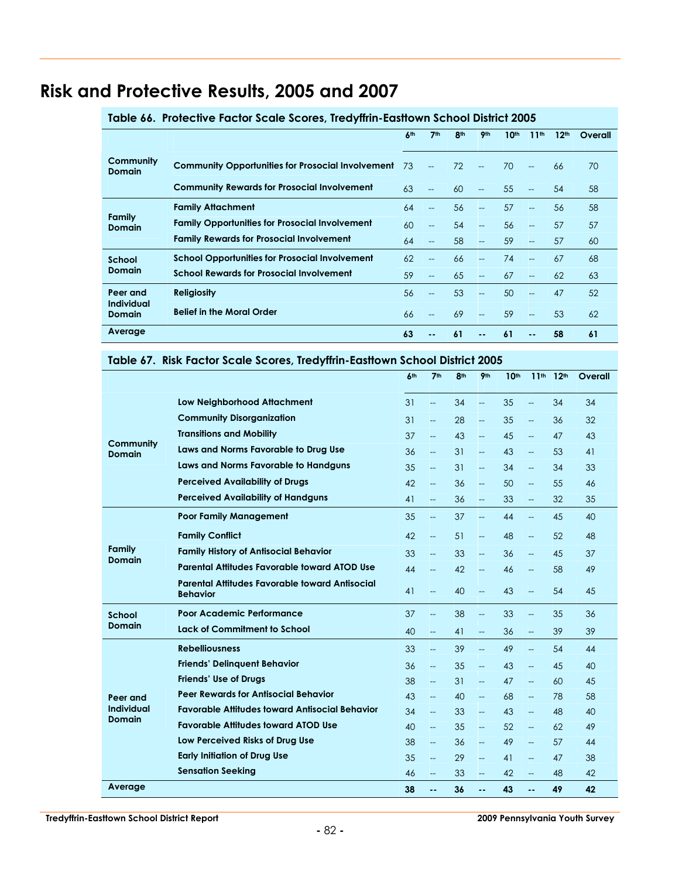# Risk and Protective Results, 2005 and 2007

**Table 66. Protective Factor Scale Scores, Tredyffrin-Easttown School District 2005**

| | | 6th | 7th | 8th | 9th | 10th | 11th | 12th | Overall |
|---|---|---|---|---|---|---|---|---|---|
| **Community Domain** | **Community Opportunities for Prosocial Involvement** | 73 | -- | 72 | -- | 70 | -- | 66 | 70 |
| | **Community Rewards for Prosocial Involvement** | 63 | -- | 60 | -- | 55 | -- | 54 | 58 |
| **Family Domain** | **Family Attachment** | 64 | -- | 56 | -- | 57 | -- | 56 | 58 |
| | **Family Opportunities for Prosocial Involvement** | 60 | -- | 54 | -- | 56 | -- | 57 | 57 |
| | **Family Rewards for Prosocial Involvement** | 64 | -- | 58 | -- | 59 | -- | 57 | 60 |
| **School Domain** | **School Opportunities for Prosocial Involvement** | 62 | -- | 66 | -- | 74 | -- | 67 | 68 |
| | **School Rewards for Prosocial Involvement** | 59 | -- | 65 | -- | 67 | -- | 62 | 63 |
| **Peer and Individual Domain** | **Religiosity** | 56 | -- | 53 | -- | 50 | -- | 47 | 52 |
| | **Belief in the Moral Order** | 66 | -- | 69 | -- | 59 | -- | 53 | 62 |
| **Average** | | **63** | **--** | **61** | **--** | **61** | **--** | **58** | **61** |

**Table 67. Risk Factor Scale Scores, Tredyffrin-Easttown School District 2005**

| | | 6th | 7th | 8th | 9th | 10th | 11th | 12th | Overall |
|---|---|---|---|---|---|---|---|---|---|
| **Community Domain** | **Low Neighborhood Attachment** | 31 | -- | 34 | -- | 35 | -- | 34 | 34 |
| | **Community Disorganization** | 31 | -- | 28 | -- | 35 | -- | 36 | 32 |
| | **Transitions and Mobility** | 37 | -- | 43 | -- | 45 | -- | 47 | 43 |
| | **Laws and Norms Favorable to Drug Use** | 36 | -- | 31 | -- | 43 | -- | 53 | 41 |
| | **Laws and Norms Favorable to Handguns** | 35 | -- | 31 | -- | 34 | -- | 34 | 33 |
| | **Perceived Availability of Drugs** | 42 | -- | 36 | -- | 50 | -- | 55 | 46 |
| | **Perceived Availability of Handguns** | 41 | -- | 36 | -- | 33 | -- | 32 | 35 |
| **Family Domain** | **Poor Family Management** | 35 | -- | 37 | -- | 44 | -- | 45 | 40 |
| | **Family Conflict** | 42 | -- | 51 | -- | 48 | -- | 52 | 48 |
| | **Family History of Antisocial Behavior** | 33 | -- | 33 | -- | 36 | -- | 45 | 37 |
| | **Parental Attitudes Favorable toward ATOD Use** | 44 | -- | 42 | -- | 46 | -- | 58 | 49 |
| | **Parental Attitudes Favorable toward Antisocial Behavior** | 41 | -- | 40 | -- | 43 | -- | 54 | 45 |
| **School Domain** | **Poor Academic Performance** | 37 | -- | 38 | -- | 33 | -- | 35 | 36 |
| | **Lack of Commitment to School** | 40 | -- | 41 | -- | 36 | -- | 39 | 39 |
| **Peer and Individual Domain** | **Rebelliousness** | 33 | -- | 39 | -- | 49 | -- | 54 | 44 |
| | **Friends' Delinquent Behavior** | 36 | -- | 35 | -- | 43 | -- | 45 | 40 |
| | **Friends' Use of Drugs** | 38 | -- | 31 | -- | 47 | -- | 60 | 45 |
| | **Peer Rewards for Antisocial Behavior** | 43 | -- | 40 | -- | 68 | -- | 78 | 58 |
| | **Favorable Attitudes toward Antisocial Behavior** | 34 | -- | 33 | -- | 43 | -- | 48 | 40 |
| | **Favorable Attitudes toward ATOD Use** | 40 | -- | 35 | -- | 52 | -- | 62 | 49 |
| | **Low Perceived Risks of Drug Use** | 38 | -- | 36 | -- | 49 | -- | 57 | 44 |
| | **Early Initiation of Drug Use** | 35 | -- | 29 | -- | 41 | -- | 47 | 38 |
| | **Sensation Seeking** | 46 | -- | 33 | -- | 42 | -- | 48 | 42 |
| **Average** | | **38** | **--** | **36** | **--** | **43** | **--** | **49** | **42** |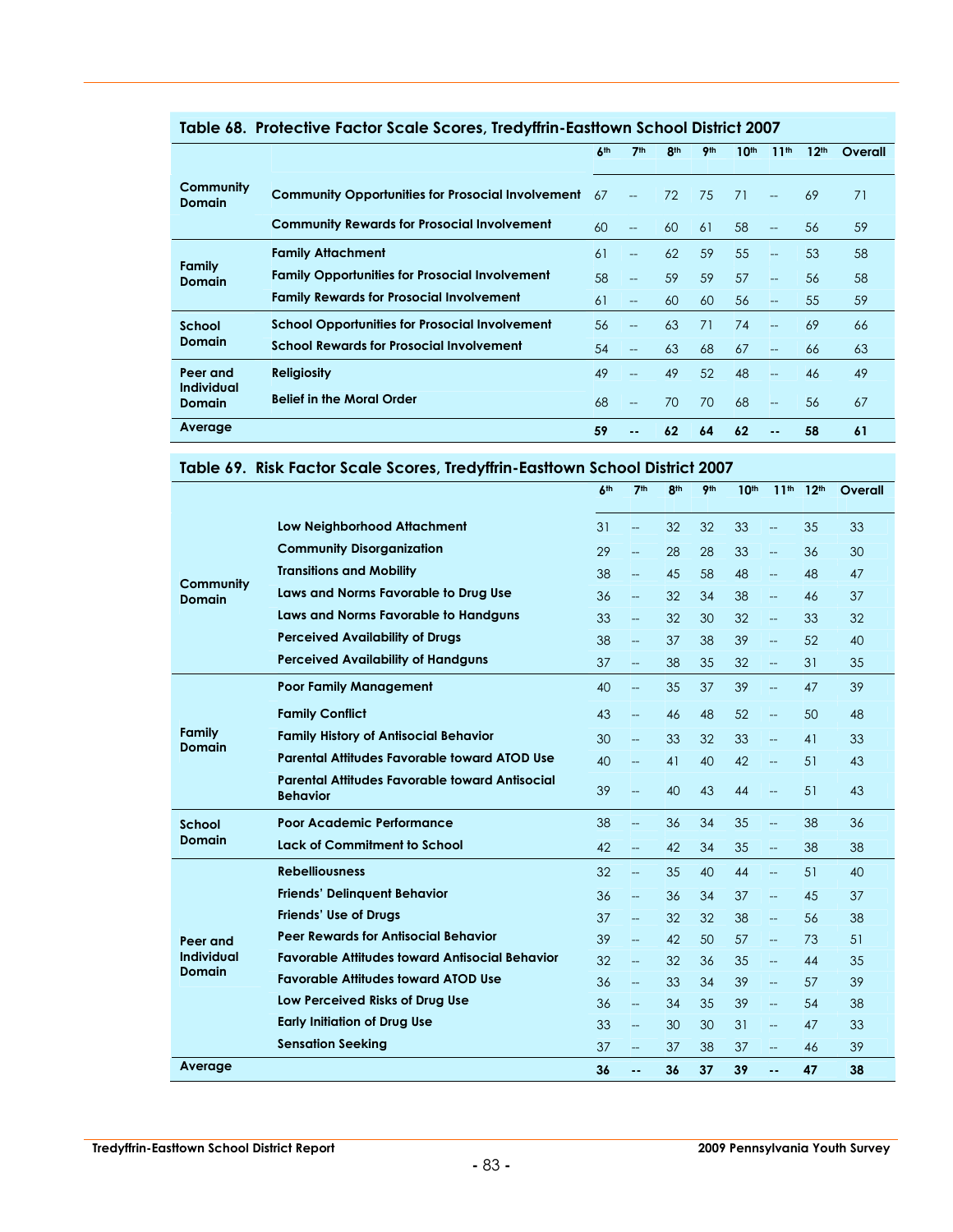**Table 68. Protective Factor Scale Scores, Tredyffrin-Easttown School District 2007**

| | | 6th | 7th | 8th | 9th | 10th | 11th | 12th | Overall |
|---|---|---|---|---|---|---|---|---|---|
| **Community Domain** | **Community Opportunities for Prosocial Involvement** | 67 | -- | 72 | 75 | 71 | -- | 69 | 71 |
| | **Community Rewards for Prosocial Involvement** | 60 | -- | 60 | 61 | 58 | -- | 56 | 59 |
| **Family Domain** | **Family Attachment** | 61 | -- | 62 | 59 | 55 | -- | 53 | 58 |
| | **Family Opportunities for Prosocial Involvement** | 58 | -- | 59 | 59 | 57 | -- | 56 | 58 |
| | **Family Rewards for Prosocial Involvement** | 61 | -- | 60 | 60 | 56 | -- | 55 | 59 |
| **School Domain** | **School Opportunities for Prosocial Involvement** | 56 | -- | 63 | 71 | 74 | -- | 69 | 66 |
| | **School Rewards for Prosocial Involvement** | 54 | -- | 63 | 68 | 67 | -- | 66 | 63 |
| **Peer and Individual Domain** | **Religiosity** | 49 | -- | 49 | 52 | 48 | -- | 46 | 49 |
| | **Belief in the Moral Order** | 68 | -- | 70 | 70 | 68 | -- | 56 | 67 |
| **Average** | | **59** | **--** | **62** | **64** | **62** | **--** | **58** | **61** |

**Table 69. Risk Factor Scale Scores, Tredyffrin-Easttown School District 2007**

| | | 6th | 7th | 8th | 9th | 10th | 11th | 12th | Overall |
|---|---|---|---|---|---|---|---|---|---|
| **Community Domain** | **Low Neighborhood Attachment** | 31 | -- | 32 | 32 | 33 | -- | 35 | 33 |
| | **Community Disorganization** | 29 | -- | 28 | 28 | 33 | -- | 36 | 30 |
| | **Transitions and Mobility** | 38 | -- | 45 | 58 | 48 | -- | 48 | 47 |
| | **Laws and Norms Favorable to Drug Use** | 36 | -- | 32 | 34 | 38 | -- | 46 | 37 |
| | **Laws and Norms Favorable to Handguns** | 33 | -- | 32 | 30 | 32 | -- | 33 | 32 |
| | **Perceived Availability of Drugs** | 38 | -- | 37 | 38 | 39 | -- | 52 | 40 |
| | **Perceived Availability of Handguns** | 37 | -- | 38 | 35 | 32 | -- | 31 | 35 |
| **Family Domain** | **Poor Family Management** | 40 | -- | 35 | 37 | 39 | -- | 47 | 39 |
| | **Family Conflict** | 43 | -- | 46 | 48 | 52 | -- | 50 | 48 |
| | **Family History of Antisocial Behavior** | 30 | -- | 33 | 32 | 33 | -- | 41 | 33 |
| | **Parental Attitudes Favorable toward ATOD Use** | 40 | -- | 41 | 40 | 42 | -- | 51 | 43 |
| | **Parental Attitudes Favorable toward Antisocial Behavior** | 39 | -- | 40 | 43 | 44 | -- | 51 | 43 |
| **School Domain** | **Poor Academic Performance** | 38 | -- | 36 | 34 | 35 | -- | 38 | 36 |
| | **Lack of Commitment to School** | 42 | -- | 42 | 34 | 35 | -- | 38 | 38 |
| **Peer and Individual Domain** | **Rebelliousness** | 32 | -- | 35 | 40 | 44 | -- | 51 | 40 |
| | **Friends' Delinquent Behavior** | 36 | -- | 36 | 34 | 37 | -- | 45 | 37 |
| | **Friends' Use of Drugs** | 37 | -- | 32 | 32 | 38 | -- | 56 | 38 |
| | **Peer Rewards for Antisocial Behavior** | 39 | -- | 42 | 50 | 57 | -- | 73 | 51 |
| | **Favorable Attitudes toward Antisocial Behavior** | 32 | -- | 32 | 36 | 35 | -- | 44 | 35 |
| | **Favorable Attitudes toward ATOD Use** | 36 | -- | 33 | 34 | 39 | -- | 57 | 39 |
| | **Low Perceived Risks of Drug Use** | 36 | -- | 34 | 35 | 39 | -- | 54 | 38 |
| | **Early Initiation of Drug Use** | 33 | -- | 30 | 30 | 31 | -- | 47 | 33 |
| | **Sensation Seeking** | 37 | -- | 37 | 38 | 37 | -- | 46 | 39 |
| **Average** | | **36** | **--** | **36** | **37** | **39** | **--** | **47** | **38** |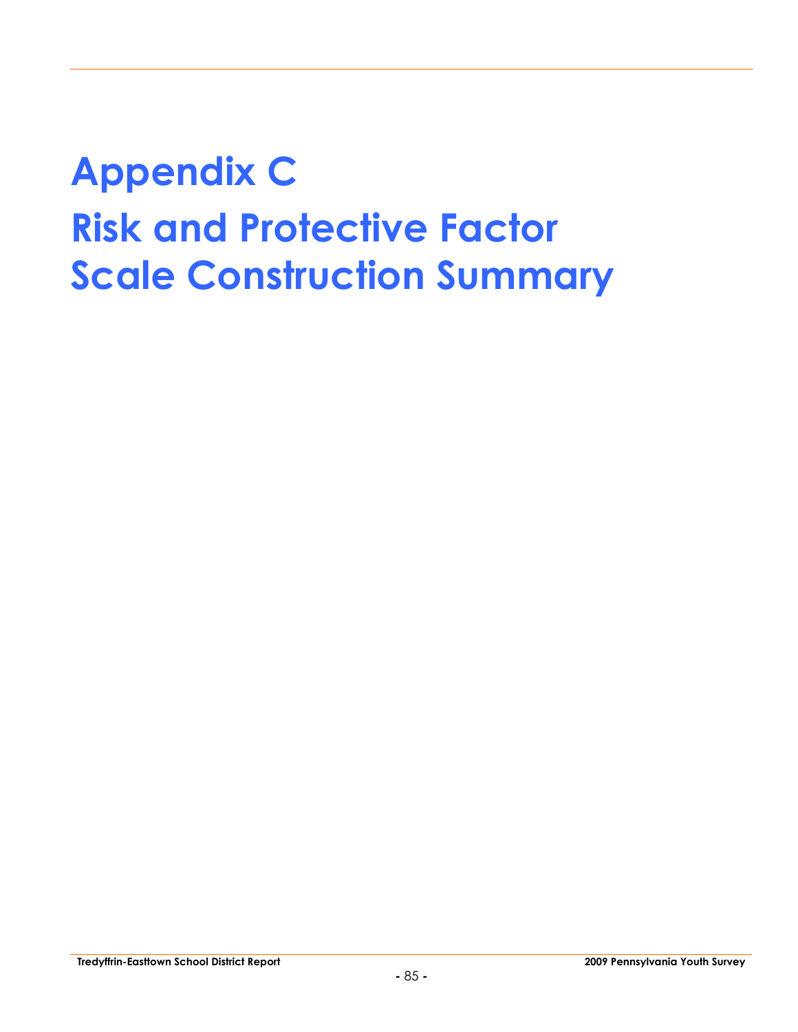# Appendix C

# Risk and Protective Factor Scale Construction Summary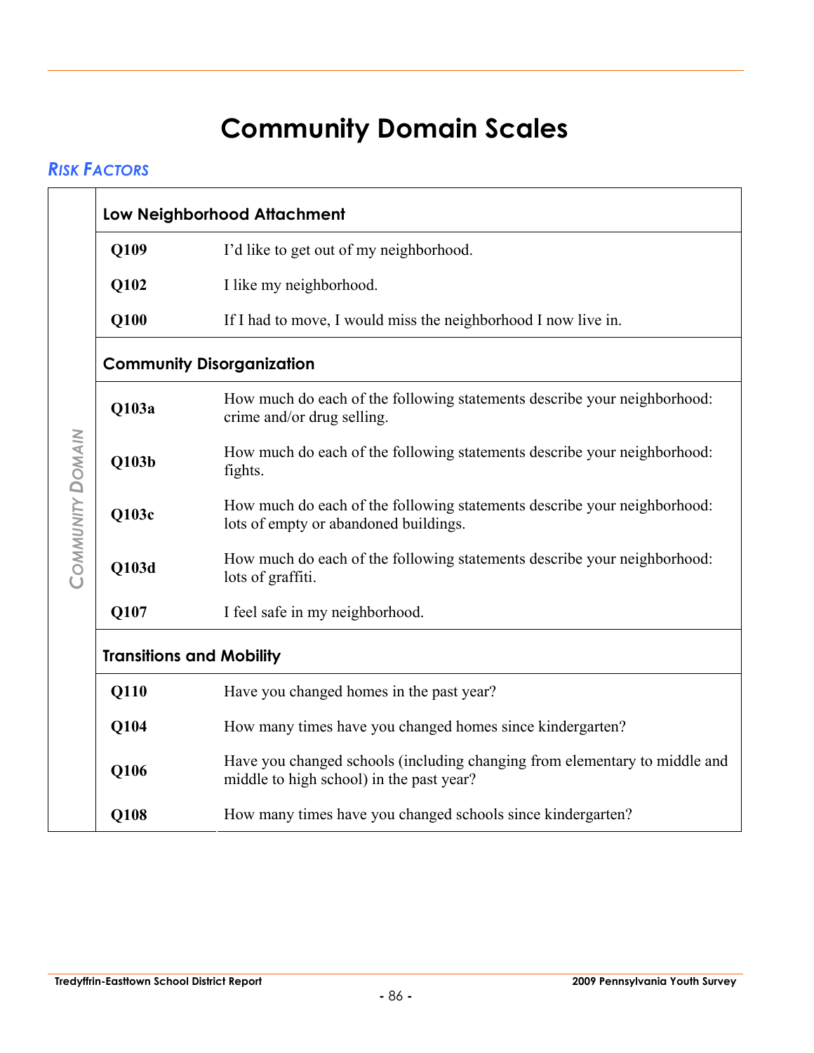# Community Domain Scales

## *Risk Factors*

| Community Domain | | |
|---|---|---|
| | **Low Neighborhood Attachment** | |
| | **Q109** | I'd like to get out of my neighborhood. |
| | **Q102** | I like my neighborhood. |
| | **Q100** | If I had to move, I would miss the neighborhood I now live in. |
| | **Community Disorganization** | |
| | **Q103a** | How much do each of the following statements describe your neighborhood: crime and/or drug selling. |
| | **Q103b** | How much do each of the following statements describe your neighborhood: fights. |
| | **Q103c** | How much do each of the following statements describe your neighborhood: lots of empty or abandoned buildings. |
| | **Q103d** | How much do each of the following statements describe your neighborhood: lots of graffiti. |
| | **Q107** | I feel safe in my neighborhood. |
| | **Transitions and Mobility** | |
| | **Q110** | Have you changed homes in the past year? |
| | **Q104** | How many times have you changed homes since kindergarten? |
| | **Q106** | Have you changed schools (including changing from elementary to middle and middle to high school) in the past year? |
| | **Q108** | How many times have you changed schools since kindergarten? |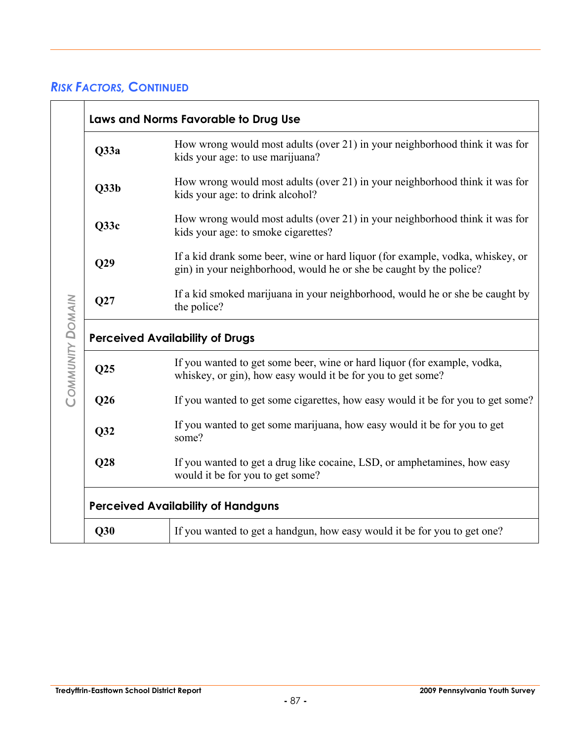## RISK FACTORS, CONTINUED

| COMMUNITY DOMAIN | | |
|---|---|---|
| **Laws and Norms Favorable to Drug Use** | | |
| | **Q33a** | How wrong would most adults (over 21) in your neighborhood think it was for kids your age: to use marijuana? |
| | **Q33b** | How wrong would most adults (over 21) in your neighborhood think it was for kids your age: to drink alcohol? |
| | **Q33c** | How wrong would most adults (over 21) in your neighborhood think it was for kids your age: to smoke cigarettes? |
| | **Q29** | If a kid drank some beer, wine or hard liquor (for example, vodka, whiskey, or gin) in your neighborhood, would he or she be caught by the police? |
| | **Q27** | If a kid smoked marijuana in your neighborhood, would he or she be caught by the police? |
| **Perceived Availability of Drugs** | | |
| | **Q25** | If you wanted to get some beer, wine or hard liquor (for example, vodka, whiskey, or gin), how easy would it be for you to get some? |
| | **Q26** | If you wanted to get some cigarettes, how easy would it be for you to get some? |
| | **Q32** | If you wanted to get some marijuana, how easy would it be for you to get some? |
| | **Q28** | If you wanted to get a drug like cocaine, LSD, or amphetamines, how easy would it be for you to get some? |
| **Perceived Availability of Handguns** | | |
| | **Q30** | If you wanted to get a handgun, how easy would it be for you to get one? |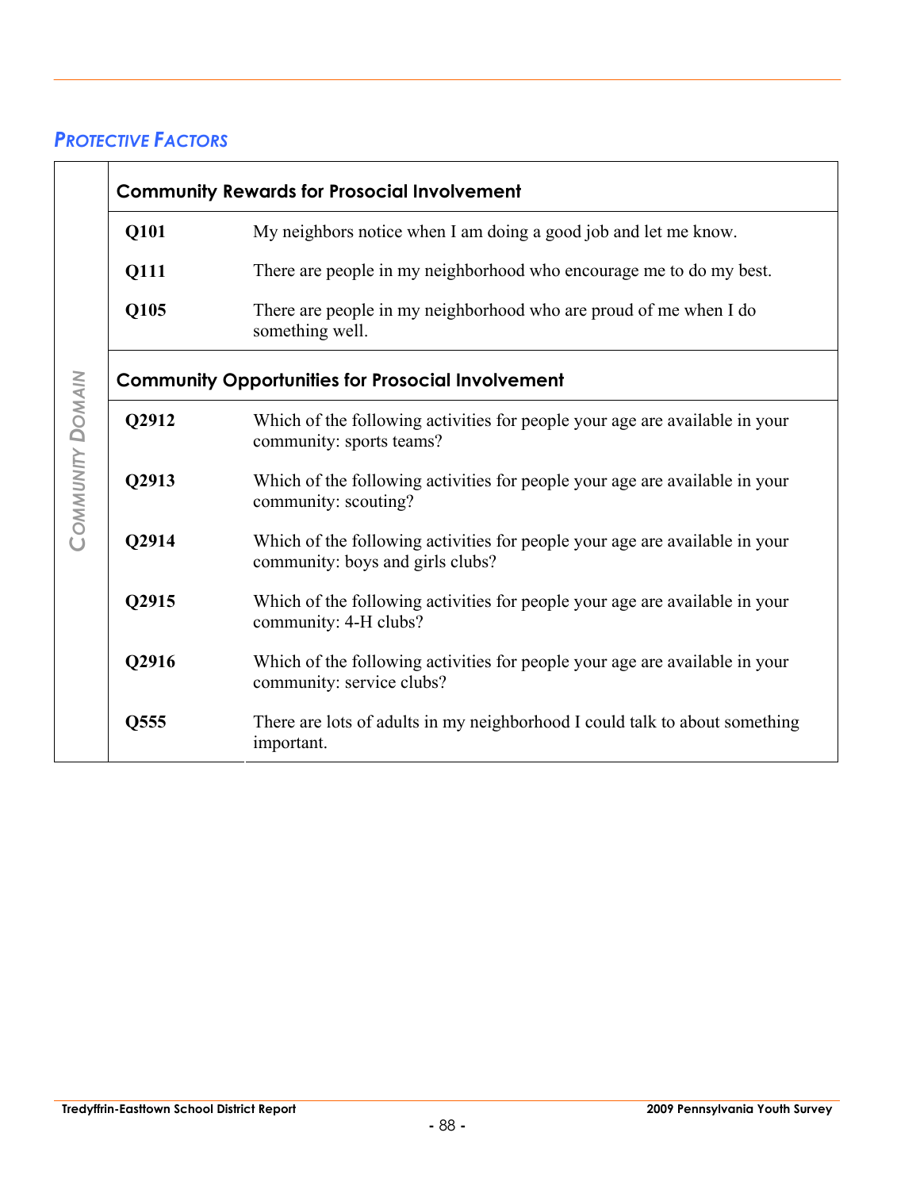## *PROTECTIVE FACTORS*

*COMMUNITY DOMAIN*

| **Community Rewards for Prosocial Involvement** | |
|---|---|
| **Q101** | My neighbors notice when I am doing a good job and let me know. |
| **Q111** | There are people in my neighborhood who encourage me to do my best. |
| **Q105** | There are people in my neighborhood who are proud of me when I do something well. |

| **Community Opportunities for Prosocial Involvement** | |
|---|---|
| **Q2912** | Which of the following activities for people your age are available in your community: sports teams? |
| **Q2913** | Which of the following activities for people your age are available in your community: scouting? |
| **Q2914** | Which of the following activities for people your age are available in your community: boys and girls clubs? |
| **Q2915** | Which of the following activities for people your age are available in your community: 4-H clubs? |
| **Q2916** | Which of the following activities for people your age are available in your community: service clubs? |
| **Q555** | There are lots of adults in my neighborhood I could talk to about something important. |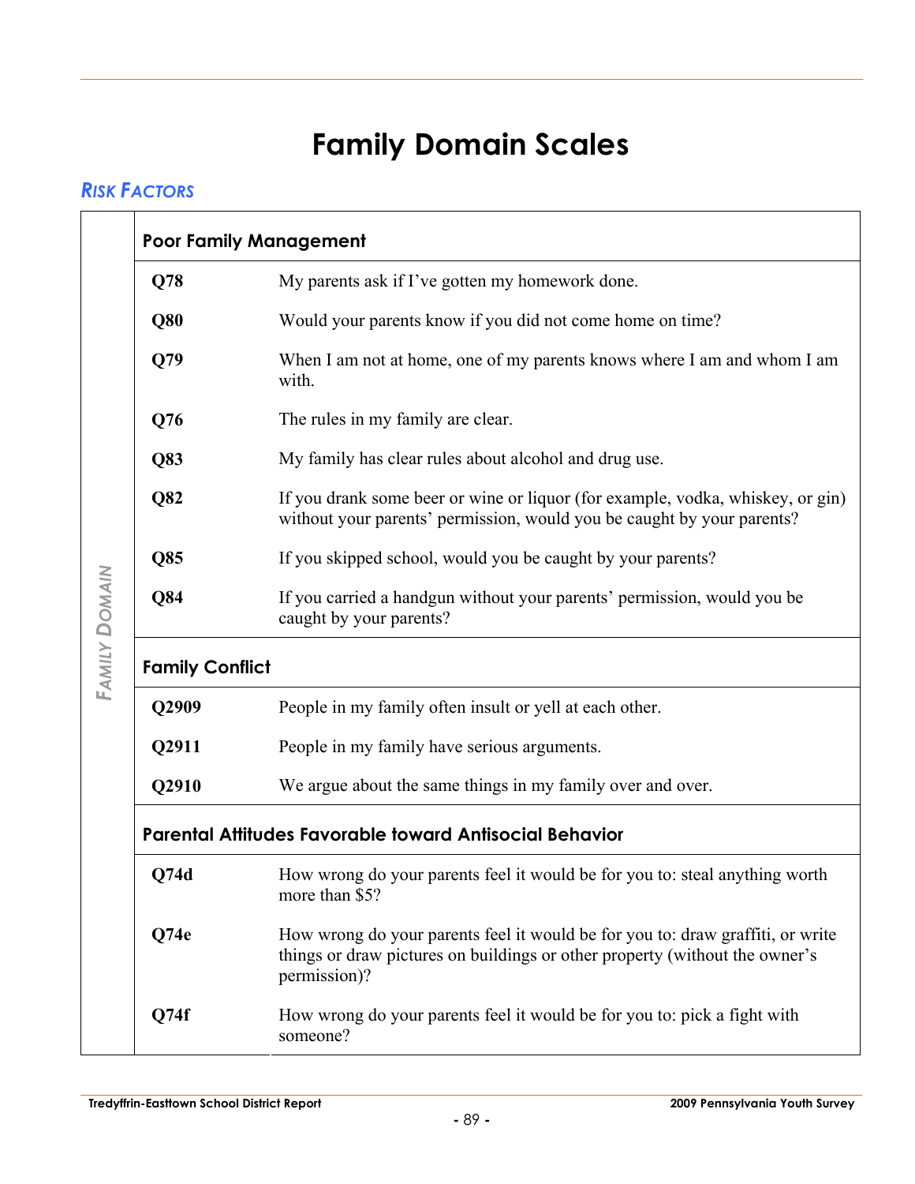# Family Domain Scales

## RISK FACTORS

*FAMILY DOMAIN*

### Poor Family Management

| | |
|---|---|
| **Q78** | My parents ask if I've gotten my homework done. |
| **Q80** | Would your parents know if you did not come home on time? |
| **Q79** | When I am not at home, one of my parents knows where I am and whom I am with. |
| **Q76** | The rules in my family are clear. |
| **Q83** | My family has clear rules about alcohol and drug use. |
| **Q82** | If you drank some beer or wine or liquor (for example, vodka, whiskey, or gin) without your parents' permission, would you be caught by your parents? |
| **Q85** | If you skipped school, would you be caught by your parents? |
| **Q84** | If you carried a handgun without your parents' permission, would you be caught by your parents? |

### Family Conflict

| | |
|---|---|
| **Q2909** | People in my family often insult or yell at each other. |
| **Q2911** | People in my family have serious arguments. |
| **Q2910** | We argue about the same things in my family over and over. |

### Parental Attitudes Favorable toward Antisocial Behavior

| | |
|---|---|
| **Q74d** | How wrong do your parents feel it would be for you to: steal anything worth more than $5? |
| **Q74e** | How wrong do your parents feel it would be for you to: draw graffiti, or write things or draw pictures on buildings or other property (without the owner's permission)? |
| **Q74f** | How wrong do your parents feel it would be for you to: pick a fight with someone? |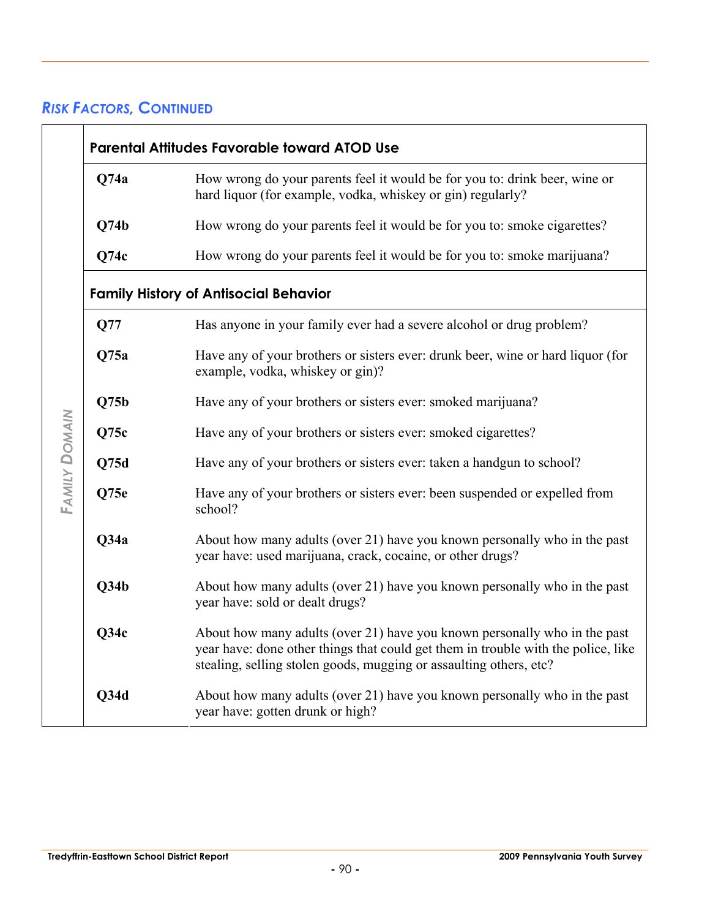## *Risk Factors, Continued*

| Family Domain | | |
|---|---|---|
| | **Parental Attitudes Favorable toward ATOD Use** | |
| | **Q74a** | How wrong do your parents feel it would be for you to: drink beer, wine or hard liquor (for example, vodka, whiskey or gin) regularly? |
| | **Q74b** | How wrong do your parents feel it would be for you to: smoke cigarettes? |
| | **Q74c** | How wrong do your parents feel it would be for you to: smoke marijuana? |
| | **Family History of Antisocial Behavior** | |
| | **Q77** | Has anyone in your family ever had a severe alcohol or drug problem? |
| | **Q75a** | Have any of your brothers or sisters ever: drunk beer, wine or hard liquor (for example, vodka, whiskey or gin)? |
| | **Q75b** | Have any of your brothers or sisters ever: smoked marijuana? |
| | **Q75c** | Have any of your brothers or sisters ever: smoked cigarettes? |
| | **Q75d** | Have any of your brothers or sisters ever: taken a handgun to school? |
| | **Q75e** | Have any of your brothers or sisters ever: been suspended or expelled from school? |
| | **Q34a** | About how many adults (over 21) have you known personally who in the past year have: used marijuana, crack, cocaine, or other drugs? |
| | **Q34b** | About how many adults (over 21) have you known personally who in the past year have: sold or dealt drugs? |
| | **Q34c** | About how many adults (over 21) have you known personally who in the past year have: done other things that could get them in trouble with the police, like stealing, selling stolen goods, mugging or assaulting others, etc? |
| | **Q34d** | About how many adults (over 21) have you known personally who in the past year have: gotten drunk or high? |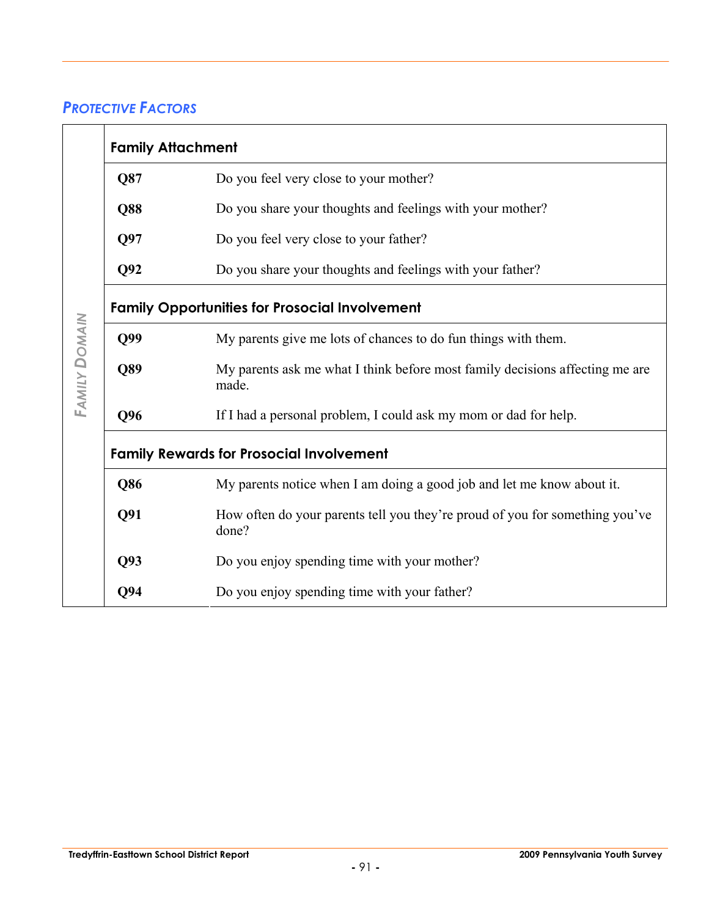## *Protective Factors*

| *Family Domain* | | |
|---|---|---|
| | **Family Attachment** | |
| | **Q87** | Do you feel very close to your mother? |
| | **Q88** | Do you share your thoughts and feelings with your mother? |
| | **Q97** | Do you feel very close to your father? |
| | **Q92** | Do you share your thoughts and feelings with your father? |
| | **Family Opportunities for Prosocial Involvement** | |
| | **Q99** | My parents give me lots of chances to do fun things with them. |
| | **Q89** | My parents ask me what I think before most family decisions affecting me are made. |
| | **Q96** | If I had a personal problem, I could ask my mom or dad for help. |
| | **Family Rewards for Prosocial Involvement** | |
| | **Q86** | My parents notice when I am doing a good job and let me know about it. |
| | **Q91** | How often do your parents tell you they're proud of you for something you've done? |
| | **Q93** | Do you enjoy spending time with your mother? |
| | **Q94** | Do you enjoy spending time with your father? |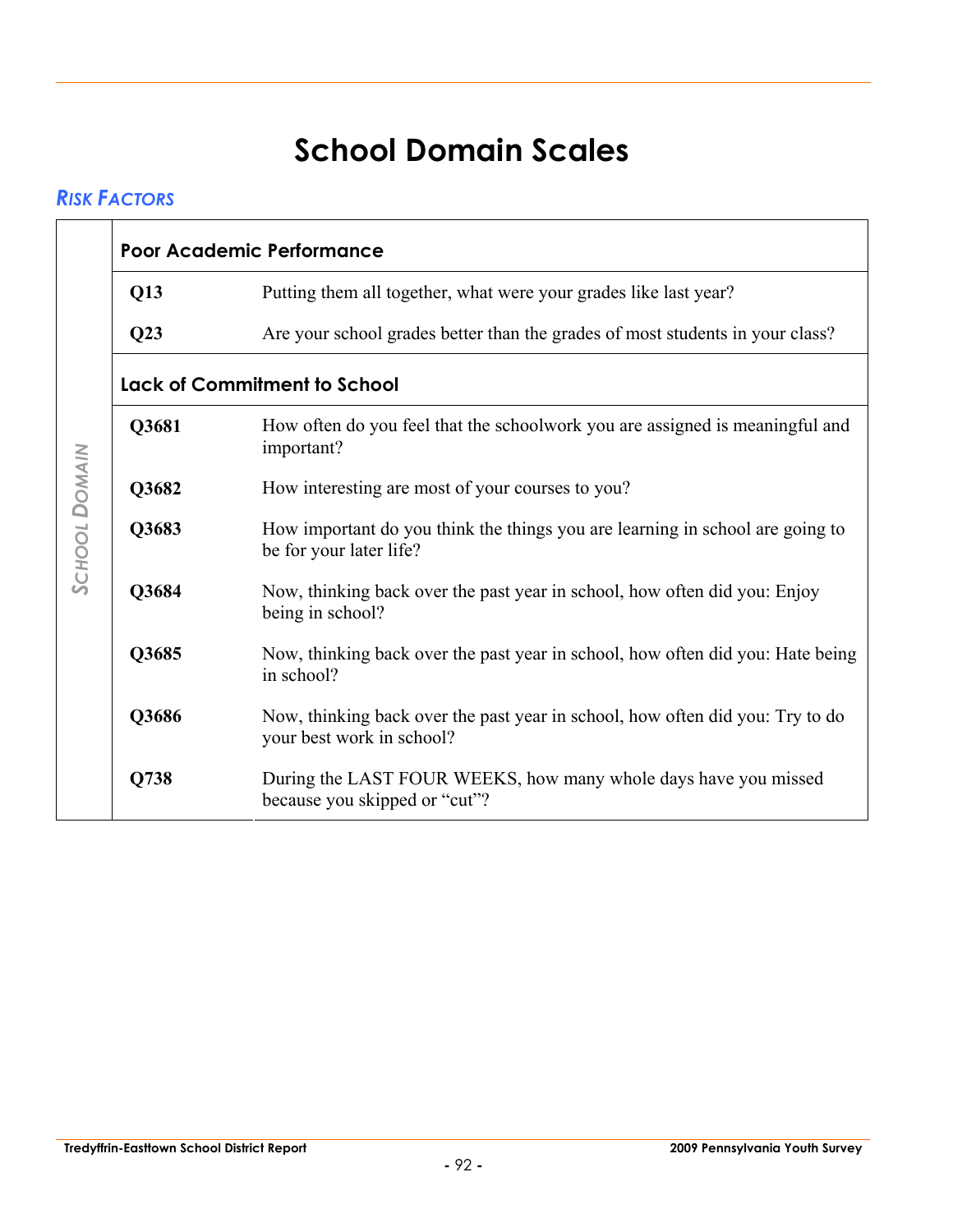# School Domain Scales

## *RISK FACTORS*

| SCHOOL DOMAIN | | |
|---|---|---|
| | **Poor Academic Performance** | |
| | **Q13** | Putting them all together, what were your grades like last year? |
| | **Q23** | Are your school grades better than the grades of most students in your class? |
| | **Lack of Commitment to School** | |
| | **Q3681** | How often do you feel that the schoolwork you are assigned is meaningful and important? |
| | **Q3682** | How interesting are most of your courses to you? |
| | **Q3683** | How important do you think the things you are learning in school are going to be for your later life? |
| | **Q3684** | Now, thinking back over the past year in school, how often did you: Enjoy being in school? |
| | **Q3685** | Now, thinking back over the past year in school, how often did you: Hate being in school? |
| | **Q3686** | Now, thinking back over the past year in school, how often did you: Try to do your best work in school? |
| | **Q738** | During the LAST FOUR WEEKS, how many whole days have you missed because you skipped or "cut"? |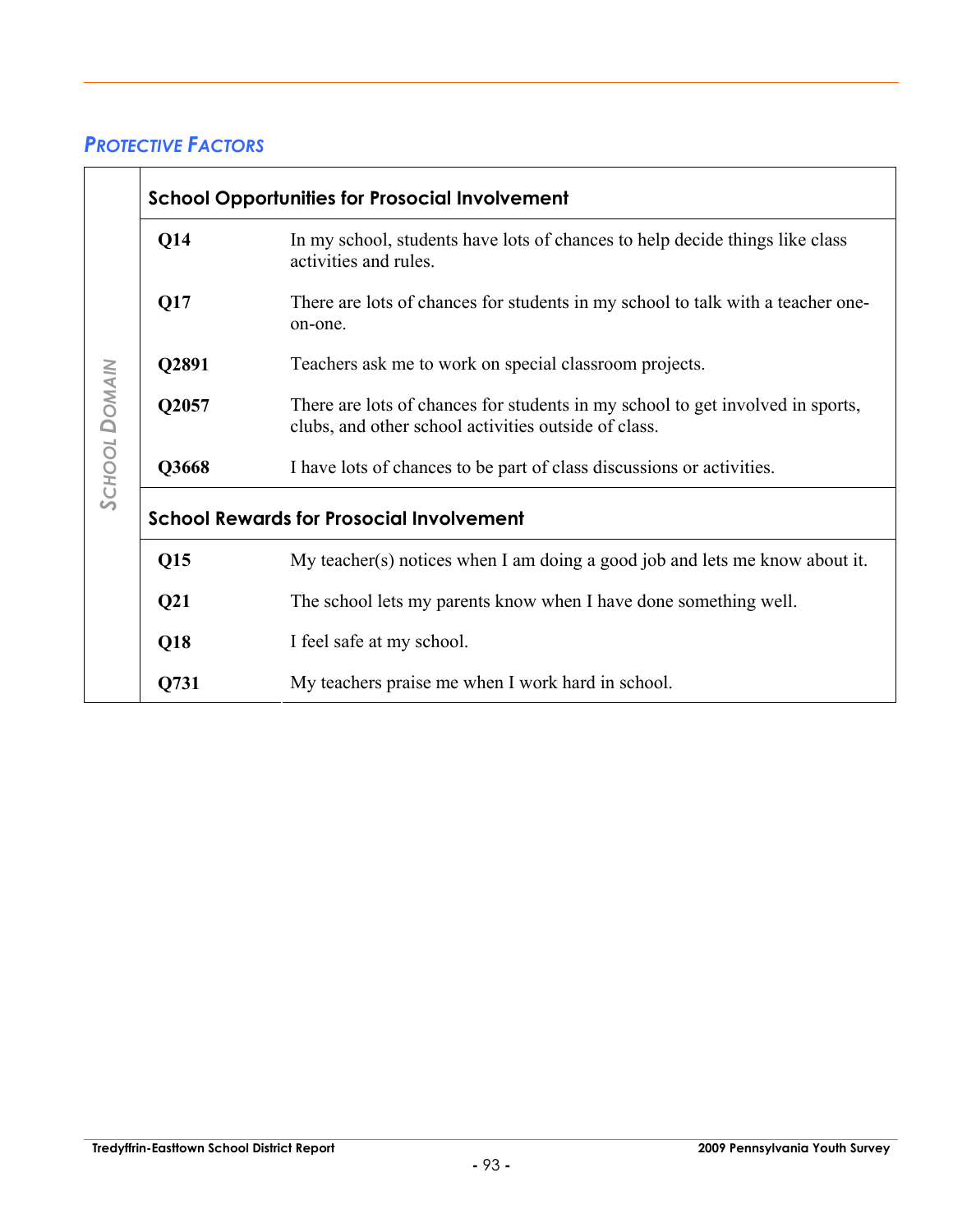## *PROTECTIVE FACTORS*

| SCHOOL DOMAIN | | |
|---|---|---|
| | **School Opportunities for Prosocial Involvement** | |
| | **Q14** | In my school, students have lots of chances to help decide things like class activities and rules. |
| | **Q17** | There are lots of chances for students in my school to talk with a teacher one-on-one. |
| | **Q2891** | Teachers ask me to work on special classroom projects. |
| | **Q2057** | There are lots of chances for students in my school to get involved in sports, clubs, and other school activities outside of class. |
| | **Q3668** | I have lots of chances to be part of class discussions or activities. |
| | **School Rewards for Prosocial Involvement** | |
| | **Q15** | My teacher(s) notices when I am doing a good job and lets me know about it. |
| | **Q21** | The school lets my parents know when I have done something well. |
| | **Q18** | I feel safe at my school. |
| | **Q731** | My teachers praise me when I work hard in school. |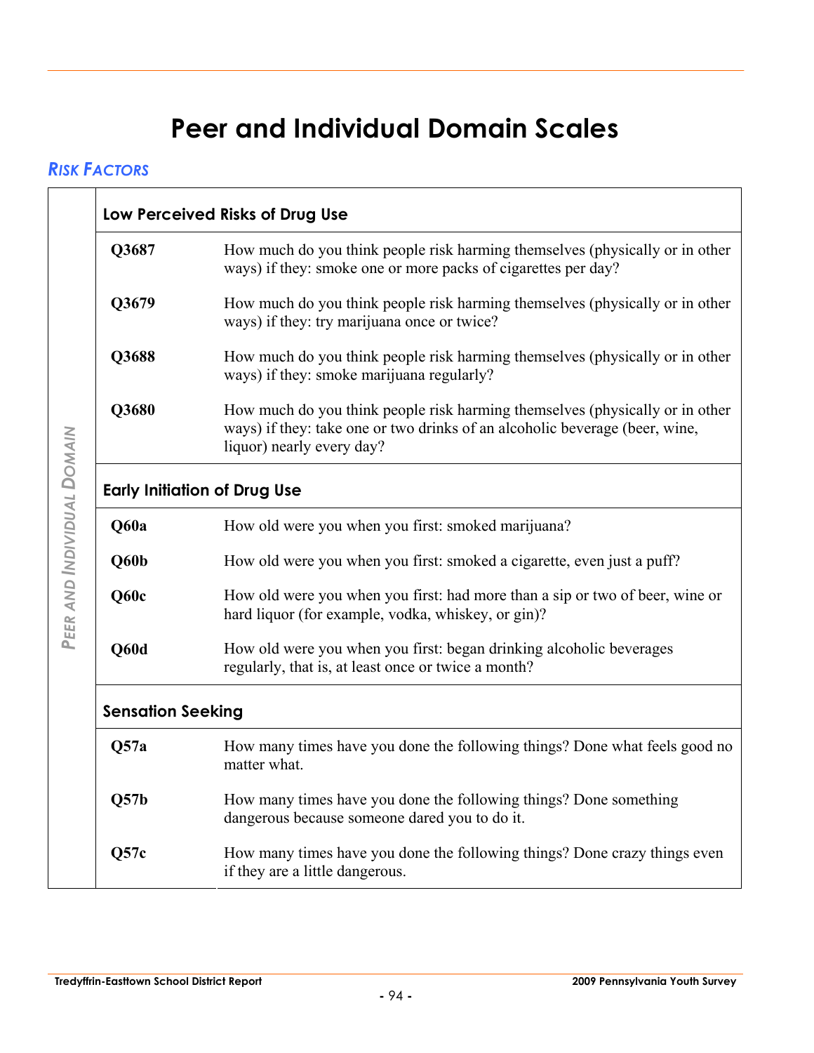# Peer and Individual Domain Scales

## *Risk Factors*

*Peer and Individual Domain*

| **Low Perceived Risks of Drug Use** | |
|---|---|
| **Q3687** | How much do you think people risk harming themselves (physically or in other ways) if they: smoke one or more packs of cigarettes per day? |
| **Q3679** | How much do you think people risk harming themselves (physically or in other ways) if they: try marijuana once or twice? |
| **Q3688** | How much do you think people risk harming themselves (physically or in other ways) if they: smoke marijuana regularly? |
| **Q3680** | How much do you think people risk harming themselves (physically or in other ways) if they: take one or two drinks of an alcoholic beverage (beer, wine, liquor) nearly every day? |
| **Early Initiation of Drug Use** | |
| **Q60a** | How old were you when you first: smoked marijuana? |
| **Q60b** | How old were you when you first: smoked a cigarette, even just a puff? |
| **Q60c** | How old were you when you first: had more than a sip or two of beer, wine or hard liquor (for example, vodka, whiskey, or gin)? |
| **Q60d** | How old were you when you first: began drinking alcoholic beverages regularly, that is, at least once or twice a month? |
| **Sensation Seeking** | |
| **Q57a** | How many times have you done the following things? Done what feels good no matter what. |
| **Q57b** | How many times have you done the following things? Done something dangerous because someone dared you to do it. |
| **Q57c** | How many times have you done the following things? Done crazy things even if they are a little dangerous. |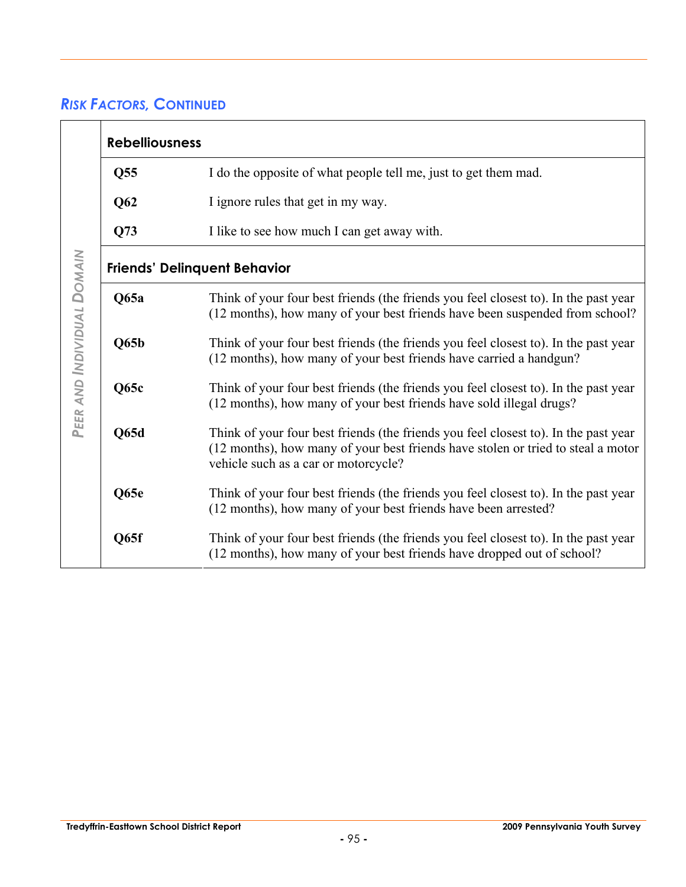## *Risk Factors, Continued*

*Peer and Individual Domain*

| **Rebelliousness** | |
|---|---|
| **Q55** | I do the opposite of what people tell me, just to get them mad. |
| **Q62** | I ignore rules that get in my way. |
| **Q73** | I like to see how much I can get away with. |

| **Friends' Delinquent Behavior** | |
|---|---|
| **Q65a** | Think of your four best friends (the friends you feel closest to). In the past year (12 months), how many of your best friends have been suspended from school? |
| **Q65b** | Think of your four best friends (the friends you feel closest to). In the past year (12 months), how many of your best friends have carried a handgun? |
| **Q65c** | Think of your four best friends (the friends you feel closest to). In the past year (12 months), how many of your best friends have sold illegal drugs? |
| **Q65d** | Think of your four best friends (the friends you feel closest to). In the past year (12 months), how many of your best friends have stolen or tried to steal a motor vehicle such as a car or motorcycle? |
| **Q65e** | Think of your four best friends (the friends you feel closest to). In the past year (12 months), how many of your best friends have been arrested? |
| **Q65f** | Think of your four best friends (the friends you feel closest to). In the past year (12 months), how many of your best friends have dropped out of school? |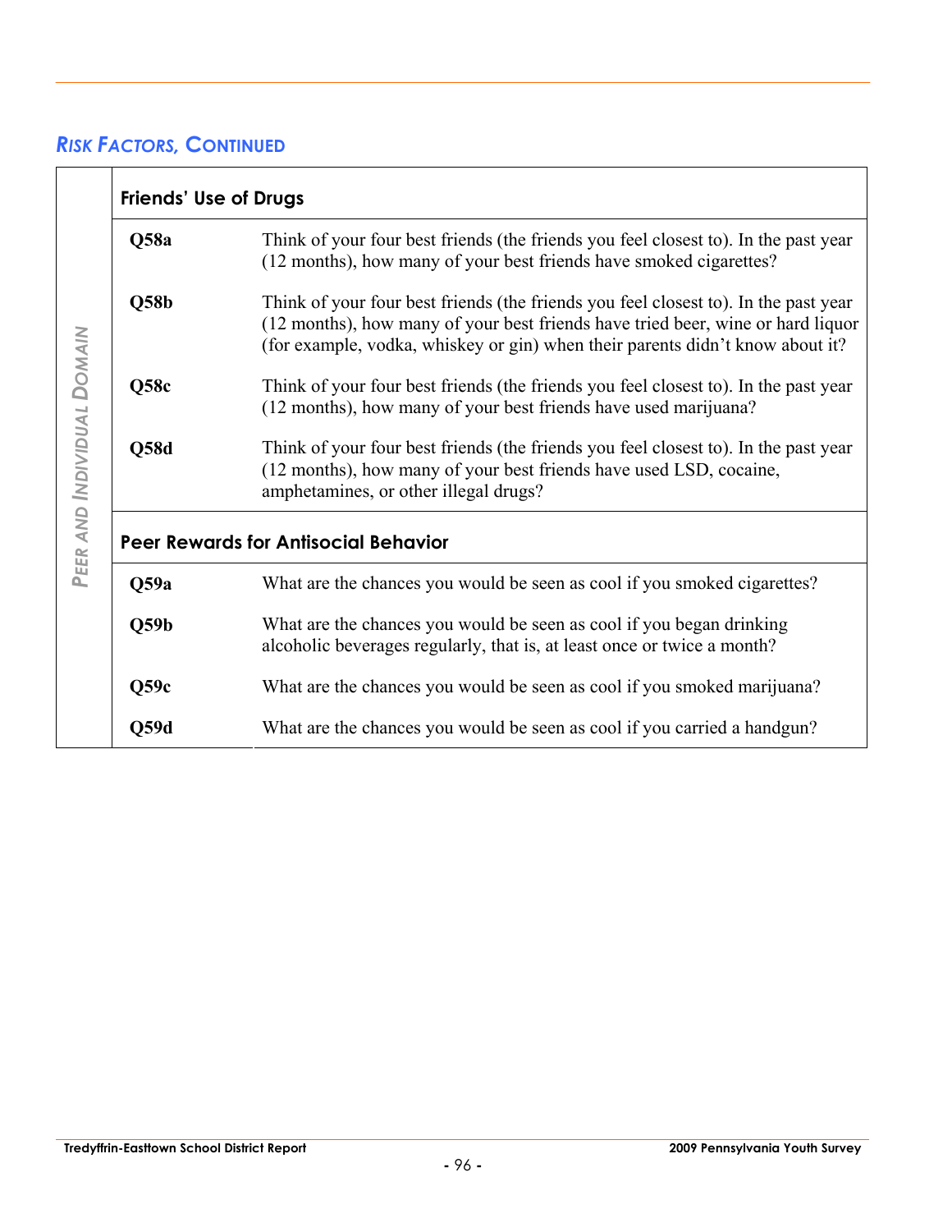## *Risk Factors, Continued*

| *Peer and Individual Domain* | | |
|---|---|---|
| **Friends' Use of Drugs** | | |
| | **Q58a** | Think of your four best friends (the friends you feel closest to). In the past year (12 months), how many of your best friends have smoked cigarettes? |
| | **Q58b** | Think of your four best friends (the friends you feel closest to). In the past year (12 months), how many of your best friends have tried beer, wine or hard liquor (for example, vodka, whiskey or gin) when their parents didn't know about it? |
| | **Q58c** | Think of your four best friends (the friends you feel closest to). In the past year (12 months), how many of your best friends have used marijuana? |
| | **Q58d** | Think of your four best friends (the friends you feel closest to). In the past year (12 months), how many of your best friends have used LSD, cocaine, amphetamines, or other illegal drugs? |
| **Peer Rewards for Antisocial Behavior** | | |
| | **Q59a** | What are the chances you would be seen as cool if you smoked cigarettes? |
| | **Q59b** | What are the chances you would be seen as cool if you began drinking alcoholic beverages regularly, that is, at least once or twice a month? |
| | **Q59c** | What are the chances you would be seen as cool if you smoked marijuana? |
| | **Q59d** | What are the chances you would be seen as cool if you carried a handgun? |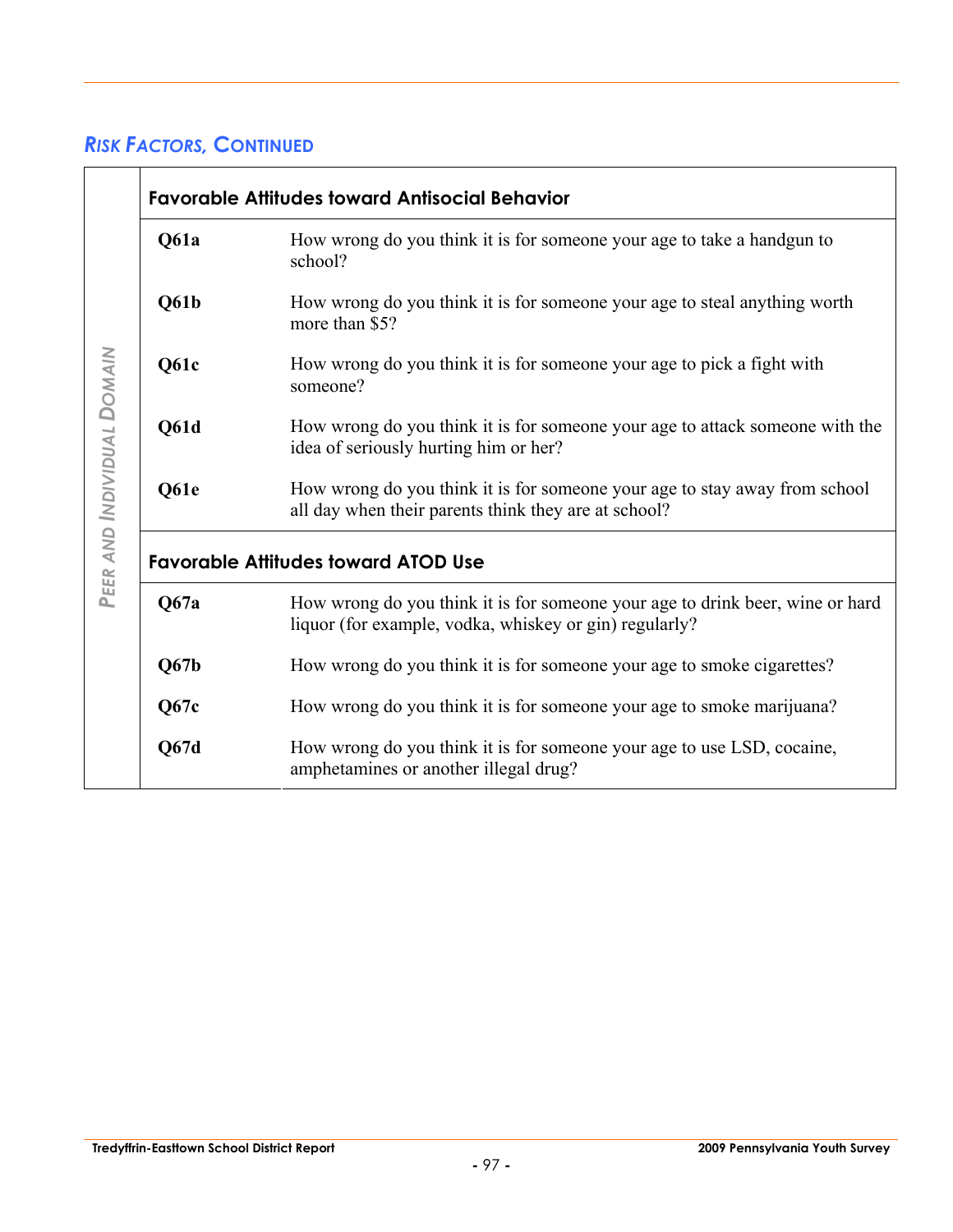## *Risk Factors, Continued*

| *Peer and Individual Domain* | | |
|---|---|---|
| | **Favorable Attitudes toward Antisocial Behavior** | |
| | **Q61a** | How wrong do you think it is for someone your age to take a handgun to school? |
| | **Q61b** | How wrong do you think it is for someone your age to steal anything worth more than $5? |
| | **Q61c** | How wrong do you think it is for someone your age to pick a fight with someone? |
| | **Q61d** | How wrong do you think it is for someone your age to attack someone with the idea of seriously hurting him or her? |
| | **Q61e** | How wrong do you think it is for someone your age to stay away from school all day when their parents think they are at school? |
| | **Favorable Attitudes toward ATOD Use** | |
| | **Q67a** | How wrong do you think it is for someone your age to drink beer, wine or hard liquor (for example, vodka, whiskey or gin) regularly? |
| | **Q67b** | How wrong do you think it is for someone your age to smoke cigarettes? |
| | **Q67c** | How wrong do you think it is for someone your age to smoke marijuana? |
| | **Q67d** | How wrong do you think it is for someone your age to use LSD, cocaine, amphetamines or another illegal drug? |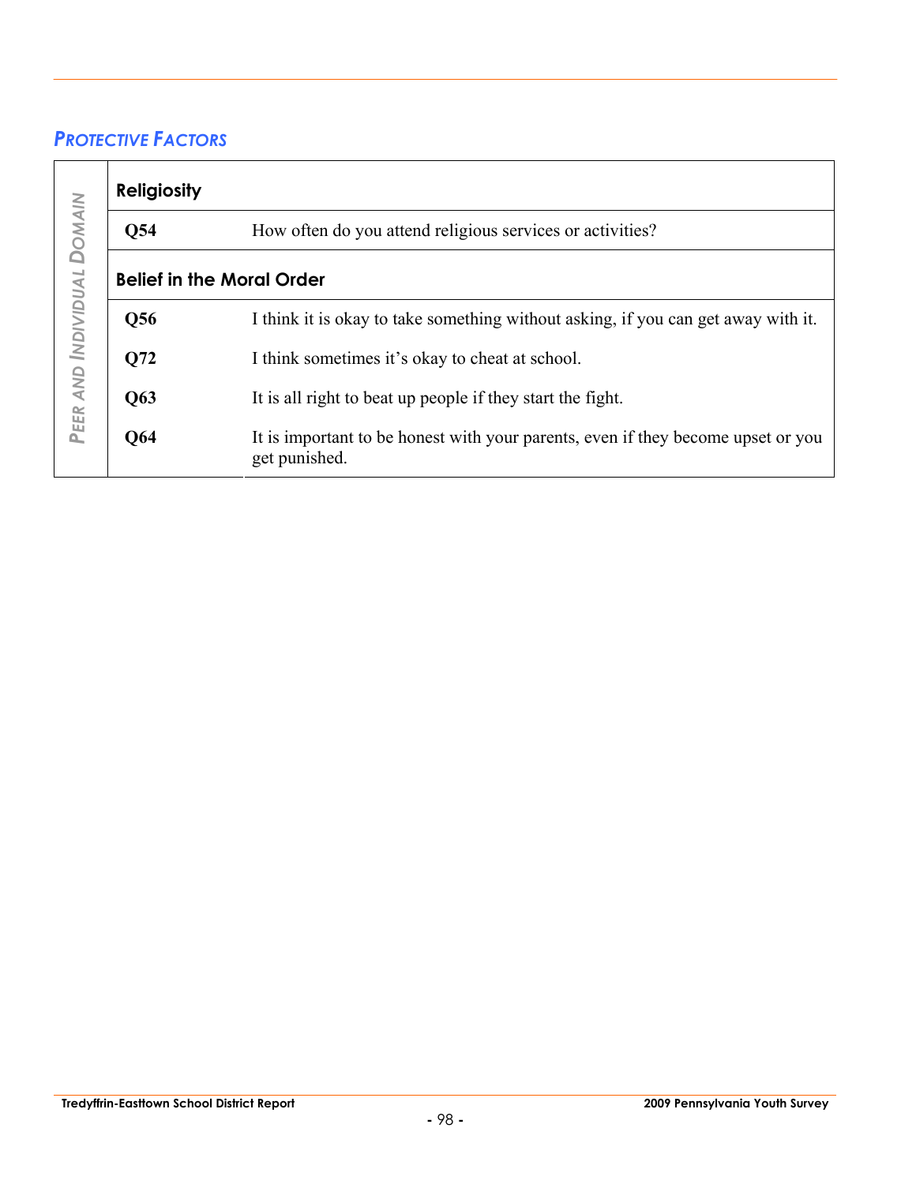## *PROTECTIVE FACTORS*

| PEER AND INDIVIDUAL DOMAIN | | |
|---|---|---|
| | **Religiosity** | |
| | **Q54** | How often do you attend religious services or activities? |
| | **Belief in the Moral Order** | |
| | **Q56** | I think it is okay to take something without asking, if you can get away with it. |
| | **Q72** | I think sometimes it's okay to cheat at school. |
| | **Q63** | It is all right to beat up people if they start the fight. |
| | **Q64** | It is important to be honest with your parents, even if they become upset or you get punished. |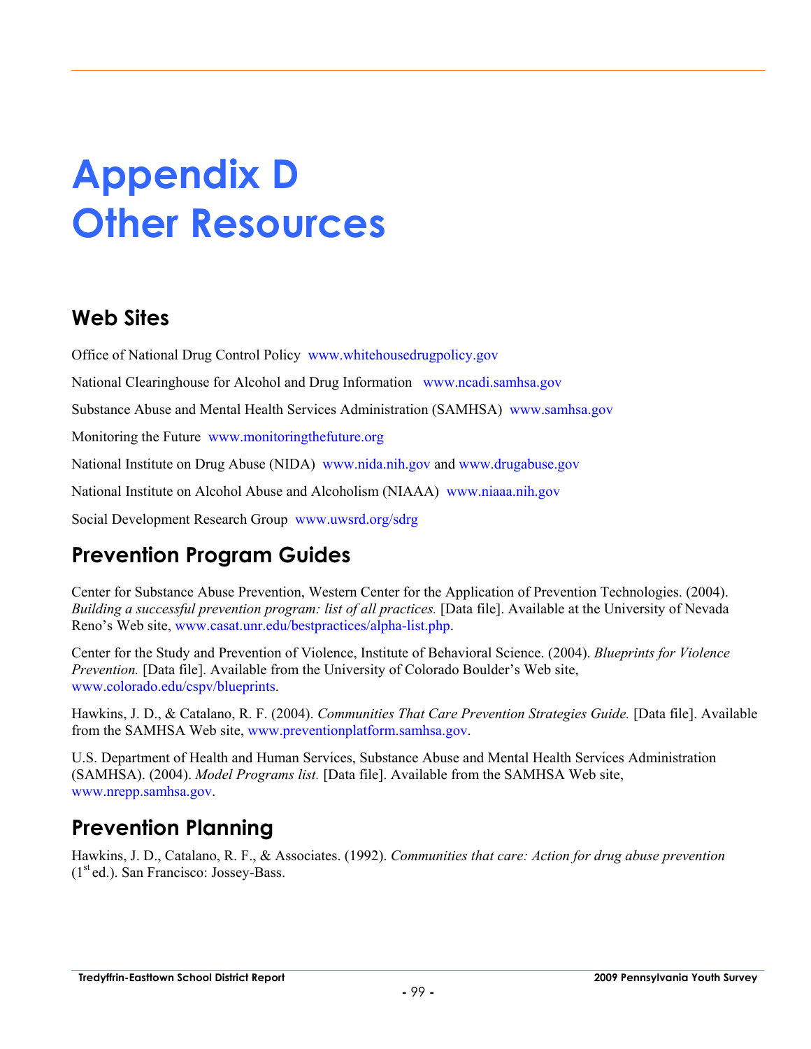# Appendix D
# Other Resources

## Web Sites

Office of National Drug Control Policy www.whitehousedrugpolicy.gov

National Clearinghouse for Alcohol and Drug Information www.ncadi.samhsa.gov

Substance Abuse and Mental Health Services Administration (SAMHSA) www.samhsa.gov

Monitoring the Future www.monitoringthefuture.org

National Institute on Drug Abuse (NIDA) www.nida.nih.gov and www.drugabuse.gov

National Institute on Alcohol Abuse and Alcoholism (NIAAA) www.niaaa.nih.gov

Social Development Research Group www.uwsrd.org/sdrg

## Prevention Program Guides

Center for Substance Abuse Prevention, Western Center for the Application of Prevention Technologies. (2004). *Building a successful prevention program: list of all practices.* [Data file]. Available at the University of Nevada Reno's Web site, www.casat.unr.edu/bestpractices/alpha-list.php.

Center for the Study and Prevention of Violence, Institute of Behavioral Science. (2004). *Blueprints for Violence Prevention.* [Data file]. Available from the University of Colorado Boulder's Web site, www.colorado.edu/cspv/blueprints.

Hawkins, J. D., & Catalano, R. F. (2004). *Communities That Care Prevention Strategies Guide.* [Data file]. Available from the SAMHSA Web site, www.preventionplatform.samhsa.gov.

U.S. Department of Health and Human Services, Substance Abuse and Mental Health Services Administration (SAMHSA). (2004). *Model Programs list.* [Data file]. Available from the SAMHSA Web site, www.nrepp.samhsa.gov.

## Prevention Planning

Hawkins, J. D., Catalano, R. F., & Associates. (1992). *Communities that care: Action for drug abuse prevention* (1st ed.). San Francisco: Jossey-Bass.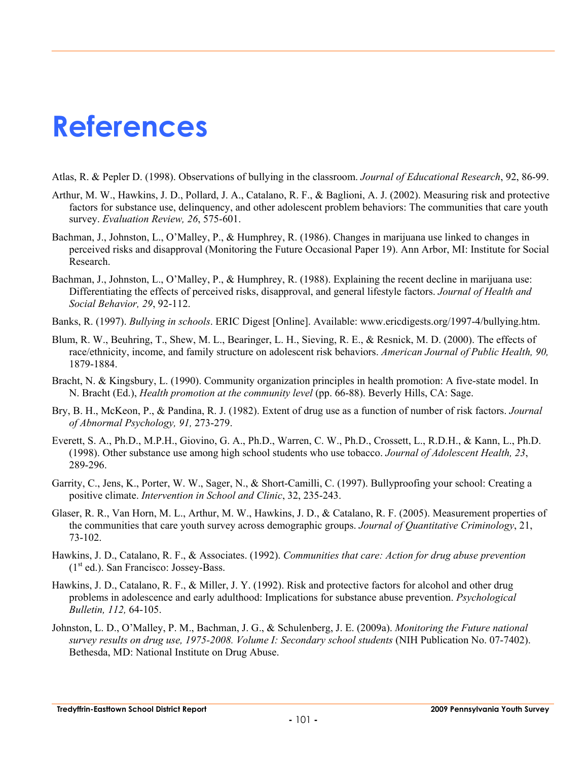# References

Atlas, R. & Pepler D. (1998). Observations of bullying in the classroom. *Journal of Educational Research*, 92, 86-99.

Arthur, M. W., Hawkins, J. D., Pollard, J. A., Catalano, R. F., & Baglioni, A. J. (2002). Measuring risk and protective factors for substance use, delinquency, and other adolescent problem behaviors: The communities that care youth survey. *Evaluation Review, 26*, 575-601.

Bachman, J., Johnston, L., O'Malley, P., & Humphrey, R. (1986). Changes in marijuana use linked to changes in perceived risks and disapproval (Monitoring the Future Occasional Paper 19). Ann Arbor, MI: Institute for Social Research.

Bachman, J., Johnston, L., O'Malley, P., & Humphrey, R. (1988). Explaining the recent decline in marijuana use: Differentiating the effects of perceived risks, disapproval, and general lifestyle factors. *Journal of Health and Social Behavior, 29*, 92-112.

Banks, R. (1997). *Bullying in schools*. ERIC Digest [Online]. Available: www.ericdigests.org/1997-4/bullying.htm.

Blum, R. W., Beuhring, T., Shew, M. L., Bearinger, L. H., Sieving, R. E., & Resnick, M. D. (2000). The effects of race/ethnicity, income, and family structure on adolescent risk behaviors. *American Journal of Public Health, 90,* 1879-1884.

Bracht, N. & Kingsbury, L. (1990). Community organization principles in health promotion: A five-state model. In N. Bracht (Ed.), *Health promotion at the community level* (pp. 66-88). Beverly Hills, CA: Sage.

Bry, B. H., McKeon, P., & Pandina, R. J. (1982). Extent of drug use as a function of number of risk factors. *Journal of Abnormal Psychology, 91,* 273-279.

Everett, S. A., Ph.D., M.P.H., Giovino, G. A., Ph.D., Warren, C. W., Ph.D., Crossett, L., R.D.H., & Kann, L., Ph.D. (1998). Other substance use among high school students who use tobacco. *Journal of Adolescent Health, 23*, 289-296.

Garrity, C., Jens, K., Porter, W. W., Sager, N., & Short-Camilli, C. (1997). Bullyproofing your school: Creating a positive climate. *Intervention in School and Clinic*, 32, 235-243.

Glaser, R. R., Van Horn, M. L., Arthur, M. W., Hawkins, J. D., & Catalano, R. F. (2005). Measurement properties of the communities that care youth survey across demographic groups. *Journal of Quantitative Criminology*, 21, 73-102.

Hawkins, J. D., Catalano, R. F., & Associates. (1992). *Communities that care: Action for drug abuse prevention* (1st ed.). San Francisco: Jossey-Bass.

Hawkins, J. D., Catalano, R. F., & Miller, J. Y. (1992). Risk and protective factors for alcohol and other drug problems in adolescence and early adulthood: Implications for substance abuse prevention. *Psychological Bulletin, 112,* 64-105.

Johnston, L. D., O'Malley, P. M., Bachman, J. G., & Schulenberg, J. E. (2009a). *Monitoring the Future national survey results on drug use, 1975-2008. Volume I: Secondary school students* (NIH Publication No. 07-7402). Bethesda, MD: National Institute on Drug Abuse.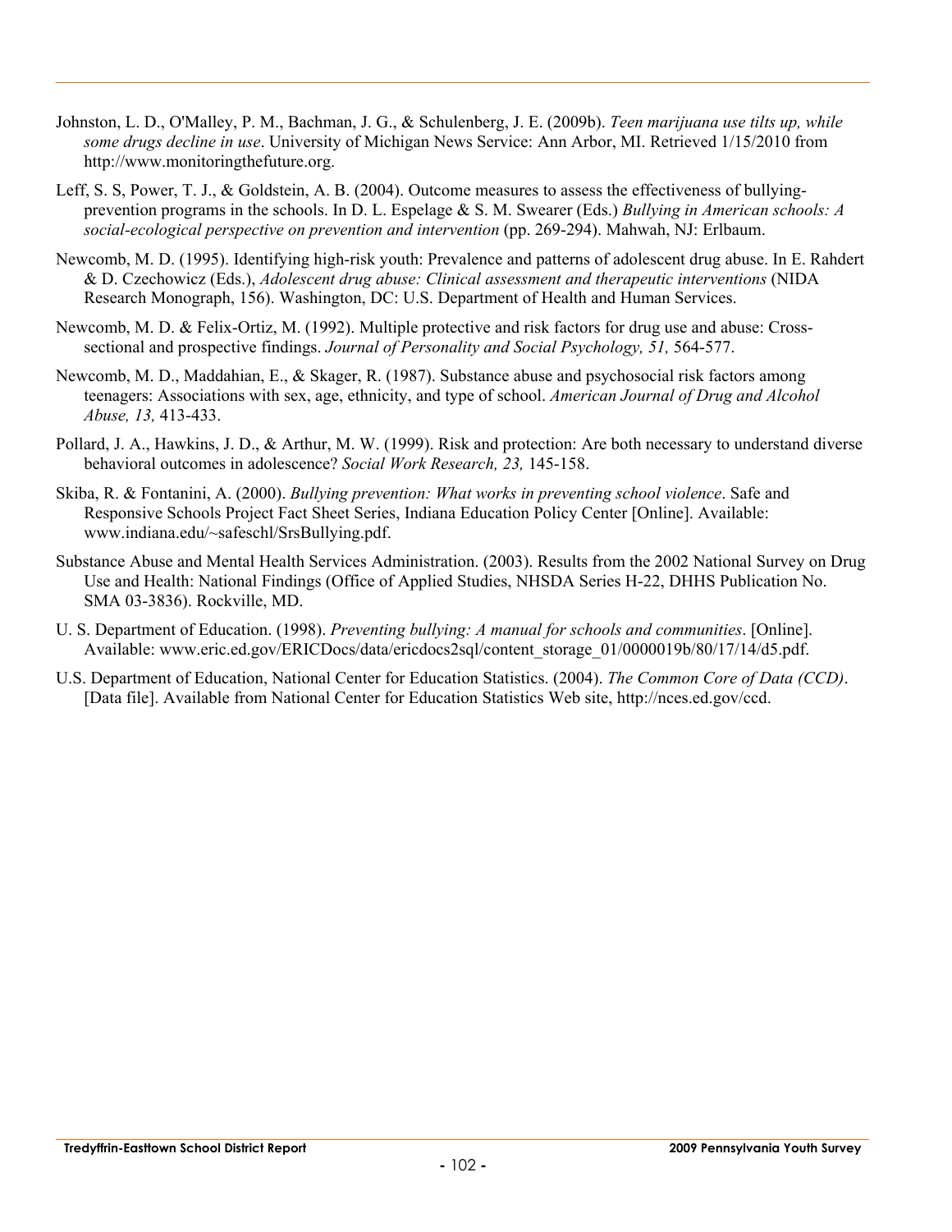Johnston, L. D., O'Malley, P. M., Bachman, J. G., & Schulenberg, J. E. (2009b). *Teen marijuana use tilts up, while some drugs decline in use*. University of Michigan News Service: Ann Arbor, MI. Retrieved 1/15/2010 from http://www.monitoringthefuture.org.

Leff, S. S, Power, T. J., & Goldstein, A. B. (2004). Outcome measures to assess the effectiveness of bullying-prevention programs in the schools. In D. L. Espelage & S. M. Swearer (Eds.) *Bullying in American schools: A social-ecological perspective on prevention and intervention* (pp. 269-294). Mahwah, NJ: Erlbaum.

Newcomb, M. D. (1995). Identifying high-risk youth: Prevalence and patterns of adolescent drug abuse. In E. Rahdert & D. Czechowicz (Eds.), *Adolescent drug abuse: Clinical assessment and therapeutic interventions* (NIDA Research Monograph, 156). Washington, DC: U.S. Department of Health and Human Services.

Newcomb, M. D. & Felix-Ortiz, M. (1992). Multiple protective and risk factors for drug use and abuse: Cross-sectional and prospective findings. *Journal of Personality and Social Psychology, 51,* 564-577.

Newcomb, M. D., Maddahian, E., & Skager, R. (1987). Substance abuse and psychosocial risk factors among teenagers: Associations with sex, age, ethnicity, and type of school. *American Journal of Drug and Alcohol Abuse, 13,* 413-433.

Pollard, J. A., Hawkins, J. D., & Arthur, M. W. (1999). Risk and protection: Are both necessary to understand diverse behavioral outcomes in adolescence? *Social Work Research, 23,* 145-158.

Skiba, R. & Fontanini, A. (2000). *Bullying prevention: What works in preventing school violence*. Safe and Responsive Schools Project Fact Sheet Series, Indiana Education Policy Center [Online]. Available: www.indiana.edu/~safeschl/SrsBullying.pdf.

Substance Abuse and Mental Health Services Administration. (2003). Results from the 2002 National Survey on Drug Use and Health: National Findings (Office of Applied Studies, NHSDA Series H-22, DHHS Publication No. SMA 03-3836). Rockville, MD.

U. S. Department of Education. (1998). *Preventing bullying: A manual for schools and communities*. [Online]. Available: www.eric.ed.gov/ERICDocs/data/ericdocs2sql/content_storage_01/0000019b/80/17/14/d5.pdf.

U.S. Department of Education, National Center for Education Statistics. (2004). *The Common Core of Data (CCD)*. [Data file]. Available from National Center for Education Statistics Web site, http://nces.ed.gov/ccd.